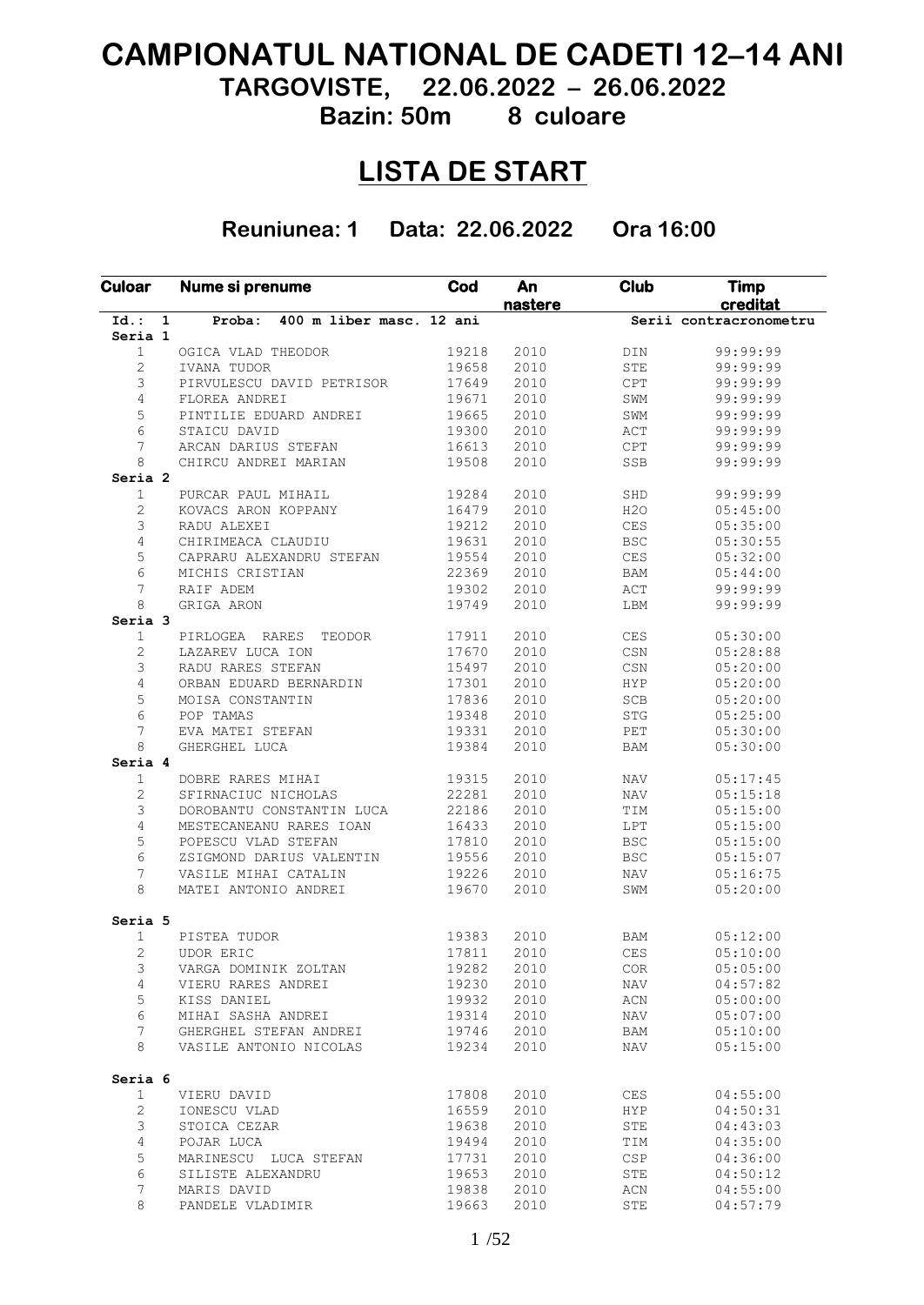# CAMPIONATUL NATIONAL DE CADETI 12–14 ANI

## TARGOVISTE, 22.06.2022 – 26.06.2022

### Bazin: 50m 8 culoare

## LISTA DE START

### Reuniunea: 1 Data: 22.06.2022 Ora 16:00

| Culoar | Nume si prenume | Cod | An nastere | Club | Timp creditat |
|---|---|---|---|---|---|
| **Id.: 1** | **Proba: 400 m liber masc. 12 ani** | | | | **Serii contracronometru** |
| **Seria 1** | | | | | |
| 1 | OGICA VLAD THEODOR | 19218 | 2010 | DIN | 99:99:99 |
| 2 | IVANA TUDOR | 19658 | 2010 | STE | 99:99:99 |
| 3 | PIRVULESCU DAVID PETRISOR | 17649 | 2010 | CPT | 99:99:99 |
| 4 | FLOREA ANDREI | 19671 | 2010 | SWM | 99:99:99 |
| 5 | PINTILIE EDUARD ANDREI | 19665 | 2010 | SWM | 99:99:99 |
| 6 | STAICU DAVID | 19300 | 2010 | ACT | 99:99:99 |
| 7 | ARCAN DARIUS STEFAN | 16613 | 2010 | CPT | 99:99:99 |
| 8 | CHIRCU ANDREI MARIAN | 19508 | 2010 | SSB | 99:99:99 |
| **Seria 2** | | | | | |
| 1 | PURCAR PAUL MIHAIL | 19284 | 2010 | SHD | 99:99:99 |
| 2 | KOVACS ARON KOPPANY | 16479 | 2010 | H2O | 05:45:00 |
| 3 | RADU ALEXEI | 19212 | 2010 | CES | 05:35:00 |
| 4 | CHIRIMEACA CLAUDIU | 19631 | 2010 | BSC | 05:30:55 |
| 5 | CAPRARU ALEXANDRU STEFAN | 19554 | 2010 | CES | 05:32:00 |
| 6 | MICHIS CRISTIAN | 22369 | 2010 | BAM | 05:44:00 |
| 7 | RAIF ADEM | 19302 | 2010 | ACT | 99:99:99 |
| 8 | GRIGA ARON | 19749 | 2010 | LBM | 99:99:99 |
| **Seria 3** | | | | | |
| 1 | PIRLOGEA RARES TEODOR | 17911 | 2010 | CES | 05:30:00 |
| 2 | LAZAREV LUCA ION | 17670 | 2010 | CSN | 05:28:88 |
| 3 | RADU RARES STEFAN | 15497 | 2010 | CSN | 05:20:00 |
| 4 | ORBAN EDUARD BERNARDIN | 17301 | 2010 | HYP | 05:20:00 |
| 5 | MOISA CONSTANTIN | 17836 | 2010 | SCB | 05:20:00 |
| 6 | POP TAMAS | 19348 | 2010 | STG | 05:25:00 |
| 7 | EVA MATEI STEFAN | 19331 | 2010 | PET | 05:30:00 |
| 8 | GHERGHEL LUCA | 19384 | 2010 | BAM | 05:30:00 |
| **Seria 4** | | | | | |
| 1 | DOBRE RARES MIHAI | 19315 | 2010 | NAV | 05:17:45 |
| 2 | SFIRNACIUC NICHOLAS | 22281 | 2010 | NAV | 05:15:18 |
| 3 | DOROBANTU CONSTANTIN LUCA | 22186 | 2010 | TIM | 05:15:00 |
| 4 | MESTECANEANU RARES IOAN | 16433 | 2010 | LPT | 05:15:00 |
| 5 | POPESCU VLAD STEFAN | 17810 | 2010 | BSC | 05:15:00 |
| 6 | ZSIGMOND DARIUS VALENTIN | 19556 | 2010 | BSC | 05:15:07 |
| 7 | VASILE MIHAI CATALIN | 19226 | 2010 | NAV | 05:16:75 |
| 8 | MATEI ANTONIO ANDREI | 19670 | 2010 | SWM | 05:20:00 |
| **Seria 5** | | | | | |
| 1 | PISTEA TUDOR | 19383 | 2010 | BAM | 05:12:00 |
| 2 | UDOR ERIC | 17811 | 2010 | CES | 05:10:00 |
| 3 | VARGA DOMINIK ZOLTAN | 19282 | 2010 | COR | 05:05:00 |
| 4 | VIERU RARES ANDREI | 19230 | 2010 | NAV | 04:57:82 |
| 5 | KISS DANIEL | 19932 | 2010 | ACN | 05:00:00 |
| 6 | MIHAI SASHA ANDREI | 19314 | 2010 | NAV | 05:07:00 |
| 7 | GHERGHEL STEFAN ANDREI | 19746 | 2010 | BAM | 05:10:00 |
| 8 | VASILE ANTONIO NICOLAS | 19234 | 2010 | NAV | 05:15:00 |
| **Seria 6** | | | | | |
| 1 | VIERU DAVID | 17808 | 2010 | CES | 04:55:00 |
| 2 | IONESCU VLAD | 16559 | 2010 | HYP | 04:50:31 |
| 3 | STOICA CEZAR | 19638 | 2010 | STE | 04:43:03 |
| 4 | POJAR LUCA | 19494 | 2010 | TIM | 04:35:00 |
| 5 | MARINESCU LUCA STEFAN | 17731 | 2010 | CSP | 04:36:00 |
| 6 | SILISTE ALEXANDRU | 19653 | 2010 | STE | 04:50:12 |
| 7 | MARIS DAVID | 19838 | 2010 | ACN | 04:55:00 |
| 8 | PANDELE VLADIMIR | 19663 | 2010 | STE | 04:57:79 |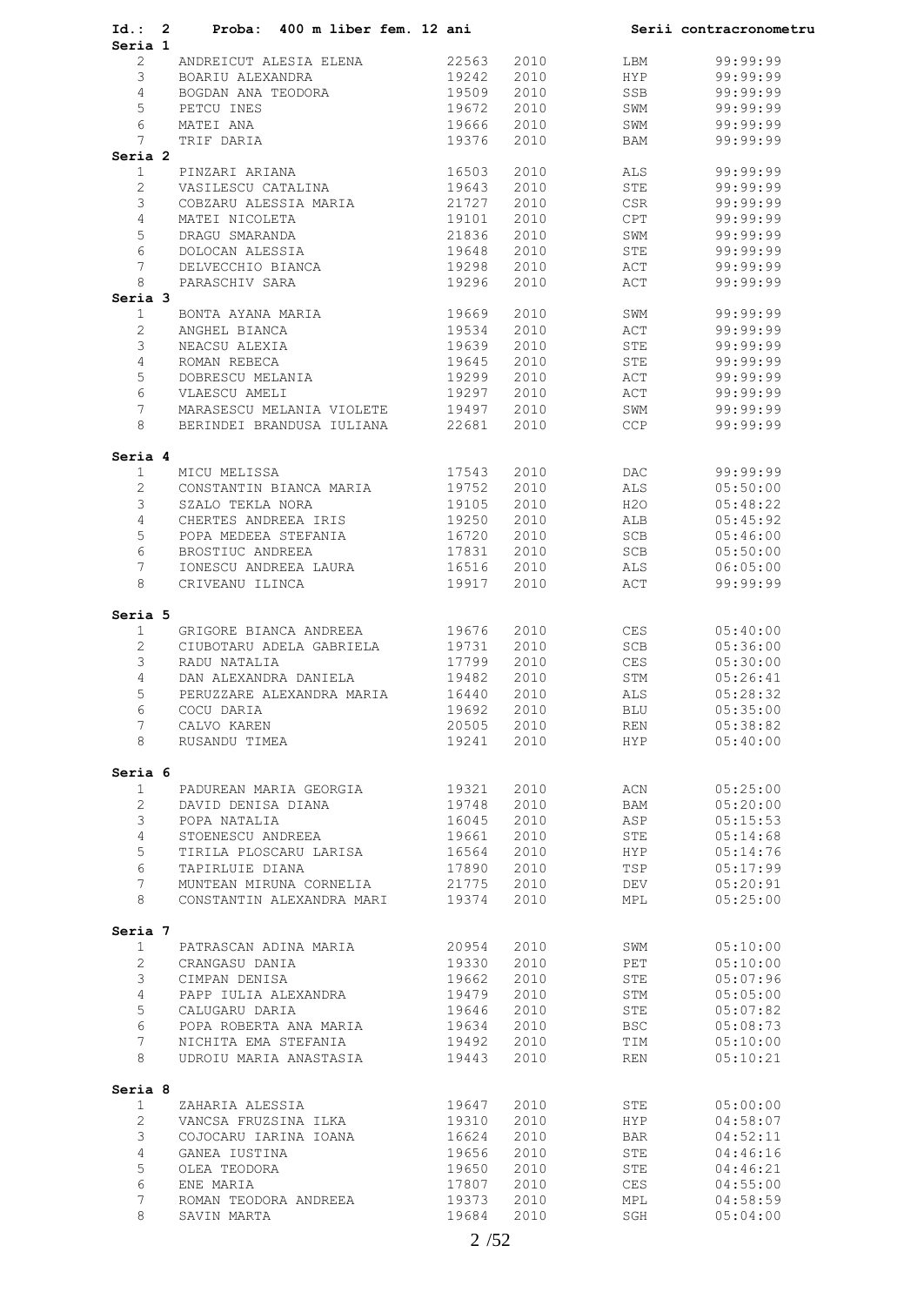**Id.: 2 Proba: 400 m liber fem. 12 ani** — Serii contracronometru

**Seria 1**

| | | | | | |
|---|---|---|---|---|---|
| 2 | ANDREICUT ALESIA ELENA | 22563 | 2010 | LBM | 99:99:99 |
| 3 | BOARIU ALEXANDRA | 19242 | 2010 | HYP | 99:99:99 |
| 4 | BOGDAN ANA TEODORA | 19509 | 2010 | SSB | 99:99:99 |
| 5 | PETCU INES | 19672 | 2010 | SWM | 99:99:99 |
| 6 | MATEI ANA | 19666 | 2010 | SWM | 99:99:99 |
| 7 | TRIF DARIA | 19376 | 2010 | BAM | 99:99:99 |

**Seria 2**

| | | | | | |
|---|---|---|---|---|---|
| 1 | PINZARI ARIANA | 16503 | 2010 | ALS | 99:99:99 |
| 2 | VASILESCU CATALINA | 19643 | 2010 | STE | 99:99:99 |
| 3 | COBZARU ALESSIA MARIA | 21727 | 2010 | CSR | 99:99:99 |
| 4 | MATEI NICOLETA | 19101 | 2010 | CPT | 99:99:99 |
| 5 | DRAGU SMARANDA | 21836 | 2010 | SWM | 99:99:99 |
| 6 | DOLOCAN ALESSIA | 19648 | 2010 | STE | 99:99:99 |
| 7 | DELVECCHIO BIANCA | 19298 | 2010 | ACT | 99:99:99 |
| 8 | PARASCHIV SARA | 19296 | 2010 | ACT | 99:99:99 |

**Seria 3**

| | | | | | |
|---|---|---|---|---|---|
| 1 | BONTA AYANA MARIA | 19669 | 2010 | SWM | 99:99:99 |
| 2 | ANGHEL BIANCA | 19534 | 2010 | ACT | 99:99:99 |
| 3 | NEACSU ALEXIA | 19639 | 2010 | STE | 99:99:99 |
| 4 | ROMAN REBECA | 19645 | 2010 | STE | 99:99:99 |
| 5 | DOBRESCU MELANIA | 19299 | 2010 | ACT | 99:99:99 |
| 6 | VLAESCU AMELI | 19297 | 2010 | ACT | 99:99:99 |
| 7 | MARASESCU MELANIA VIOLETE | 19497 | 2010 | SWM | 99:99:99 |
| 8 | BERINDEI BRANDUSA IULIANA | 22681 | 2010 | CCP | 99:99:99 |

**Seria 4**

| | | | | | |
|---|---|---|---|---|---|
| 1 | MICU MELISSA | 17543 | 2010 | DAC | 99:99:99 |
| 2 | CONSTANTIN BIANCA MARIA | 19752 | 2010 | ALS | 05:50:00 |
| 3 | SZALO TEKLA NORA | 19105 | 2010 | H2O | 05:48:22 |
| 4 | CHERTES ANDREEA IRIS | 19250 | 2010 | ALB | 05:45:92 |
| 5 | POPA MEDEEA STEFANIA | 16720 | 2010 | SCB | 05:46:00 |
| 6 | BROSTIUC ANDREEA | 17831 | 2010 | SCB | 05:50:00 |
| 7 | IONESCU ANDREEA LAURA | 16516 | 2010 | ALS | 06:05:00 |
| 8 | CRIVEANU ILINCA | 19917 | 2010 | ACT | 99:99:99 |

**Seria 5**

| | | | | | |
|---|---|---|---|---|---|
| 1 | GRIGORE BIANCA ANDREEA | 19676 | 2010 | CES | 05:40:00 |
| 2 | CIUBOTARU ADELA GABRIELA | 19731 | 2010 | SCB | 05:36:00 |
| 3 | RADU NATALIA | 17799 | 2010 | CES | 05:30:00 |
| 4 | DAN ALEXANDRA DANIELA | 19482 | 2010 | STM | 05:26:41 |
| 5 | PERUZZARE ALEXANDRA MARIA | 16440 | 2010 | ALS | 05:28:32 |
| 6 | COCU DARIA | 19692 | 2010 | BLU | 05:35:00 |
| 7 | CALVO KAREN | 20505 | 2010 | REN | 05:38:82 |
| 8 | RUSANDU TIMEA | 19241 | 2010 | HYP | 05:40:00 |

**Seria 6**

| | | | | | |
|---|---|---|---|---|---|
| 1 | PADUREAN MARIA GEORGIA | 19321 | 2010 | ACN | 05:25:00 |
| 2 | DAVID DENISA DIANA | 19748 | 2010 | BAM | 05:20:00 |
| 3 | POPA NATALIA | 16045 | 2010 | ASP | 05:15:53 |
| 4 | STOENESCU ANDREEA | 19661 | 2010 | STE | 05:14:68 |
| 5 | TIRILA PLOSCARU LARISA | 16564 | 2010 | HYP | 05:14:76 |
| 6 | TAPIRLUIE DIANA | 17890 | 2010 | TSP | 05:17:99 |
| 7 | MUNTEAN MIRUNA CORNELIA | 21775 | 2010 | DEV | 05:20:91 |
| 8 | CONSTANTIN ALEXANDRA MARI | 19374 | 2010 | MPL | 05:25:00 |

**Seria 7**

| | | | | | |
|---|---|---|---|---|---|
| 1 | PATRASCAN ADINA MARIA | 20954 | 2010 | SWM | 05:10:00 |
| 2 | CRANGASU DANIA | 19330 | 2010 | PET | 05:10:00 |
| 3 | CIMPAN DENISA | 19662 | 2010 | STE | 05:07:96 |
| 4 | PAPP IULIA ALEXANDRA | 19479 | 2010 | STM | 05:05:00 |
| 5 | CALUGARU DARIA | 19646 | 2010 | STE | 05:07:82 |
| 6 | POPA ROBERTA ANA MARIA | 19634 | 2010 | BSC | 05:08:73 |
| 7 | NICHITA EMA STEFANIA | 19492 | 2010 | TIM | 05:10:00 |
| 8 | UDROIU MARIA ANASTASIA | 19443 | 2010 | REN | 05:10:21 |

**Seria 8**

| | | | | | |
|---|---|---|---|---|---|
| 1 | ZAHARIA ALESSIA | 19647 | 2010 | STE | 05:00:00 |
| 2 | VANCSA FRUZSINA ILKA | 19310 | 2010 | HYP | 04:58:07 |
| 3 | COJOCARU IARINA IOANA | 16624 | 2010 | BAR | 04:52:11 |
| 4 | GANEA IUSTINA | 19656 | 2010 | STE | 04:46:16 |
| 5 | OLEA TEODORA | 19650 | 2010 | STE | 04:46:21 |
| 6 | ENE MARIA | 17807 | 2010 | CES | 04:55:00 |
| 7 | ROMAN TEODORA ANDREEA | 19373 | 2010 | MPL | 04:58:59 |
| 8 | SAVIN MARTA | 19684 | 2010 | SGH | 05:04:00 |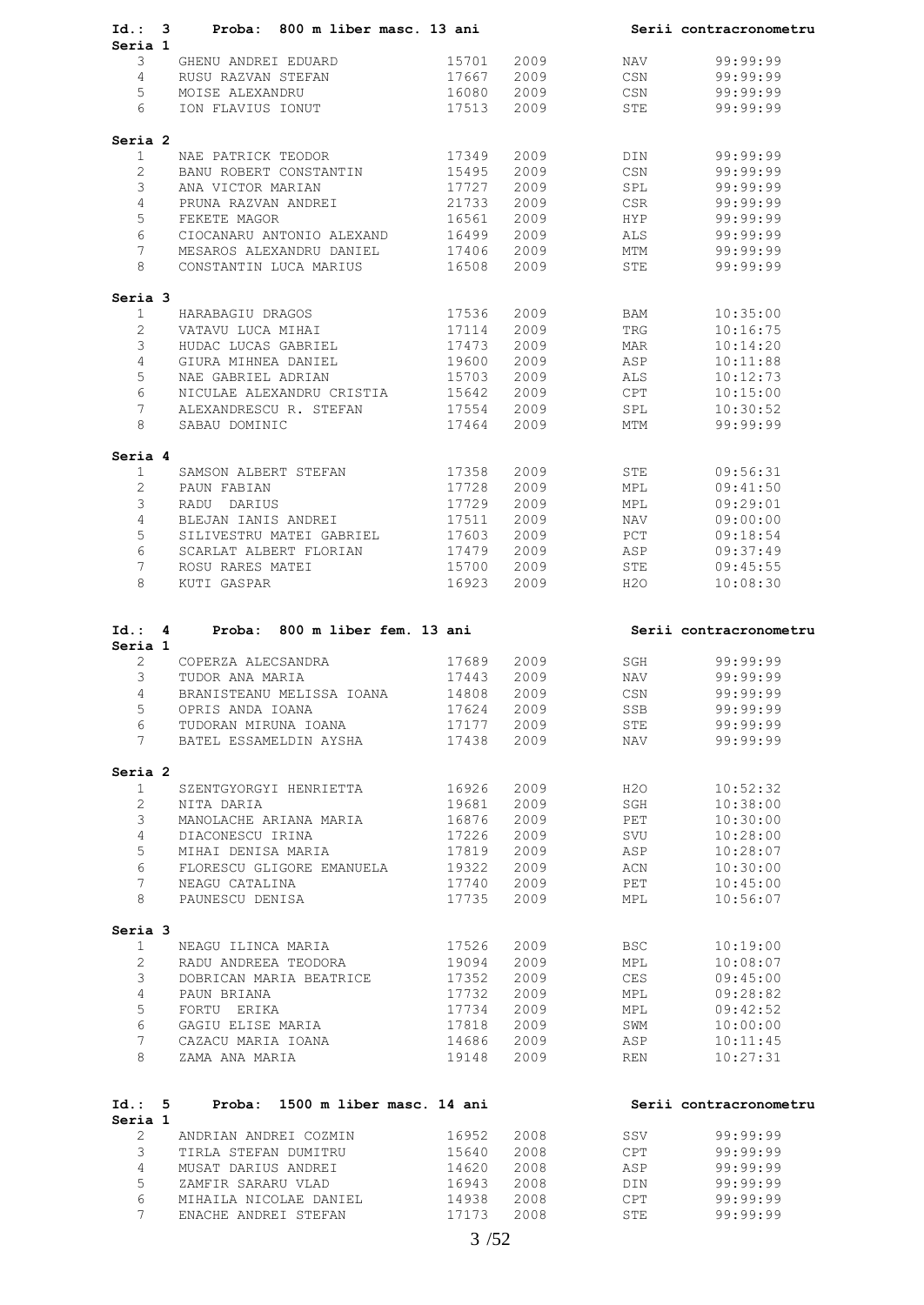## Id.: 3 Proba: 800 m liber masc. 13 ani — Serii contracronometru

**Seria 1**

| | | | | | |
|---|---|---|---|---|---|
| 3 | GHENU ANDREI EDUARD | 15701 | 2009 | NAV | 99:99:99 |
| 4 | RUSU RAZVAN STEFAN | 17667 | 2009 | CSN | 99:99:99 |
| 5 | MOISE ALEXANDRU | 16080 | 2009 | CSN | 99:99:99 |
| 6 | ION FLAVIUS IONUT | 17513 | 2009 | STE | 99:99:99 |

**Seria 2**

| | | | | | |
|---|---|---|---|---|---|
| 1 | NAE PATRICK TEODOR | 17349 | 2009 | DIN | 99:99:99 |
| 2 | BANU ROBERT CONSTANTIN | 15495 | 2009 | CSN | 99:99:99 |
| 3 | ANA VICTOR MARIAN | 17727 | 2009 | SPL | 99:99:99 |
| 4 | PRUNA RAZVAN ANDREI | 21733 | 2009 | CSR | 99:99:99 |
| 5 | FEKETE MAGOR | 16561 | 2009 | HYP | 99:99:99 |
| 6 | CIOCANARU ANTONIO ALEXAND | 16499 | 2009 | ALS | 99:99:99 |
| 7 | MESAROS ALEXANDRU DANIEL | 17406 | 2009 | MTM | 99:99:99 |
| 8 | CONSTANTIN LUCA MARIUS | 16508 | 2009 | STE | 99:99:99 |

**Seria 3**

| | | | | | |
|---|---|---|---|---|---|
| 1 | HARABAGIU DRAGOS | 17536 | 2009 | BAM | 10:35:00 |
| 2 | VATAVU LUCA MIHAI | 17114 | 2009 | TRG | 10:16:75 |
| 3 | HUDAC LUCAS GABRIEL | 17473 | 2009 | MAR | 10:14:20 |
| 4 | GIURA MIHNEA DANIEL | 19600 | 2009 | ASP | 10:11:88 |
| 5 | NAE GABRIEL ADRIAN | 15703 | 2009 | ALS | 10:12:73 |
| 6 | NICULAE ALEXANDRU CRISTIA | 15642 | 2009 | CPT | 10:15:00 |
| 7 | ALEXANDRESCU R. STEFAN | 17554 | 2009 | SPL | 10:30:52 |
| 8 | SABAU DOMINIC | 17464 | 2009 | MTM | 99:99:99 |

**Seria 4**

| | | | | | |
|---|---|---|---|---|---|
| 1 | SAMSON ALBERT STEFAN | 17358 | 2009 | STE | 09:56:31 |
| 2 | PAUN FABIAN | 17728 | 2009 | MPL | 09:41:50 |
| 3 | RADU DARIUS | 17729 | 2009 | MPL | 09:29:01 |
| 4 | BLEJAN IANIS ANDREI | 17511 | 2009 | NAV | 09:00:00 |
| 5 | SILIVESTRU MATEI GABRIEL | 17603 | 2009 | PCT | 09:18:54 |
| 6 | SCARLAT ALBERT FLORIAN | 17479 | 2009 | ASP | 09:37:49 |
| 7 | ROSU RARES MATEI | 15700 | 2009 | STE | 09:45:55 |
| 8 | KUTI GASPAR | 16923 | 2009 | H2O | 10:08:30 |

## Id.: 4 Proba: 800 m liber fem. 13 ani — Serii contracronometru

**Seria 1**

| | | | | | |
|---|---|---|---|---|---|
| 2 | COPERZA ALECSANDRA | 17689 | 2009 | SGH | 99:99:99 |
| 3 | TUDOR ANA MARIA | 17443 | 2009 | NAV | 99:99:99 |
| 4 | BRANISTEANU MELISSA IOANA | 14808 | 2009 | CSN | 99:99:99 |
| 5 | OPRIS ANDA IOANA | 17624 | 2009 | SSB | 99:99:99 |
| 6 | TUDORAN MIRUNA IOANA | 17177 | 2009 | STE | 99:99:99 |
| 7 | BATEL ESSAMELDIN AYSHA | 17438 | 2009 | NAV | 99:99:99 |

**Seria 2**

| | | | | | |
|---|---|---|---|---|---|
| 1 | SZENTGYORGYI HENRIETTA | 16926 | 2009 | H2O | 10:52:32 |
| 2 | NITA DARIA | 19681 | 2009 | SGH | 10:38:00 |
| 3 | MANOLACHE ARIANA MARIA | 16876 | 2009 | PET | 10:30:00 |
| 4 | DIACONESCU IRINA | 17226 | 2009 | SVU | 10:28:00 |
| 5 | MIHAI DENISA MARIA | 17819 | 2009 | ASP | 10:28:07 |
| 6 | FLORESCU GLIGORE EMANUELA | 19322 | 2009 | ACN | 10:30:00 |
| 7 | NEAGU CATALINA | 17740 | 2009 | PET | 10:45:00 |
| 8 | PAUNESCU DENISA | 17735 | 2009 | MPL | 10:56:07 |

**Seria 3**

| | | | | | |
|---|---|---|---|---|---|
| 1 | NEAGU ILINCA MARIA | 17526 | 2009 | BSC | 10:19:00 |
| 2 | RADU ANDREEA TEODORA | 19094 | 2009 | MPL | 10:08:07 |
| 3 | DOBRICAN MARIA BEATRICE | 17352 | 2009 | CES | 09:45:00 |
| 4 | PAUN BRIANA | 17732 | 2009 | MPL | 09:28:82 |
| 5 | FORTU ERIKA | 17734 | 2009 | MPL | 09:42:52 |
| 6 | GAGIU ELISE MARIA | 17818 | 2009 | SWM | 10:00:00 |
| 7 | CAZACU MARIA IOANA | 14686 | 2009 | ASP | 10:11:45 |
| 8 | ZAMA ANA MARIA | 19148 | 2009 | REN | 10:27:31 |

## Id.: 5 Proba: 1500 m liber masc. 14 ani — Serii contracronometru

**Seria 1**

| | | | | | |
|---|---|---|---|---|---|
| 2 | ANDRIAN ANDREI COZMIN | 16952 | 2008 | SSV | 99:99:99 |
| 3 | TIRLA STEFAN DUMITRU | 15640 | 2008 | CPT | 99:99:99 |
| 4 | MUSAT DARIUS ANDREI | 14620 | 2008 | ASP | 99:99:99 |
| 5 | ZAMFIR SARARU VLAD | 16943 | 2008 | DIN | 99:99:99 |
| 6 | MIHAILA NICOLAE DANIEL | 14938 | 2008 | CPT | 99:99:99 |
| 7 | ENACHE ANDREI STEFAN | 17173 | 2008 | STE | 99:99:99 |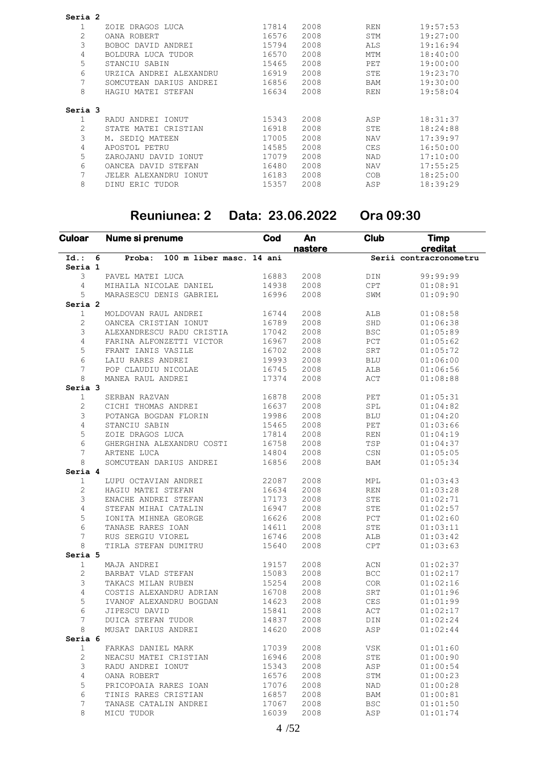**Seria 2**

| | | | | | |
|---|---|---|---|---|---|
| 1 | ZOIE DRAGOS LUCA | 17814 | 2008 | REN | 19:57:53 |
| 2 | OANA ROBERT | 16576 | 2008 | STM | 19:27:00 |
| 3 | BOBOC DAVID ANDREI | 15794 | 2008 | ALS | 19:16:94 |
| 4 | BOLDURA LUCA TUDOR | 16570 | 2008 | MTM | 18:40:00 |
| 5 | STANCIU SABIN | 15465 | 2008 | PET | 19:00:00 |
| 6 | URZICA ANDREI ALEXANDRU | 16919 | 2008 | STE | 19:23:70 |
| 7 | SOMCUTEAN DARIUS ANDREI | 16856 | 2008 | BAM | 19:30:00 |
| 8 | HAGIU MATEI STEFAN | 16634 | 2008 | REN | 19:58:04 |

**Seria 3**

| | | | | | |
|---|---|---|---|---|---|
| 1 | RADU ANDREI IONUT | 15343 | 2008 | ASP | 18:31:37 |
| 2 | STATE MATEI CRISTIAN | 16918 | 2008 | STE | 18:24:88 |
| 3 | M. SEDIQ MATEEN | 17005 | 2008 | NAV | 17:39:97 |
| 4 | APOSTOL PETRU | 14585 | 2008 | CES | 16:50:00 |
| 5 | ZAROJANU DAVID IONUT | 17079 | 2008 | NAD | 17:10:00 |
| 6 | OANCEA DAVID STEFAN | 16480 | 2008 | NAV | 17:55:25 |
| 7 | JELER ALEXANDRU IONUT | 16183 | 2008 | COB | 18:25:00 |
| 8 | DINU ERIC TUDOR | 15357 | 2008 | ASP | 18:39:29 |

## Reuniunea: 2 Data: 23.06.2022 Ora 09:30

| Culoar | Nume si prenume | Cod | An nastere | Club | Timp creditat |
|---|---|---|---|---|---|
| **Id.: 6** | **Proba: 100 m liber masc. 14 ani** | | | | **Serii contracronometru** |
| **Seria 1** | | | | | |
| 3 | PAVEL MATEI LUCA | 16883 | 2008 | DIN | 99:99:99 |
| 4 | MIHAILA NICOLAE DANIEL | 14938 | 2008 | CPT | 01:08:91 |
| 5 | MARASESCU DENIS GABRIEL | 16996 | 2008 | SWM | 01:09:90 |
| **Seria 2** | | | | | |
| 1 | MOLDOVAN RAUL ANDREI | 16744 | 2008 | ALB | 01:08:58 |
| 2 | OANCEA CRISTIAN IONUT | 16789 | 2008 | SHD | 01:06:38 |
| 3 | ALEXANDRESCU RADU CRISTIA | 17042 | 2008 | BSC | 01:05:89 |
| 4 | FARINA ALFONZETTI VICTOR | 16967 | 2008 | PCT | 01:05:62 |
| 5 | FRANT IANIS VASILE | 16702 | 2008 | SRT | 01:05:72 |
| 6 | LAIU RARES ANDREI | 19993 | 2008 | BLU | 01:06:00 |
| 7 | POP CLAUDIU NICOLAE | 16745 | 2008 | ALB | 01:06:56 |
| 8 | MANEA RAUL ANDREI | 17374 | 2008 | ACT | 01:08:88 |
| **Seria 3** | | | | | |
| 1 | SERBAN RAZVAN | 16878 | 2008 | PET | 01:05:31 |
| 2 | CICHI THOMAS ANDREI | 16637 | 2008 | SPL | 01:04:82 |
| 3 | POTANGA BOGDAN FLORIN | 19986 | 2008 | BLU | 01:04:20 |
| 4 | STANCIU SABIN | 15465 | 2008 | PET | 01:03:66 |
| 5 | ZOIE DRAGOS LUCA | 17814 | 2008 | REN | 01:04:19 |
| 6 | GHERGHINA ALEXANDRU COSTI | 16758 | 2008 | TSP | 01:04:37 |
| 7 | ARTENE LUCA | 14804 | 2008 | CSN | 01:05:05 |
| 8 | SOMCUTEAN DARIUS ANDREI | 16856 | 2008 | BAM | 01:05:34 |
| **Seria 4** | | | | | |
| 1 | LUPU OCTAVIAN ANDREI | 22087 | 2008 | MPL | 01:03:43 |
| 2 | HAGIU MATEI STEFAN | 16634 | 2008 | REN | 01:03:28 |
| 3 | ENACHE ANDREI STEFAN | 17173 | 2008 | STE | 01:02:71 |
| 4 | STEFAN MIHAI CATALIN | 16947 | 2008 | STE | 01:02:57 |
| 5 | IONITA MIHNEA GEORGE | 16626 | 2008 | PCT | 01:02:60 |
| 6 | TANASE RARES IOAN | 14611 | 2008 | STE | 01:03:11 |
| 7 | RUS SERGIU VIOREL | 16746 | 2008 | ALB | 01:03:42 |
| 8 | TIRLA STEFAN DUMITRU | 15640 | 2008 | CPT | 01:03:63 |
| **Seria 5** | | | | | |
| 1 | MAJA ANDREI | 19157 | 2008 | ACN | 01:02:37 |
| 2 | BARBAT VLAD STEFAN | 15083 | 2008 | BCC | 01:02:17 |
| 3 | TAKACS MILAN RUBEN | 15254 | 2008 | COR | 01:02:16 |
| 4 | COSTIS ALEXANDRU ADRIAN | 16708 | 2008 | SRT | 01:01:96 |
| 5 | IVANOF ALEXANDRU BOGDAN | 14623 | 2008 | CES | 01:01:99 |
| 6 | JIPESCU DAVID | 15841 | 2008 | ACT | 01:02:17 |
| 7 | DUICA STEFAN TUDOR | 14837 | 2008 | DIN | 01:02:24 |
| 8 | MUSAT DARIUS ANDREI | 14620 | 2008 | ASP | 01:02:44 |
| **Seria 6** | | | | | |
| 1 | FARKAS DANIEL MARK | 17039 | 2008 | VSK | 01:01:60 |
| 2 | NEACSU MATEI CRISTIAN | 16946 | 2008 | STE | 01:00:90 |
| 3 | RADU ANDREI IONUT | 15343 | 2008 | ASP | 01:00:54 |
| 4 | OANA ROBERT | 16576 | 2008 | STM | 01:00:23 |
| 5 | PRICOPOAIA RARES IOAN | 17076 | 2008 | NAD | 01:00:28 |
| 6 | TINIS RARES CRISTIAN | 16857 | 2008 | BAM | 01:00:81 |
| 7 | TANASE CATALIN ANDREI | 17067 | 2008 | BSC | 01:01:50 |
| 8 | MICU TUDOR | 16039 | 2008 | ASP | 01:01:74 |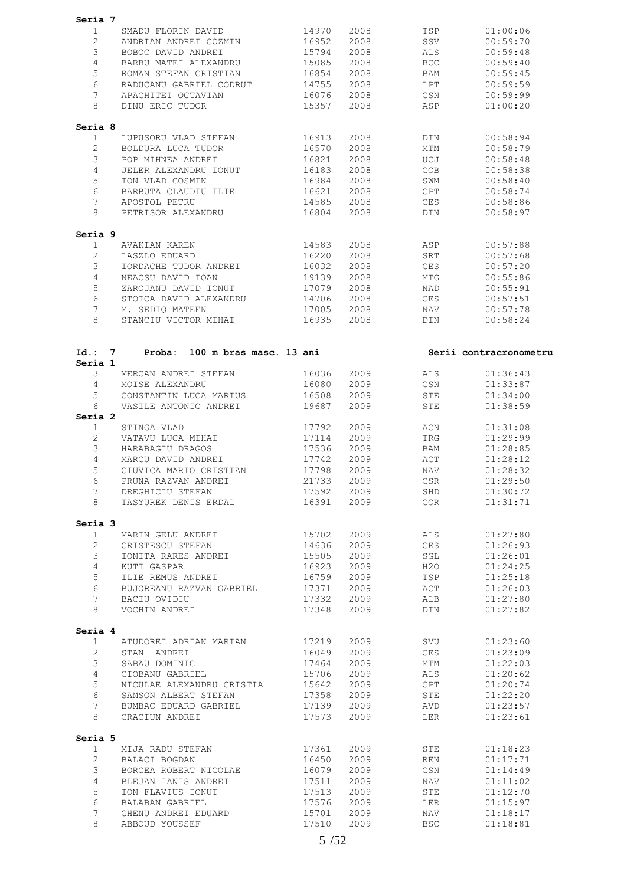**Seria 7**

| | | | | | |
|---|---|---|---|---|---|
| 1 | SMADU FLORIN DAVID | 14970 | 2008 | TSP | 01:00:06 |
| 2 | ANDRIAN ANDREI COZMIN | 16952 | 2008 | SSV | 00:59:70 |
| 3 | BOBOC DAVID ANDREI | 15794 | 2008 | ALS | 00:59:48 |
| 4 | BARBU MATEI ALEXANDRU | 15085 | 2008 | BCC | 00:59:40 |
| 5 | ROMAN STEFAN CRISTIAN | 16854 | 2008 | BAM | 00:59:45 |
| 6 | RADUCANU GABRIEL CODRUT | 14755 | 2008 | LPT | 00:59:59 |
| 7 | APACHITEI OCTAVIAN | 16076 | 2008 | CSN | 00:59:99 |
| 8 | DINU ERIC TUDOR | 15357 | 2008 | ASP | 01:00:20 |

**Seria 8**

| | | | | | |
|---|---|---|---|---|---|
| 1 | LUPUSORU VLAD STEFAN | 16913 | 2008 | DIN | 00:58:94 |
| 2 | BOLDURA LUCA TUDOR | 16570 | 2008 | MTM | 00:58:79 |
| 3 | POP MIHNEA ANDREI | 16821 | 2008 | UCJ | 00:58:48 |
| 4 | JELER ALEXANDRU IONUT | 16183 | 2008 | COB | 00:58:38 |
| 5 | ION VLAD COSMIN | 16984 | 2008 | SWM | 00:58:40 |
| 6 | BARBUTA CLAUDIU ILIE | 16621 | 2008 | CPT | 00:58:74 |
| 7 | APOSTOL PETRU | 14585 | 2008 | CES | 00:58:86 |
| 8 | PETRISOR ALEXANDRU | 16804 | 2008 | DIN | 00:58:97 |

**Seria 9**

| | | | | | |
|---|---|---|---|---|---|
| 1 | AVAKIAN KAREN | 14583 | 2008 | ASP | 00:57:88 |
| 2 | LASZLO EDUARD | 16220 | 2008 | SRT | 00:57:68 |
| 3 | IORDACHE TUDOR ANDREI | 16032 | 2008 | CES | 00:57:20 |
| 4 | NEACSU DAVID IOAN | 19139 | 2008 | MTG | 00:55:86 |
| 5 | ZAROJANU DAVID IONUT | 17079 | 2008 | NAD | 00:55:91 |
| 6 | STOICA DAVID ALEXANDRU | 14706 | 2008 | CES | 00:57:51 |
| 7 | M. SEDIQ MATEEN | 17005 | 2008 | NAV | 00:57:78 |
| 8 | STANCIU VICTOR MIHAI | 16935 | 2008 | DIN | 00:58:24 |

**Id.: 7 Proba: 100 m bras masc. 13 ani** — Serii contracronometru

**Seria 1**

| | | | | | |
|---|---|---|---|---|---|
| 3 | MERCAN ANDREI STEFAN | 16036 | 2009 | ALS | 01:36:43 |
| 4 | MOISE ALEXANDRU | 16080 | 2009 | CSN | 01:33:87 |
| 5 | CONSTANTIN LUCA MARIUS | 16508 | 2009 | STE | 01:34:00 |
| 6 | VASILE ANTONIO ANDREI | 19687 | 2009 | STE | 01:38:59 |

**Seria 2**

| | | | | | |
|---|---|---|---|---|---|
| 1 | STINGA VLAD | 17792 | 2009 | ACN | 01:31:08 |
| 2 | VATAVU LUCA MIHAI | 17114 | 2009 | TRG | 01:29:99 |
| 3 | HARABAGIU DRAGOS | 17536 | 2009 | BAM | 01:28:85 |
| 4 | MARCU DAVID ANDREI | 17742 | 2009 | ACT | 01:28:12 |
| 5 | CIUVICA MARIO CRISTIAN | 17798 | 2009 | NAV | 01:28:32 |
| 6 | PRUNA RAZVAN ANDREI | 21733 | 2009 | CSR | 01:29:50 |
| 7 | DREGHICIU STEFAN | 17592 | 2009 | SHD | 01:30:72 |
| 8 | TASYUREK DENIS ERDAL | 16391 | 2009 | COR | 01:31:71 |

**Seria 3**

| | | | | | |
|---|---|---|---|---|---|
| 1 | MARIN GELU ANDREI | 15702 | 2009 | ALS | 01:27:80 |
| 2 | CRISTESCU STEFAN | 14636 | 2009 | CES | 01:26:93 |
| 3 | IONITA RARES ANDREI | 15505 | 2009 | SGL | 01:26:01 |
| 4 | KUTI GASPAR | 16923 | 2009 | H2O | 01:24:25 |
| 5 | ILIE REMUS ANDREI | 16759 | 2009 | TSP | 01:25:18 |
| 6 | BUJOREANU RAZVAN GABRIEL | 17371 | 2009 | ACT | 01:26:03 |
| 7 | BACIU OVIDIU | 17332 | 2009 | ALB | 01:27:80 |
| 8 | VOCHIN ANDREI | 17348 | 2009 | DIN | 01:27:82 |

**Seria 4**

| | | | | | |
|---|---|---|---|---|---|
| 1 | ATUDOREI ADRIAN MARIAN | 17219 | 2009 | SVU | 01:23:60 |
| 2 | STAN ANDREI | 16049 | 2009 | CES | 01:23:09 |
| 3 | SABAU DOMINIC | 17464 | 2009 | MTM | 01:22:03 |
| 4 | CIOBANU GABRIEL | 15706 | 2009 | ALS | 01:20:62 |
| 5 | NICULAE ALEXANDRU CRISTIA | 15642 | 2009 | CPT | 01:20:74 |
| 6 | SAMSON ALBERT STEFAN | 17358 | 2009 | STE | 01:22:20 |
| 7 | BUMBAC EDUARD GABRIEL | 17139 | 2009 | AVD | 01:23:57 |
| 8 | CRACIUN ANDREI | 17573 | 2009 | LER | 01:23:61 |

**Seria 5**

| | | | | | |
|---|---|---|---|---|---|
| 1 | MIJA RADU STEFAN | 17361 | 2009 | STE | 01:18:23 |
| 2 | BALACI BOGDAN | 16450 | 2009 | REN | 01:17:71 |
| 3 | BORCEA ROBERT NICOLAE | 16079 | 2009 | CSN | 01:14:49 |
| 4 | BLEJAN IANIS ANDREI | 17511 | 2009 | NAV | 01:11:02 |
| 5 | ION FLAVIUS IONUT | 17513 | 2009 | STE | 01:12:70 |
| 6 | BALABAN GABRIEL | 17576 | 2009 | LER | 01:15:97 |
| 7 | GHENU ANDREI EDUARD | 15701 | 2009 | NAV | 01:18:17 |
| 8 | ABBOUD YOUSSEF | 17510 | 2009 | BSC | 01:18:81 |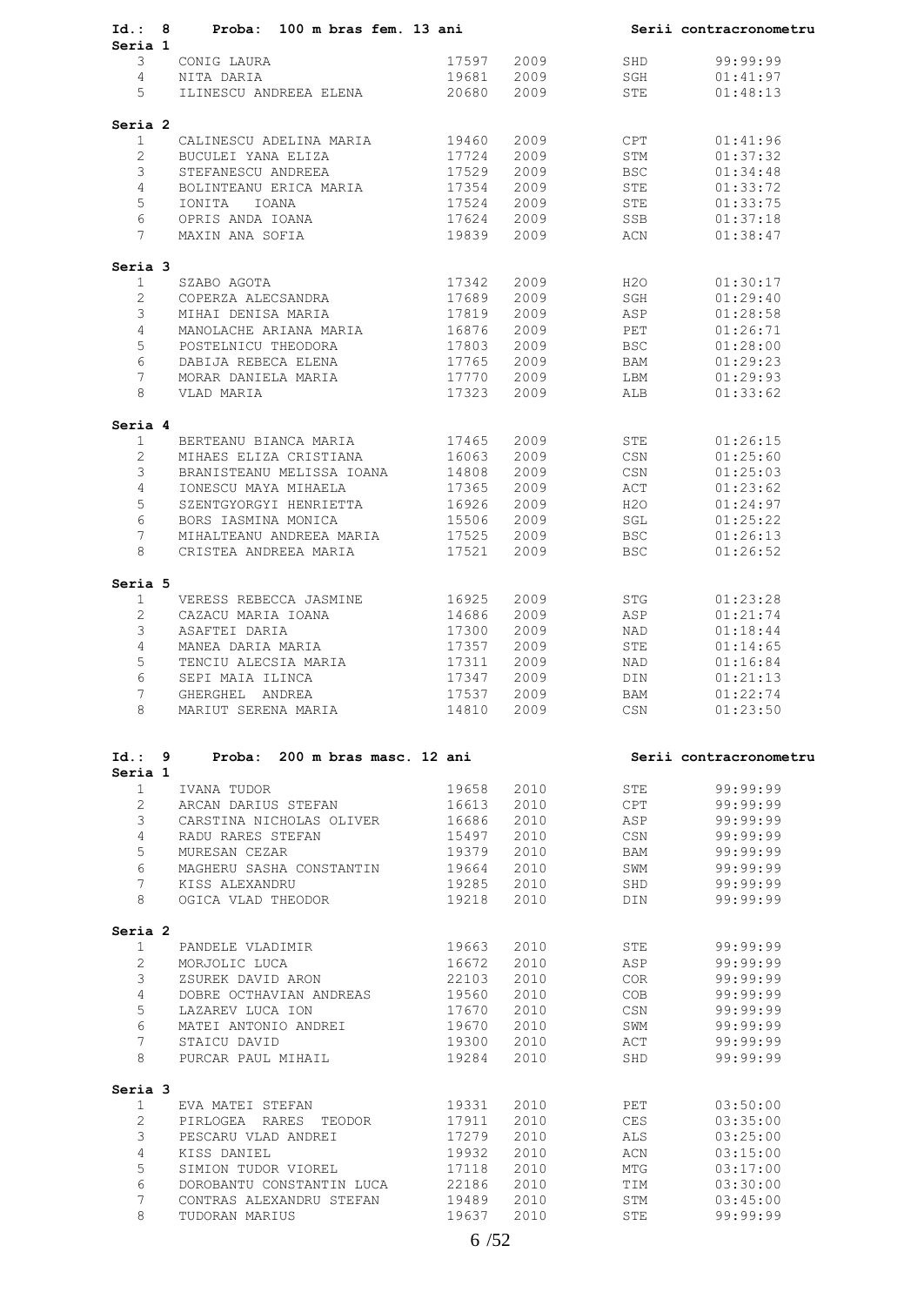**Id.: 8 Proba: 100 m bras fem. 13 ani** — Serii contracronometru

**Seria 1**

| | | | | | |
|---|---|---|---|---|---|
| 3 | CONIG LAURA | 17597 | 2009 | SHD | 99:99:99 |
| 4 | NITA DARIA | 19681 | 2009 | SGH | 01:41:97 |
| 5 | ILINESCU ANDREEA ELENA | 20680 | 2009 | STE | 01:48:13 |

**Seria 2**

| | | | | | |
|---|---|---|---|---|---|
| 1 | CALINESCU ADELINA MARIA | 19460 | 2009 | CPT | 01:41:96 |
| 2 | BUCULEI YANA ELIZA | 17724 | 2009 | STM | 01:37:32 |
| 3 | STEFANESCU ANDREEA | 17529 | 2009 | BSC | 01:34:48 |
| 4 | BOLINTEANU ERICA MARIA | 17354 | 2009 | STE | 01:33:72 |
| 5 | IONITA IOANA | 17524 | 2009 | STE | 01:33:75 |
| 6 | OPRIS ANDA IOANA | 17624 | 2009 | SSB | 01:37:18 |
| 7 | MAXIN ANA SOFIA | 19839 | 2009 | ACN | 01:38:47 |

**Seria 3**

| | | | | | |
|---|---|---|---|---|---|
| 1 | SZABO AGOTA | 17342 | 2009 | H2O | 01:30:17 |
| 2 | COPERZA ALECSANDRA | 17689 | 2009 | SGH | 01:29:40 |
| 3 | MIHAI DENISA MARIA | 17819 | 2009 | ASP | 01:28:58 |
| 4 | MANOLACHE ARIANA MARIA | 16876 | 2009 | PET | 01:26:71 |
| 5 | POSTELNICU THEODORA | 17803 | 2009 | BSC | 01:28:00 |
| 6 | DABIJA REBECA ELENA | 17765 | 2009 | BAM | 01:29:23 |
| 7 | MORAR DANIELA MARIA | 17770 | 2009 | LBM | 01:29:93 |
| 8 | VLAD MARIA | 17323 | 2009 | ALB | 01:33:62 |

**Seria 4**

| | | | | | |
|---|---|---|---|---|---|
| 1 | BERTEANU BIANCA MARIA | 17465 | 2009 | STE | 01:26:15 |
| 2 | MIHAES ELIZA CRISTIANA | 16063 | 2009 | CSN | 01:25:60 |
| 3 | BRANISTEANU MELISSA IOANA | 14808 | 2009 | CSN | 01:25:03 |
| 4 | IONESCU MAYA MIHAELA | 17365 | 2009 | ACT | 01:23:62 |
| 5 | SZENTGYORGYI HENRIETTA | 16926 | 2009 | H2O | 01:24:97 |
| 6 | BORS IASMINA MONICA | 15506 | 2009 | SGL | 01:25:22 |
| 7 | MIHALTEANU ANDREEA MARIA | 17525 | 2009 | BSC | 01:26:13 |
| 8 | CRISTEA ANDREEA MARIA | 17521 | 2009 | BSC | 01:26:52 |

**Seria 5**

| | | | | | |
|---|---|---|---|---|---|
| 1 | VERESS REBECCA JASMINE | 16925 | 2009 | STG | 01:23:28 |
| 2 | CAZACU MARIA IOANA | 14686 | 2009 | ASP | 01:21:74 |
| 3 | ASAFTEI DARIA | 17300 | 2009 | NAD | 01:18:44 |
| 4 | MANEA DARIA MARIA | 17357 | 2009 | STE | 01:14:65 |
| 5 | TENCIU ALECSIA MARIA | 17311 | 2009 | NAD | 01:16:84 |
| 6 | SEPI MAIA ILINCA | 17347 | 2009 | DIN | 01:21:13 |
| 7 | GHERGHEL ANDREA | 17537 | 2009 | BAM | 01:22:74 |
| 8 | MARIUT SERENA MARIA | 14810 | 2009 | CSN | 01:23:50 |

**Id.: 9 Proba: 200 m bras masc. 12 ani** — Serii contracronometru

**Seria 1**

| | | | | | |
|---|---|---|---|---|---|
| 1 | IVANA TUDOR | 19658 | 2010 | STE | 99:99:99 |
| 2 | ARCAN DARIUS STEFAN | 16613 | 2010 | CPT | 99:99:99 |
| 3 | CARSTINA NICHOLAS OLIVER | 16686 | 2010 | ASP | 99:99:99 |
| 4 | RADU RARES STEFAN | 15497 | 2010 | CSN | 99:99:99 |
| 5 | MURESAN CEZAR | 19379 | 2010 | BAM | 99:99:99 |
| 6 | MAGHERU SASHA CONSTANTIN | 19664 | 2010 | SWM | 99:99:99 |
| 7 | KISS ALEXANDRU | 19285 | 2010 | SHD | 99:99:99 |
| 8 | OGICA VLAD THEODOR | 19218 | 2010 | DIN | 99:99:99 |

**Seria 2**

| | | | | | |
|---|---|---|---|---|---|
| 1 | PANDELE VLADIMIR | 19663 | 2010 | STE | 99:99:99 |
| 2 | MORJOLIC LUCA | 16672 | 2010 | ASP | 99:99:99 |
| 3 | ZSUREK DAVID ARON | 22103 | 2010 | COR | 99:99:99 |
| 4 | DOBRE OCTHAVIAN ANDREAS | 19560 | 2010 | COB | 99:99:99 |
| 5 | LAZAREV LUCA ION | 17670 | 2010 | CSN | 99:99:99 |
| 6 | MATEI ANTONIO ANDREI | 19670 | 2010 | SWM | 99:99:99 |
| 7 | STAICU DAVID | 19300 | 2010 | ACT | 99:99:99 |
| 8 | PURCAR PAUL MIHAIL | 19284 | 2010 | SHD | 99:99:99 |

**Seria 3**

| | | | | | |
|---|---|---|---|---|---|
| 1 | EVA MATEI STEFAN | 19331 | 2010 | PET | 03:50:00 |
| 2 | PIRLOGEA RARES TEODOR | 17911 | 2010 | CES | 03:35:00 |
| 3 | PESCARU VLAD ANDREI | 17279 | 2010 | ALS | 03:25:00 |
| 4 | KISS DANIEL | 19932 | 2010 | ACN | 03:15:00 |
| 5 | SIMION TUDOR VIOREL | 17118 | 2010 | MTG | 03:17:00 |
| 6 | DOROBANTU CONSTANTIN LUCA | 22186 | 2010 | TIM | 03:30:00 |
| 7 | CONTRAS ALEXANDRU STEFAN | 19489 | 2010 | STM | 03:45:00 |
| 8 | TUDORAN MARIUS | 19637 | 2010 | STE | 99:99:99 |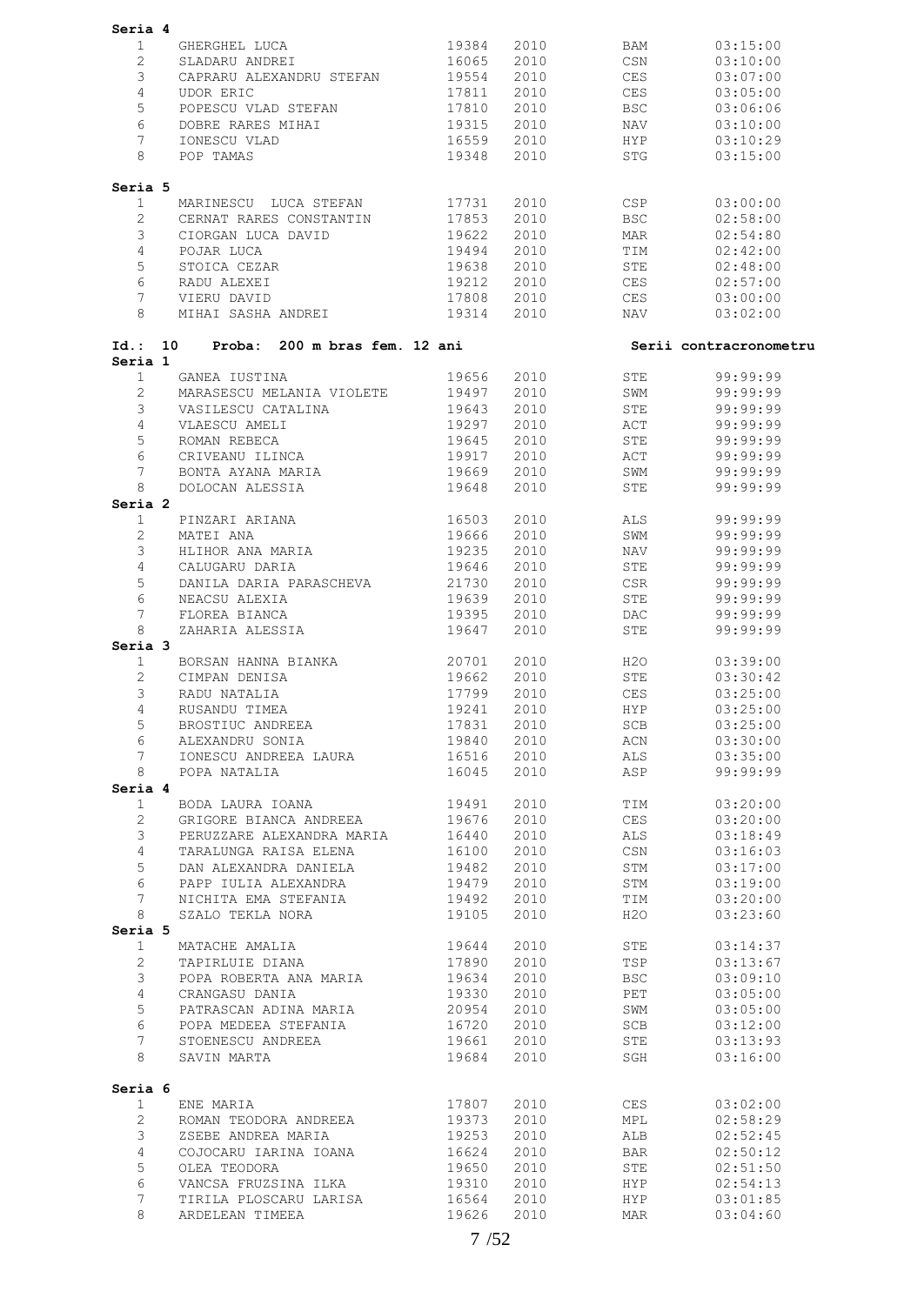**Seria 4**

| | | | | | |
|---|---|---|---|---|---|
| 1 | GHERGHEL LUCA | 19384 | 2010 | BAM | 03:15:00 |
| 2 | SLADARU ANDREI | 16065 | 2010 | CSN | 03:10:00 |
| 3 | CAPRARU ALEXANDRU STEFAN | 19554 | 2010 | CES | 03:07:00 |
| 4 | UDOR ERIC | 17811 | 2010 | CES | 03:05:00 |
| 5 | POPESCU VLAD STEFAN | 17810 | 2010 | BSC | 03:06:06 |
| 6 | DOBRE RARES MIHAI | 19315 | 2010 | NAV | 03:10:00 |
| 7 | IONESCU VLAD | 16559 | 2010 | HYP | 03:10:29 |
| 8 | POP TAMAS | 19348 | 2010 | STG | 03:15:00 |

**Seria 5**

| | | | | | |
|---|---|---|---|---|---|
| 1 | MARINESCU LUCA STEFAN | 17731 | 2010 | CSP | 03:00:00 |
| 2 | CERNAT RARES CONSTANTIN | 17853 | 2010 | BSC | 02:58:00 |
| 3 | CIORGAN LUCA DAVID | 19622 | 2010 | MAR | 02:54:80 |
| 4 | POJAR LUCA | 19494 | 2010 | TIM | 02:42:00 |
| 5 | STOICA CEZAR | 19638 | 2010 | STE | 02:48:00 |
| 6 | RADU ALEXEI | 19212 | 2010 | CES | 02:57:00 |
| 7 | VIERU DAVID | 17808 | 2010 | CES | 03:00:00 |
| 8 | MIHAI SASHA ANDREI | 19314 | 2010 | NAV | 03:02:00 |

**Id.: 10 Proba: 200 m bras fem. 12 ani** — Serii contracronometru

**Seria 1**

| | | | | | |
|---|---|---|---|---|---|
| 1 | GANEA IUSTINA | 19656 | 2010 | STE | 99:99:99 |
| 2 | MARASESCU MELANIA VIOLETE | 19497 | 2010 | SWM | 99:99:99 |
| 3 | VASILESCU CATALINA | 19643 | 2010 | STE | 99:99:99 |
| 4 | VLAESCU AMELI | 19297 | 2010 | ACT | 99:99:99 |
| 5 | ROMAN REBECA | 19645 | 2010 | STE | 99:99:99 |
| 6 | CRIVEANU ILINCA | 19917 | 2010 | ACT | 99:99:99 |
| 7 | BONTA AYANA MARIA | 19669 | 2010 | SWM | 99:99:99 |
| 8 | DOLOCAN ALESSIA | 19648 | 2010 | STE | 99:99:99 |

**Seria 2**

| | | | | | |
|---|---|---|---|---|---|
| 1 | PINZARI ARIANA | 16503 | 2010 | ALS | 99:99:99 |
| 2 | MATEI ANA | 19666 | 2010 | SWM | 99:99:99 |
| 3 | HLIHOR ANA MARIA | 19235 | 2010 | NAV | 99:99:99 |
| 4 | CALUGARU DARIA | 19646 | 2010 | STE | 99:99:99 |
| 5 | DANILA DARIA PARASCHEVA | 21730 | 2010 | CSR | 99:99:99 |
| 6 | NEACSU ALEXIA | 19639 | 2010 | STE | 99:99:99 |
| 7 | FLOREA BIANCA | 19395 | 2010 | DAC | 99:99:99 |
| 8 | ZAHARIA ALESSIA | 19647 | 2010 | STE | 99:99:99 |

**Seria 3**

| | | | | | |
|---|---|---|---|---|---|
| 1 | BORSAN HANNA BIANKA | 20701 | 2010 | H2O | 03:39:00 |
| 2 | CIMPAN DENISA | 19662 | 2010 | STE | 03:30:42 |
| 3 | RADU NATALIA | 17799 | 2010 | CES | 03:25:00 |
| 4 | RUSANDU TIMEA | 19241 | 2010 | HYP | 03:25:00 |
| 5 | BROSTIUC ANDREEA | 17831 | 2010 | SCB | 03:25:00 |
| 6 | ALEXANDRU SONIA | 19840 | 2010 | ACN | 03:30:00 |
| 7 | IONESCU ANDREEA LAURA | 16516 | 2010 | ALS | 03:35:00 |
| 8 | POPA NATALIA | 16045 | 2010 | ASP | 99:99:99 |

**Seria 4**

| | | | | | |
|---|---|---|---|---|---|
| 1 | BODA LAURA IOANA | 19491 | 2010 | TIM | 03:20:00 |
| 2 | GRIGORE BIANCA ANDREEA | 19676 | 2010 | CES | 03:20:00 |
| 3 | PERUZZARE ALEXANDRA MARIA | 16440 | 2010 | ALS | 03:18:49 |
| 4 | TARALUNGA RAISA ELENA | 16100 | 2010 | CSN | 03:16:03 |
| 5 | DAN ALEXANDRA DANIELA | 19482 | 2010 | STM | 03:17:00 |
| 6 | PAPP IULIA ALEXANDRA | 19479 | 2010 | STM | 03:19:00 |
| 7 | NICHITA EMA STEFANIA | 19492 | 2010 | TIM | 03:20:00 |
| 8 | SZALO TEKLA NORA | 19105 | 2010 | H2O | 03:23:60 |

**Seria 5**

| | | | | | |
|---|---|---|---|---|---|
| 1 | MATACHE AMALIA | 19644 | 2010 | STE | 03:14:37 |
| 2 | TAPIRLUIE DIANA | 17890 | 2010 | TSP | 03:13:67 |
| 3 | POPA ROBERTA ANA MARIA | 19634 | 2010 | BSC | 03:09:10 |
| 4 | CRANGASU DANIA | 19330 | 2010 | PET | 03:05:00 |
| 5 | PATRASCAN ADINA MARIA | 20954 | 2010 | SWM | 03:05:00 |
| 6 | POPA MEDEEA STEFANIA | 16720 | 2010 | SCB | 03:12:00 |
| 7 | STOENESCU ANDREEA | 19661 | 2010 | STE | 03:13:93 |
| 8 | SAVIN MARTA | 19684 | 2010 | SGH | 03:16:00 |

**Seria 6**

| | | | | | |
|---|---|---|---|---|---|
| 1 | ENE MARIA | 17807 | 2010 | CES | 03:02:00 |
| 2 | ROMAN TEODORA ANDREEA | 19373 | 2010 | MPL | 02:58:29 |
| 3 | ZSEBE ANDREA MARIA | 19253 | 2010 | ALB | 02:52:45 |
| 4 | COJOCARU IARINA IOANA | 16624 | 2010 | BAR | 02:50:12 |
| 5 | OLEA TEODORA | 19650 | 2010 | STE | 02:51:50 |
| 6 | VANCSA FRUZSINA ILKA | 19310 | 2010 | HYP | 02:54:13 |
| 7 | TIRILA PLOSCARU LARISA | 16564 | 2010 | HYP | 03:01:85 |
| 8 | ARDELEAN TIMEEA | 19626 | 2010 | MAR | 03:04:60 |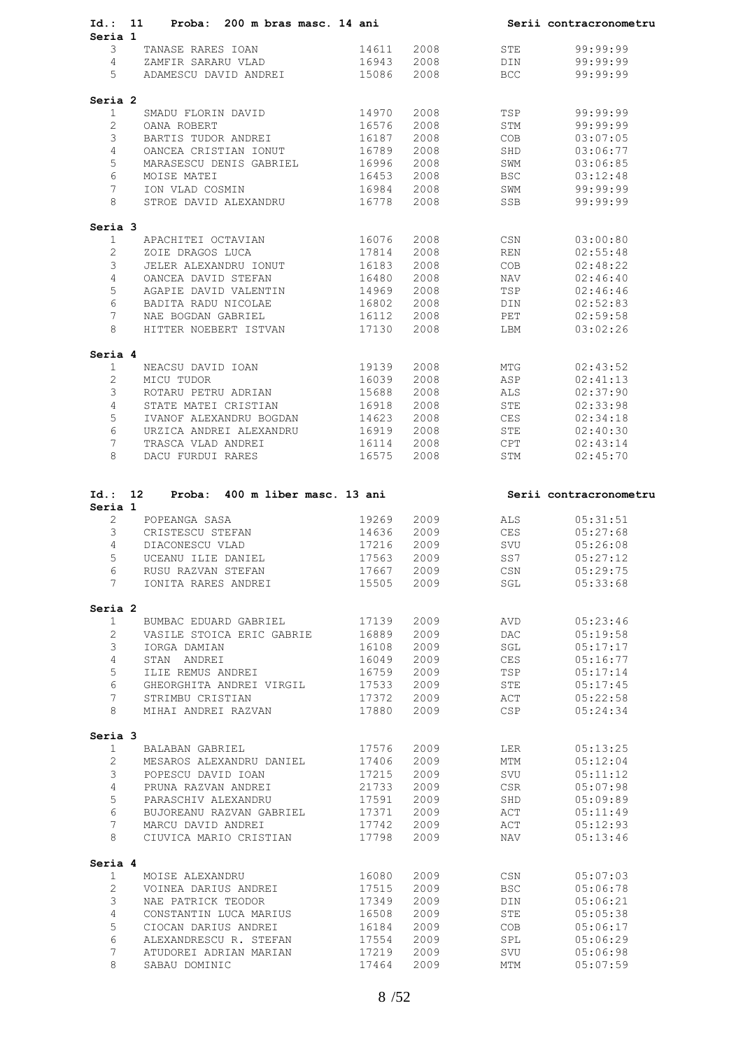**Id.: 11 Proba: 200 m bras masc. 14 ani** — Serii contracronometru

**Seria 1**

| | | | | | |
|---|---|---|---|---|---|
| 3 | TANASE RARES IOAN | 14611 | 2008 | STE | 99:99:99 |
| 4 | ZAMFIR SARARU VLAD | 16943 | 2008 | DIN | 99:99:99 |
| 5 | ADAMESCU DAVID ANDREI | 15086 | 2008 | BCC | 99:99:99 |

**Seria 2**

| | | | | | |
|---|---|---|---|---|---|
| 1 | SMADU FLORIN DAVID | 14970 | 2008 | TSP | 99:99:99 |
| 2 | OANA ROBERT | 16576 | 2008 | STM | 99:99:99 |
| 3 | BARTIS TUDOR ANDREI | 16187 | 2008 | COB | 03:07:05 |
| 4 | OANCEA CRISTIAN IONUT | 16789 | 2008 | SHD | 03:06:77 |
| 5 | MARASESCU DENIS GABRIEL | 16996 | 2008 | SWM | 03:06:85 |
| 6 | MOISE MATEI | 16453 | 2008 | BSC | 03:12:48 |
| 7 | ION VLAD COSMIN | 16984 | 2008 | SWM | 99:99:99 |
| 8 | STROE DAVID ALEXANDRU | 16778 | 2008 | SSB | 99:99:99 |

**Seria 3**

| | | | | | |
|---|---|---|---|---|---|
| 1 | APACHITEI OCTAVIAN | 16076 | 2008 | CSN | 03:00:80 |
| 2 | ZOIE DRAGOS LUCA | 17814 | 2008 | REN | 02:55:48 |
| 3 | JELER ALEXANDRU IONUT | 16183 | 2008 | COB | 02:48:22 |
| 4 | OANCEA DAVID STEFAN | 16480 | 2008 | NAV | 02:46:40 |
| 5 | AGAPIE DAVID VALENTIN | 14969 | 2008 | TSP | 02:46:46 |
| 6 | BADITA RADU NICOLAE | 16802 | 2008 | DIN | 02:52:83 |
| 7 | NAE BOGDAN GABRIEL | 16112 | 2008 | PET | 02:59:58 |
| 8 | HITTER NOEBERT ISTVAN | 17130 | 2008 | LBM | 03:02:26 |

**Seria 4**

| | | | | | |
|---|---|---|---|---|---|
| 1 | NEACSU DAVID IOAN | 19139 | 2008 | MTG | 02:43:52 |
| 2 | MICU TUDOR | 16039 | 2008 | ASP | 02:41:13 |
| 3 | ROTARU PETRU ADRIAN | 15688 | 2008 | ALS | 02:37:90 |
| 4 | STATE MATEI CRISTIAN | 16918 | 2008 | STE | 02:33:98 |
| 5 | IVANOF ALEXANDRU BOGDAN | 14623 | 2008 | CES | 02:34:18 |
| 6 | URZICA ANDREI ALEXANDRU | 16919 | 2008 | STE | 02:40:30 |
| 7 | TRASCA VLAD ANDREI | 16114 | 2008 | CPT | 02:43:14 |
| 8 | DACU FURDUI RARES | 16575 | 2008 | STM | 02:45:70 |

**Id.: 12 Proba: 400 m liber masc. 13 ani** — Serii contracronometru

**Seria 1**

| | | | | | |
|---|---|---|---|---|---|
| 2 | POPEANGA SASA | 19269 | 2009 | ALS | 05:31:51 |
| 3 | CRISTESCU STEFAN | 14636 | 2009 | CES | 05:27:68 |
| 4 | DIACONESCU VLAD | 17216 | 2009 | SVU | 05:26:08 |
| 5 | UCEANU ILIE DANIEL | 17563 | 2009 | SS7 | 05:27:12 |
| 6 | RUSU RAZVAN STEFAN | 17667 | 2009 | CSN | 05:29:75 |
| 7 | IONITA RARES ANDREI | 15505 | 2009 | SGL | 05:33:68 |

**Seria 2**

| | | | | | |
|---|---|---|---|---|---|
| 1 | BUMBAC EDUARD GABRIEL | 17139 | 2009 | AVD | 05:23:46 |
| 2 | VASILE STOICA ERIC GABRIE | 16889 | 2009 | DAC | 05:19:58 |
| 3 | IORGA DAMIAN | 16108 | 2009 | SGL | 05:17:17 |
| 4 | STAN ANDREI | 16049 | 2009 | CES | 05:16:77 |
| 5 | ILIE REMUS ANDREI | 16759 | 2009 | TSP | 05:17:14 |
| 6 | GHEORGHITA ANDREI VIRGIL | 17533 | 2009 | STE | 05:17:45 |
| 7 | STRIMBU CRISTIAN | 17372 | 2009 | ACT | 05:22:58 |
| 8 | MIHAI ANDREI RAZVAN | 17880 | 2009 | CSP | 05:24:34 |

**Seria 3**

| | | | | | |
|---|---|---|---|---|---|
| 1 | BALABAN GABRIEL | 17576 | 2009 | LER | 05:13:25 |
| 2 | MESAROS ALEXANDRU DANIEL | 17406 | 2009 | MTM | 05:12:04 |
| 3 | POPESCU DAVID IOAN | 17215 | 2009 | SVU | 05:11:12 |
| 4 | PRUNA RAZVAN ANDREI | 21733 | 2009 | CSR | 05:07:98 |
| 5 | PARASCHIV ALEXANDRU | 17591 | 2009 | SHD | 05:09:89 |
| 6 | BUJOREANU RAZVAN GABRIEL | 17371 | 2009 | ACT | 05:11:49 |
| 7 | MARCU DAVID ANDREI | 17742 | 2009 | ACT | 05:12:93 |
| 8 | CIUVICA MARIO CRISTIAN | 17798 | 2009 | NAV | 05:13:46 |

**Seria 4**

| | | | | | |
|---|---|---|---|---|---|
| 1 | MOISE ALEXANDRU | 16080 | 2009 | CSN | 05:07:03 |
| 2 | VOINEA DARIUS ANDREI | 17515 | 2009 | BSC | 05:06:78 |
| 3 | NAE PATRICK TEODOR | 17349 | 2009 | DIN | 05:06:21 |
| 4 | CONSTANTIN LUCA MARIUS | 16508 | 2009 | STE | 05:05:38 |
| 5 | CIOCAN DARIUS ANDREI | 16184 | 2009 | COB | 05:06:17 |
| 6 | ALEXANDRESCU R. STEFAN | 17554 | 2009 | SPL | 05:06:29 |
| 7 | ATUDOREI ADRIAN MARIAN | 17219 | 2009 | SVU | 05:06:98 |
| 8 | SABAU DOMINIC | 17464 | 2009 | MTM | 05:07:59 |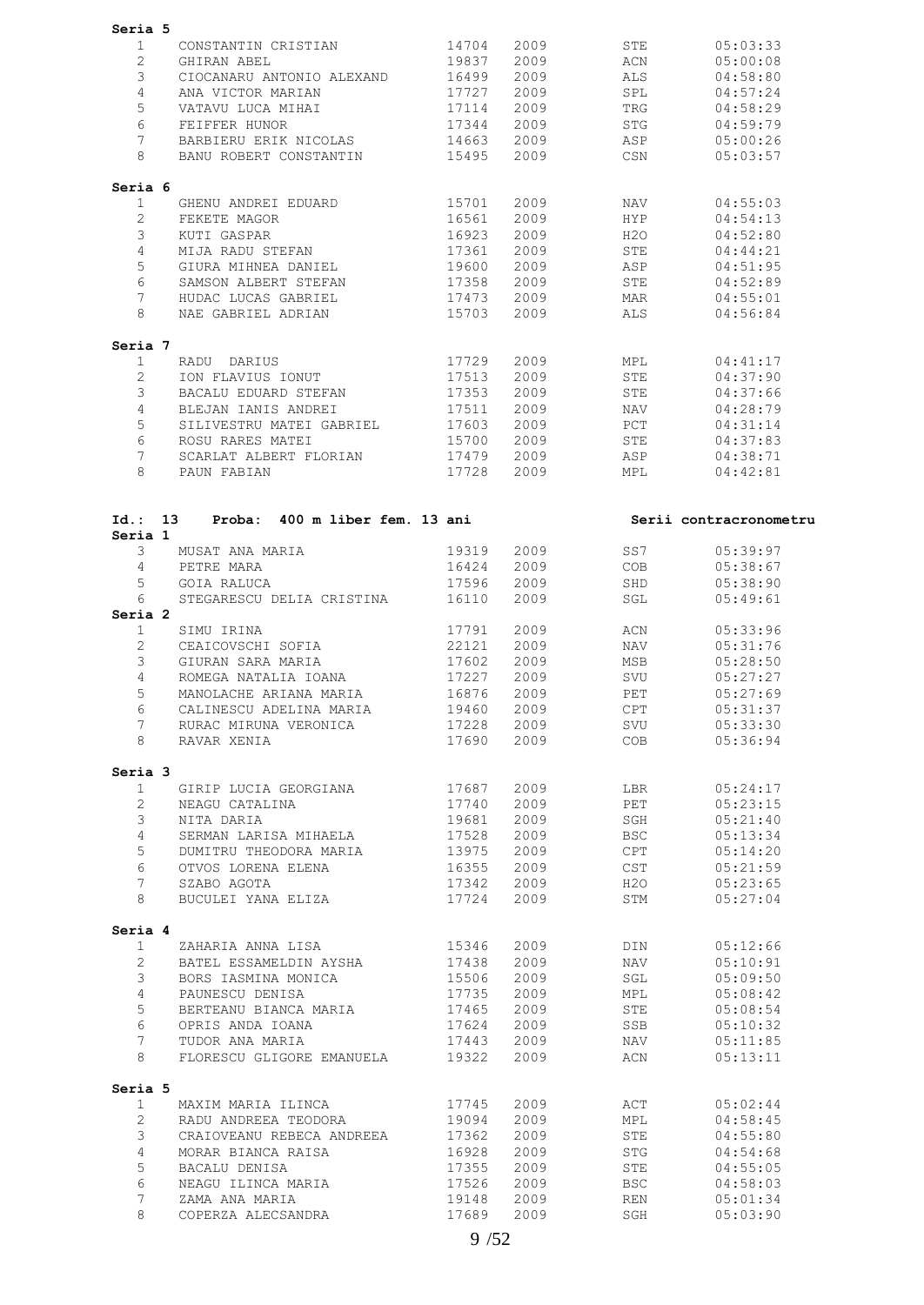**Seria 5**

| | | | | | |
|---|---|---|---|---|---|
| 1 | CONSTANTIN CRISTIAN | 14704 | 2009 | STE | 05:03:33 |
| 2 | GHIRAN ABEL | 19837 | 2009 | ACN | 05:00:08 |
| 3 | CIOCANARU ANTONIO ALEXAND | 16499 | 2009 | ALS | 04:58:80 |
| 4 | ANA VICTOR MARIAN | 17727 | 2009 | SPL | 04:57:24 |
| 5 | VATAVU LUCA MIHAI | 17114 | 2009 | TRG | 04:58:29 |
| 6 | FEIFFER HUNOR | 17344 | 2009 | STG | 04:59:79 |
| 7 | BARBIERU ERIK NICOLAS | 14663 | 2009 | ASP | 05:00:26 |
| 8 | BANU ROBERT CONSTANTIN | 15495 | 2009 | CSN | 05:03:57 |

**Seria 6**

| | | | | | |
|---|---|---|---|---|---|
| 1 | GHENU ANDREI EDUARD | 15701 | 2009 | NAV | 04:55:03 |
| 2 | FEKETE MAGOR | 16561 | 2009 | HYP | 04:54:13 |
| 3 | KUTI GASPAR | 16923 | 2009 | H2O | 04:52:80 |
| 4 | MIJA RADU STEFAN | 17361 | 2009 | STE | 04:44:21 |
| 5 | GIURA MIHNEA DANIEL | 19600 | 2009 | ASP | 04:51:95 |
| 6 | SAMSON ALBERT STEFAN | 17358 | 2009 | STE | 04:52:89 |
| 7 | HUDAC LUCAS GABRIEL | 17473 | 2009 | MAR | 04:55:01 |
| 8 | NAE GABRIEL ADRIAN | 15703 | 2009 | ALS | 04:56:84 |

**Seria 7**

| | | | | | |
|---|---|---|---|---|---|
| 1 | RADU DARIUS | 17729 | 2009 | MPL | 04:41:17 |
| 2 | ION FLAVIUS IONUT | 17513 | 2009 | STE | 04:37:90 |
| 3 | BACALU EDUARD STEFAN | 17353 | 2009 | STE | 04:37:66 |
| 4 | BLEJAN IANIS ANDREI | 17511 | 2009 | NAV | 04:28:79 |
| 5 | SILIVESTRU MATEI GABRIEL | 17603 | 2009 | PCT | 04:31:14 |
| 6 | ROSU RARES MATEI | 15700 | 2009 | STE | 04:37:83 |
| 7 | SCARLAT ALBERT FLORIAN | 17479 | 2009 | ASP | 04:38:71 |
| 8 | PAUN FABIAN | 17728 | 2009 | MPL | 04:42:81 |

**Id.: 13 Proba: 400 m liber fem. 13 ani** — **Serii contracronometru**

**Seria 1**

| | | | | | |
|---|---|---|---|---|---|
| 3 | MUSAT ANA MARIA | 19319 | 2009 | SS7 | 05:39:97 |
| 4 | PETRE MARA | 16424 | 2009 | COB | 05:38:67 |
| 5 | GOIA RALUCA | 17596 | 2009 | SHD | 05:38:90 |
| 6 | STEGARESCU DELIA CRISTINA | 16110 | 2009 | SGL | 05:49:61 |

**Seria 2**

| | | | | | |
|---|---|---|---|---|---|
| 1 | SIMU IRINA | 17791 | 2009 | ACN | 05:33:96 |
| 2 | CEAICOVSCHI SOFIA | 22121 | 2009 | NAV | 05:31:76 |
| 3 | GIURAN SARA MARIA | 17602 | 2009 | MSB | 05:28:50 |
| 4 | ROMEGA NATALIA IOANA | 17227 | 2009 | SVU | 05:27:27 |
| 5 | MANOLACHE ARIANA MARIA | 16876 | 2009 | PET | 05:27:69 |
| 6 | CALINESCU ADELINA MARIA | 19460 | 2009 | CPT | 05:31:37 |
| 7 | RURAC MIRUNA VERONICA | 17228 | 2009 | SVU | 05:33:30 |
| 8 | RAVAR XENIA | 17690 | 2009 | COB | 05:36:94 |

**Seria 3**

| | | | | | |
|---|---|---|---|---|---|
| 1 | GIRIP LUCIA GEORGIANA | 17687 | 2009 | LBR | 05:24:17 |
| 2 | NEAGU CATALINA | 17740 | 2009 | PET | 05:23:15 |
| 3 | NITA DARIA | 19681 | 2009 | SGH | 05:21:40 |
| 4 | SERMAN LARISA MIHAELA | 17528 | 2009 | BSC | 05:13:34 |
| 5 | DUMITRU THEODORA MARIA | 13975 | 2009 | CPT | 05:14:20 |
| 6 | OTVOS LORENA ELENA | 16355 | 2009 | CST | 05:21:59 |
| 7 | SZABO AGOTA | 17342 | 2009 | H2O | 05:23:65 |
| 8 | BUCULEI YANA ELIZA | 17724 | 2009 | STM | 05:27:04 |

**Seria 4**

| | | | | | |
|---|---|---|---|---|---|
| 1 | ZAHARIA ANNA LISA | 15346 | 2009 | DIN | 05:12:66 |
| 2 | BATEL ESSAMELDIN AYSHA | 17438 | 2009 | NAV | 05:10:91 |
| 3 | BORS IASMINA MONICA | 15506 | 2009 | SGL | 05:09:50 |
| 4 | PAUNESCU DENISA | 17735 | 2009 | MPL | 05:08:42 |
| 5 | BERTEANU BIANCA MARIA | 17465 | 2009 | STE | 05:08:54 |
| 6 | OPRIS ANDA IOANA | 17624 | 2009 | SSB | 05:10:32 |
| 7 | TUDOR ANA MARIA | 17443 | 2009 | NAV | 05:11:85 |
| 8 | FLORESCU GLIGORE EMANUELA | 19322 | 2009 | ACN | 05:13:11 |

**Seria 5**

| | | | | | |
|---|---|---|---|---|---|
| 1 | MAXIM MARIA ILINCA | 17745 | 2009 | ACT | 05:02:44 |
| 2 | RADU ANDREEA TEODORA | 19094 | 2009 | MPL | 04:58:45 |
| 3 | CRAIOVEANU REBECA ANDREEA | 17362 | 2009 | STE | 04:55:80 |
| 4 | MORAR BIANCA RAISA | 16928 | 2009 | STG | 04:54:68 |
| 5 | BACALU DENISA | 17355 | 2009 | STE | 04:55:05 |
| 6 | NEAGU ILINCA MARIA | 17526 | 2009 | BSC | 04:58:03 |
| 7 | ZAMA ANA MARIA | 19148 | 2009 | REN | 05:01:34 |
| 8 | COPERZA ALECSANDRA | 17689 | 2009 | SGH | 05:03:90 |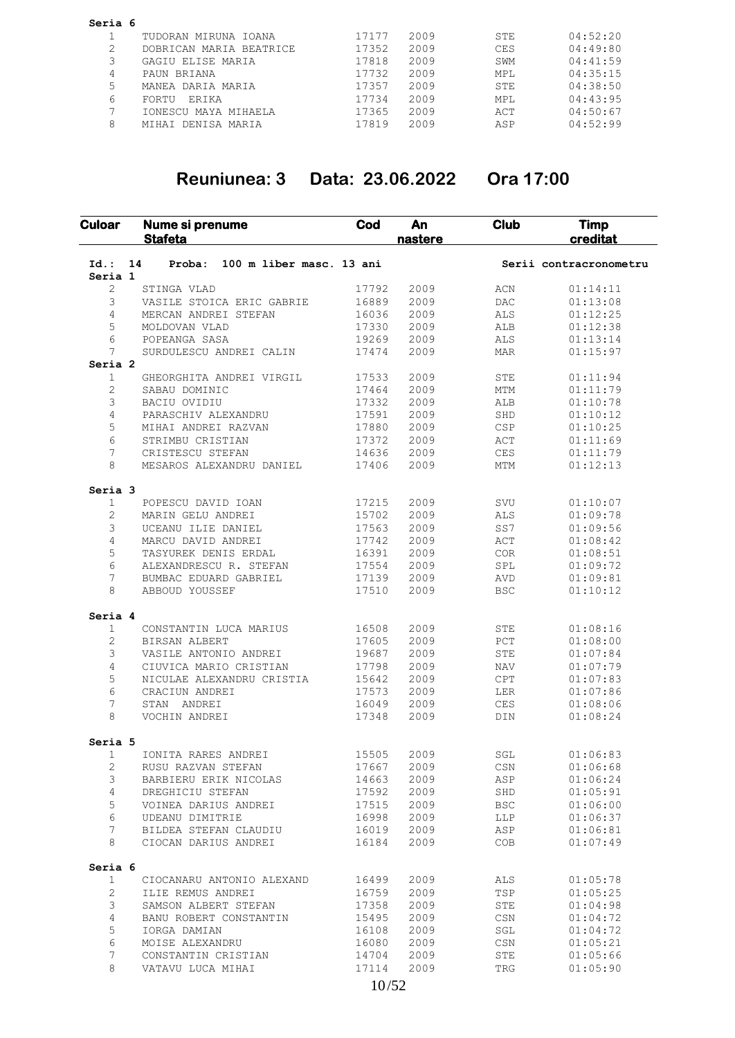**Seria 6**

| | | | | | |
|---|---|---|---|---|---|
| 1 | TUDORAN MIRUNA IOANA | 17177 | 2009 | STE | 04:52:20 |
| 2 | DOBRICAN MARIA BEATRICE | 17352 | 2009 | CES | 04:49:80 |
| 3 | GAGIU ELISE MARIA | 17818 | 2009 | SWM | 04:41:59 |
| 4 | PAUN BRIANA | 17732 | 2009 | MPL | 04:35:15 |
| 5 | MANEA DARIA MARIA | 17357 | 2009 | STE | 04:38:50 |
| 6 | FORTU ERIKA | 17734 | 2009 | MPL | 04:43:95 |
| 7 | IONESCU MAYA MIHAELA | 17365 | 2009 | ACT | 04:50:67 |
| 8 | MIHAI DENISA MARIA | 17819 | 2009 | ASP | 04:52:99 |

# Reuniunea: 3 Data: 23.06.2022 Ora 17:00

| Culoar | Nume si prenume Stafeta | Cod | An nastere | Club | Timp creditat |
|---|---|---|---|---|---|
| **Id.: 14** | **Proba: 100 m liber masc. 13 ani** | | | | **Serii contracronometru** |
| **Seria 1** | | | | | |
| 2 | STINGA VLAD | 17792 | 2009 | ACN | 01:14:11 |
| 3 | VASILE STOICA ERIC GABRIE | 16889 | 2009 | DAC | 01:13:08 |
| 4 | MERCAN ANDREI STEFAN | 16036 | 2009 | ALS | 01:12:25 |
| 5 | MOLDOVAN VLAD | 17330 | 2009 | ALB | 01:12:38 |
| 6 | POPEANGA SASA | 19269 | 2009 | ALS | 01:13:14 |
| 7 | SURDULESCU ANDREI CALIN | 17474 | 2009 | MAR | 01:15:97 |
| **Seria 2** | | | | | |
| 1 | GHEORGHITA ANDREI VIRGIL | 17533 | 2009 | STE | 01:11:94 |
| 2 | SABAU DOMINIC | 17464 | 2009 | MTM | 01:11:79 |
| 3 | BACIU OVIDIU | 17332 | 2009 | ALB | 01:10:78 |
| 4 | PARASCHIV ALEXANDRU | 17591 | 2009 | SHD | 01:10:12 |
| 5 | MIHAI ANDREI RAZVAN | 17880 | 2009 | CSP | 01:10:25 |
| 6 | STRIMBU CRISTIAN | 17372 | 2009 | ACT | 01:11:69 |
| 7 | CRISTESCU STEFAN | 14636 | 2009 | CES | 01:11:79 |
| 8 | MESAROS ALEXANDRU DANIEL | 17406 | 2009 | MTM | 01:12:13 |
| **Seria 3** | | | | | |
| 1 | POPESCU DAVID IOAN | 17215 | 2009 | SVU | 01:10:07 |
| 2 | MARIN GELU ANDREI | 15702 | 2009 | ALS | 01:09:78 |
| 3 | UCEANU ILIE DANIEL | 17563 | 2009 | SS7 | 01:09:56 |
| 4 | MARCU DAVID ANDREI | 17742 | 2009 | ACT | 01:08:42 |
| 5 | TASYUREK DENIS ERDAL | 16391 | 2009 | COR | 01:08:51 |
| 6 | ALEXANDRESCU R. STEFAN | 17554 | 2009 | SPL | 01:09:72 |
| 7 | BUMBAC EDUARD GABRIEL | 17139 | 2009 | AVD | 01:09:81 |
| 8 | ABBOUD YOUSSEF | 17510 | 2009 | BSC | 01:10:12 |
| **Seria 4** | | | | | |
| 1 | CONSTANTIN LUCA MARIUS | 16508 | 2009 | STE | 01:08:16 |
| 2 | BIRSAN ALBERT | 17605 | 2009 | PCT | 01:08:00 |
| 3 | VASILE ANTONIO ANDREI | 19687 | 2009 | STE | 01:07:84 |
| 4 | CIUVICA MARIO CRISTIAN | 17798 | 2009 | NAV | 01:07:79 |
| 5 | NICULAE ALEXANDRU CRISTIA | 15642 | 2009 | CPT | 01:07:83 |
| 6 | CRACIUN ANDREI | 17573 | 2009 | LER | 01:07:86 |
| 7 | STAN ANDREI | 16049 | 2009 | CES | 01:08:06 |
| 8 | VOCHIN ANDREI | 17348 | 2009 | DIN | 01:08:24 |
| **Seria 5** | | | | | |
| 1 | IONITA RARES ANDREI | 15505 | 2009 | SGL | 01:06:83 |
| 2 | RUSU RAZVAN STEFAN | 17667 | 2009 | CSN | 01:06:68 |
| 3 | BARBIERU ERIK NICOLAS | 14663 | 2009 | ASP | 01:06:24 |
| 4 | DREGHICIU STEFAN | 17592 | 2009 | SHD | 01:05:91 |
| 5 | VOINEA DARIUS ANDREI | 17515 | 2009 | BSC | 01:06:00 |
| 6 | UDEANU DIMITRIE | 16998 | 2009 | LLP | 01:06:37 |
| 7 | BILDEA STEFAN CLAUDIU | 16019 | 2009 | ASP | 01:06:81 |
| 8 | CIOCAN DARIUS ANDREI | 16184 | 2009 | COB | 01:07:49 |
| **Seria 6** | | | | | |
| 1 | CIOCANARU ANTONIO ALEXAND | 16499 | 2009 | ALS | 01:05:78 |
| 2 | ILIE REMUS ANDREI | 16759 | 2009 | TSP | 01:05:25 |
| 3 | SAMSON ALBERT STEFAN | 17358 | 2009 | STE | 01:04:98 |
| 4 | BANU ROBERT CONSTANTIN | 15495 | 2009 | CSN | 01:04:72 |
| 5 | IORGA DAMIAN | 16108 | 2009 | SGL | 01:04:72 |
| 6 | MOISE ALEXANDRU | 16080 | 2009 | CSN | 01:05:21 |
| 7 | CONSTANTIN CRISTIAN | 14704 | 2009 | STE | 01:05:66 |
| 8 | VATAVU LUCA MIHAI | 17114 | 2009 | TRG | 01:05:90 |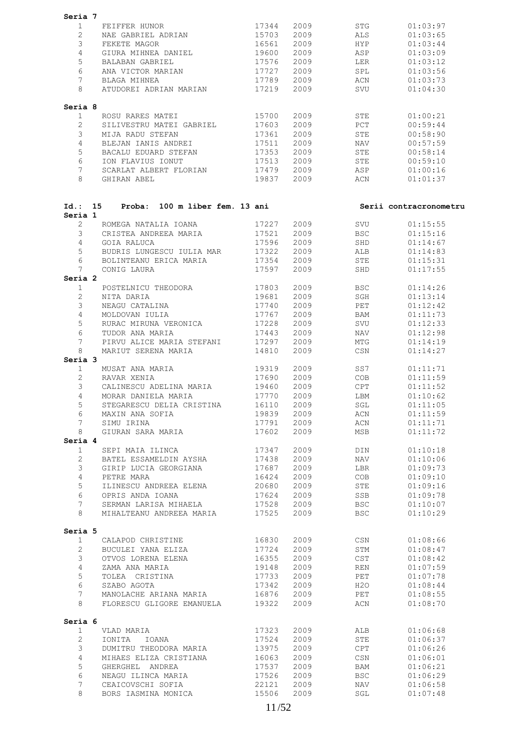**Seria 7**

| | | | | | |
|---|---|---|---|---|---|
| 1 | FEIFFER HUNOR | 17344 | 2009 | STG | 01:03:97 |
| 2 | NAE GABRIEL ADRIAN | 15703 | 2009 | ALS | 01:03:65 |
| 3 | FEKETE MAGOR | 16561 | 2009 | HYP | 01:03:44 |
| 4 | GIURA MIHNEA DANIEL | 19600 | 2009 | ASP | 01:03:09 |
| 5 | BALABAN GABRIEL | 17576 | 2009 | LER | 01:03:12 |
| 6 | ANA VICTOR MARIAN | 17727 | 2009 | SPL | 01:03:56 |
| 7 | BLAGA MIHNEA | 17789 | 2009 | ACN | 01:03:73 |
| 8 | ATUDOREI ADRIAN MARIAN | 17219 | 2009 | SVU | 01:04:30 |

**Seria 8**

| | | | | | |
|---|---|---|---|---|---|
| 1 | ROSU RARES MATEI | 15700 | 2009 | STE | 01:00:21 |
| 2 | SILIVESTRU MATEI GABRIEL | 17603 | 2009 | PCT | 00:59:44 |
| 3 | MIJA RADU STEFAN | 17361 | 2009 | STE | 00:58:90 |
| 4 | BLEJAN IANIS ANDREI | 17511 | 2009 | NAV | 00:57:59 |
| 5 | BACALU EDUARD STEFAN | 17353 | 2009 | STE | 00:58:14 |
| 6 | ION FLAVIUS IONUT | 17513 | 2009 | STE | 00:59:10 |
| 7 | SCARLAT ALBERT FLORIAN | 17479 | 2009 | ASP | 01:00:16 |
| 8 | GHIRAN ABEL | 19837 | 2009 | ACN | 01:01:37 |

**Id.: 15 Proba: 100 m liber fem. 13 ani** — **Serii contracronometru**

**Seria 1**

| | | | | | |
|---|---|---|---|---|---|
| 2 | ROMEGA NATALIA IOANA | 17227 | 2009 | SVU | 01:15:55 |
| 3 | CRISTEA ANDREEA MARIA | 17521 | 2009 | BSC | 01:15:16 |
| 4 | GOIA RALUCA | 17596 | 2009 | SHD | 01:14:67 |
| 5 | BUDRIS LUNGESCU IULIA MAR | 17322 | 2009 | ALB | 01:14:83 |
| 6 | BOLINTEANU ERICA MARIA | 17354 | 2009 | STE | 01:15:31 |
| 7 | CONIG LAURA | 17597 | 2009 | SHD | 01:17:55 |

**Seria 2**

| | | | | | |
|---|---|---|---|---|---|
| 1 | POSTELNICU THEODORA | 17803 | 2009 | BSC | 01:14:26 |
| 2 | NITA DARIA | 19681 | 2009 | SGH | 01:13:14 |
| 3 | NEAGU CATALINA | 17740 | 2009 | PET | 01:12:42 |
| 4 | MOLDOVAN IULIA | 17767 | 2009 | BAM | 01:11:73 |
| 5 | RURAC MIRUNA VERONICA | 17228 | 2009 | SVU | 01:12:33 |
| 6 | TUDOR ANA MARIA | 17443 | 2009 | NAV | 01:12:98 |
| 7 | PIRVU ALICE MARIA STEFANI | 17297 | 2009 | MTG | 01:14:19 |
| 8 | MARIUT SERENA MARIA | 14810 | 2009 | CSN | 01:14:27 |

**Seria 3**

| | | | | | |
|---|---|---|---|---|---|
| 1 | MUSAT ANA MARIA | 19319 | 2009 | SS7 | 01:11:71 |
| 2 | RAVAR XENIA | 17690 | 2009 | COB | 01:11:59 |
| 3 | CALINESCU ADELINA MARIA | 19460 | 2009 | CPT | 01:11:52 |
| 4 | MORAR DANIELA MARIA | 17770 | 2009 | LBM | 01:10:62 |
| 5 | STEGARESCU DELIA CRISTINA | 16110 | 2009 | SGL | 01:11:05 |
| 6 | MAXIN ANA SOFIA | 19839 | 2009 | ACN | 01:11:59 |
| 7 | SIMU IRINA | 17791 | 2009 | ACN | 01:11:71 |
| 8 | GIURAN SARA MARIA | 17602 | 2009 | MSB | 01:11:72 |

**Seria 4**

| | | | | | |
|---|---|---|---|---|---|
| 1 | SEPI MAIA ILINCA | 17347 | 2009 | DIN | 01:10:18 |
| 2 | BATEL ESSAMELDIN AYSHA | 17438 | 2009 | NAV | 01:10:06 |
| 3 | GIRIP LUCIA GEORGIANA | 17687 | 2009 | LBR | 01:09:73 |
| 4 | PETRE MARA | 16424 | 2009 | COB | 01:09:10 |
| 5 | ILINESCU ANDREEA ELENA | 20680 | 2009 | STE | 01:09:16 |
| 6 | OPRIS ANDA IOANA | 17624 | 2009 | SSB | 01:09:78 |
| 7 | SERMAN LARISA MIHAELA | 17528 | 2009 | BSC | 01:10:07 |
| 8 | MIHALTEANU ANDREEA MARIA | 17525 | 2009 | BSC | 01:10:29 |

**Seria 5**

| | | | | | |
|---|---|---|---|---|---|
| 1 | CALAPOD CHRISTINE | 16830 | 2009 | CSN | 01:08:66 |
| 2 | BUCULEI YANA ELIZA | 17724 | 2009 | STM | 01:08:47 |
| 3 | OTVOS LORENA ELENA | 16355 | 2009 | CST | 01:08:42 |
| 4 | ZAMA ANA MARIA | 19148 | 2009 | REN | 01:07:59 |
| 5 | TOLEA CRISTINA | 17733 | 2009 | PET | 01:07:78 |
| 6 | SZABO AGOTA | 17342 | 2009 | H2O | 01:08:44 |
| 7 | MANOLACHE ARIANA MARIA | 16876 | 2009 | PET | 01:08:55 |
| 8 | FLORESCU GLIGORE EMANUELA | 19322 | 2009 | ACN | 01:08:70 |

**Seria 6**

| | | | | | |
|---|---|---|---|---|---|
| 1 | VLAD MARIA | 17323 | 2009 | ALB | 01:06:68 |
| 2 | IONITA IOANA | 17524 | 2009 | STE | 01:06:37 |
| 3 | DUMITRU THEODORA MARIA | 13975 | 2009 | CPT | 01:06:26 |
| 4 | MIHAES ELIZA CRISTIANA | 16063 | 2009 | CSN | 01:06:01 |
| 5 | GHERGHEL ANDREA | 17537 | 2009 | BAM | 01:06:21 |
| 6 | NEAGU ILINCA MARIA | 17526 | 2009 | BSC | 01:06:29 |
| 7 | CEAICOVSCHI SOFIA | 22121 | 2009 | NAV | 01:06:58 |
| 8 | BORS IASMINA MONICA | 15506 | 2009 | SGL | 01:07:48 |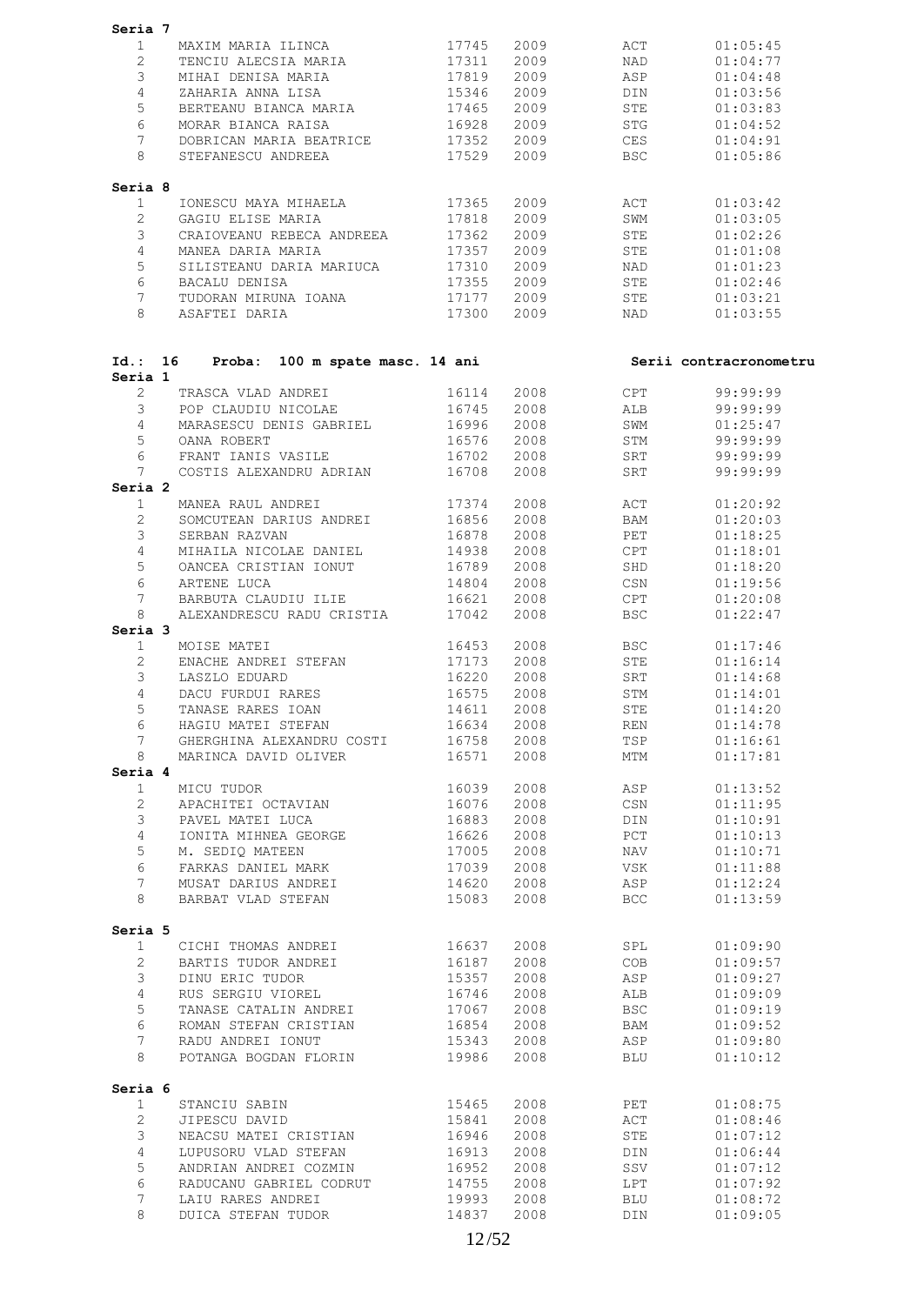**Seria 7**

| | | | | | |
|---|---|---|---|---|---|
| 1 | MAXIM MARIA ILINCA | 17745 | 2009 | ACT | 01:05:45 |
| 2 | TENCIU ALECSIA MARIA | 17311 | 2009 | NAD | 01:04:77 |
| 3 | MIHAI DENISA MARIA | 17819 | 2009 | ASP | 01:04:48 |
| 4 | ZAHARIA ANNA LISA | 15346 | 2009 | DIN | 01:03:56 |
| 5 | BERTEANU BIANCA MARIA | 17465 | 2009 | STE | 01:03:83 |
| 6 | MORAR BIANCA RAISA | 16928 | 2009 | STG | 01:04:52 |
| 7 | DOBRICAN MARIA BEATRICE | 17352 | 2009 | CES | 01:04:91 |
| 8 | STEFANESCU ANDREEA | 17529 | 2009 | BSC | 01:05:86 |

**Seria 8**

| | | | | | |
|---|---|---|---|---|---|
| 1 | IONESCU MAYA MIHAELA | 17365 | 2009 | ACT | 01:03:42 |
| 2 | GAGIU ELISE MARIA | 17818 | 2009 | SWM | 01:03:05 |
| 3 | CRAIOVEANU REBECA ANDREEA | 17362 | 2009 | STE | 01:02:26 |
| 4 | MANEA DARIA MARIA | 17357 | 2009 | STE | 01:01:08 |
| 5 | SILISTEANU DARIA MARIUCA | 17310 | 2009 | NAD | 01:01:23 |
| 6 | BACALU DENISA | 17355 | 2009 | STE | 01:02:46 |
| 7 | TUDORAN MIRUNA IOANA | 17177 | 2009 | STE | 01:03:21 |
| 8 | ASAFTEI DARIA | 17300 | 2009 | NAD | 01:03:55 |

**Id.: 16 Proba: 100 m spate masc. 14 ani** **Serii contracronometru**

**Seria 1**

| | | | | | |
|---|---|---|---|---|---|
| 2 | TRASCA VLAD ANDREI | 16114 | 2008 | CPT | 99:99:99 |
| 3 | POP CLAUDIU NICOLAE | 16745 | 2008 | ALB | 99:99:99 |
| 4 | MARASESCU DENIS GABRIEL | 16996 | 2008 | SWM | 01:25:47 |
| 5 | OANA ROBERT | 16576 | 2008 | STM | 99:99:99 |
| 6 | FRANT IANIS VASILE | 16702 | 2008 | SRT | 99:99:99 |
| 7 | COSTIS ALEXANDRU ADRIAN | 16708 | 2008 | SRT | 99:99:99 |

**Seria 2**

| | | | | | |
|---|---|---|---|---|---|
| 1 | MANEA RAUL ANDREI | 17374 | 2008 | ACT | 01:20:92 |
| 2 | SOMCUTEAN DARIUS ANDREI | 16856 | 2008 | BAM | 01:20:03 |
| 3 | SERBAN RAZVAN | 16878 | 2008 | PET | 01:18:25 |
| 4 | MIHAILA NICOLAE DANIEL | 14938 | 2008 | CPT | 01:18:01 |
| 5 | OANCEA CRISTIAN IONUT | 16789 | 2008 | SHD | 01:18:20 |
| 6 | ARTENE LUCA | 14804 | 2008 | CSN | 01:19:56 |
| 7 | BARBUTA CLAUDIU ILIE | 16621 | 2008 | CPT | 01:20:08 |
| 8 | ALEXANDRESCU RADU CRISTIA | 17042 | 2008 | BSC | 01:22:47 |

**Seria 3**

| | | | | | |
|---|---|---|---|---|---|
| 1 | MOISE MATEI | 16453 | 2008 | BSC | 01:17:46 |
| 2 | ENACHE ANDREI STEFAN | 17173 | 2008 | STE | 01:16:14 |
| 3 | LASZLO EDUARD | 16220 | 2008 | SRT | 01:14:68 |
| 4 | DACU FURDUI RARES | 16575 | 2008 | STM | 01:14:01 |
| 5 | TANASE RARES IOAN | 14611 | 2008 | STE | 01:14:20 |
| 6 | HAGIU MATEI STEFAN | 16634 | 2008 | REN | 01:14:78 |
| 7 | GHERGHINA ALEXANDRU COSTI | 16758 | 2008 | TSP | 01:16:61 |
| 8 | MARINCA DAVID OLIVER | 16571 | 2008 | MTM | 01:17:81 |

**Seria 4**

| | | | | | |
|---|---|---|---|---|---|
| 1 | MICU TUDOR | 16039 | 2008 | ASP | 01:13:52 |
| 2 | APACHITEI OCTAVIAN | 16076 | 2008 | CSN | 01:11:95 |
| 3 | PAVEL MATEI LUCA | 16883 | 2008 | DIN | 01:10:91 |
| 4 | IONITA MIHNEA GEORGE | 16626 | 2008 | PCT | 01:10:13 |
| 5 | M. SEDIQ MATEEN | 17005 | 2008 | NAV | 01:10:71 |
| 6 | FARKAS DANIEL MARK | 17039 | 2008 | VSK | 01:11:88 |
| 7 | MUSAT DARIUS ANDREI | 14620 | 2008 | ASP | 01:12:24 |
| 8 | BARBAT VLAD STEFAN | 15083 | 2008 | BCC | 01:13:59 |

**Seria 5**

| | | | | | |
|---|---|---|---|---|---|
| 1 | CICHI THOMAS ANDREI | 16637 | 2008 | SPL | 01:09:90 |
| 2 | BARTIS TUDOR ANDREI | 16187 | 2008 | COB | 01:09:57 |
| 3 | DINU ERIC TUDOR | 15357 | 2008 | ASP | 01:09:27 |
| 4 | RUS SERGIU VIOREL | 16746 | 2008 | ALB | 01:09:09 |
| 5 | TANASE CATALIN ANDREI | 17067 | 2008 | BSC | 01:09:19 |
| 6 | ROMAN STEFAN CRISTIAN | 16854 | 2008 | BAM | 01:09:52 |
| 7 | RADU ANDREI IONUT | 15343 | 2008 | ASP | 01:09:80 |
| 8 | POTANGA BOGDAN FLORIN | 19986 | 2008 | BLU | 01:10:12 |

**Seria 6**

| | | | | | |
|---|---|---|---|---|---|
| 1 | STANCIU SABIN | 15465 | 2008 | PET | 01:08:75 |
| 2 | JIPESCU DAVID | 15841 | 2008 | ACT | 01:08:46 |
| 3 | NEACSU MATEI CRISTIAN | 16946 | 2008 | STE | 01:07:12 |
| 4 | LUPUSORU VLAD STEFAN | 16913 | 2008 | DIN | 01:06:44 |
| 5 | ANDRIAN ANDREI COZMIN | 16952 | 2008 | SSV | 01:07:12 |
| 6 | RADUCANU GABRIEL CODRUT | 14755 | 2008 | LPT | 01:07:92 |
| 7 | LAIU RARES ANDREI | 19993 | 2008 | BLU | 01:08:72 |
| 8 | DUICA STEFAN TUDOR | 14837 | 2008 | DIN | 01:09:05 |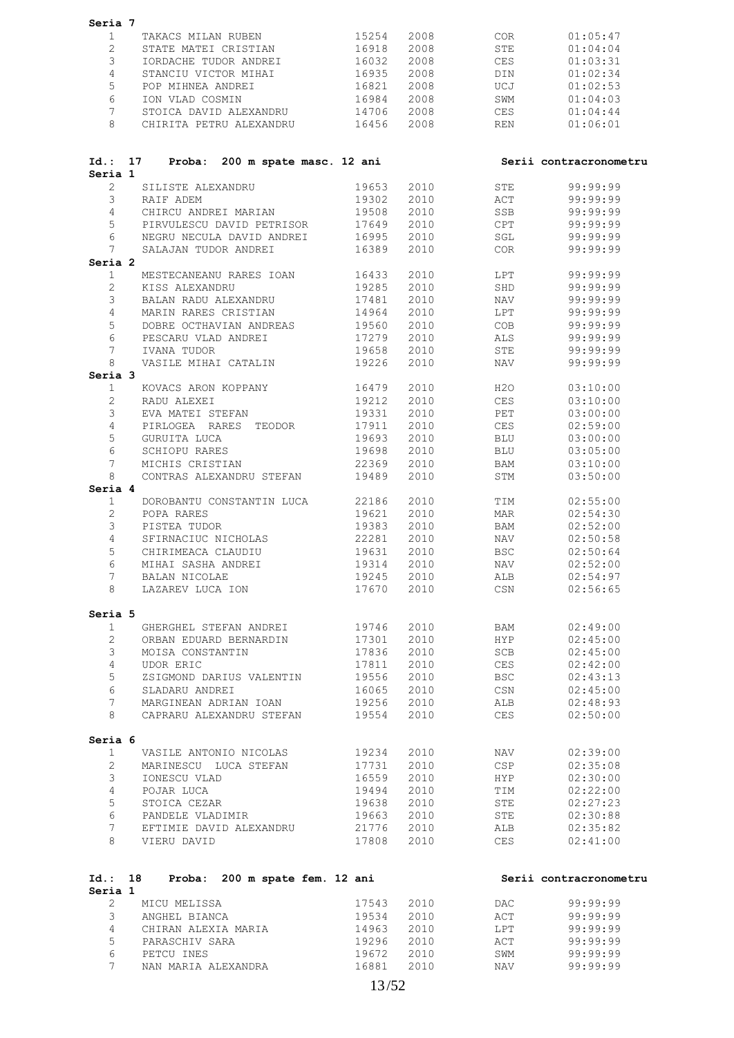**Seria 7**

| | | | | | |
|---|---|---|---|---|---|
| 1 | TAKACS MILAN RUBEN | 15254 | 2008 | COR | 01:05:47 |
| 2 | STATE MATEI CRISTIAN | 16918 | 2008 | STE | 01:04:04 |
| 3 | IORDACHE TUDOR ANDREI | 16032 | 2008 | CES | 01:03:31 |
| 4 | STANCIU VICTOR MIHAI | 16935 | 2008 | DIN | 01:02:34 |
| 5 | POP MIHNEA ANDREI | 16821 | 2008 | UCJ | 01:02:53 |
| 6 | ION VLAD COSMIN | 16984 | 2008 | SWM | 01:04:03 |
| 7 | STOICA DAVID ALEXANDRU | 14706 | 2008 | CES | 01:04:44 |
| 8 | CHIRITA PETRU ALEXANDRU | 16456 | 2008 | REN | 01:06:01 |

## Id.: 17 Proba: 200 m spate masc. 12 ani — Serii contracronometru

**Seria 1**

| | | | | | |
|---|---|---|---|---|---|
| 2 | SILISTE ALEXANDRU | 19653 | 2010 | STE | 99:99:99 |
| 3 | RAIF ADEM | 19302 | 2010 | ACT | 99:99:99 |
| 4 | CHIRCU ANDREI MARIAN | 19508 | 2010 | SSB | 99:99:99 |
| 5 | PIRVULESCU DAVID PETRISOR | 17649 | 2010 | CPT | 99:99:99 |
| 6 | NEGRU NECULA DAVID ANDREI | 16995 | 2010 | SGL | 99:99:99 |
| 7 | SALAJAN TUDOR ANDREI | 16389 | 2010 | COR | 99:99:99 |

**Seria 2**

| | | | | | |
|---|---|---|---|---|---|
| 1 | MESTECANEANU RARES IOAN | 16433 | 2010 | LPT | 99:99:99 |
| 2 | KISS ALEXANDRU | 19285 | 2010 | SHD | 99:99:99 |
| 3 | BALAN RADU ALEXANDRU | 17481 | 2010 | NAV | 99:99:99 |
| 4 | MARIN RARES CRISTIAN | 14964 | 2010 | LPT | 99:99:99 |
| 5 | DOBRE OCTHAVIAN ANDREAS | 19560 | 2010 | COB | 99:99:99 |
| 6 | PESCARU VLAD ANDREI | 17279 | 2010 | ALS | 99:99:99 |
| 7 | IVANA TUDOR | 19658 | 2010 | STE | 99:99:99 |
| 8 | VASILE MIHAI CATALIN | 19226 | 2010 | NAV | 99:99:99 |

**Seria 3**

| | | | | | |
|---|---|---|---|---|---|
| 1 | KOVACS ARON KOPPANY | 16479 | 2010 | H2O | 03:10:00 |
| 2 | RADU ALEXEI | 19212 | 2010 | CES | 03:10:00 |
| 3 | EVA MATEI STEFAN | 19331 | 2010 | PET | 03:00:00 |
| 4 | PIRLOGEA RARES TEODOR | 17911 | 2010 | CES | 02:59:00 |
| 5 | GURUITA LUCA | 19693 | 2010 | BLU | 03:00:00 |
| 6 | SCHIOPU RARES | 19698 | 2010 | BLU | 03:05:00 |
| 7 | MICHIS CRISTIAN | 22369 | 2010 | BAM | 03:10:00 |
| 8 | CONTRAS ALEXANDRU STEFAN | 19489 | 2010 | STM | 03:50:00 |

**Seria 4**

| | | | | | |
|---|---|---|---|---|---|
| 1 | DOROBANTU CONSTANTIN LUCA | 22186 | 2010 | TIM | 02:55:00 |
| 2 | POPA RARES | 19621 | 2010 | MAR | 02:54:30 |
| 3 | PISTEA TUDOR | 19383 | 2010 | BAM | 02:52:00 |
| 4 | SFIRNACIUC NICHOLAS | 22281 | 2010 | NAV | 02:50:58 |
| 5 | CHIRIMEACA CLAUDIU | 19631 | 2010 | BSC | 02:50:64 |
| 6 | MIHAI SASHA ANDREI | 19314 | 2010 | NAV | 02:52:00 |
| 7 | BALAN NICOLAE | 19245 | 2010 | ALB | 02:54:97 |
| 8 | LAZAREV LUCA ION | 17670 | 2010 | CSN | 02:56:65 |

**Seria 5**

| | | | | | |
|---|---|---|---|---|---|
| 1 | GHERGHEL STEFAN ANDREI | 19746 | 2010 | BAM | 02:49:00 |
| 2 | ORBAN EDUARD BERNARDIN | 17301 | 2010 | HYP | 02:45:00 |
| 3 | MOISA CONSTANTIN | 17836 | 2010 | SCB | 02:45:00 |
| 4 | UDOR ERIC | 17811 | 2010 | CES | 02:42:00 |
| 5 | ZSIGMOND DARIUS VALENTIN | 19556 | 2010 | BSC | 02:43:13 |
| 6 | SLADARU ANDREI | 16065 | 2010 | CSN | 02:45:00 |
| 7 | MARGINEAN ADRIAN IOAN | 19256 | 2010 | ALB | 02:48:93 |
| 8 | CAPRARU ALEXANDRU STEFAN | 19554 | 2010 | CES | 02:50:00 |

**Seria 6**

| | | | | | |
|---|---|---|---|---|---|
| 1 | VASILE ANTONIO NICOLAS | 19234 | 2010 | NAV | 02:39:00 |
| 2 | MARINESCU LUCA STEFAN | 17731 | 2010 | CSP | 02:35:08 |
| 3 | IONESCU VLAD | 16559 | 2010 | HYP | 02:30:00 |
| 4 | POJAR LUCA | 19494 | 2010 | TIM | 02:22:00 |
| 5 | STOICA CEZAR | 19638 | 2010 | STE | 02:27:23 |
| 6 | PANDELE VLADIMIR | 19663 | 2010 | STE | 02:30:88 |
| 7 | EFTIMIE DAVID ALEXANDRU | 21776 | 2010 | ALB | 02:35:82 |
| 8 | VIERU DAVID | 17808 | 2010 | CES | 02:41:00 |

## Id.: 18 Proba: 200 m spate fem. 12 ani — Serii contracronometru

**Seria 1**

| | | | | | |
|---|---|---|---|---|---|
| 2 | MICU MELISSA | 17543 | 2010 | DAC | 99:99:99 |
| 3 | ANGHEL BIANCA | 19534 | 2010 | ACT | 99:99:99 |
| 4 | CHIRAN ALEXIA MARIA | 14963 | 2010 | LPT | 99:99:99 |
| 5 | PARASCHIV SARA | 19296 | 2010 | ACT | 99:99:99 |
| 6 | PETCU INES | 19672 | 2010 | SWM | 99:99:99 |
| 7 | NAN MARIA ALEXANDRA | 16881 | 2010 | NAV | 99:99:99 |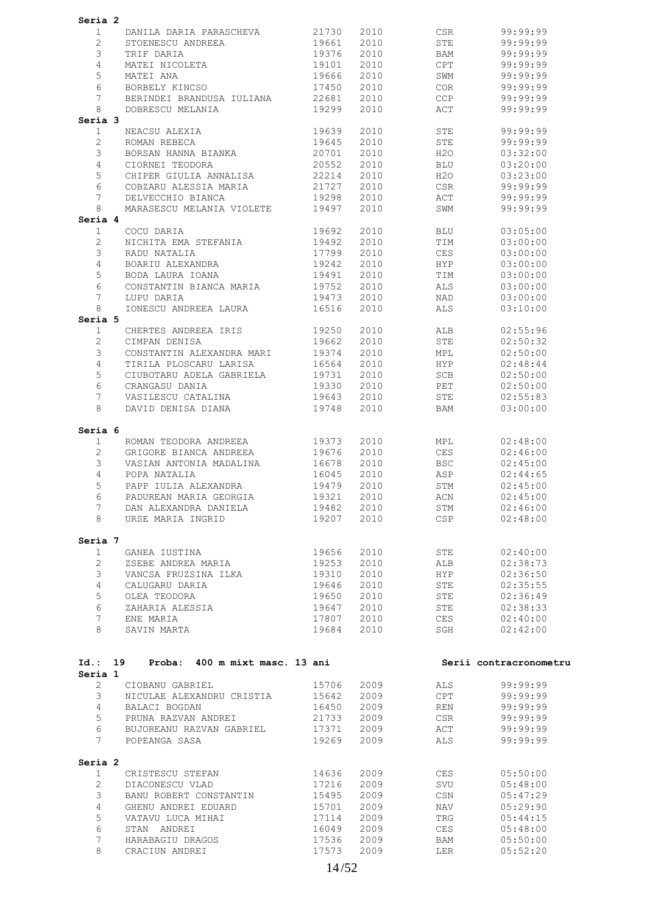**Seria 2**

| | | | | | |
|---|---|---|---|---|---|
| 1 | DANILA DARIA PARASCHEVA | 21730 | 2010 | CSR | 99:99:99 |
| 2 | STOENESCU ANDREEA | 19661 | 2010 | STE | 99:99:99 |
| 3 | TRIF DARIA | 19376 | 2010 | BAM | 99:99:99 |
| 4 | MATEI NICOLETA | 19101 | 2010 | CPT | 99:99:99 |
| 5 | MATEI ANA | 19666 | 2010 | SWM | 99:99:99 |
| 6 | BORBELY KINCSO | 17450 | 2010 | COR | 99:99:99 |
| 7 | BERINDEI BRANDUSA IULIANA | 22681 | 2010 | CCP | 99:99:99 |
| 8 | DOBRESCU MELANIA | 19299 | 2010 | ACT | 99:99:99 |

**Seria 3**

| | | | | | |
|---|---|---|---|---|---|
| 1 | NEACSU ALEXIA | 19639 | 2010 | STE | 99:99:99 |
| 2 | ROMAN REBECA | 19645 | 2010 | STE | 99:99:99 |
| 3 | BORSAN HANNA BIANKA | 20701 | 2010 | H2O | 03:32:00 |
| 4 | CIORNEI TEODORA | 20552 | 2010 | BLU | 03:20:00 |
| 5 | CHIPER GIULIA ANNALISA | 22214 | 2010 | H2O | 03:23:00 |
| 6 | COBZARU ALESSIA MARIA | 21727 | 2010 | CSR | 99:99:99 |
| 7 | DELVECCHIO BIANCA | 19298 | 2010 | ACT | 99:99:99 |
| 8 | MARASESCU MELANIA VIOLETE | 19497 | 2010 | SWM | 99:99:99 |

**Seria 4**

| | | | | | |
|---|---|---|---|---|---|
| 1 | COCU DARIA | 19692 | 2010 | BLU | 03:05:00 |
| 2 | NICHITA EMA STEFANIA | 19492 | 2010 | TIM | 03:00:00 |
| 3 | RADU NATALIA | 17799 | 2010 | CES | 03:00:00 |
| 4 | BOARIU ALEXANDRA | 19242 | 2010 | HYP | 03:00:00 |
| 5 | BODA LAURA IOANA | 19491 | 2010 | TIM | 03:00:00 |
| 6 | CONSTANTIN BIANCA MARIA | 19752 | 2010 | ALS | 03:00:00 |
| 7 | LUPU DARIA | 19473 | 2010 | NAD | 03:00:00 |
| 8 | IONESCU ANDREEA LAURA | 16516 | 2010 | ALS | 03:10:00 |

**Seria 5**

| | | | | | |
|---|---|---|---|---|---|
| 1 | CHERTES ANDREEA IRIS | 19250 | 2010 | ALB | 02:55:96 |
| 2 | CIMPAN DENISA | 19662 | 2010 | STE | 02:50:32 |
| 3 | CONSTANTIN ALEXANDRA MARI | 19374 | 2010 | MPL | 02:50:00 |
| 4 | TIRILA PLOSCARU LARISA | 16564 | 2010 | HYP | 02:48:44 |
| 5 | CIUBOTARU ADELA GABRIELA | 19731 | 2010 | SCB | 02:50:00 |
| 6 | CRANGASU DANIA | 19330 | 2010 | PET | 02:50:00 |
| 7 | VASILESCU CATALINA | 19643 | 2010 | STE | 02:55:83 |
| 8 | DAVID DENISA DIANA | 19748 | 2010 | BAM | 03:00:00 |

**Seria 6**

| | | | | | |
|---|---|---|---|---|---|
| 1 | ROMAN TEODORA ANDREEA | 19373 | 2010 | MPL | 02:48:00 |
| 2 | GRIGORE BIANCA ANDREEA | 19676 | 2010 | CES | 02:46:00 |
| 3 | VASIAN ANTONIA MADALINA | 16678 | 2010 | BSC | 02:45:00 |
| 4 | POPA NATALIA | 16045 | 2010 | ASP | 02:44:65 |
| 5 | PAPP IULIA ALEXANDRA | 19479 | 2010 | STM | 02:45:00 |
| 6 | PADUREAN MARIA GEORGIA | 19321 | 2010 | ACN | 02:45:00 |
| 7 | DAN ALEXANDRA DANIELA | 19482 | 2010 | STM | 02:46:00 |
| 8 | URSE MARIA INGRID | 19207 | 2010 | CSP | 02:48:00 |

**Seria 7**

| | | | | | |
|---|---|---|---|---|---|
| 1 | GANEA IUSTINA | 19656 | 2010 | STE | 02:40:00 |
| 2 | ZSEBE ANDREA MARIA | 19253 | 2010 | ALB | 02:38:73 |
| 3 | VANCSA FRUZSINA ILKA | 19310 | 2010 | HYP | 02:36:50 |
| 4 | CALUGARU DARIA | 19646 | 2010 | STE | 02:35:55 |
| 5 | OLEA TEODORA | 19650 | 2010 | STE | 02:36:49 |
| 6 | ZAHARIA ALESSIA | 19647 | 2010 | STE | 02:38:33 |
| 7 | ENE MARIA | 17807 | 2010 | CES | 02:40:00 |
| 8 | SAVIN MARTA | 19684 | 2010 | SGH | 02:42:00 |

**Id.: 19 Proba: 400 m mixt masc. 13 ani** **Serii contracronometru**

**Seria 1**

| | | | | | |
|---|---|---|---|---|---|
| 2 | CIOBANU GABRIEL | 15706 | 2009 | ALS | 99:99:99 |
| 3 | NICULAE ALEXANDRU CRISTIA | 15642 | 2009 | CPT | 99:99:99 |
| 4 | BALACI BOGDAN | 16450 | 2009 | REN | 99:99:99 |
| 5 | PRUNA RAZVAN ANDREI | 21733 | 2009 | CSR | 99:99:99 |
| 6 | BUJOREANU RAZVAN GABRIEL | 17371 | 2009 | ACT | 99:99:99 |
| 7 | POPEANGA SASA | 19269 | 2009 | ALS | 99:99:99 |

**Seria 2**

| | | | | | |
|---|---|---|---|---|---|
| 1 | CRISTESCU STEFAN | 14636 | 2009 | CES | 05:50:00 |
| 2 | DIACONESCU VLAD | 17216 | 2009 | SVU | 05:48:00 |
| 3 | BANU ROBERT CONSTANTIN | 15495 | 2009 | CSN | 05:47:29 |
| 4 | GHENU ANDREI EDUARD | 15701 | 2009 | NAV | 05:29:90 |
| 5 | VATAVU LUCA MIHAI | 17114 | 2009 | TRG | 05:44:15 |
| 6 | STAN ANDREI | 16049 | 2009 | CES | 05:48:00 |
| 7 | HARABAGIU DRAGOS | 17536 | 2009 | BAM | 05:50:00 |
| 8 | CRACIUN ANDREI | 17573 | 2009 | LER | 05:52:20 |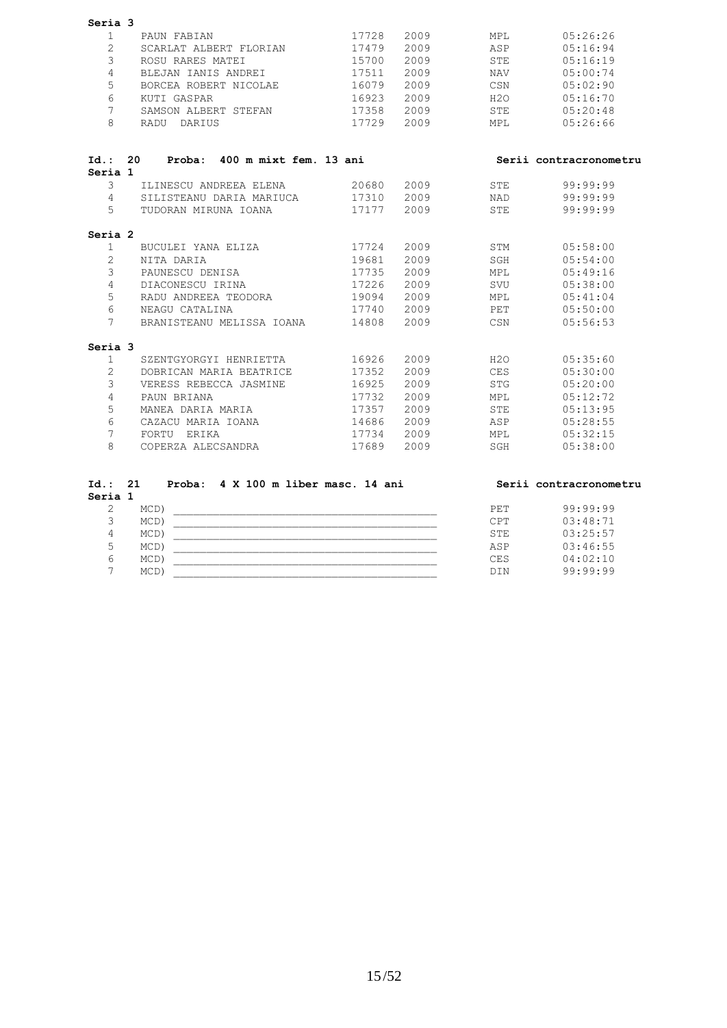**Seria 3**

| | | | | | |
|---|---|---|---|---|---|
| 1 | PAUN FABIAN | 17728 | 2009 | MPL | 05:26:26 |
| 2 | SCARLAT ALBERT FLORIAN | 17479 | 2009 | ASP | 05:16:94 |
| 3 | ROSU RARES MATEI | 15700 | 2009 | STE | 05:16:19 |
| 4 | BLEJAN IANIS ANDREI | 17511 | 2009 | NAV | 05:00:74 |
| 5 | BORCEA ROBERT NICOLAE | 16079 | 2009 | CSN | 05:02:90 |
| 6 | KUTI GASPAR | 16923 | 2009 | H2O | 05:16:70 |
| 7 | SAMSON ALBERT STEFAN | 17358 | 2009 | STE | 05:20:48 |
| 8 | RADU DARIUS | 17729 | 2009 | MPL | 05:26:66 |

**Id.: 20 Proba: 400 m mixt fem. 13 ani** — **Serii contracronometru**

**Seria 1**

| | | | | | |
|---|---|---|---|---|---|
| 3 | ILINESCU ANDREEA ELENA | 20680 | 2009 | STE | 99:99:99 |
| 4 | SILISTEANU DARIA MARIUCA | 17310 | 2009 | NAD | 99:99:99 |
| 5 | TUDORAN MIRUNA IOANA | 17177 | 2009 | STE | 99:99:99 |

**Seria 2**

| | | | | | |
|---|---|---|---|---|---|
| 1 | BUCULEI YANA ELIZA | 17724 | 2009 | STM | 05:58:00 |
| 2 | NITA DARIA | 19681 | 2009 | SGH | 05:54:00 |
| 3 | PAUNESCU DENISA | 17735 | 2009 | MPL | 05:49:16 |
| 4 | DIACONESCU IRINA | 17226 | 2009 | SVU | 05:38:00 |
| 5 | RADU ANDREEA TEODORA | 19094 | 2009 | MPL | 05:41:04 |
| 6 | NEAGU CATALINA | 17740 | 2009 | PET | 05:50:00 |
| 7 | BRANISTEANU MELISSA IOANA | 14808 | 2009 | CSN | 05:56:53 |

**Seria 3**

| | | | | | |
|---|---|---|---|---|---|
| 1 | SZENTGYORGYI HENRIETTA | 16926 | 2009 | H2O | 05:35:60 |
| 2 | DOBRICAN MARIA BEATRICE | 17352 | 2009 | CES | 05:30:00 |
| 3 | VERESS REBECCA JASMINE | 16925 | 2009 | STG | 05:20:00 |
| 4 | PAUN BRIANA | 17732 | 2009 | MPL | 05:12:72 |
| 5 | MANEA DARIA MARIA | 17357 | 2009 | STE | 05:13:95 |
| 6 | CAZACU MARIA IOANA | 14686 | 2009 | ASP | 05:28:55 |
| 7 | FORTU ERIKA | 17734 | 2009 | MPL | 05:32:15 |
| 8 | COPERZA ALECSANDRA | 17689 | 2009 | SGH | 05:38:00 |

**Id.: 21 Proba: 4 X 100 m liber masc. 14 ani** — **Serii contracronometru**

**Seria 1**

| | | | | |
|---|---|---|---|---|
| 2 | MCD) | ________________________________________ | PET | 99:99:99 |
| 3 | MCD) | ________________________________________ | CPT | 03:48:71 |
| 4 | MCD) | ________________________________________ | STE | 03:25:57 |
| 5 | MCD) | ________________________________________ | ASP | 03:46:55 |
| 6 | MCD) | ________________________________________ | CES | 04:02:10 |
| 7 | MCD) | ________________________________________ | DIN | 99:99:99 |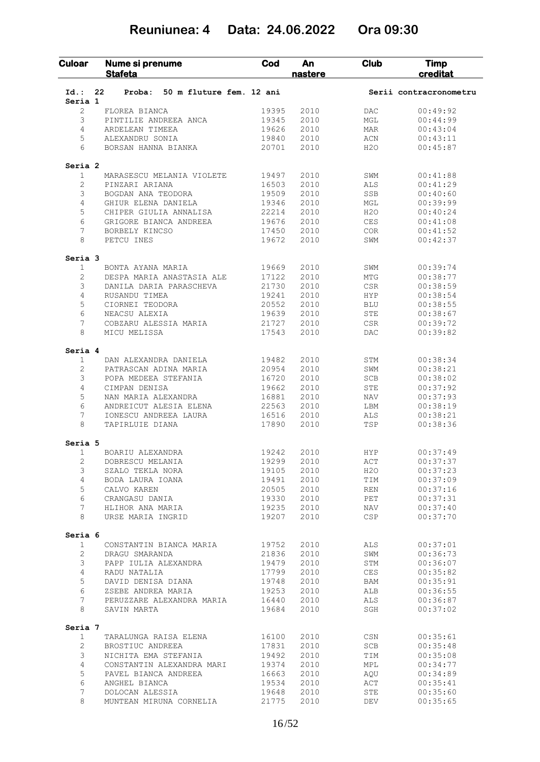# Reuniunea: 4 Data: 24.06.2022 Ora 09:30

| Culoar | Nume si prenume / Stafeta | Cod | An nastere | Club | Timp creditat |
|---|---|---|---|---|---|
| **Id.: 22** | **Proba: 50 m fluture fem. 12 ani** | | | | **Serii contracronometru** |
| **Seria 1** | | | | | |
| 2 | FLOREA BIANCA | 19395 | 2010 | DAC | 00:49:92 |
| 3 | PINTILIE ANDREEA ANCA | 19345 | 2010 | MGL | 00:44:99 |
| 4 | ARDELEAN TIMEEA | 19626 | 2010 | MAR | 00:43:04 |
| 5 | ALEXANDRU SONIA | 19840 | 2010 | ACN | 00:43:11 |
| 6 | BORSAN HANNA BIANKA | 20701 | 2010 | H2O | 00:45:87 |
| **Seria 2** | | | | | |
| 1 | MARASESCU MELANIA VIOLETE | 19497 | 2010 | SWM | 00:41:88 |
| 2 | PINZARI ARIANA | 16503 | 2010 | ALS | 00:41:29 |
| 3 | BOGDAN ANA TEODORA | 19509 | 2010 | SSB | 00:40:60 |
| 4 | GHIUR ELENA DANIELA | 19346 | 2010 | MGL | 00:39:99 |
| 5 | CHIPER GIULIA ANNALISA | 22214 | 2010 | H2O | 00:40:24 |
| 6 | GRIGORE BIANCA ANDREEA | 19676 | 2010 | CES | 00:41:08 |
| 7 | BORBELY KINCSO | 17450 | 2010 | COR | 00:41:52 |
| 8 | PETCU INES | 19672 | 2010 | SWM | 00:42:37 |
| **Seria 3** | | | | | |
| 1 | BONTA AYANA MARIA | 19669 | 2010 | SWM | 00:39:74 |
| 2 | DESPA MARIA ANASTASIA ALE | 17122 | 2010 | MTG | 00:38:77 |
| 3 | DANILA DARIA PARASCHEVA | 21730 | 2010 | CSR | 00:38:59 |
| 4 | RUSANDU TIMEA | 19241 | 2010 | HYP | 00:38:54 |
| 5 | CIORNEI TEODORA | 20552 | 2010 | BLU | 00:38:55 |
| 6 | NEACSU ALEXIA | 19639 | 2010 | STE | 00:38:67 |
| 7 | COBZARU ALESSIA MARIA | 21727 | 2010 | CSR | 00:39:72 |
| 8 | MICU MELISSA | 17543 | 2010 | DAC | 00:39:82 |
| **Seria 4** | | | | | |
| 1 | DAN ALEXANDRA DANIELA | 19482 | 2010 | STM | 00:38:34 |
| 2 | PATRASCAN ADINA MARIA | 20954 | 2010 | SWM | 00:38:21 |
| 3 | POPA MEDEEA STEFANIA | 16720 | 2010 | SCB | 00:38:02 |
| 4 | CIMPAN DENISA | 19662 | 2010 | STE | 00:37:92 |
| 5 | NAN MARIA ALEXANDRA | 16881 | 2010 | NAV | 00:37:93 |
| 6 | ANDREICUT ALESIA ELENA | 22563 | 2010 | LBM | 00:38:19 |
| 7 | IONESCU ANDREEA LAURA | 16516 | 2010 | ALS | 00:38:21 |
| 8 | TAPIRLUIE DIANA | 17890 | 2010 | TSP | 00:38:36 |
| **Seria 5** | | | | | |
| 1 | BOARIU ALEXANDRA | 19242 | 2010 | HYP | 00:37:49 |
| 2 | DOBRESCU MELANIA | 19299 | 2010 | ACT | 00:37:37 |
| 3 | SZALO TEKLA NORA | 19105 | 2010 | H2O | 00:37:23 |
| 4 | BODA LAURA IOANA | 19491 | 2010 | TIM | 00:37:09 |
| 5 | CALVO KAREN | 20505 | 2010 | REN | 00:37:16 |
| 6 | CRANGASU DANIA | 19330 | 2010 | PET | 00:37:31 |
| 7 | HLIHOR ANA MARIA | 19235 | 2010 | NAV | 00:37:40 |
| 8 | URSE MARIA INGRID | 19207 | 2010 | CSP | 00:37:70 |
| **Seria 6** | | | | | |
| 1 | CONSTANTIN BIANCA MARIA | 19752 | 2010 | ALS | 00:37:01 |
| 2 | DRAGU SMARANDA | 21836 | 2010 | SWM | 00:36:73 |
| 3 | PAPP IULIA ALEXANDRA | 19479 | 2010 | STM | 00:36:07 |
| 4 | RADU NATALIA | 17799 | 2010 | CES | 00:35:82 |
| 5 | DAVID DENISA DIANA | 19748 | 2010 | BAM | 00:35:91 |
| 6 | ZSEBE ANDREA MARIA | 19253 | 2010 | ALB | 00:36:55 |
| 7 | PERUZZARE ALEXANDRA MARIA | 16440 | 2010 | ALS | 00:36:87 |
| 8 | SAVIN MARTA | 19684 | 2010 | SGH | 00:37:02 |
| **Seria 7** | | | | | |
| 1 | TARALUNGA RAISA ELENA | 16100 | 2010 | CSN | 00:35:61 |
| 2 | BROSTIUC ANDREEA | 17831 | 2010 | SCB | 00:35:48 |
| 3 | NICHITA EMA STEFANIA | 19492 | 2010 | TIM | 00:35:08 |
| 4 | CONSTANTIN ALEXANDRA MARI | 19374 | 2010 | MPL | 00:34:77 |
| 5 | PAVEL BIANCA ANDREEA | 16663 | 2010 | AQU | 00:34:89 |
| 6 | ANGHEL BIANCA | 19534 | 2010 | ACT | 00:35:41 |
| 7 | DOLOCAN ALESSIA | 19648 | 2010 | STE | 00:35:60 |
| 8 | MUNTEAN MIRUNA CORNELIA | 21775 | 2010 | DEV | 00:35:65 |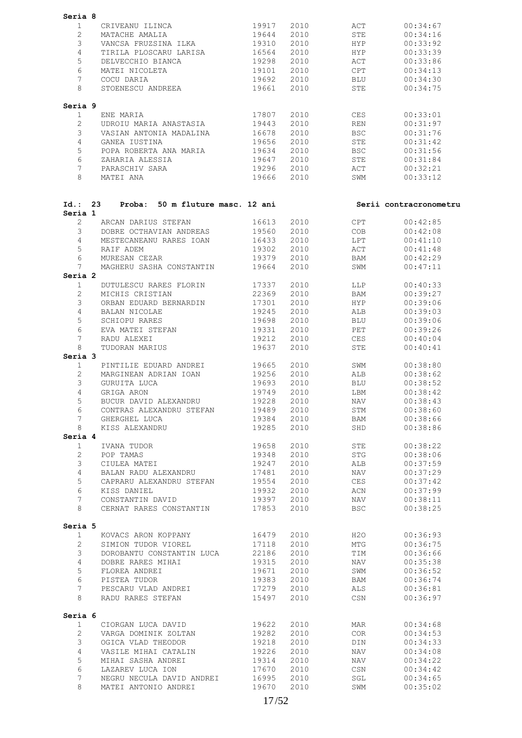**Seria 8**

| | | | | | |
|---|---|---|---|---|---|
| 1 | CRIVEANU ILINCA | 19917 | 2010 | ACT | 00:34:67 |
| 2 | MATACHE AMALIA | 19644 | 2010 | STE | 00:34:16 |
| 3 | VANCSA FRUZSINA ILKA | 19310 | 2010 | HYP | 00:33:92 |
| 4 | TIRILA PLOSCARU LARISA | 16564 | 2010 | HYP | 00:33:39 |
| 5 | DELVECCHIO BIANCA | 19298 | 2010 | ACT | 00:33:86 |
| 6 | MATEI NICOLETA | 19101 | 2010 | CPT | 00:34:13 |
| 7 | COCU DARIA | 19692 | 2010 | BLU | 00:34:30 |
| 8 | STOENESCU ANDREEA | 19661 | 2010 | STE | 00:34:75 |

**Seria 9**

| | | | | | |
|---|---|---|---|---|---|
| 1 | ENE MARIA | 17807 | 2010 | CES | 00:33:01 |
| 2 | UDROIU MARIA ANASTASIA | 19443 | 2010 | REN | 00:31:97 |
| 3 | VASIAN ANTONIA MADALINA | 16678 | 2010 | BSC | 00:31:76 |
| 4 | GANEA IUSTINA | 19656 | 2010 | STE | 00:31:42 |
| 5 | POPA ROBERTA ANA MARIA | 19634 | 2010 | BSC | 00:31:56 |
| 6 | ZAHARIA ALESSIA | 19647 | 2010 | STE | 00:31:84 |
| 7 | PARASCHIV SARA | 19296 | 2010 | ACT | 00:32:21 |
| 8 | MATEI ANA | 19666 | 2010 | SWM | 00:33:12 |

**Id.: 23 Proba: 50 m fluture masc. 12 ani** — **Serii contracronometru**

**Seria 1**

| | | | | | |
|---|---|---|---|---|---|
| 2 | ARCAN DARIUS STEFAN | 16613 | 2010 | CPT | 00:42:85 |
| 3 | DOBRE OCTHAVIAN ANDREAS | 19560 | 2010 | COB | 00:42:08 |
| 4 | MESTECANEANU RARES IOAN | 16433 | 2010 | LPT | 00:41:10 |
| 5 | RAIF ADEM | 19302 | 2010 | ACT | 00:41:48 |
| 6 | MURESAN CEZAR | 19379 | 2010 | BAM | 00:42:29 |
| 7 | MAGHERU SASHA CONSTANTIN | 19664 | 2010 | SWM | 00:47:11 |

**Seria 2**

| | | | | | |
|---|---|---|---|---|---|
| 1 | DUTULESCU RARES FLORIN | 17337 | 2010 | LLP | 00:40:33 |
| 2 | MICHIS CRISTIAN | 22369 | 2010 | BAM | 00:39:27 |
| 3 | ORBAN EDUARD BERNARDIN | 17301 | 2010 | HYP | 00:39:06 |
| 4 | BALAN NICOLAE | 19245 | 2010 | ALB | 00:39:03 |
| 5 | SCHIOPU RARES | 19698 | 2010 | BLU | 00:39:06 |
| 6 | EVA MATEI STEFAN | 19331 | 2010 | PET | 00:39:26 |
| 7 | RADU ALEXEI | 19212 | 2010 | CES | 00:40:04 |
| 8 | TUDORAN MARIUS | 19637 | 2010 | STE | 00:40:41 |

**Seria 3**

| | | | | | |
|---|---|---|---|---|---|
| 1 | PINTILIE EDUARD ANDREI | 19665 | 2010 | SWM | 00:38:80 |
| 2 | MARGINEAN ADRIAN IOAN | 19256 | 2010 | ALB | 00:38:62 |
| 3 | GURUITA LUCA | 19693 | 2010 | BLU | 00:38:52 |
| 4 | GRIGA ARON | 19749 | 2010 | LBM | 00:38:42 |
| 5 | BUCUR DAVID ALEXANDRU | 19228 | 2010 | NAV | 00:38:43 |
| 6 | CONTRAS ALEXANDRU STEFAN | 19489 | 2010 | STM | 00:38:60 |
| 7 | GHERGHEL LUCA | 19384 | 2010 | BAM | 00:38:66 |
| 8 | KISS ALEXANDRU | 19285 | 2010 | SHD | 00:38:86 |

**Seria 4**

| | | | | | |
|---|---|---|---|---|---|
| 1 | IVANA TUDOR | 19658 | 2010 | STE | 00:38:22 |
| 2 | POP TAMAS | 19348 | 2010 | STG | 00:38:06 |
| 3 | CIULEA MATEI | 19247 | 2010 | ALB | 00:37:59 |
| 4 | BALAN RADU ALEXANDRU | 17481 | 2010 | NAV | 00:37:29 |
| 5 | CAPRARU ALEXANDRU STEFAN | 19554 | 2010 | CES | 00:37:42 |
| 6 | KISS DANIEL | 19932 | 2010 | ACN | 00:37:99 |
| 7 | CONSTANTIN DAVID | 19397 | 2010 | NAV | 00:38:11 |
| 8 | CERNAT RARES CONSTANTIN | 17853 | 2010 | BSC | 00:38:25 |

**Seria 5**

| | | | | | |
|---|---|---|---|---|---|
| 1 | KOVACS ARON KOPPANY | 16479 | 2010 | H2O | 00:36:93 |
| 2 | SIMION TUDOR VIOREL | 17118 | 2010 | MTG | 00:36:75 |
| 3 | DOROBANTU CONSTANTIN LUCA | 22186 | 2010 | TIM | 00:36:66 |
| 4 | DOBRE RARES MIHAI | 19315 | 2010 | NAV | 00:35:38 |
| 5 | FLOREA ANDREI | 19671 | 2010 | SWM | 00:36:52 |
| 6 | PISTEA TUDOR | 19383 | 2010 | BAM | 00:36:74 |
| 7 | PESCARU VLAD ANDREI | 17279 | 2010 | ALS | 00:36:81 |
| 8 | RADU RARES STEFAN | 15497 | 2010 | CSN | 00:36:97 |

**Seria 6**

| | | | | | |
|---|---|---|---|---|---|
| 1 | CIORGAN LUCA DAVID | 19622 | 2010 | MAR | 00:34:68 |
| 2 | VARGA DOMINIK ZOLTAN | 19282 | 2010 | COR | 00:34:53 |
| 3 | OGICA VLAD THEODOR | 19218 | 2010 | DIN | 00:34:33 |
| 4 | VASILE MIHAI CATALIN | 19226 | 2010 | NAV | 00:34:08 |
| 5 | MIHAI SASHA ANDREI | 19314 | 2010 | NAV | 00:34:22 |
| 6 | LAZAREV LUCA ION | 17670 | 2010 | CSN | 00:34:42 |
| 7 | NEGRU NECULA DAVID ANDREI | 16995 | 2010 | SGL | 00:34:65 |
| 8 | MATEI ANTONIO ANDREI | 19670 | 2010 | SWM | 00:35:02 |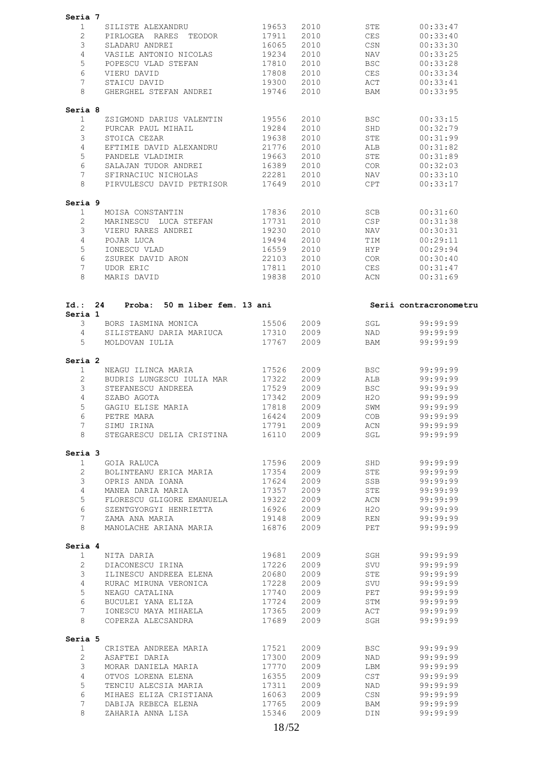**Seria 7**

| | | | | | |
|---|---|---|---|---|---|
| 1 | SILISTE ALEXANDRU | 19653 | 2010 | STE | 00:33:47 |
| 2 | PIRLOGEA RARES TEODOR | 17911 | 2010 | CES | 00:33:40 |
| 3 | SLADARU ANDREI | 16065 | 2010 | CSN | 00:33:30 |
| 4 | VASILE ANTONIO NICOLAS | 19234 | 2010 | NAV | 00:33:25 |
| 5 | POPESCU VLAD STEFAN | 17810 | 2010 | BSC | 00:33:28 |
| 6 | VIERU DAVID | 17808 | 2010 | CES | 00:33:34 |
| 7 | STAICU DAVID | 19300 | 2010 | ACT | 00:33:41 |
| 8 | GHERGHEL STEFAN ANDREI | 19746 | 2010 | BAM | 00:33:95 |

**Seria 8**

| | | | | | |
|---|---|---|---|---|---|
| 1 | ZSIGMOND DARIUS VALENTIN | 19556 | 2010 | BSC | 00:33:15 |
| 2 | PURCAR PAUL MIHAIL | 19284 | 2010 | SHD | 00:32:79 |
| 3 | STOICA CEZAR | 19638 | 2010 | STE | 00:31:99 |
| 4 | EFTIMIE DAVID ALEXANDRU | 21776 | 2010 | ALB | 00:31:82 |
| 5 | PANDELE VLADIMIR | 19663 | 2010 | STE | 00:31:89 |
| 6 | SALAJAN TUDOR ANDREI | 16389 | 2010 | COR | 00:32:03 |
| 7 | SFIRNACIUC NICHOLAS | 22281 | 2010 | NAV | 00:33:10 |
| 8 | PIRVULESCU DAVID PETRISOR | 17649 | 2010 | CPT | 00:33:17 |

**Seria 9**

| | | | | | |
|---|---|---|---|---|---|
| 1 | MOISA CONSTANTIN | 17836 | 2010 | SCB | 00:31:60 |
| 2 | MARINESCU LUCA STEFAN | 17731 | 2010 | CSP | 00:31:38 |
| 3 | VIERU RARES ANDREI | 19230 | 2010 | NAV | 00:30:31 |
| 4 | POJAR LUCA | 19494 | 2010 | TIM | 00:29:11 |
| 5 | IONESCU VLAD | 16559 | 2010 | HYP | 00:29:94 |
| 6 | ZSUREK DAVID ARON | 22103 | 2010 | COR | 00:30:40 |
| 7 | UDOR ERIC | 17811 | 2010 | CES | 00:31:47 |
| 8 | MARIS DAVID | 19838 | 2010 | ACN | 00:31:69 |

**Id.: 24 Proba: 50 m liber fem. 13 ani** — **Serii contracronometru**

**Seria 1**

| | | | | | |
|---|---|---|---|---|---|
| 3 | BORS IASMINA MONICA | 15506 | 2009 | SGL | 99:99:99 |
| 4 | SILISTEANU DARIA MARIUCA | 17310 | 2009 | NAD | 99:99:99 |
| 5 | MOLDOVAN IULIA | 17767 | 2009 | BAM | 99:99:99 |

**Seria 2**

| | | | | | |
|---|---|---|---|---|---|
| 1 | NEAGU ILINCA MARIA | 17526 | 2009 | BSC | 99:99:99 |
| 2 | BUDRIS LUNGESCU IULIA MAR | 17322 | 2009 | ALB | 99:99:99 |
| 3 | STEFANESCU ANDREEA | 17529 | 2009 | BSC | 99:99:99 |
| 4 | SZABO AGOTA | 17342 | 2009 | H2O | 99:99:99 |
| 5 | GAGIU ELISE MARIA | 17818 | 2009 | SWM | 99:99:99 |
| 6 | PETRE MARA | 16424 | 2009 | COB | 99:99:99 |
| 7 | SIMU IRINA | 17791 | 2009 | ACN | 99:99:99 |
| 8 | STEGARESCU DELIA CRISTINA | 16110 | 2009 | SGL | 99:99:99 |

**Seria 3**

| | | | | | |
|---|---|---|---|---|---|
| 1 | GOIA RALUCA | 17596 | 2009 | SHD | 99:99:99 |
| 2 | BOLINTEANU ERICA MARIA | 17354 | 2009 | STE | 99:99:99 |
| 3 | OPRIS ANDA IOANA | 17624 | 2009 | SSB | 99:99:99 |
| 4 | MANEA DARIA MARIA | 17357 | 2009 | STE | 99:99:99 |
| 5 | FLORESCU GLIGORE EMANUELA | 19322 | 2009 | ACN | 99:99:99 |
| 6 | SZENTGYORGYI HENRIETTA | 16926 | 2009 | H2O | 99:99:99 |
| 7 | ZAMA ANA MARIA | 19148 | 2009 | REN | 99:99:99 |
| 8 | MANOLACHE ARIANA MARIA | 16876 | 2009 | PET | 99:99:99 |

**Seria 4**

| | | | | | |
|---|---|---|---|---|---|
| 1 | NITA DARIA | 19681 | 2009 | SGH | 99:99:99 |
| 2 | DIACONESCU IRINA | 17226 | 2009 | SVU | 99:99:99 |
| 3 | ILINESCU ANDREEA ELENA | 20680 | 2009 | STE | 99:99:99 |
| 4 | RURAC MIRUNA VERONICA | 17228 | 2009 | SVU | 99:99:99 |
| 5 | NEAGU CATALINA | 17740 | 2009 | PET | 99:99:99 |
| 6 | BUCULEI YANA ELIZA | 17724 | 2009 | STM | 99:99:99 |
| 7 | IONESCU MAYA MIHAELA | 17365 | 2009 | ACT | 99:99:99 |
| 8 | COPERZA ALECSANDRA | 17689 | 2009 | SGH | 99:99:99 |

**Seria 5**

| | | | | | |
|---|---|---|---|---|---|
| 1 | CRISTEA ANDREEA MARIA | 17521 | 2009 | BSC | 99:99:99 |
| 2 | ASAFTEI DARIA | 17300 | 2009 | NAD | 99:99:99 |
| 3 | MORAR DANIELA MARIA | 17770 | 2009 | LBM | 99:99:99 |
| 4 | OTVOS LORENA ELENA | 16355 | 2009 | CST | 99:99:99 |
| 5 | TENCIU ALECSIA MARIA | 17311 | 2009 | NAD | 99:99:99 |
| 6 | MIHAES ELIZA CRISTIANA | 16063 | 2009 | CSN | 99:99:99 |
| 7 | DABIJA REBECA ELENA | 17765 | 2009 | BAM | 99:99:99 |
| 8 | ZAHARIA ANNA LISA | 15346 | 2009 | DIN | 99:99:99 |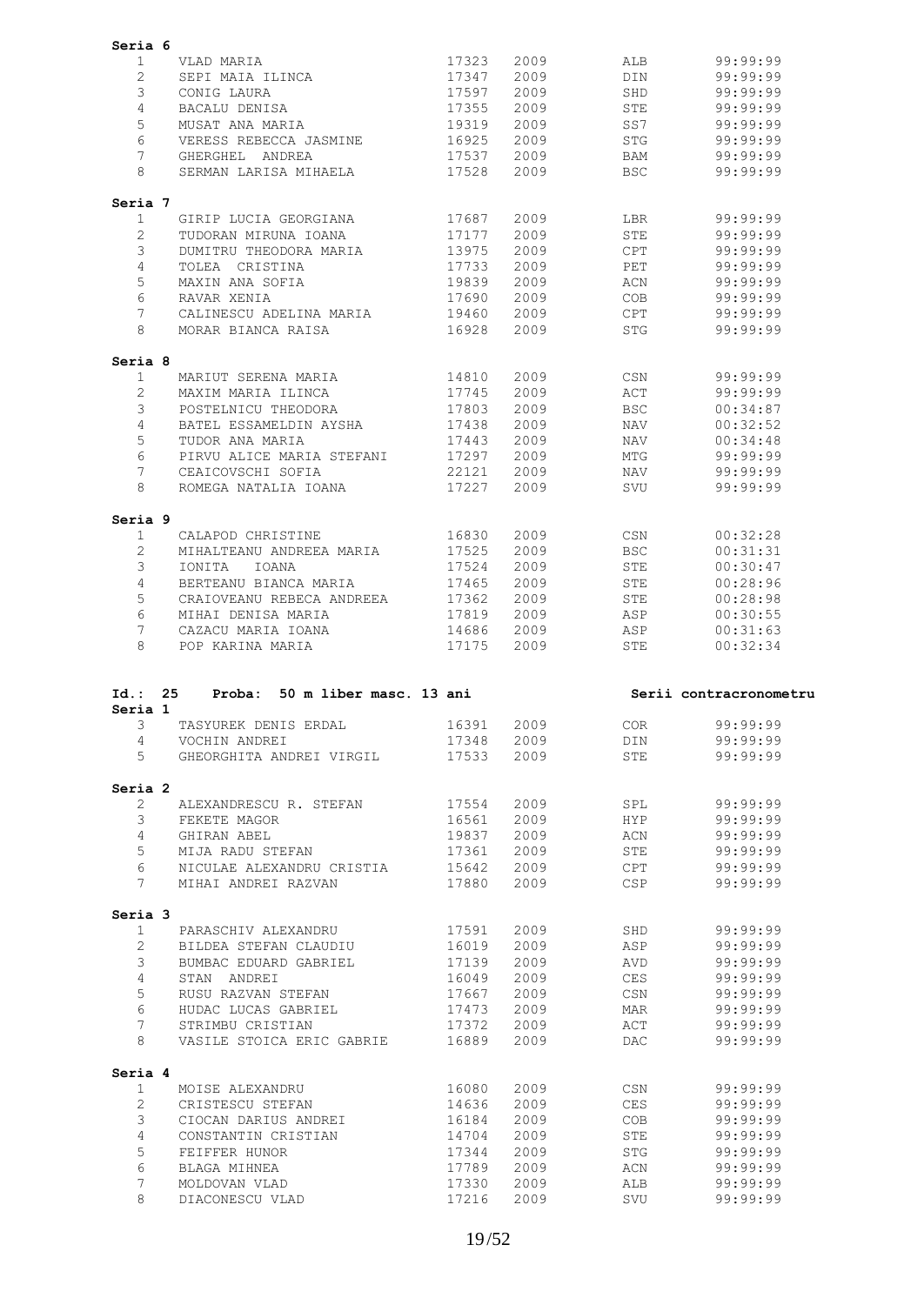**Seria 6**

| | | | | | |
|---|---|---|---|---|---|
| 1 | VLAD MARIA | 17323 | 2009 | ALB | 99:99:99 |
| 2 | SEPI MAIA ILINCA | 17347 | 2009 | DIN | 99:99:99 |
| 3 | CONIG LAURA | 17597 | 2009 | SHD | 99:99:99 |
| 4 | BACALU DENISA | 17355 | 2009 | STE | 99:99:99 |
| 5 | MUSAT ANA MARIA | 19319 | 2009 | SS7 | 99:99:99 |
| 6 | VERESS REBECCA JASMINE | 16925 | 2009 | STG | 99:99:99 |
| 7 | GHERGHEL ANDREA | 17537 | 2009 | BAM | 99:99:99 |
| 8 | SERMAN LARISA MIHAELA | 17528 | 2009 | BSC | 99:99:99 |

**Seria 7**

| | | | | | |
|---|---|---|---|---|---|
| 1 | GIRIP LUCIA GEORGIANA | 17687 | 2009 | LBR | 99:99:99 |
| 2 | TUDORAN MIRUNA IOANA | 17177 | 2009 | STE | 99:99:99 |
| 3 | DUMITRU THEODORA MARIA | 13975 | 2009 | CPT | 99:99:99 |
| 4 | TOLEA CRISTINA | 17733 | 2009 | PET | 99:99:99 |
| 5 | MAXIN ANA SOFIA | 19839 | 2009 | ACN | 99:99:99 |
| 6 | RAVAR XENIA | 17690 | 2009 | COB | 99:99:99 |
| 7 | CALINESCU ADELINA MARIA | 19460 | 2009 | CPT | 99:99:99 |
| 8 | MORAR BIANCA RAISA | 16928 | 2009 | STG | 99:99:99 |

**Seria 8**

| | | | | | |
|---|---|---|---|---|---|
| 1 | MARIUT SERENA MARIA | 14810 | 2009 | CSN | 99:99:99 |
| 2 | MAXIM MARIA ILINCA | 17745 | 2009 | ACT | 99:99:99 |
| 3 | POSTELNICU THEODORA | 17803 | 2009 | BSC | 00:34:87 |
| 4 | BATEL ESSAMELDIN AYSHA | 17438 | 2009 | NAV | 00:32:52 |
| 5 | TUDOR ANA MARIA | 17443 | 2009 | NAV | 00:34:48 |
| 6 | PIRVU ALICE MARIA STEFANI | 17297 | 2009 | MTG | 99:99:99 |
| 7 | CEAICOVSCHI SOFIA | 22121 | 2009 | NAV | 99:99:99 |
| 8 | ROMEGA NATALIA IOANA | 17227 | 2009 | SVU | 99:99:99 |

**Seria 9**

| | | | | | |
|---|---|---|---|---|---|
| 1 | CALAPOD CHRISTINE | 16830 | 2009 | CSN | 00:32:28 |
| 2 | MIHALTEANU ANDREEA MARIA | 17525 | 2009 | BSC | 00:31:31 |
| 3 | IONITA IOANA | 17524 | 2009 | STE | 00:30:47 |
| 4 | BERTEANU BIANCA MARIA | 17465 | 2009 | STE | 00:28:96 |
| 5 | CRAIOVEANU REBECA ANDREEA | 17362 | 2009 | STE | 00:28:98 |
| 6 | MIHAI DENISA MARIA | 17819 | 2009 | ASP | 00:30:55 |
| 7 | CAZACU MARIA IOANA | 14686 | 2009 | ASP | 00:31:63 |
| 8 | POP KARINA MARIA | 17175 | 2009 | STE | 00:32:34 |

**Id.: 25 Proba: 50 m liber masc. 13 ani** — **Serii contracronometru**

**Seria 1**

| | | | | | |
|---|---|---|---|---|---|
| 3 | TASYUREK DENIS ERDAL | 16391 | 2009 | COR | 99:99:99 |
| 4 | VOCHIN ANDREI | 17348 | 2009 | DIN | 99:99:99 |
| 5 | GHEORGHITA ANDREI VIRGIL | 17533 | 2009 | STE | 99:99:99 |

**Seria 2**

| | | | | | |
|---|---|---|---|---|---|
| 2 | ALEXANDRESCU R. STEFAN | 17554 | 2009 | SPL | 99:99:99 |
| 3 | FEKETE MAGOR | 16561 | 2009 | HYP | 99:99:99 |
| 4 | GHIRAN ABEL | 19837 | 2009 | ACN | 99:99:99 |
| 5 | MIJA RADU STEFAN | 17361 | 2009 | STE | 99:99:99 |
| 6 | NICULAE ALEXANDRU CRISTIA | 15642 | 2009 | CPT | 99:99:99 |
| 7 | MIHAI ANDREI RAZVAN | 17880 | 2009 | CSP | 99:99:99 |

**Seria 3**

| | | | | | |
|---|---|---|---|---|---|
| 1 | PARASCHIV ALEXANDRU | 17591 | 2009 | SHD | 99:99:99 |
| 2 | BILDEA STEFAN CLAUDIU | 16019 | 2009 | ASP | 99:99:99 |
| 3 | BUMBAC EDUARD GABRIEL | 17139 | 2009 | AVD | 99:99:99 |
| 4 | STAN ANDREI | 16049 | 2009 | CES | 99:99:99 |
| 5 | RUSU RAZVAN STEFAN | 17667 | 2009 | CSN | 99:99:99 |
| 6 | HUDAC LUCAS GABRIEL | 17473 | 2009 | MAR | 99:99:99 |
| 7 | STRIMBU CRISTIAN | 17372 | 2009 | ACT | 99:99:99 |
| 8 | VASILE STOICA ERIC GABRIE | 16889 | 2009 | DAC | 99:99:99 |

**Seria 4**

| | | | | | |
|---|---|---|---|---|---|
| 1 | MOISE ALEXANDRU | 16080 | 2009 | CSN | 99:99:99 |
| 2 | CRISTESCU STEFAN | 14636 | 2009 | CES | 99:99:99 |
| 3 | CIOCAN DARIUS ANDREI | 16184 | 2009 | COB | 99:99:99 |
| 4 | CONSTANTIN CRISTIAN | 14704 | 2009 | STE | 99:99:99 |
| 5 | FEIFFER HUNOR | 17344 | 2009 | STG | 99:99:99 |
| 6 | BLAGA MIHNEA | 17789 | 2009 | ACN | 99:99:99 |
| 7 | MOLDOVAN VLAD | 17330 | 2009 | ALB | 99:99:99 |
| 8 | DIACONESCU VLAD | 17216 | 2009 | SVU | 99:99:99 |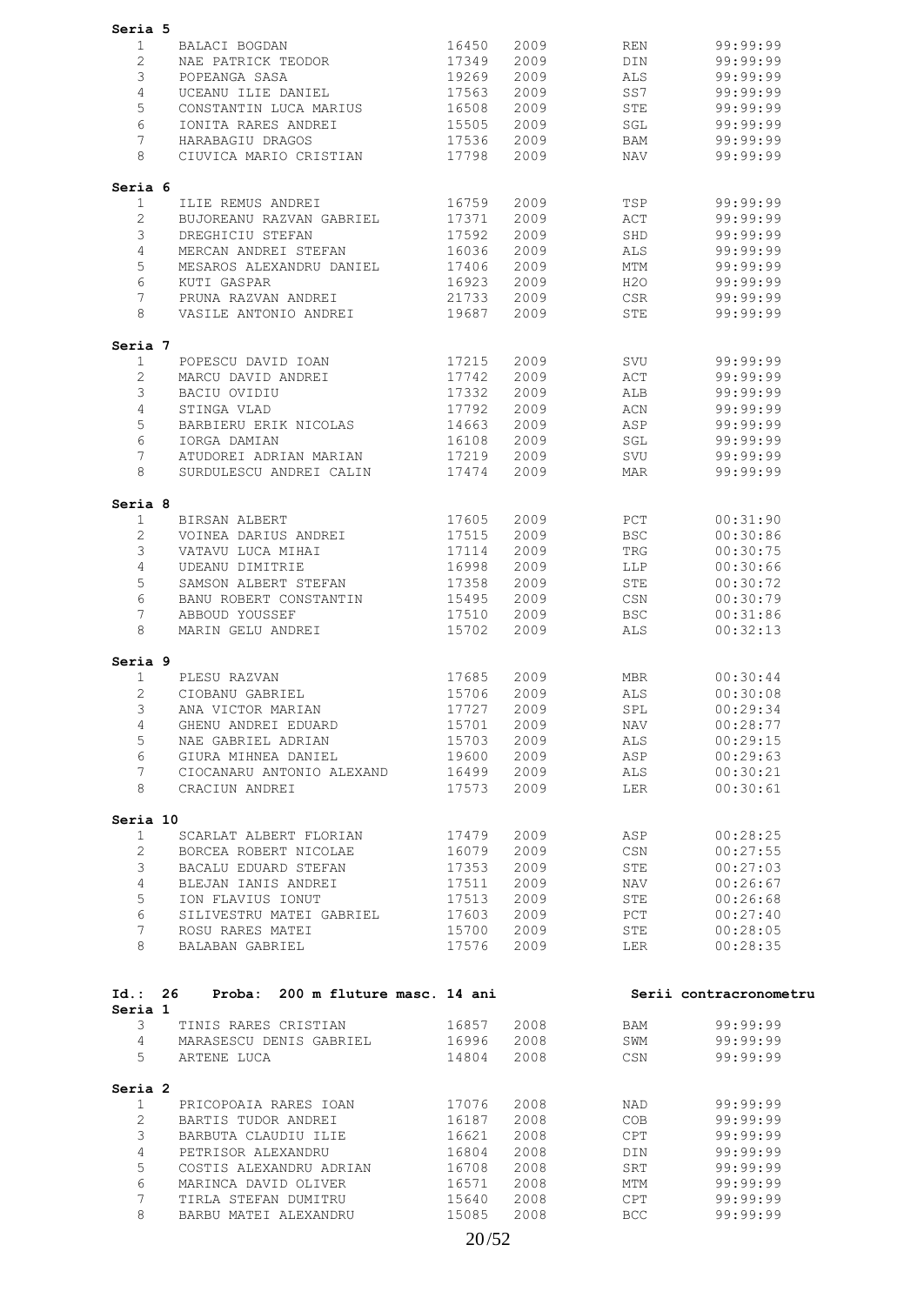**Seria 5**

| | | | | | |
|---|---|---|---|---|---|
| 1 | BALACI BOGDAN | 16450 | 2009 | REN | 99:99:99 |
| 2 | NAE PATRICK TEODOR | 17349 | 2009 | DIN | 99:99:99 |
| 3 | POPEANGA SASA | 19269 | 2009 | ALS | 99:99:99 |
| 4 | UCEANU ILIE DANIEL | 17563 | 2009 | SS7 | 99:99:99 |
| 5 | CONSTANTIN LUCA MARIUS | 16508 | 2009 | STE | 99:99:99 |
| 6 | IONITA RARES ANDREI | 15505 | 2009 | SGL | 99:99:99 |
| 7 | HARABAGIU DRAGOS | 17536 | 2009 | BAM | 99:99:99 |
| 8 | CIUVICA MARIO CRISTIAN | 17798 | 2009 | NAV | 99:99:99 |

**Seria 6**

| | | | | | |
|---|---|---|---|---|---|
| 1 | ILIE REMUS ANDREI | 16759 | 2009 | TSP | 99:99:99 |
| 2 | BUJOREANU RAZVAN GABRIEL | 17371 | 2009 | ACT | 99:99:99 |
| 3 | DREGHICIU STEFAN | 17592 | 2009 | SHD | 99:99:99 |
| 4 | MERCAN ANDREI STEFAN | 16036 | 2009 | ALS | 99:99:99 |
| 5 | MESAROS ALEXANDRU DANIEL | 17406 | 2009 | MTM | 99:99:99 |
| 6 | KUTI GASPAR | 16923 | 2009 | H2O | 99:99:99 |
| 7 | PRUNA RAZVAN ANDREI | 21733 | 2009 | CSR | 99:99:99 |
| 8 | VASILE ANTONIO ANDREI | 19687 | 2009 | STE | 99:99:99 |

**Seria 7**

| | | | | | |
|---|---|---|---|---|---|
| 1 | POPESCU DAVID IOAN | 17215 | 2009 | SVU | 99:99:99 |
| 2 | MARCU DAVID ANDREI | 17742 | 2009 | ACT | 99:99:99 |
| 3 | BACIU OVIDIU | 17332 | 2009 | ALB | 99:99:99 |
| 4 | STINGA VLAD | 17792 | 2009 | ACN | 99:99:99 |
| 5 | BARBIERU ERIK NICOLAS | 14663 | 2009 | ASP | 99:99:99 |
| 6 | IORGA DAMIAN | 16108 | 2009 | SGL | 99:99:99 |
| 7 | ATUDOREI ADRIAN MARIAN | 17219 | 2009 | SVU | 99:99:99 |
| 8 | SURDULESCU ANDREI CALIN | 17474 | 2009 | MAR | 99:99:99 |

**Seria 8**

| | | | | | |
|---|---|---|---|---|---|
| 1 | BIRSAN ALBERT | 17605 | 2009 | PCT | 00:31:90 |
| 2 | VOINEA DARIUS ANDREI | 17515 | 2009 | BSC | 00:30:86 |
| 3 | VATAVU LUCA MIHAI | 17114 | 2009 | TRG | 00:30:75 |
| 4 | UDEANU DIMITRIE | 16998 | 2009 | LLP | 00:30:66 |
| 5 | SAMSON ALBERT STEFAN | 17358 | 2009 | STE | 00:30:72 |
| 6 | BANU ROBERT CONSTANTIN | 15495 | 2009 | CSN | 00:30:79 |
| 7 | ABBOUD YOUSSEF | 17510 | 2009 | BSC | 00:31:86 |
| 8 | MARIN GELU ANDREI | 15702 | 2009 | ALS | 00:32:13 |

**Seria 9**

| | | | | | |
|---|---|---|---|---|---|
| 1 | PLESU RAZVAN | 17685 | 2009 | MBR | 00:30:44 |
| 2 | CIOBANU GABRIEL | 15706 | 2009 | ALS | 00:30:08 |
| 3 | ANA VICTOR MARIAN | 17727 | 2009 | SPL | 00:29:34 |
| 4 | GHENU ANDREI EDUARD | 15701 | 2009 | NAV | 00:28:77 |
| 5 | NAE GABRIEL ADRIAN | 15703 | 2009 | ALS | 00:29:15 |
| 6 | GIURA MIHNEA DANIEL | 19600 | 2009 | ASP | 00:29:63 |
| 7 | CIOCANARU ANTONIO ALEXAND | 16499 | 2009 | ALS | 00:30:21 |
| 8 | CRACIUN ANDREI | 17573 | 2009 | LER | 00:30:61 |

**Seria 10**

| | | | | | |
|---|---|---|---|---|---|
| 1 | SCARLAT ALBERT FLORIAN | 17479 | 2009 | ASP | 00:28:25 |
| 2 | BORCEA ROBERT NICOLAE | 16079 | 2009 | CSN | 00:27:55 |
| 3 | BACALU EDUARD STEFAN | 17353 | 2009 | STE | 00:27:03 |
| 4 | BLEJAN IANIS ANDREI | 17511 | 2009 | NAV | 00:26:67 |
| 5 | ION FLAVIUS IONUT | 17513 | 2009 | STE | 00:26:68 |
| 6 | SILIVESTRU MATEI GABRIEL | 17603 | 2009 | PCT | 00:27:40 |
| 7 | ROSU RARES MATEI | 15700 | 2009 | STE | 00:28:05 |
| 8 | BALABAN GABRIEL | 17576 | 2009 | LER | 00:28:35 |

**Id.: 26 Proba: 200 m fluture masc. 14 ani** — **Serii contracronometru**

**Seria 1**

| | | | | | |
|---|---|---|---|---|---|
| 3 | TINIS RARES CRISTIAN | 16857 | 2008 | BAM | 99:99:99 |
| 4 | MARASESCU DENIS GABRIEL | 16996 | 2008 | SWM | 99:99:99 |
| 5 | ARTENE LUCA | 14804 | 2008 | CSN | 99:99:99 |

**Seria 2**

| | | | | | |
|---|---|---|---|---|---|
| 1 | PRICOPOAIA RARES IOAN | 17076 | 2008 | NAD | 99:99:99 |
| 2 | BARTIS TUDOR ANDREI | 16187 | 2008 | COB | 99:99:99 |
| 3 | BARBUTA CLAUDIU ILIE | 16621 | 2008 | CPT | 99:99:99 |
| 4 | PETRISOR ALEXANDRU | 16804 | 2008 | DIN | 99:99:99 |
| 5 | COSTIS ALEXANDRU ADRIAN | 16708 | 2008 | SRT | 99:99:99 |
| 6 | MARINCA DAVID OLIVER | 16571 | 2008 | MTM | 99:99:99 |
| 7 | TIRLA STEFAN DUMITRU | 15640 | 2008 | CPT | 99:99:99 |
| 8 | BARBU MATEI ALEXANDRU | 15085 | 2008 | BCC | 99:99:99 |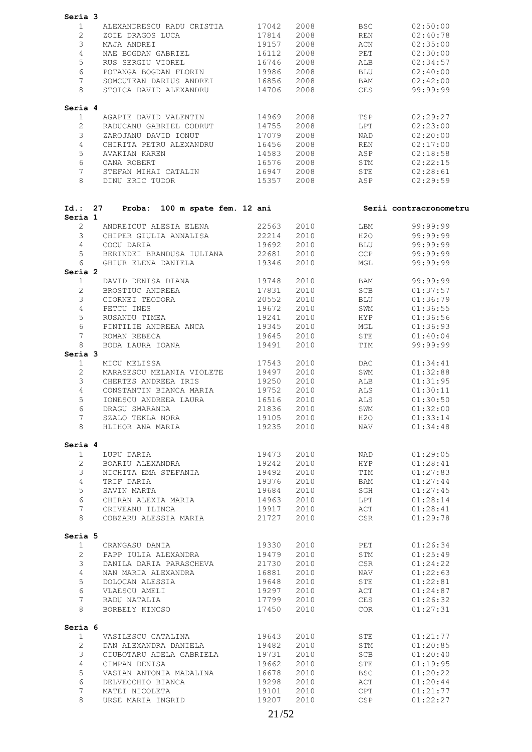**Seria 3**

| | | | | | |
|---|---|---|---|---|---|
| 1 | ALEXANDRESCU RADU CRISTIA | 17042 | 2008 | BSC | 02:50:00 |
| 2 | ZOIE DRAGOS LUCA | 17814 | 2008 | REN | 02:40:78 |
| 3 | MAJA ANDREI | 19157 | 2008 | ACN | 02:35:00 |
| 4 | NAE BOGDAN GABRIEL | 16112 | 2008 | PET | 02:30:00 |
| 5 | RUS SERGIU VIOREL | 16746 | 2008 | ALB | 02:34:57 |
| 6 | POTANGA BOGDAN FLORIN | 19986 | 2008 | BLU | 02:40:00 |
| 7 | SOMCUTEAN DARIUS ANDREI | 16856 | 2008 | BAM | 02:42:00 |
| 8 | STOICA DAVID ALEXANDRU | 14706 | 2008 | CES | 99:99:99 |

**Seria 4**

| | | | | | |
|---|---|---|---|---|---|
| 1 | AGAPIE DAVID VALENTIN | 14969 | 2008 | TSP | 02:29:27 |
| 2 | RADUCANU GABRIEL CODRUT | 14755 | 2008 | LPT | 02:23:00 |
| 3 | ZAROJANU DAVID IONUT | 17079 | 2008 | NAD | 02:20:00 |
| 4 | CHIRITA PETRU ALEXANDRU | 16456 | 2008 | REN | 02:17:00 |
| 5 | AVAKIAN KAREN | 14583 | 2008 | ASP | 02:18:58 |
| 6 | OANA ROBERT | 16576 | 2008 | STM | 02:22:15 |
| 7 | STEFAN MIHAI CATALIN | 16947 | 2008 | STE | 02:28:61 |
| 8 | DINU ERIC TUDOR | 15357 | 2008 | ASP | 02:29:59 |

**Id.: 27 Proba: 100 m spate fem. 12 ani** **Serii contracronometru**

**Seria 1**

| | | | | | |
|---|---|---|---|---|---|
| 2 | ANDREICUT ALESIA ELENA | 22563 | 2010 | LBM | 99:99:99 |
| 3 | CHIPER GIULIA ANNALISA | 22214 | 2010 | H2O | 99:99:99 |
| 4 | COCU DARIA | 19692 | 2010 | BLU | 99:99:99 |
| 5 | BERINDEI BRANDUSA IULIANA | 22681 | 2010 | CCP | 99:99:99 |
| 6 | GHIUR ELENA DANIELA | 19346 | 2010 | MGL | 99:99:99 |

**Seria 2**

| | | | | | |
|---|---|---|---|---|---|
| 1 | DAVID DENISA DIANA | 19748 | 2010 | BAM | 99:99:99 |
| 2 | BROSTIUC ANDREEA | 17831 | 2010 | SCB | 01:37:57 |
| 3 | CIORNEI TEODORA | 20552 | 2010 | BLU | 01:36:79 |
| 4 | PETCU INES | 19672 | 2010 | SWM | 01:36:55 |
| 5 | RUSANDU TIMEA | 19241 | 2010 | HYP | 01:36:56 |
| 6 | PINTILIE ANDREEA ANCA | 19345 | 2010 | MGL | 01:36:93 |
| 7 | ROMAN REBECA | 19645 | 2010 | STE | 01:40:04 |
| 8 | BODA LAURA IOANA | 19491 | 2010 | TIM | 99:99:99 |

**Seria 3**

| | | | | | |
|---|---|---|---|---|---|
| 1 | MICU MELISSA | 17543 | 2010 | DAC | 01:34:41 |
| 2 | MARASESCU MELANIA VIOLETE | 19497 | 2010 | SWM | 01:32:88 |
| 3 | CHERTES ANDREEA IRIS | 19250 | 2010 | ALB | 01:31:95 |
| 4 | CONSTANTIN BIANCA MARIA | 19752 | 2010 | ALS | 01:30:11 |
| 5 | IONESCU ANDREEA LAURA | 16516 | 2010 | ALS | 01:30:50 |
| 6 | DRAGU SMARANDA | 21836 | 2010 | SWM | 01:32:00 |
| 7 | SZALO TEKLA NORA | 19105 | 2010 | H2O | 01:33:14 |
| 8 | HLIHOR ANA MARIA | 19235 | 2010 | NAV | 01:34:48 |

**Seria 4**

| | | | | | |
|---|---|---|---|---|---|
| 1 | LUPU DARIA | 19473 | 2010 | NAD | 01:29:05 |
| 2 | BOARIU ALEXANDRA | 19242 | 2010 | HYP | 01:28:41 |
| 3 | NICHITA EMA STEFANIA | 19492 | 2010 | TIM | 01:27:83 |
| 4 | TRIF DARIA | 19376 | 2010 | BAM | 01:27:44 |
| 5 | SAVIN MARTA | 19684 | 2010 | SGH | 01:27:45 |
| 6 | CHIRAN ALEXIA MARIA | 14963 | 2010 | LPT | 01:28:14 |
| 7 | CRIVEANU ILINCA | 19917 | 2010 | ACT | 01:28:41 |
| 8 | COBZARU ALESSIA MARIA | 21727 | 2010 | CSR | 01:29:78 |

**Seria 5**

| | | | | | |
|---|---|---|---|---|---|
| 1 | CRANGASU DANIA | 19330 | 2010 | PET | 01:26:34 |
| 2 | PAPP IULIA ALEXANDRA | 19479 | 2010 | STM | 01:25:49 |
| 3 | DANILA DARIA PARASCHEVA | 21730 | 2010 | CSR | 01:24:22 |
| 4 | NAN MARIA ALEXANDRA | 16881 | 2010 | NAV | 01:22:63 |
| 5 | DOLOCAN ALESSIA | 19648 | 2010 | STE | 01:22:81 |
| 6 | VLAESCU AMELI | 19297 | 2010 | ACT | 01:24:87 |
| 7 | RADU NATALIA | 17799 | 2010 | CES | 01:26:32 |
| 8 | BORBELY KINCSO | 17450 | 2010 | COR | 01:27:31 |

**Seria 6**

| | | | | | |
|---|---|---|---|---|---|
| 1 | VASILESCU CATALINA | 19643 | 2010 | STE | 01:21:77 |
| 2 | DAN ALEXANDRA DANIELA | 19482 | 2010 | STM | 01:20:85 |
| 3 | CIUBOTARU ADELA GABRIELA | 19731 | 2010 | SCB | 01:20:40 |
| 4 | CIMPAN DENISA | 19662 | 2010 | STE | 01:19:95 |
| 5 | VASIAN ANTONIA MADALINA | 16678 | 2010 | BSC | 01:20:22 |
| 6 | DELVECCHIO BIANCA | 19298 | 2010 | ACT | 01:20:44 |
| 7 | MATEI NICOLETA | 19101 | 2010 | CPT | 01:21:77 |
| 8 | URSE MARIA INGRID | 19207 | 2010 | CSP | 01:22:27 |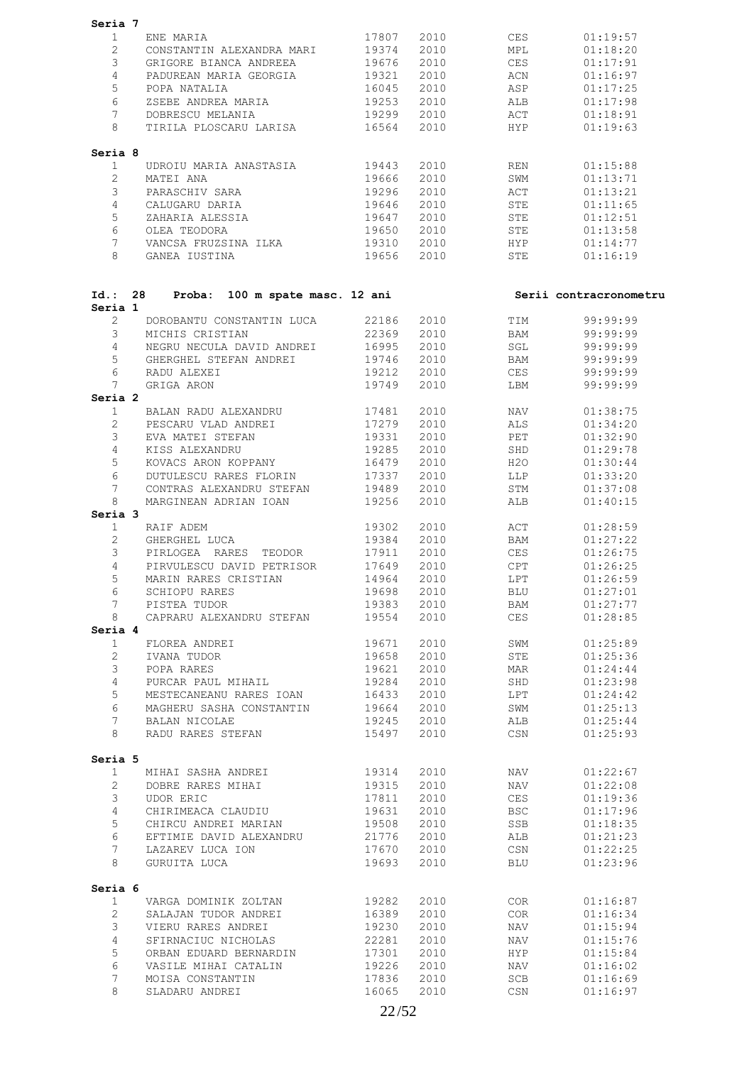**Seria 7**

| | | | | | |
|---|---|---|---|---|---|
| 1 | ENE MARIA | 17807 | 2010 | CES | 01:19:57 |
| 2 | CONSTANTIN ALEXANDRA MARI | 19374 | 2010 | MPL | 01:18:20 |
| 3 | GRIGORE BIANCA ANDREEA | 19676 | 2010 | CES | 01:17:91 |
| 4 | PADUREAN MARIA GEORGIA | 19321 | 2010 | ACN | 01:16:97 |
| 5 | POPA NATALIA | 16045 | 2010 | ASP | 01:17:25 |
| 6 | ZSEBE ANDREA MARIA | 19253 | 2010 | ALB | 01:17:98 |
| 7 | DOBRESCU MELANIA | 19299 | 2010 | ACT | 01:18:91 |
| 8 | TIRILA PLOSCARU LARISA | 16564 | 2010 | HYP | 01:19:63 |

**Seria 8**

| | | | | | |
|---|---|---|---|---|---|
| 1 | UDROIU MARIA ANASTASIA | 19443 | 2010 | REN | 01:15:88 |
| 2 | MATEI ANA | 19666 | 2010 | SWM | 01:13:71 |
| 3 | PARASCHIV SARA | 19296 | 2010 | ACT | 01:13:21 |
| 4 | CALUGARU DARIA | 19646 | 2010 | STE | 01:11:65 |
| 5 | ZAHARIA ALESSIA | 19647 | 2010 | STE | 01:12:51 |
| 6 | OLEA TEODORA | 19650 | 2010 | STE | 01:13:58 |
| 7 | VANCSA FRUZSINA ILKA | 19310 | 2010 | HYP | 01:14:77 |
| 8 | GANEA IUSTINA | 19656 | 2010 | STE | 01:16:19 |

**Id.: 28 Proba: 100 m spate masc. 12 ani** — **Serii contracronometru**

**Seria 1**

| | | | | | |
|---|---|---|---|---|---|
| 2 | DOROBANTU CONSTANTIN LUCA | 22186 | 2010 | TIM | 99:99:99 |
| 3 | MICHIS CRISTIAN | 22369 | 2010 | BAM | 99:99:99 |
| 4 | NEGRU NECULA DAVID ANDREI | 16995 | 2010 | SGL | 99:99:99 |
| 5 | GHERGHEL STEFAN ANDREI | 19746 | 2010 | BAM | 99:99:99 |
| 6 | RADU ALEXEI | 19212 | 2010 | CES | 99:99:99 |
| 7 | GRIGA ARON | 19749 | 2010 | LBM | 99:99:99 |

**Seria 2**

| | | | | | |
|---|---|---|---|---|---|
| 1 | BALAN RADU ALEXANDRU | 17481 | 2010 | NAV | 01:38:75 |
| 2 | PESCARU VLAD ANDREI | 17279 | 2010 | ALS | 01:34:20 |
| 3 | EVA MATEI STEFAN | 19331 | 2010 | PET | 01:32:90 |
| 4 | KISS ALEXANDRU | 19285 | 2010 | SHD | 01:29:78 |
| 5 | KOVACS ARON KOPPANY | 16479 | 2010 | H2O | 01:30:44 |
| 6 | DUTULESCU RARES FLORIN | 17337 | 2010 | LLP | 01:33:20 |
| 7 | CONTRAS ALEXANDRU STEFAN | 19489 | 2010 | STM | 01:37:08 |
| 8 | MARGINEAN ADRIAN IOAN | 19256 | 2010 | ALB | 01:40:15 |

**Seria 3**

| | | | | | |
|---|---|---|---|---|---|
| 1 | RAIF ADEM | 19302 | 2010 | ACT | 01:28:59 |
| 2 | GHERGHEL LUCA | 19384 | 2010 | BAM | 01:27:22 |
| 3 | PIRLOGEA RARES TEODOR | 17911 | 2010 | CES | 01:26:75 |
| 4 | PIRVULESCU DAVID PETRISOR | 17649 | 2010 | CPT | 01:26:25 |
| 5 | MARIN RARES CRISTIAN | 14964 | 2010 | LPT | 01:26:59 |
| 6 | SCHIOPU RARES | 19698 | 2010 | BLU | 01:27:01 |
| 7 | PISTEA TUDOR | 19383 | 2010 | BAM | 01:27:77 |
| 8 | CAPRARU ALEXANDRU STEFAN | 19554 | 2010 | CES | 01:28:85 |

**Seria 4**

| | | | | | |
|---|---|---|---|---|---|
| 1 | FLOREA ANDREI | 19671 | 2010 | SWM | 01:25:89 |
| 2 | IVANA TUDOR | 19658 | 2010 | STE | 01:25:36 |
| 3 | POPA RARES | 19621 | 2010 | MAR | 01:24:44 |
| 4 | PURCAR PAUL MIHAIL | 19284 | 2010 | SHD | 01:23:98 |
| 5 | MESTECANEANU RARES IOAN | 16433 | 2010 | LPT | 01:24:42 |
| 6 | MAGHERU SASHA CONSTANTIN | 19664 | 2010 | SWM | 01:25:13 |
| 7 | BALAN NICOLAE | 19245 | 2010 | ALB | 01:25:44 |
| 8 | RADU RARES STEFAN | 15497 | 2010 | CSN | 01:25:93 |

**Seria 5**

| | | | | | |
|---|---|---|---|---|---|
| 1 | MIHAI SASHA ANDREI | 19314 | 2010 | NAV | 01:22:67 |
| 2 | DOBRE RARES MIHAI | 19315 | 2010 | NAV | 01:22:08 |
| 3 | UDOR ERIC | 17811 | 2010 | CES | 01:19:36 |
| 4 | CHIRIMEACA CLAUDIU | 19631 | 2010 | BSC | 01:17:96 |
| 5 | CHIRCU ANDREI MARIAN | 19508 | 2010 | SSB | 01:18:35 |
| 6 | EFTIMIE DAVID ALEXANDRU | 21776 | 2010 | ALB | 01:21:23 |
| 7 | LAZAREV LUCA ION | 17670 | 2010 | CSN | 01:22:25 |
| 8 | GURUITA LUCA | 19693 | 2010 | BLU | 01:23:96 |

**Seria 6**

| | | | | | |
|---|---|---|---|---|---|
| 1 | VARGA DOMINIK ZOLTAN | 19282 | 2010 | COR | 01:16:87 |
| 2 | SALAJAN TUDOR ANDREI | 16389 | 2010 | COR | 01:16:34 |
| 3 | VIERU RARES ANDREI | 19230 | 2010 | NAV | 01:15:94 |
| 4 | SFIRNACIUC NICHOLAS | 22281 | 2010 | NAV | 01:15:76 |
| 5 | ORBAN EDUARD BERNARDIN | 17301 | 2010 | HYP | 01:15:84 |
| 6 | VASILE MIHAI CATALIN | 19226 | 2010 | NAV | 01:16:02 |
| 7 | MOISA CONSTANTIN | 17836 | 2010 | SCB | 01:16:69 |
| 8 | SLADARU ANDREI | 16065 | 2010 | CSN | 01:16:97 |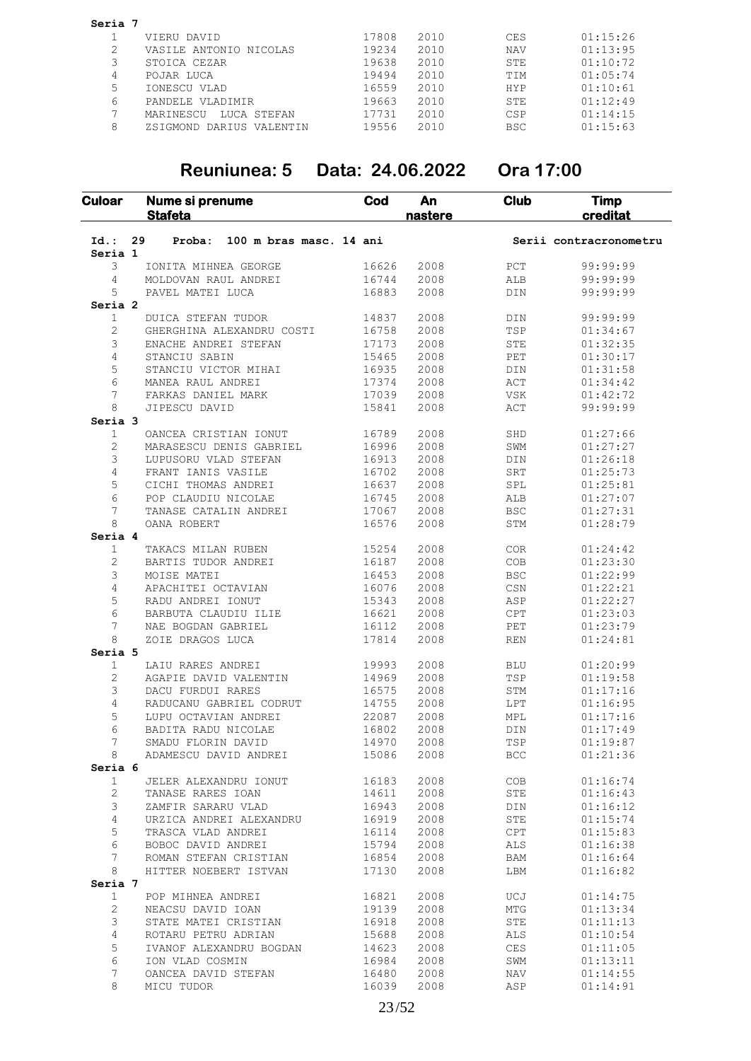**Seria 7**

| | | | | | |
|---|---|---|---|---|---|
| 1 | VIERU DAVID | 17808 | 2010 | CES | 01:15:26 |
| 2 | VASILE ANTONIO NICOLAS | 19234 | 2010 | NAV | 01:13:95 |
| 3 | STOICA CEZAR | 19638 | 2010 | STE | 01:10:72 |
| 4 | POJAR LUCA | 19494 | 2010 | TIM | 01:05:74 |
| 5 | IONESCU VLAD | 16559 | 2010 | HYP | 01:10:61 |
| 6 | PANDELE VLADIMIR | 19663 | 2010 | STE | 01:12:49 |
| 7 | MARINESCU LUCA STEFAN | 17731 | 2010 | CSP | 01:14:15 |
| 8 | ZSIGMOND DARIUS VALENTIN | 19556 | 2010 | BSC | 01:15:63 |

## Reuniunea: 5 Data: 24.06.2022 Ora 17:00

| Culoar | Nume si prenume Stafeta | Cod | An nastere | Club | Timp creditat |
|---|---|---|---|---|---|
| **Id.: 29** | **Proba: 100 m bras masc. 14 ani** | | | | **Serii contracronometru** |
| **Seria 1** | | | | | |
| 3 | IONITA MIHNEA GEORGE | 16626 | 2008 | PCT | 99:99:99 |
| 4 | MOLDOVAN RAUL ANDREI | 16744 | 2008 | ALB | 99:99:99 |
| 5 | PAVEL MATEI LUCA | 16883 | 2008 | DIN | 99:99:99 |
| **Seria 2** | | | | | |
| 1 | DUICA STEFAN TUDOR | 14837 | 2008 | DIN | 99:99:99 |
| 2 | GHERGHINA ALEXANDRU COSTI | 16758 | 2008 | TSP | 01:34:67 |
| 3 | ENACHE ANDREI STEFAN | 17173 | 2008 | STE | 01:32:35 |
| 4 | STANCIU SABIN | 15465 | 2008 | PET | 01:30:17 |
| 5 | STANCIU VICTOR MIHAI | 16935 | 2008 | DIN | 01:31:58 |
| 6 | MANEA RAUL ANDREI | 17374 | 2008 | ACT | 01:34:42 |
| 7 | FARKAS DANIEL MARK | 17039 | 2008 | VSK | 01:42:72 |
| 8 | JIPESCU DAVID | 15841 | 2008 | ACT | 99:99:99 |
| **Seria 3** | | | | | |
| 1 | OANCEA CRISTIAN IONUT | 16789 | 2008 | SHD | 01:27:66 |
| 2 | MARASESCU DENIS GABRIEL | 16996 | 2008 | SWM | 01:27:27 |
| 3 | LUPUSORU VLAD STEFAN | 16913 | 2008 | DIN | 01:26:18 |
| 4 | FRANT IANIS VASILE | 16702 | 2008 | SRT | 01:25:73 |
| 5 | CICHI THOMAS ANDREI | 16637 | 2008 | SPL | 01:25:81 |
| 6 | POP CLAUDIU NICOLAE | 16745 | 2008 | ALB | 01:27:07 |
| 7 | TANASE CATALIN ANDREI | 17067 | 2008 | BSC | 01:27:31 |
| 8 | OANA ROBERT | 16576 | 2008 | STM | 01:28:79 |
| **Seria 4** | | | | | |
| 1 | TAKACS MILAN RUBEN | 15254 | 2008 | COR | 01:24:42 |
| 2 | BARTIS TUDOR ANDREI | 16187 | 2008 | COB | 01:23:30 |
| 3 | MOISE MATEI | 16453 | 2008 | BSC | 01:22:99 |
| 4 | APACHITEI OCTAVIAN | 16076 | 2008 | CSN | 01:22:21 |
| 5 | RADU ANDREI IONUT | 15343 | 2008 | ASP | 01:22:27 |
| 6 | BARBUTA CLAUDIU ILIE | 16621 | 2008 | CPT | 01:23:03 |
| 7 | NAE BOGDAN GABRIEL | 16112 | 2008 | PET | 01:23:79 |
| 8 | ZOIE DRAGOS LUCA | 17814 | 2008 | REN | 01:24:81 |
| **Seria 5** | | | | | |
| 1 | LAIU RARES ANDREI | 19993 | 2008 | BLU | 01:20:99 |
| 2 | AGAPIE DAVID VALENTIN | 14969 | 2008 | TSP | 01:19:58 |
| 3 | DACU FURDUI RARES | 16575 | 2008 | STM | 01:17:16 |
| 4 | RADUCANU GABRIEL CODRUT | 14755 | 2008 | LPT | 01:16:95 |
| 5 | LUPU OCTAVIAN ANDREI | 22087 | 2008 | MPL | 01:17:16 |
| 6 | BADITA RADU NICOLAE | 16802 | 2008 | DIN | 01:17:49 |
| 7 | SMADU FLORIN DAVID | 14970 | 2008 | TSP | 01:19:87 |
| 8 | ADAMESCU DAVID ANDREI | 15086 | 2008 | BCC | 01:21:36 |
| **Seria 6** | | | | | |
| 1 | JELER ALEXANDRU IONUT | 16183 | 2008 | COB | 01:16:74 |
| 2 | TANASE RARES IOAN | 14611 | 2008 | STE | 01:16:43 |
| 3 | ZAMFIR SARARU VLAD | 16943 | 2008 | DIN | 01:16:12 |
| 4 | URZICA ANDREI ALEXANDRU | 16919 | 2008 | STE | 01:15:74 |
| 5 | TRASCA VLAD ANDREI | 16114 | 2008 | CPT | 01:15:83 |
| 6 | BOBOC DAVID ANDREI | 15794 | 2008 | ALS | 01:16:38 |
| 7 | ROMAN STEFAN CRISTIAN | 16854 | 2008 | BAM | 01:16:64 |
| 8 | HITTER NOEBERT ISTVAN | 17130 | 2008 | LBM | 01:16:82 |
| **Seria 7** | | | | | |
| 1 | POP MIHNEA ANDREI | 16821 | 2008 | UCJ | 01:14:75 |
| 2 | NEACSU DAVID IOAN | 19139 | 2008 | MTG | 01:13:34 |
| 3 | STATE MATEI CRISTIAN | 16918 | 2008 | STE | 01:11:13 |
| 4 | ROTARU PETRU ADRIAN | 15688 | 2008 | ALS | 01:10:54 |
| 5 | IVANOF ALEXANDRU BOGDAN | 14623 | 2008 | CES | 01:11:05 |
| 6 | ION VLAD COSMIN | 16984 | 2008 | SWM | 01:13:11 |
| 7 | OANCEA DAVID STEFAN | 16480 | 2008 | NAV | 01:14:55 |
| 8 | MICU TUDOR | 16039 | 2008 | ASP | 01:14:91 |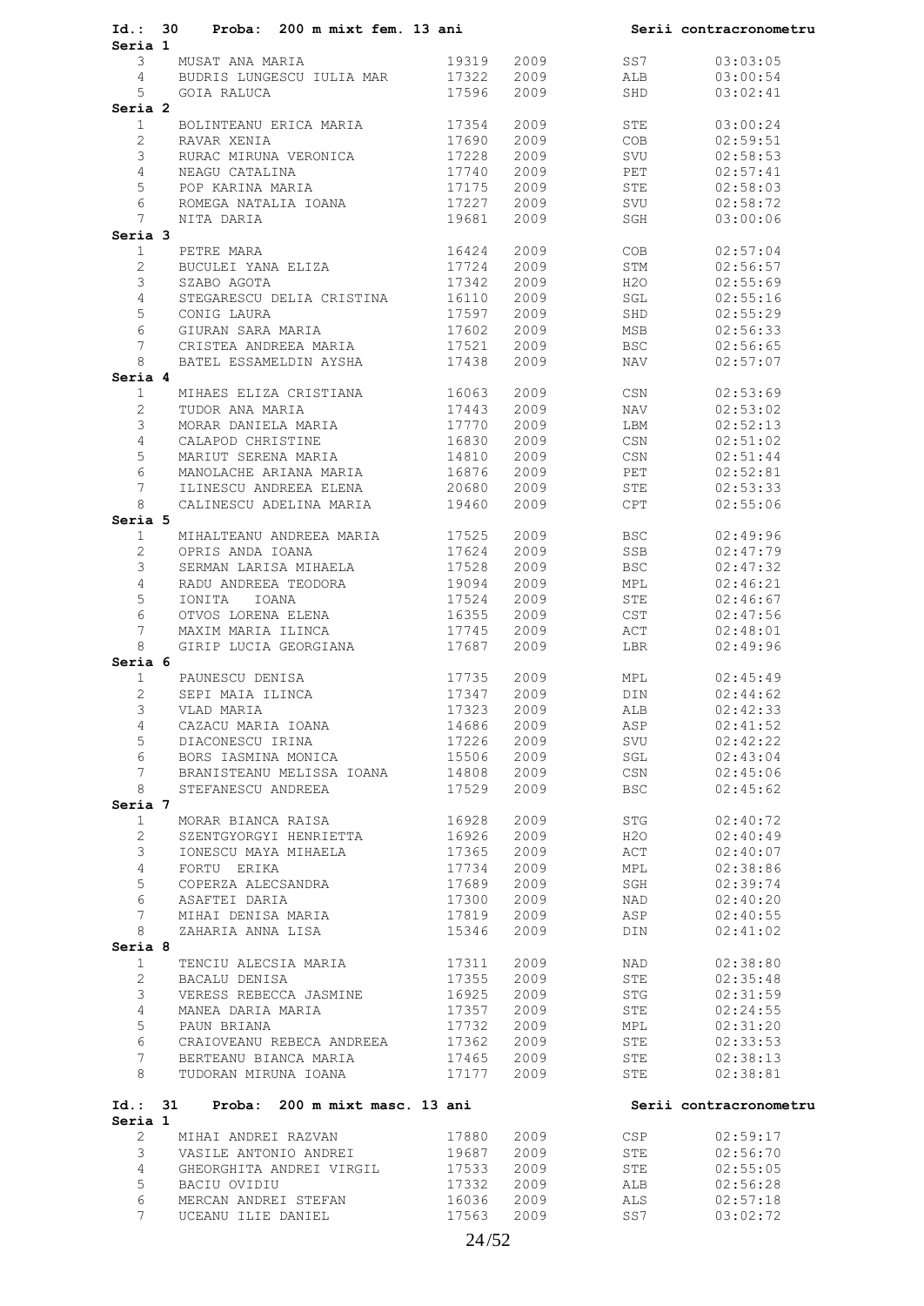**Id.: 30 Proba: 200 m mixt fem. 13 ani** — Serii contracronometru

**Seria 1**

| | | | | | |
|---|---|---|---|---|---|
| 3 | MUSAT ANA MARIA | 19319 | 2009 | SS7 | 03:03:05 |
| 4 | BUDRIS LUNGESCU IULIA MAR | 17322 | 2009 | ALB | 03:00:54 |
| 5 | GOIA RALUCA | 17596 | 2009 | SHD | 03:02:41 |

**Seria 2**

| | | | | | |
|---|---|---|---|---|---|
| 1 | BOLINTEANU ERICA MARIA | 17354 | 2009 | STE | 03:00:24 |
| 2 | RAVAR XENIA | 17690 | 2009 | COB | 02:59:51 |
| 3 | RURAC MIRUNA VERONICA | 17228 | 2009 | SVU | 02:58:53 |
| 4 | NEAGU CATALINA | 17740 | 2009 | PET | 02:57:41 |
| 5 | POP KARINA MARIA | 17175 | 2009 | STE | 02:58:03 |
| 6 | ROMEGA NATALIA IOANA | 17227 | 2009 | SVU | 02:58:72 |
| 7 | NITA DARIA | 19681 | 2009 | SGH | 03:00:06 |

**Seria 3**

| | | | | | |
|---|---|---|---|---|---|
| 1 | PETRE MARA | 16424 | 2009 | COB | 02:57:04 |
| 2 | BUCULEI YANA ELIZA | 17724 | 2009 | STM | 02:56:57 |
| 3 | SZABO AGOTA | 17342 | 2009 | H2O | 02:55:69 |
| 4 | STEGARESCU DELIA CRISTINA | 16110 | 2009 | SGL | 02:55:16 |
| 5 | CONIG LAURA | 17597 | 2009 | SHD | 02:55:29 |
| 6 | GIURAN SARA MARIA | 17602 | 2009 | MSB | 02:56:33 |
| 7 | CRISTEA ANDREEA MARIA | 17521 | 2009 | BSC | 02:56:65 |
| 8 | BATEL ESSAMELDIN AYSHA | 17438 | 2009 | NAV | 02:57:07 |

**Seria 4**

| | | | | | |
|---|---|---|---|---|---|
| 1 | MIHAES ELIZA CRISTIANA | 16063 | 2009 | CSN | 02:53:69 |
| 2 | TUDOR ANA MARIA | 17443 | 2009 | NAV | 02:53:02 |
| 3 | MORAR DANIELA MARIA | 17770 | 2009 | LBM | 02:52:13 |
| 4 | CALAPOD CHRISTINE | 16830 | 2009 | CSN | 02:51:02 |
| 5 | MARIUT SERENA MARIA | 14810 | 2009 | CSN | 02:51:44 |
| 6 | MANOLACHE ARIANA MARIA | 16876 | 2009 | PET | 02:52:81 |
| 7 | ILINESCU ANDREEA ELENA | 20680 | 2009 | STE | 02:53:33 |
| 8 | CALINESCU ADELINA MARIA | 19460 | 2009 | CPT | 02:55:06 |

**Seria 5**

| | | | | | |
|---|---|---|---|---|---|
| 1 | MIHALTEANU ANDREEA MARIA | 17525 | 2009 | BSC | 02:49:96 |
| 2 | OPRIS ANDA IOANA | 17624 | 2009 | SSB | 02:47:79 |
| 3 | SERMAN LARISA MIHAELA | 17528 | 2009 | BSC | 02:47:32 |
| 4 | RADU ANDREEA TEODORA | 19094 | 2009 | MPL | 02:46:21 |
| 5 | IONITA IOANA | 17524 | 2009 | STE | 02:46:67 |
| 6 | OTVOS LORENA ELENA | 16355 | 2009 | CST | 02:47:56 |
| 7 | MAXIM MARIA ILINCA | 17745 | 2009 | ACT | 02:48:01 |
| 8 | GIRIP LUCIA GEORGIANA | 17687 | 2009 | LBR | 02:49:96 |

**Seria 6**

| | | | | | |
|---|---|---|---|---|---|
| 1 | PAUNESCU DENISA | 17735 | 2009 | MPL | 02:45:49 |
| 2 | SEPI MAIA ILINCA | 17347 | 2009 | DIN | 02:44:62 |
| 3 | VLAD MARIA | 17323 | 2009 | ALB | 02:42:33 |
| 4 | CAZACU MARIA IOANA | 14686 | 2009 | ASP | 02:41:52 |
| 5 | DIACONESCU IRINA | 17226 | 2009 | SVU | 02:42:22 |
| 6 | BORS IASMINA MONICA | 15506 | 2009 | SGL | 02:43:04 |
| 7 | BRANISTEANU MELISSA IOANA | 14808 | 2009 | CSN | 02:45:06 |
| 8 | STEFANESCU ANDREEA | 17529 | 2009 | BSC | 02:45:62 |

**Seria 7**

| | | | | | |
|---|---|---|---|---|---|
| 1 | MORAR BIANCA RAISA | 16928 | 2009 | STG | 02:40:72 |
| 2 | SZENTGYORGYI HENRIETTA | 16926 | 2009 | H2O | 02:40:49 |
| 3 | IONESCU MAYA MIHAELA | 17365 | 2009 | ACT | 02:40:07 |
| 4 | FORTU ERIKA | 17734 | 2009 | MPL | 02:38:86 |
| 5 | COPERZA ALECSANDRA | 17689 | 2009 | SGH | 02:39:74 |
| 6 | ASAFTEI DARIA | 17300 | 2009 | NAD | 02:40:20 |
| 7 | MIHAI DENISA MARIA | 17819 | 2009 | ASP | 02:40:55 |
| 8 | ZAHARIA ANNA LISA | 15346 | 2009 | DIN | 02:41:02 |

**Seria 8**

| | | | | | |
|---|---|---|---|---|---|
| 1 | TENCIU ALECSIA MARIA | 17311 | 2009 | NAD | 02:38:80 |
| 2 | BACALU DENISA | 17355 | 2009 | STE | 02:35:48 |
| 3 | VERESS REBECCA JASMINE | 16925 | 2009 | STG | 02:31:59 |
| 4 | MANEA DARIA MARIA | 17357 | 2009 | STE | 02:24:55 |
| 5 | PAUN BRIANA | 17732 | 2009 | MPL | 02:31:20 |
| 6 | CRAIOVEANU REBECA ANDREEA | 17362 | 2009 | STE | 02:33:53 |
| 7 | BERTEANU BIANCA MARIA | 17465 | 2009 | STE | 02:38:13 |
| 8 | TUDORAN MIRUNA IOANA | 17177 | 2009 | STE | 02:38:81 |

**Id.: 31 Proba: 200 m mixt masc. 13 ani** — Serii contracronometru

**Seria 1**

| | | | | | |
|---|---|---|---|---|---|
| 2 | MIHAI ANDREI RAZVAN | 17880 | 2009 | CSP | 02:59:17 |
| 3 | VASILE ANTONIO ANDREI | 19687 | 2009 | STE | 02:56:70 |
| 4 | GHEORGHITA ANDREI VIRGIL | 17533 | 2009 | STE | 02:55:05 |
| 5 | BACIU OVIDIU | 17332 | 2009 | ALB | 02:56:28 |
| 6 | MERCAN ANDREI STEFAN | 16036 | 2009 | ALS | 02:57:18 |
| 7 | UCEANU ILIE DANIEL | 17563 | 2009 | SS7 | 03:02:72 |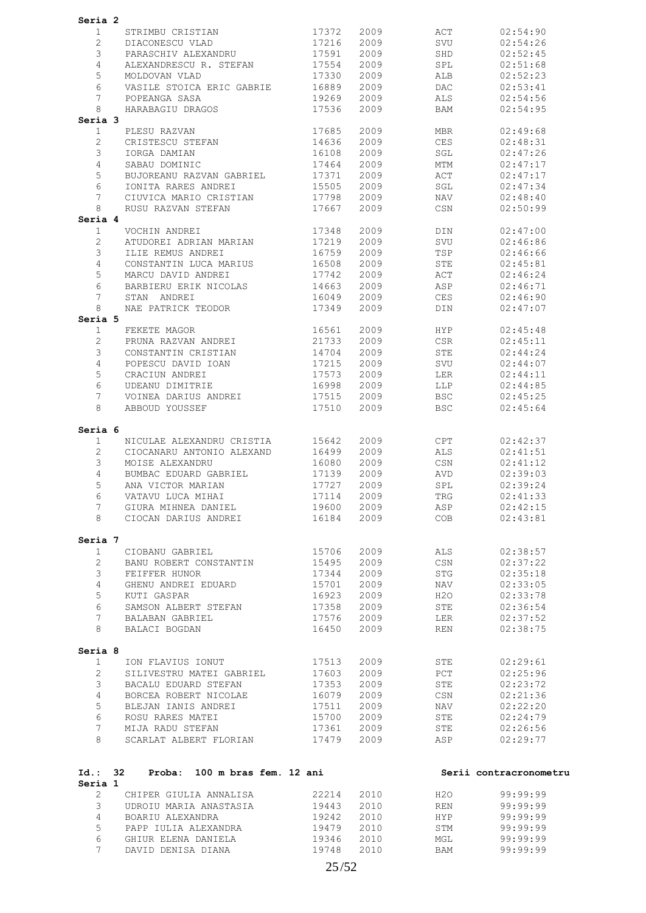**Seria 2**

| | | | | | |
|---|---|---|---|---|---|
| 1 | STRIMBU CRISTIAN | 17372 | 2009 | ACT | 02:54:90 |
| 2 | DIACONESCU VLAD | 17216 | 2009 | SVU | 02:54:26 |
| 3 | PARASCHIV ALEXANDRU | 17591 | 2009 | SHD | 02:52:45 |
| 4 | ALEXANDRESCU R. STEFAN | 17554 | 2009 | SPL | 02:51:68 |
| 5 | MOLDOVAN VLAD | 17330 | 2009 | ALB | 02:52:23 |
| 6 | VASILE STOICA ERIC GABRIE | 16889 | 2009 | DAC | 02:53:41 |
| 7 | POPEANGA SASA | 19269 | 2009 | ALS | 02:54:56 |
| 8 | HARABAGIU DRAGOS | 17536 | 2009 | BAM | 02:54:95 |

**Seria 3**

| | | | | | |
|---|---|---|---|---|---|
| 1 | PLESU RAZVAN | 17685 | 2009 | MBR | 02:49:68 |
| 2 | CRISTESCU STEFAN | 14636 | 2009 | CES | 02:48:31 |
| 3 | IORGA DAMIAN | 16108 | 2009 | SGL | 02:47:26 |
| 4 | SABAU DOMINIC | 17464 | 2009 | MTM | 02:47:17 |
| 5 | BUJOREANU RAZVAN GABRIEL | 17371 | 2009 | ACT | 02:47:17 |
| 6 | IONITA RARES ANDREI | 15505 | 2009 | SGL | 02:47:34 |
| 7 | CIUVICA MARIO CRISTIAN | 17798 | 2009 | NAV | 02:48:40 |
| 8 | RUSU RAZVAN STEFAN | 17667 | 2009 | CSN | 02:50:99 |

**Seria 4**

| | | | | | |
|---|---|---|---|---|---|
| 1 | VOCHIN ANDREI | 17348 | 2009 | DIN | 02:47:00 |
| 2 | ATUDOREI ADRIAN MARIAN | 17219 | 2009 | SVU | 02:46:86 |
| 3 | ILIE REMUS ANDREI | 16759 | 2009 | TSP | 02:46:66 |
| 4 | CONSTANTIN LUCA MARIUS | 16508 | 2009 | STE | 02:45:81 |
| 5 | MARCU DAVID ANDREI | 17742 | 2009 | ACT | 02:46:24 |
| 6 | BARBIERU ERIK NICOLAS | 14663 | 2009 | ASP | 02:46:71 |
| 7 | STAN ANDREI | 16049 | 2009 | CES | 02:46:90 |
| 8 | NAE PATRICK TEODOR | 17349 | 2009 | DIN | 02:47:07 |

**Seria 5**

| | | | | | |
|---|---|---|---|---|---|
| 1 | FEKETE MAGOR | 16561 | 2009 | HYP | 02:45:48 |
| 2 | PRUNA RAZVAN ANDREI | 21733 | 2009 | CSR | 02:45:11 |
| 3 | CONSTANTIN CRISTIAN | 14704 | 2009 | STE | 02:44:24 |
| 4 | POPESCU DAVID IOAN | 17215 | 2009 | SVU | 02:44:07 |
| 5 | CRACIUN ANDREI | 17573 | 2009 | LER | 02:44:11 |
| 6 | UDEANU DIMITRIE | 16998 | 2009 | LLP | 02:44:85 |
| 7 | VOINEA DARIUS ANDREI | 17515 | 2009 | BSC | 02:45:25 |
| 8 | ABBOUD YOUSSEF | 17510 | 2009 | BSC | 02:45:64 |

**Seria 6**

| | | | | | |
|---|---|---|---|---|---|
| 1 | NICULAE ALEXANDRU CRISTIA | 15642 | 2009 | CPT | 02:42:37 |
| 2 | CIOCANARU ANTONIO ALEXAND | 16499 | 2009 | ALS | 02:41:51 |
| 3 | MOISE ALEXANDRU | 16080 | 2009 | CSN | 02:41:12 |
| 4 | BUMBAC EDUARD GABRIEL | 17139 | 2009 | AVD | 02:39:03 |
| 5 | ANA VICTOR MARIAN | 17727 | 2009 | SPL | 02:39:24 |
| 6 | VATAVU LUCA MIHAI | 17114 | 2009 | TRG | 02:41:33 |
| 7 | GIURA MIHNEA DANIEL | 19600 | 2009 | ASP | 02:42:15 |
| 8 | CIOCAN DARIUS ANDREI | 16184 | 2009 | COB | 02:43:81 |

**Seria 7**

| | | | | | |
|---|---|---|---|---|---|
| 1 | CIOBANU GABRIEL | 15706 | 2009 | ALS | 02:38:57 |
| 2 | BANU ROBERT CONSTANTIN | 15495 | 2009 | CSN | 02:37:22 |
| 3 | FEIFFER HUNOR | 17344 | 2009 | STG | 02:35:18 |
| 4 | GHENU ANDREI EDUARD | 15701 | 2009 | NAV | 02:33:05 |
| 5 | KUTI GASPAR | 16923 | 2009 | H2O | 02:33:78 |
| 6 | SAMSON ALBERT STEFAN | 17358 | 2009 | STE | 02:36:54 |
| 7 | BALABAN GABRIEL | 17576 | 2009 | LER | 02:37:52 |
| 8 | BALACI BOGDAN | 16450 | 2009 | REN | 02:38:75 |

**Seria 8**

| | | | | | |
|---|---|---|---|---|---|
| 1 | ION FLAVIUS IONUT | 17513 | 2009 | STE | 02:29:61 |
| 2 | SILIVESTRU MATEI GABRIEL | 17603 | 2009 | PCT | 02:25:96 |
| 3 | BACALU EDUARD STEFAN | 17353 | 2009 | STE | 02:23:72 |
| 4 | BORCEA ROBERT NICOLAE | 16079 | 2009 | CSN | 02:21:36 |
| 5 | BLEJAN IANIS ANDREI | 17511 | 2009 | NAV | 02:22:20 |
| 6 | ROSU RARES MATEI | 15700 | 2009 | STE | 02:24:79 |
| 7 | MIJA RADU STEFAN | 17361 | 2009 | STE | 02:26:56 |
| 8 | SCARLAT ALBERT FLORIAN | 17479 | 2009 | ASP | 02:29:77 |

**Id.: 32 Proba: 100 m bras fem. 12 ani** — **Serii contracronometru**

**Seria 1**

| | | | | | |
|---|---|---|---|---|---|
| 2 | CHIPER GIULIA ANNALISA | 22214 | 2010 | H2O | 99:99:99 |
| 3 | UDROIU MARIA ANASTASIA | 19443 | 2010 | REN | 99:99:99 |
| 4 | BOARIU ALEXANDRA | 19242 | 2010 | HYP | 99:99:99 |
| 5 | PAPP IULIA ALEXANDRA | 19479 | 2010 | STM | 99:99:99 |
| 6 | GHIUR ELENA DANIELA | 19346 | 2010 | MGL | 99:99:99 |
| 7 | DAVID DENISA DIANA | 19748 | 2010 | BAM | 99:99:99 |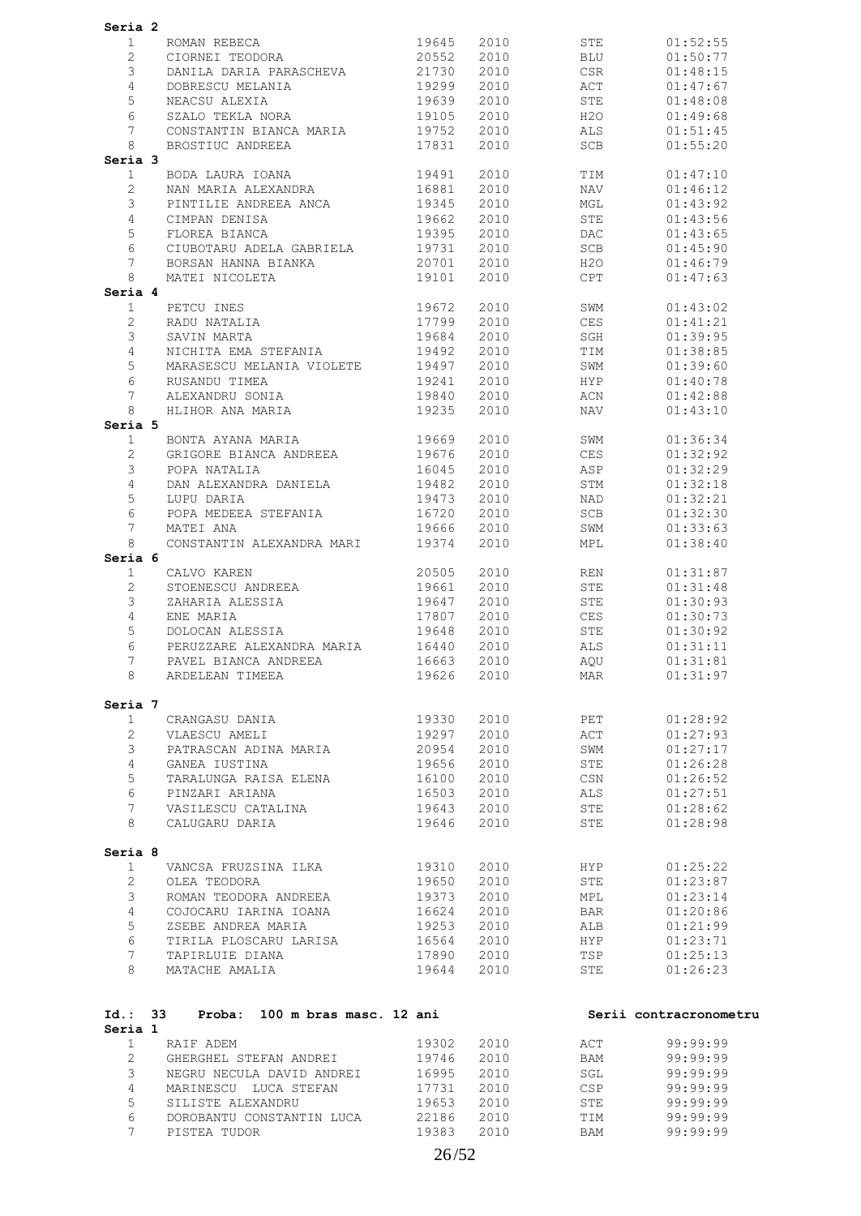**Seria 2**

| | | | | | |
|---|---|---|---|---|---|
| 1 | ROMAN REBECA | 19645 | 2010 | STE | 01:52:55 |
| 2 | CIORNEI TEODORA | 20552 | 2010 | BLU | 01:50:77 |
| 3 | DANILA DARIA PARASCHEVA | 21730 | 2010 | CSR | 01:48:15 |
| 4 | DOBRESCU MELANIA | 19299 | 2010 | ACT | 01:47:67 |
| 5 | NEACSU ALEXIA | 19639 | 2010 | STE | 01:48:08 |
| 6 | SZALO TEKLA NORA | 19105 | 2010 | H2O | 01:49:68 |
| 7 | CONSTANTIN BIANCA MARIA | 19752 | 2010 | ALS | 01:51:45 |
| 8 | BROSTIUC ANDREEA | 17831 | 2010 | SCB | 01:55:20 |

**Seria 3**

| | | | | | |
|---|---|---|---|---|---|
| 1 | BODA LAURA IOANA | 19491 | 2010 | TIM | 01:47:10 |
| 2 | NAN MARIA ALEXANDRA | 16881 | 2010 | NAV | 01:46:12 |
| 3 | PINTILIE ANDREEA ANCA | 19345 | 2010 | MGL | 01:43:92 |
| 4 | CIMPAN DENISA | 19662 | 2010 | STE | 01:43:56 |
| 5 | FLOREA BIANCA | 19395 | 2010 | DAC | 01:43:65 |
| 6 | CIUBOTARU ADELA GABRIELA | 19731 | 2010 | SCB | 01:45:90 |
| 7 | BORSAN HANNA BIANKA | 20701 | 2010 | H2O | 01:46:79 |
| 8 | MATEI NICOLETA | 19101 | 2010 | CPT | 01:47:63 |

**Seria 4**

| | | | | | |
|---|---|---|---|---|---|
| 1 | PETCU INES | 19672 | 2010 | SWM | 01:43:02 |
| 2 | RADU NATALIA | 17799 | 2010 | CES | 01:41:21 |
| 3 | SAVIN MARTA | 19684 | 2010 | SGH | 01:39:95 |
| 4 | NICHITA EMA STEFANIA | 19492 | 2010 | TIM | 01:38:85 |
| 5 | MARASESCU MELANIA VIOLETE | 19497 | 2010 | SWM | 01:39:60 |
| 6 | RUSANDU TIMEA | 19241 | 2010 | HYP | 01:40:78 |
| 7 | ALEXANDRU SONIA | 19840 | 2010 | ACN | 01:42:88 |
| 8 | HLIHOR ANA MARIA | 19235 | 2010 | NAV | 01:43:10 |

**Seria 5**

| | | | | | |
|---|---|---|---|---|---|
| 1 | BONTA AYANA MARIA | 19669 | 2010 | SWM | 01:36:34 |
| 2 | GRIGORE BIANCA ANDREEA | 19676 | 2010 | CES | 01:32:92 |
| 3 | POPA NATALIA | 16045 | 2010 | ASP | 01:32:29 |
| 4 | DAN ALEXANDRA DANIELA | 19482 | 2010 | STM | 01:32:18 |
| 5 | LUPU DARIA | 19473 | 2010 | NAD | 01:32:21 |
| 6 | POPA MEDEEA STEFANIA | 16720 | 2010 | SCB | 01:32:30 |
| 7 | MATEI ANA | 19666 | 2010 | SWM | 01:33:63 |
| 8 | CONSTANTIN ALEXANDRA MARI | 19374 | 2010 | MPL | 01:38:40 |

**Seria 6**

| | | | | | |
|---|---|---|---|---|---|
| 1 | CALVO KAREN | 20505 | 2010 | REN | 01:31:87 |
| 2 | STOENESCU ANDREEA | 19661 | 2010 | STE | 01:31:48 |
| 3 | ZAHARIA ALESSIA | 19647 | 2010 | STE | 01:30:93 |
| 4 | ENE MARIA | 17807 | 2010 | CES | 01:30:73 |
| 5 | DOLOCAN ALESSIA | 19648 | 2010 | STE | 01:30:92 |
| 6 | PERUZZARE ALEXANDRA MARIA | 16440 | 2010 | ALS | 01:31:11 |
| 7 | PAVEL BIANCA ANDREEA | 16663 | 2010 | AQU | 01:31:81 |
| 8 | ARDELEAN TIMEEA | 19626 | 2010 | MAR | 01:31:97 |

**Seria 7**

| | | | | | |
|---|---|---|---|---|---|
| 1 | CRANGASU DANIA | 19330 | 2010 | PET | 01:28:92 |
| 2 | VLAESCU AMELI | 19297 | 2010 | ACT | 01:27:93 |
| 3 | PATRASCAN ADINA MARIA | 20954 | 2010 | SWM | 01:27:17 |
| 4 | GANEA IUSTINA | 19656 | 2010 | STE | 01:26:28 |
| 5 | TARALUNGA RAISA ELENA | 16100 | 2010 | CSN | 01:26:52 |
| 6 | PINZARI ARIANA | 16503 | 2010 | ALS | 01:27:51 |
| 7 | VASILESCU CATALINA | 19643 | 2010 | STE | 01:28:62 |
| 8 | CALUGARU DARIA | 19646 | 2010 | STE | 01:28:98 |

**Seria 8**

| | | | | | |
|---|---|---|---|---|---|
| 1 | VANCSA FRUZSINA ILKA | 19310 | 2010 | HYP | 01:25:22 |
| 2 | OLEA TEODORA | 19650 | 2010 | STE | 01:23:87 |
| 3 | ROMAN TEODORA ANDREEA | 19373 | 2010 | MPL | 01:23:14 |
| 4 | COJOCARU IARINA IOANA | 16624 | 2010 | BAR | 01:20:86 |
| 5 | ZSEBE ANDREA MARIA | 19253 | 2010 | ALB | 01:21:99 |
| 6 | TIRILA PLOSCARU LARISA | 16564 | 2010 | HYP | 01:23:71 |
| 7 | TAPIRLUIE DIANA | 17890 | 2010 | TSP | 01:25:13 |
| 8 | MATACHE AMALIA | 19644 | 2010 | STE | 01:26:23 |

**Id.: 33 Proba: 100 m bras masc. 12 ani** — **Serii contracronometru**

**Seria 1**

| | | | | | |
|---|---|---|---|---|---|
| 1 | RAIF ADEM | 19302 | 2010 | ACT | 99:99:99 |
| 2 | GHERGHEL STEFAN ANDREI | 19746 | 2010 | BAM | 99:99:99 |
| 3 | NEGRU NECULA DAVID ANDREI | 16995 | 2010 | SGL | 99:99:99 |
| 4 | MARINESCU LUCA STEFAN | 17731 | 2010 | CSP | 99:99:99 |
| 5 | SILISTE ALEXANDRU | 19653 | 2010 | STE | 99:99:99 |
| 6 | DOROBANTU CONSTANTIN LUCA | 22186 | 2010 | TIM | 99:99:99 |
| 7 | PISTEA TUDOR | 19383 | 2010 | BAM | 99:99:99 |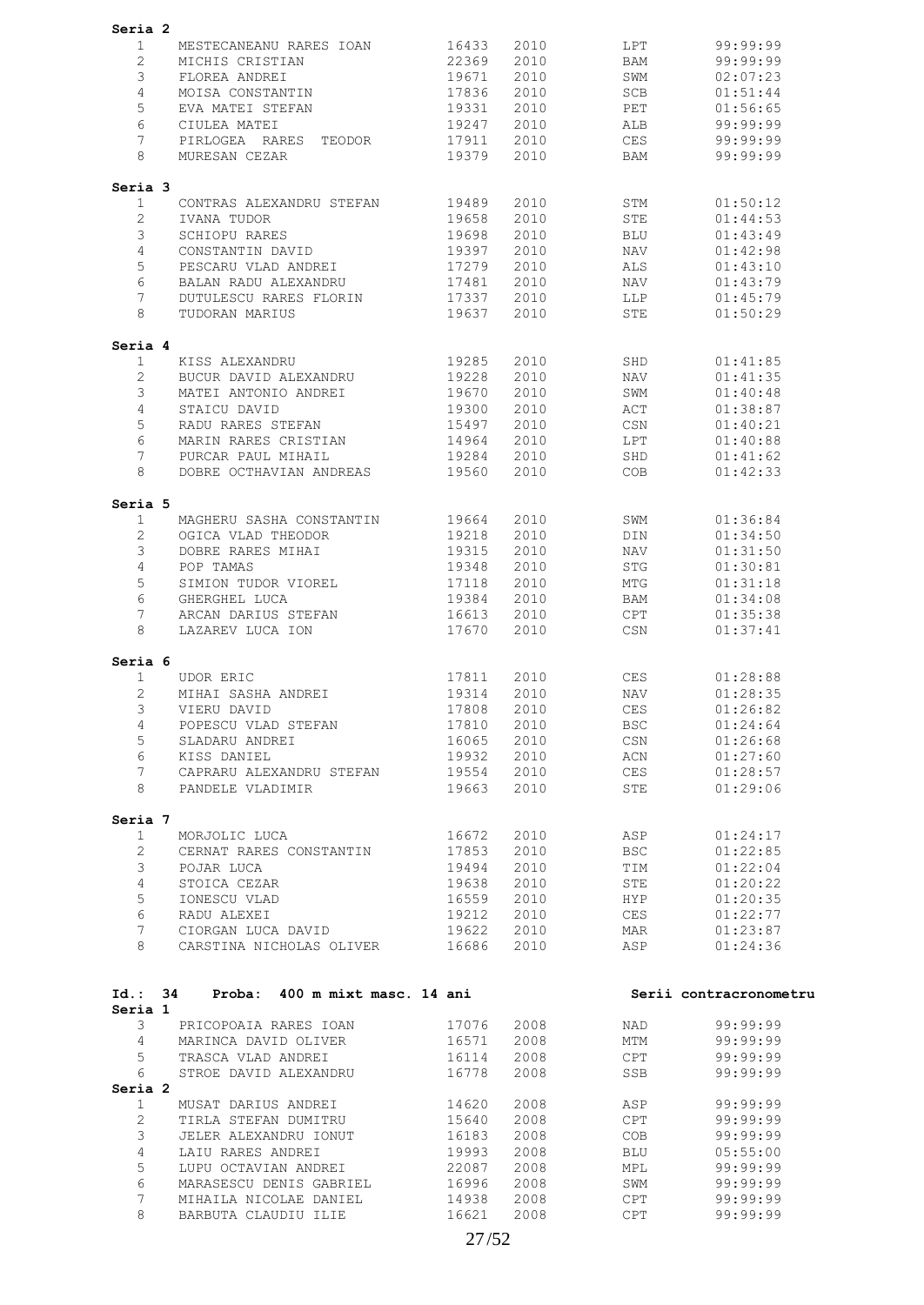**Seria 2**

| | | | | | |
|---|---|---|---|---|---|
| 1 | MESTECANEANU RARES IOAN | 16433 | 2010 | LPT | 99:99:99 |
| 2 | MICHIS CRISTIAN | 22369 | 2010 | BAM | 99:99:99 |
| 3 | FLOREA ANDREI | 19671 | 2010 | SWM | 02:07:23 |
| 4 | MOISA CONSTANTIN | 17836 | 2010 | SCB | 01:51:44 |
| 5 | EVA MATEI STEFAN | 19331 | 2010 | PET | 01:56:65 |
| 6 | CIULEA MATEI | 19247 | 2010 | ALB | 99:99:99 |
| 7 | PIRLOGEA RARES TEODOR | 17911 | 2010 | CES | 99:99:99 |
| 8 | MURESAN CEZAR | 19379 | 2010 | BAM | 99:99:99 |

**Seria 3**

| | | | | | |
|---|---|---|---|---|---|
| 1 | CONTRAS ALEXANDRU STEFAN | 19489 | 2010 | STM | 01:50:12 |
| 2 | IVANA TUDOR | 19658 | 2010 | STE | 01:44:53 |
| 3 | SCHIOPU RARES | 19698 | 2010 | BLU | 01:43:49 |
| 4 | CONSTANTIN DAVID | 19397 | 2010 | NAV | 01:42:98 |
| 5 | PESCARU VLAD ANDREI | 17279 | 2010 | ALS | 01:43:10 |
| 6 | BALAN RADU ALEXANDRU | 17481 | 2010 | NAV | 01:43:79 |
| 7 | DUTULESCU RARES FLORIN | 17337 | 2010 | LLP | 01:45:79 |
| 8 | TUDORAN MARIUS | 19637 | 2010 | STE | 01:50:29 |

**Seria 4**

| | | | | | |
|---|---|---|---|---|---|
| 1 | KISS ALEXANDRU | 19285 | 2010 | SHD | 01:41:85 |
| 2 | BUCUR DAVID ALEXANDRU | 19228 | 2010 | NAV | 01:41:35 |
| 3 | MATEI ANTONIO ANDREI | 19670 | 2010 | SWM | 01:40:48 |
| 4 | STAICU DAVID | 19300 | 2010 | ACT | 01:38:87 |
| 5 | RADU RARES STEFAN | 15497 | 2010 | CSN | 01:40:21 |
| 6 | MARIN RARES CRISTIAN | 14964 | 2010 | LPT | 01:40:88 |
| 7 | PURCAR PAUL MIHAIL | 19284 | 2010 | SHD | 01:41:62 |
| 8 | DOBRE OCTHAVIAN ANDREAS | 19560 | 2010 | COB | 01:42:33 |

**Seria 5**

| | | | | | |
|---|---|---|---|---|---|
| 1 | MAGHERU SASHA CONSTANTIN | 19664 | 2010 | SWM | 01:36:84 |
| 2 | OGICA VLAD THEODOR | 19218 | 2010 | DIN | 01:34:50 |
| 3 | DOBRE RARES MIHAI | 19315 | 2010 | NAV | 01:31:50 |
| 4 | POP TAMAS | 19348 | 2010 | STG | 01:30:81 |
| 5 | SIMION TUDOR VIOREL | 17118 | 2010 | MTG | 01:31:18 |
| 6 | GHERGHEL LUCA | 19384 | 2010 | BAM | 01:34:08 |
| 7 | ARCAN DARIUS STEFAN | 16613 | 2010 | CPT | 01:35:38 |
| 8 | LAZAREV LUCA ION | 17670 | 2010 | CSN | 01:37:41 |

**Seria 6**

| | | | | | |
|---|---|---|---|---|---|
| 1 | UDOR ERIC | 17811 | 2010 | CES | 01:28:88 |
| 2 | MIHAI SASHA ANDREI | 19314 | 2010 | NAV | 01:28:35 |
| 3 | VIERU DAVID | 17808 | 2010 | CES | 01:26:82 |
| 4 | POPESCU VLAD STEFAN | 17810 | 2010 | BSC | 01:24:64 |
| 5 | SLADARU ANDREI | 16065 | 2010 | CSN | 01:26:68 |
| 6 | KISS DANIEL | 19932 | 2010 | ACN | 01:27:60 |
| 7 | CAPRARU ALEXANDRU STEFAN | 19554 | 2010 | CES | 01:28:57 |
| 8 | PANDELE VLADIMIR | 19663 | 2010 | STE | 01:29:06 |

**Seria 7**

| | | | | | |
|---|---|---|---|---|---|
| 1 | MORJOLIC LUCA | 16672 | 2010 | ASP | 01:24:17 |
| 2 | CERNAT RARES CONSTANTIN | 17853 | 2010 | BSC | 01:22:85 |
| 3 | POJAR LUCA | 19494 | 2010 | TIM | 01:22:04 |
| 4 | STOICA CEZAR | 19638 | 2010 | STE | 01:20:22 |
| 5 | IONESCU VLAD | 16559 | 2010 | HYP | 01:20:35 |
| 6 | RADU ALEXEI | 19212 | 2010 | CES | 01:22:77 |
| 7 | CIORGAN LUCA DAVID | 19622 | 2010 | MAR | 01:23:87 |
| 8 | CARSTINA NICHOLAS OLIVER | 16686 | 2010 | ASP | 01:24:36 |

**Id.: 34 Proba: 400 m mixt masc. 14 ani** — **Serii contracronometru**

**Seria 1**

| | | | | | |
|---|---|---|---|---|---|
| 3 | PRICOPOAIA RARES IOAN | 17076 | 2008 | NAD | 99:99:99 |
| 4 | MARINCA DAVID OLIVER | 16571 | 2008 | MTM | 99:99:99 |
| 5 | TRASCA VLAD ANDREI | 16114 | 2008 | CPT | 99:99:99 |
| 6 | STROE DAVID ALEXANDRU | 16778 | 2008 | SSB | 99:99:99 |

**Seria 2**

| | | | | | |
|---|---|---|---|---|---|
| 1 | MUSAT DARIUS ANDREI | 14620 | 2008 | ASP | 99:99:99 |
| 2 | TIRLA STEFAN DUMITRU | 15640 | 2008 | CPT | 99:99:99 |
| 3 | JELER ALEXANDRU IONUT | 16183 | 2008 | COB | 99:99:99 |
| 4 | LAIU RARES ANDREI | 19993 | 2008 | BLU | 05:55:00 |
| 5 | LUPU OCTAVIAN ANDREI | 22087 | 2008 | MPL | 99:99:99 |
| 6 | MARASESCU DENIS GABRIEL | 16996 | 2008 | SWM | 99:99:99 |
| 7 | MIHAILA NICOLAE DANIEL | 14938 | 2008 | CPT | 99:99:99 |
| 8 | BARBUTA CLAUDIU ILIE | 16621 | 2008 | CPT | 99:99:99 |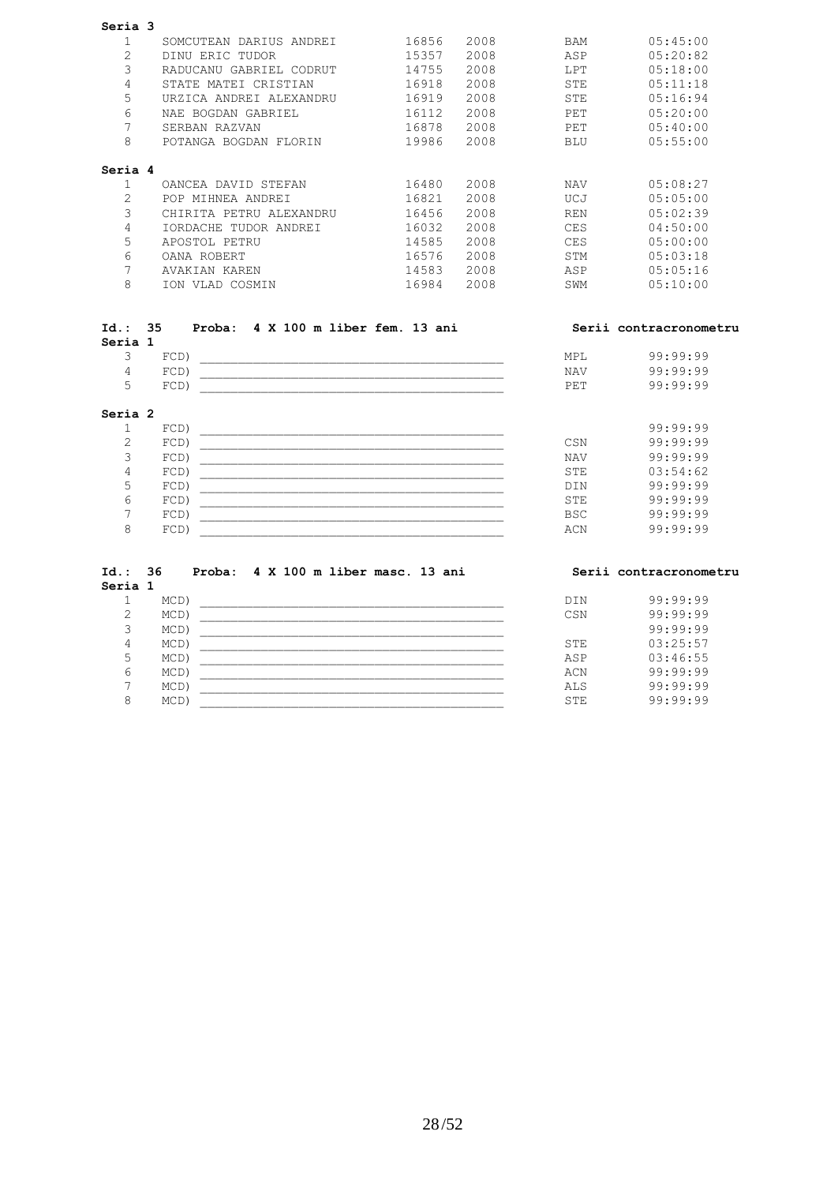**Seria 3**

| | | | | | |
|---|---|---|---|---|---|
| 1 | SOMCUTEAN DARIUS ANDREI | 16856 | 2008 | BAM | 05:45:00 |
| 2 | DINU ERIC TUDOR | 15357 | 2008 | ASP | 05:20:82 |
| 3 | RADUCANU GABRIEL CODRUT | 14755 | 2008 | LPT | 05:18:00 |
| 4 | STATE MATEI CRISTIAN | 16918 | 2008 | STE | 05:11:18 |
| 5 | URZICA ANDREI ALEXANDRU | 16919 | 2008 | STE | 05:16:94 |
| 6 | NAE BOGDAN GABRIEL | 16112 | 2008 | PET | 05:20:00 |
| 7 | SERBAN RAZVAN | 16878 | 2008 | PET | 05:40:00 |
| 8 | POTANGA BOGDAN FLORIN | 19986 | 2008 | BLU | 05:55:00 |

**Seria 4**

| | | | | | |
|---|---|---|---|---|---|
| 1 | OANCEA DAVID STEFAN | 16480 | 2008 | NAV | 05:08:27 |
| 2 | POP MIHNEA ANDREI | 16821 | 2008 | UCJ | 05:05:00 |
| 3 | CHIRITA PETRU ALEXANDRU | 16456 | 2008 | REN | 05:02:39 |
| 4 | IORDACHE TUDOR ANDREI | 16032 | 2008 | CES | 04:50:00 |
| 5 | APOSTOL PETRU | 14585 | 2008 | CES | 05:00:00 |
| 6 | OANA ROBERT | 16576 | 2008 | STM | 05:03:18 |
| 7 | AVAKIAN KAREN | 14583 | 2008 | ASP | 05:05:16 |
| 8 | ION VLAD COSMIN | 16984 | 2008 | SWM | 05:10:00 |

**Id.: 35 Proba: 4 X 100 m liber fem. 13 ani** — **Serii contracronometru**

**Seria 1**

| | | | | |
|---|---|---|---|---|
| 3 | FCD) | ________________________________________ | MPL | 99:99:99 |
| 4 | FCD) | ________________________________________ | NAV | 99:99:99 |
| 5 | FCD) | ________________________________________ | PET | 99:99:99 |

**Seria 2**

| | | | | |
|---|---|---|---|---|
| 1 | FCD) | ________________________________________ | | 99:99:99 |
| 2 | FCD) | ________________________________________ | CSN | 99:99:99 |
| 3 | FCD) | ________________________________________ | NAV | 99:99:99 |
| 4 | FCD) | ________________________________________ | STE | 03:54:62 |
| 5 | FCD) | ________________________________________ | DIN | 99:99:99 |
| 6 | FCD) | ________________________________________ | STE | 99:99:99 |
| 7 | FCD) | ________________________________________ | BSC | 99:99:99 |
| 8 | FCD) | ________________________________________ | ACN | 99:99:99 |

**Id.: 36 Proba: 4 X 100 m liber masc. 13 ani** — **Serii contracronometru**

**Seria 1**

| | | | | |
|---|---|---|---|---|
| 1 | MCD) | ________________________________________ | DIN | 99:99:99 |
| 2 | MCD) | ________________________________________ | CSN | 99:99:99 |
| 3 | MCD) | ________________________________________ | | 99:99:99 |
| 4 | MCD) | ________________________________________ | STE | 03:25:57 |
| 5 | MCD) | ________________________________________ | ASP | 03:46:55 |
| 6 | MCD) | ________________________________________ | ACN | 99:99:99 |
| 7 | MCD) | ________________________________________ | ALS | 99:99:99 |
| 8 | MCD) | ________________________________________ | STE | 99:99:99 |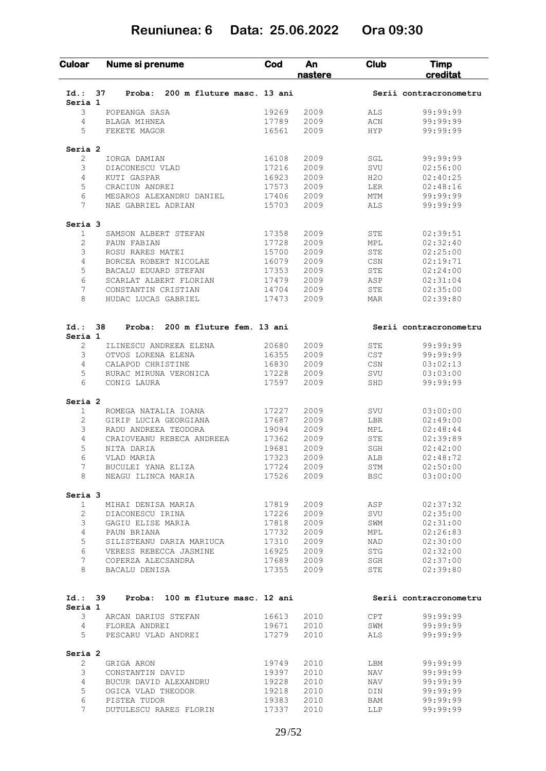# Reuniunea: 6 Data: 25.06.2022 Ora 09:30

| Culoar | Nume si prenume | Cod | An nastere | Club | Timp creditat |
|---|---|---|---|---|---|
| **Id.: 37** | **Proba: 200 m fluture masc. 13 ani** | | | | **Serii contracronometru** |
| **Seria 1** | | | | | |
| 3 | POPEANGA SASA | 19269 | 2009 | ALS | 99:99:99 |
| 4 | BLAGA MIHNEA | 17789 | 2009 | ACN | 99:99:99 |
| 5 | FEKETE MAGOR | 16561 | 2009 | HYP | 99:99:99 |
| **Seria 2** | | | | | |
| 2 | IORGA DAMIAN | 16108 | 2009 | SGL | 99:99:99 |
| 3 | DIACONESCU VLAD | 17216 | 2009 | SVU | 02:56:00 |
| 4 | KUTI GASPAR | 16923 | 2009 | H2O | 02:40:25 |
| 5 | CRACIUN ANDREI | 17573 | 2009 | LER | 02:48:16 |
| 6 | MESAROS ALEXANDRU DANIEL | 17406 | 2009 | MTM | 99:99:99 |
| 7 | NAE GABRIEL ADRIAN | 15703 | 2009 | ALS | 99:99:99 |
| **Seria 3** | | | | | |
| 1 | SAMSON ALBERT STEFAN | 17358 | 2009 | STE | 02:39:51 |
| 2 | PAUN FABIAN | 17728 | 2009 | MPL | 02:32:40 |
| 3 | ROSU RARES MATEI | 15700 | 2009 | STE | 02:25:00 |
| 4 | BORCEA ROBERT NICOLAE | 16079 | 2009 | CSN | 02:19:71 |
| 5 | BACALU EDUARD STEFAN | 17353 | 2009 | STE | 02:24:00 |
| 6 | SCARLAT ALBERT FLORIAN | 17479 | 2009 | ASP | 02:31:04 |
| 7 | CONSTANTIN CRISTIAN | 14704 | 2009 | STE | 02:35:00 |
| 8 | HUDAC LUCAS GABRIEL | 17473 | 2009 | MAR | 02:39:80 |
| **Id.: 38** | **Proba: 200 m fluture fem. 13 ani** | | | | **Serii contracronometru** |
| **Seria 1** | | | | | |
| 2 | ILINESCU ANDREEA ELENA | 20680 | 2009 | STE | 99:99:99 |
| 3 | OTVOS LORENA ELENA | 16355 | 2009 | CST | 99:99:99 |
| 4 | CALAPOD CHRISTINE | 16830 | 2009 | CSN | 03:02:13 |
| 5 | RURAC MIRUNA VERONICA | 17228 | 2009 | SVU | 03:03:00 |
| 6 | CONIG LAURA | 17597 | 2009 | SHD | 99:99:99 |
| **Seria 2** | | | | | |
| 1 | ROMEGA NATALIA IOANA | 17227 | 2009 | SVU | 03:00:00 |
| 2 | GIRIP LUCIA GEORGIANA | 17687 | 2009 | LBR | 02:49:00 |
| 3 | RADU ANDREEA TEODORA | 19094 | 2009 | MPL | 02:48:44 |
| 4 | CRAIOVEANU REBECA ANDREEA | 17362 | 2009 | STE | 02:39:89 |
| 5 | NITA DARIA | 19681 | 2009 | SGH | 02:42:00 |
| 6 | VLAD MARIA | 17323 | 2009 | ALB | 02:48:72 |
| 7 | BUCULEI YANA ELIZA | 17724 | 2009 | STM | 02:50:00 |
| 8 | NEAGU ILINCA MARIA | 17526 | 2009 | BSC | 03:00:00 |
| **Seria 3** | | | | | |
| 1 | MIHAI DENISA MARIA | 17819 | 2009 | ASP | 02:37:32 |
| 2 | DIACONESCU IRINA | 17226 | 2009 | SVU | 02:35:00 |
| 3 | GAGIU ELISE MARIA | 17818 | 2009 | SWM | 02:31:00 |
| 4 | PAUN BRIANA | 17732 | 2009 | MPL | 02:26:83 |
| 5 | SILISTEANU DARIA MARIUCA | 17310 | 2009 | NAD | 02:30:00 |
| 6 | VERESS REBECCA JASMINE | 16925 | 2009 | STG | 02:32:00 |
| 7 | COPERZA ALECSANDRA | 17689 | 2009 | SGH | 02:37:00 |
| 8 | BACALU DENISA | 17355 | 2009 | STE | 02:39:80 |
| **Id.: 39** | **Proba: 100 m fluture masc. 12 ani** | | | | **Serii contracronometru** |
| **Seria 1** | | | | | |
| 3 | ARCAN DARIUS STEFAN | 16613 | 2010 | CPT | 99:99:99 |
| 4 | FLOREA ANDREI | 19671 | 2010 | SWM | 99:99:99 |
| 5 | PESCARU VLAD ANDREI | 17279 | 2010 | ALS | 99:99:99 |
| **Seria 2** | | | | | |
| 2 | GRIGA ARON | 19749 | 2010 | LBM | 99:99:99 |
| 3 | CONSTANTIN DAVID | 19397 | 2010 | NAV | 99:99:99 |
| 4 | BUCUR DAVID ALEXANDRU | 19228 | 2010 | NAV | 99:99:99 |
| 5 | OGICA VLAD THEODOR | 19218 | 2010 | DIN | 99:99:99 |
| 6 | PISTEA TUDOR | 19383 | 2010 | BAM | 99:99:99 |
| 7 | DUTULESCU RARES FLORIN | 17337 | 2010 | LLP | 99:99:99 |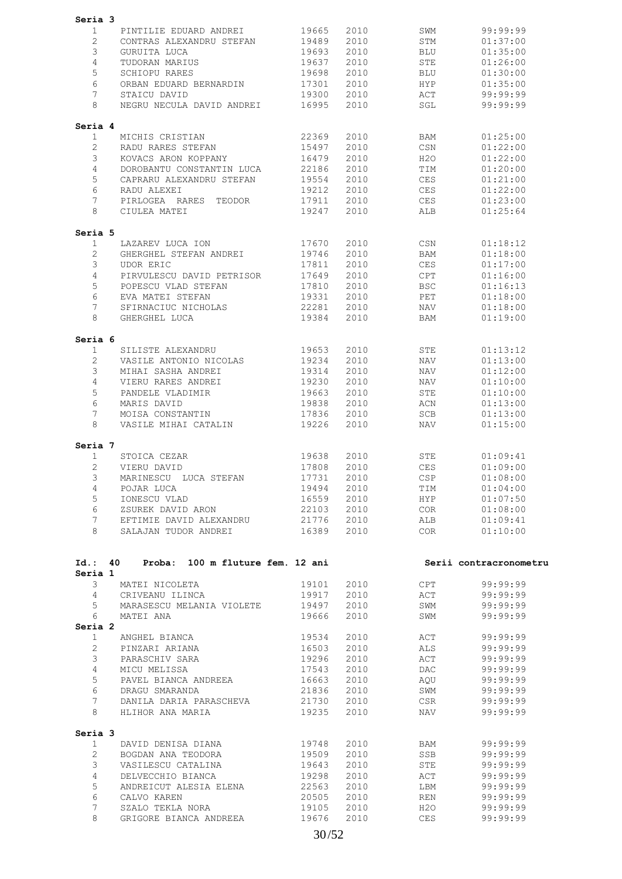**Seria 3**

| | | | | | |
|---|---|---|---|---|---|
| 1 | PINTILIE EDUARD ANDREI | 19665 | 2010 | SWM | 99:99:99 |
| 2 | CONTRAS ALEXANDRU STEFAN | 19489 | 2010 | STM | 01:37:00 |
| 3 | GURUITA LUCA | 19693 | 2010 | BLU | 01:35:00 |
| 4 | TUDORAN MARIUS | 19637 | 2010 | STE | 01:26:00 |
| 5 | SCHIOPU RARES | 19698 | 2010 | BLU | 01:30:00 |
| 6 | ORBAN EDUARD BERNARDIN | 17301 | 2010 | HYP | 01:35:00 |
| 7 | STAICU DAVID | 19300 | 2010 | ACT | 99:99:99 |
| 8 | NEGRU NECULA DAVID ANDREI | 16995 | 2010 | SGL | 99:99:99 |

**Seria 4**

| | | | | | |
|---|---|---|---|---|---|
| 1 | MICHIS CRISTIAN | 22369 | 2010 | BAM | 01:25:00 |
| 2 | RADU RARES STEFAN | 15497 | 2010 | CSN | 01:22:00 |
| 3 | KOVACS ARON KOPPANY | 16479 | 2010 | H2O | 01:22:00 |
| 4 | DOROBANTU CONSTANTIN LUCA | 22186 | 2010 | TIM | 01:20:00 |
| 5 | CAPRARU ALEXANDRU STEFAN | 19554 | 2010 | CES | 01:21:00 |
| 6 | RADU ALEXEI | 19212 | 2010 | CES | 01:22:00 |
| 7 | PIRLOGEA RARES TEODOR | 17911 | 2010 | CES | 01:23:00 |
| 8 | CIULEA MATEI | 19247 | 2010 | ALB | 01:25:64 |

**Seria 5**

| | | | | | |
|---|---|---|---|---|---|
| 1 | LAZAREV LUCA ION | 17670 | 2010 | CSN | 01:18:12 |
| 2 | GHERGHEL STEFAN ANDREI | 19746 | 2010 | BAM | 01:18:00 |
| 3 | UDOR ERIC | 17811 | 2010 | CES | 01:17:00 |
| 4 | PIRVULESCU DAVID PETRISOR | 17649 | 2010 | CPT | 01:16:00 |
| 5 | POPESCU VLAD STEFAN | 17810 | 2010 | BSC | 01:16:13 |
| 6 | EVA MATEI STEFAN | 19331 | 2010 | PET | 01:18:00 |
| 7 | SFIRNACIUC NICHOLAS | 22281 | 2010 | NAV | 01:18:00 |
| 8 | GHERGHEL LUCA | 19384 | 2010 | BAM | 01:19:00 |

**Seria 6**

| | | | | | |
|---|---|---|---|---|---|
| 1 | SILISTE ALEXANDRU | 19653 | 2010 | STE | 01:13:12 |
| 2 | VASILE ANTONIO NICOLAS | 19234 | 2010 | NAV | 01:13:00 |
| 3 | MIHAI SASHA ANDREI | 19314 | 2010 | NAV | 01:12:00 |
| 4 | VIERU RARES ANDREI | 19230 | 2010 | NAV | 01:10:00 |
| 5 | PANDELE VLADIMIR | 19663 | 2010 | STE | 01:10:00 |
| 6 | MARIS DAVID | 19838 | 2010 | ACN | 01:13:00 |
| 7 | MOISA CONSTANTIN | 17836 | 2010 | SCB | 01:13:00 |
| 8 | VASILE MIHAI CATALIN | 19226 | 2010 | NAV | 01:15:00 |

**Seria 7**

| | | | | | |
|---|---|---|---|---|---|
| 1 | STOICA CEZAR | 19638 | 2010 | STE | 01:09:41 |
| 2 | VIERU DAVID | 17808 | 2010 | CES | 01:09:00 |
| 3 | MARINESCU LUCA STEFAN | 17731 | 2010 | CSP | 01:08:00 |
| 4 | POJAR LUCA | 19494 | 2010 | TIM | 01:04:00 |
| 5 | IONESCU VLAD | 16559 | 2010 | HYP | 01:07:50 |
| 6 | ZSUREK DAVID ARON | 22103 | 2010 | COR | 01:08:00 |
| 7 | EFTIMIE DAVID ALEXANDRU | 21776 | 2010 | ALB | 01:09:41 |
| 8 | SALAJAN TUDOR ANDREI | 16389 | 2010 | COR | 01:10:00 |

**Id.: 40 Proba: 100 m fluture fem. 12 ani** — **Serii contracronometru**

**Seria 1**

| | | | | | |
|---|---|---|---|---|---|
| 3 | MATEI NICOLETA | 19101 | 2010 | CPT | 99:99:99 |
| 4 | CRIVEANU ILINCA | 19917 | 2010 | ACT | 99:99:99 |
| 5 | MARASESCU MELANIA VIOLETE | 19497 | 2010 | SWM | 99:99:99 |
| 6 | MATEI ANA | 19666 | 2010 | SWM | 99:99:99 |

**Seria 2**

| | | | | | |
|---|---|---|---|---|---|
| 1 | ANGHEL BIANCA | 19534 | 2010 | ACT | 99:99:99 |
| 2 | PINZARI ARIANA | 16503 | 2010 | ALS | 99:99:99 |
| 3 | PARASCHIV SARA | 19296 | 2010 | ACT | 99:99:99 |
| 4 | MICU MELISSA | 17543 | 2010 | DAC | 99:99:99 |
| 5 | PAVEL BIANCA ANDREEA | 16663 | 2010 | AQU | 99:99:99 |
| 6 | DRAGU SMARANDA | 21836 | 2010 | SWM | 99:99:99 |
| 7 | DANILA DARIA PARASCHEVA | 21730 | 2010 | CSR | 99:99:99 |
| 8 | HLIHOR ANA MARIA | 19235 | 2010 | NAV | 99:99:99 |

**Seria 3**

| | | | | | |
|---|---|---|---|---|---|
| 1 | DAVID DENISA DIANA | 19748 | 2010 | BAM | 99:99:99 |
| 2 | BOGDAN ANA TEODORA | 19509 | 2010 | SSB | 99:99:99 |
| 3 | VASILESCU CATALINA | 19643 | 2010 | STE | 99:99:99 |
| 4 | DELVECCHIO BIANCA | 19298 | 2010 | ACT | 99:99:99 |
| 5 | ANDREICUT ALESIA ELENA | 22563 | 2010 | LBM | 99:99:99 |
| 6 | CALVO KAREN | 20505 | 2010 | REN | 99:99:99 |
| 7 | SZALO TEKLA NORA | 19105 | 2010 | H2O | 99:99:99 |
| 8 | GRIGORE BIANCA ANDREEA | 19676 | 2010 | CES | 99:99:99 |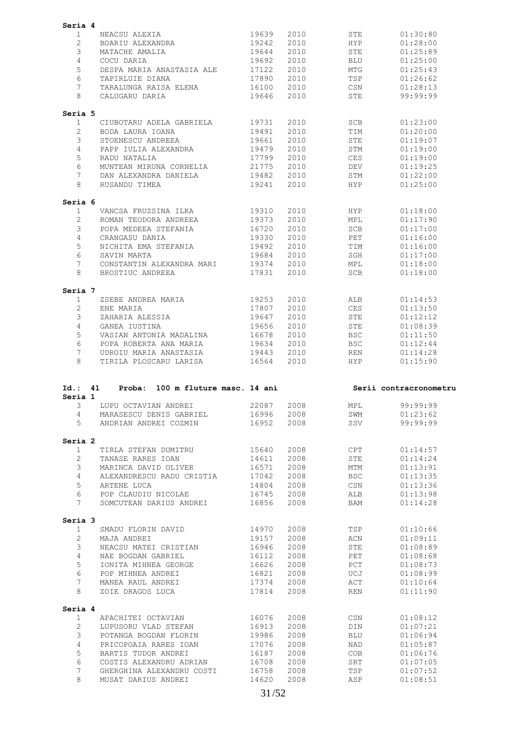**Seria 4**

| | | | | | |
|---|---|---|---|---|---|
| 1 | NEACSU ALEXIA | 19639 | 2010 | STE | 01:30:80 |
| 2 | BOARIU ALEXANDRA | 19242 | 2010 | HYP | 01:28:00 |
| 3 | MATACHE AMALIA | 19644 | 2010 | STE | 01:25:89 |
| 4 | COCU DARIA | 19692 | 2010 | BLU | 01:25:00 |
| 5 | DESPA MARIA ANASTASIA ALE | 17122 | 2010 | MTG | 01:25:43 |
| 6 | TAPIRLUIE DIANA | 17890 | 2010 | TSP | 01:26:62 |
| 7 | TARALUNGA RAISA ELENA | 16100 | 2010 | CSN | 01:28:13 |
| 8 | CALUGARU DARIA | 19646 | 2010 | STE | 99:99:99 |

**Seria 5**

| | | | | | |
|---|---|---|---|---|---|
| 1 | CIUBOTARU ADELA GABRIELA | 19731 | 2010 | SCB | 01:23:00 |
| 2 | BODA LAURA IOANA | 19491 | 2010 | TIM | 01:20:00 |
| 3 | STOENESCU ANDREEA | 19661 | 2010 | STE | 01:19:07 |
| 4 | PAPP IULIA ALEXANDRA | 19479 | 2010 | STM | 01:19:00 |
| 5 | RADU NATALIA | 17799 | 2010 | CES | 01:19:00 |
| 6 | MUNTEAN MIRUNA CORNELIA | 21775 | 2010 | DEV | 01:19:25 |
| 7 | DAN ALEXANDRA DANIELA | 19482 | 2010 | STM | 01:22:00 |
| 8 | RUSANDU TIMEA | 19241 | 2010 | HYP | 01:25:00 |

**Seria 6**

| | | | | | |
|---|---|---|---|---|---|
| 1 | VANCSA FRUZSINA ILKA | 19310 | 2010 | HYP | 01:18:00 |
| 2 | ROMAN TEODORA ANDREEA | 19373 | 2010 | MPL | 01:17:90 |
| 3 | POPA MEDEEA STEFANIA | 16720 | 2010 | SCB | 01:17:00 |
| 4 | CRANGASU DANIA | 19330 | 2010 | PET | 01:16:00 |
| 5 | NICHITA EMA STEFANIA | 19492 | 2010 | TIM | 01:16:00 |
| 6 | SAVIN MARTA | 19684 | 2010 | SGH | 01:17:00 |
| 7 | CONSTANTIN ALEXANDRA MARI | 19374 | 2010 | MPL | 01:18:00 |
| 8 | BROSTIUC ANDREEA | 17831 | 2010 | SCB | 01:18:00 |

**Seria 7**

| | | | | | |
|---|---|---|---|---|---|
| 1 | ZSEBE ANDREA MARIA | 19253 | 2010 | ALB | 01:14:53 |
| 2 | ENE MARIA | 17807 | 2010 | CES | 01:13:50 |
| 3 | ZAHARIA ALESSIA | 19647 | 2010 | STE | 01:12:12 |
| 4 | GANEA IUSTINA | 19656 | 2010 | STE | 01:08:39 |
| 5 | VASIAN ANTONIA MADALINA | 16678 | 2010 | BSC | 01:11:50 |
| 6 | POPA ROBERTA ANA MARIA | 19634 | 2010 | BSC | 01:12:44 |
| 7 | UDROIU MARIA ANASTASIA | 19443 | 2010 | REN | 01:14:28 |
| 8 | TIRILA PLOSCARU LARISA | 16564 | 2010 | HYP | 01:15:90 |

**Id.: 41 Proba: 100 m fluture masc. 14 ani — Serii contracronometru**

**Seria 1**

| | | | | | |
|---|---|---|---|---|---|
| 3 | LUPU OCTAVIAN ANDREI | 22087 | 2008 | MPL | 99:99:99 |
| 4 | MARASESCU DENIS GABRIEL | 16996 | 2008 | SWM | 01:23:62 |
| 5 | ANDRIAN ANDREI COZMIN | 16952 | 2008 | SSV | 99:99:99 |

**Seria 2**

| | | | | | |
|---|---|---|---|---|---|
| 1 | TIRLA STEFAN DUMITRU | 15640 | 2008 | CPT | 01:14:57 |
| 2 | TANASE RARES IOAN | 14611 | 2008 | STE | 01:14:24 |
| 3 | MARINCA DAVID OLIVER | 16571 | 2008 | MTM | 01:13:91 |
| 4 | ALEXANDRESCU RADU CRISTIA | 17042 | 2008 | BSC | 01:13:35 |
| 5 | ARTENE LUCA | 14804 | 2008 | CSN | 01:13:36 |
| 6 | POP CLAUDIU NICOLAE | 16745 | 2008 | ALB | 01:13:98 |
| 7 | SOMCUTEAN DARIUS ANDREI | 16856 | 2008 | BAM | 01:14:28 |

**Seria 3**

| | | | | | |
|---|---|---|---|---|---|
| 1 | SMADU FLORIN DAVID | 14970 | 2008 | TSP | 01:10:66 |
| 2 | MAJA ANDREI | 19157 | 2008 | ACN | 01:09:11 |
| 3 | NEACSU MATEI CRISTIAN | 16946 | 2008 | STE | 01:08:89 |
| 4 | NAE BOGDAN GABRIEL | 16112 | 2008 | PET | 01:08:68 |
| 5 | IONITA MIHNEA GEORGE | 16626 | 2008 | PCT | 01:08:73 |
| 6 | POP MIHNEA ANDREI | 16821 | 2008 | UCJ | 01:08:99 |
| 7 | MANEA RAUL ANDREI | 17374 | 2008 | ACT | 01:10:64 |
| 8 | ZOIE DRAGOS LUCA | 17814 | 2008 | REN | 01:11:90 |

**Seria 4**

| | | | | | |
|---|---|---|---|---|---|
| 1 | APACHITEI OCTAVIAN | 16076 | 2008 | CSN | 01:08:12 |
| 2 | LUPUSORU VLAD STEFAN | 16913 | 2008 | DIN | 01:07:21 |
| 3 | POTANGA BOGDAN FLORIN | 19986 | 2008 | BLU | 01:06:94 |
| 4 | PRICOPOAIA RARES IOAN | 17076 | 2008 | NAD | 01:05:87 |
| 5 | BARTIS TUDOR ANDREI | 16187 | 2008 | COB | 01:06:76 |
| 6 | COSTIS ALEXANDRU ADRIAN | 16708 | 2008 | SRT | 01:07:05 |
| 7 | GHERGHINA ALEXANDRU COSTI | 16758 | 2008 | TSP | 01:07:52 |
| 8 | MUSAT DARIUS ANDREI | 14620 | 2008 | ASP | 01:08:51 |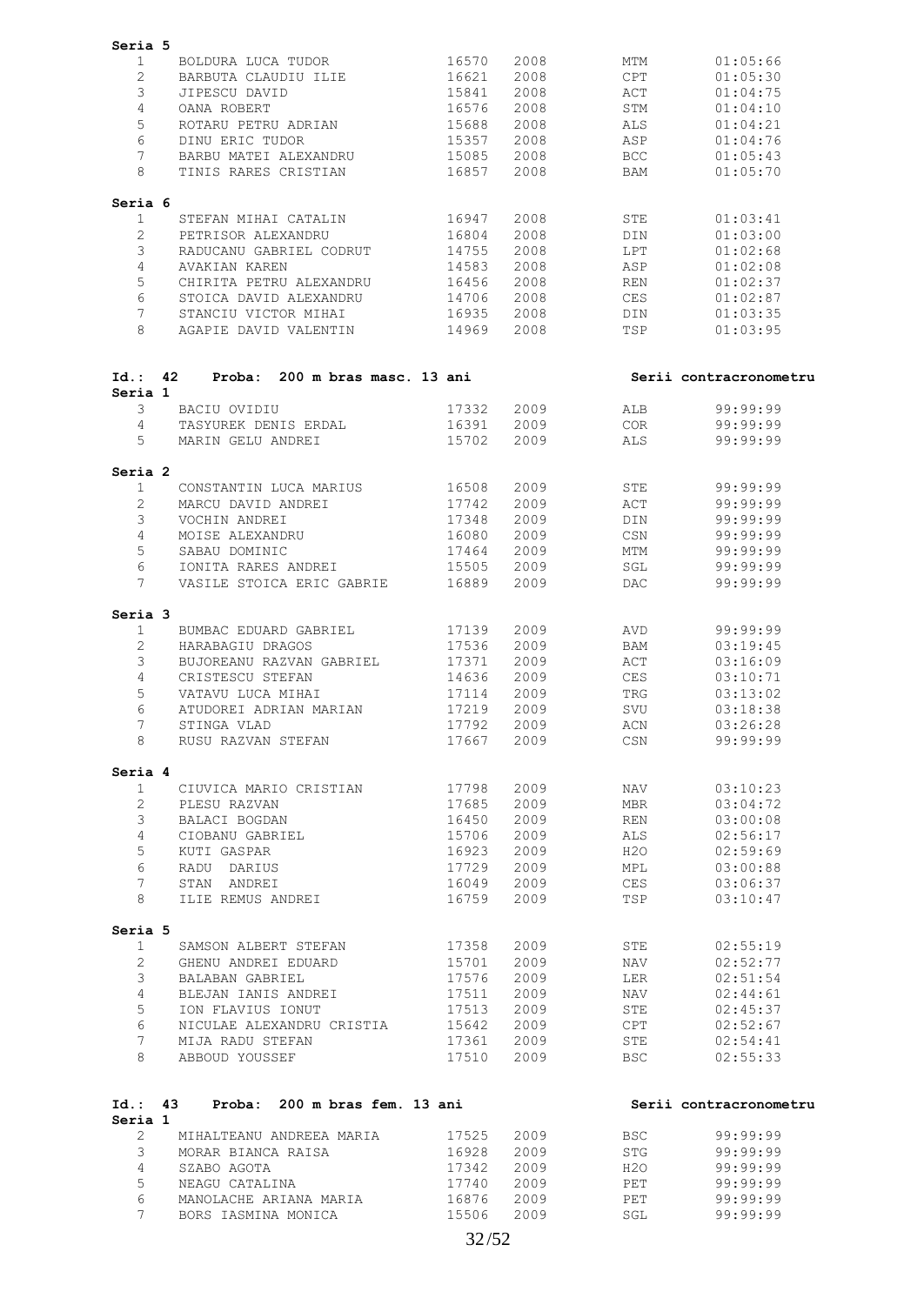**Seria 5**

| | | | | | |
|---|---|---|---|---|---|
| 1 | BOLDURA LUCA TUDOR | 16570 | 2008 | MTM | 01:05:66 |
| 2 | BARBUTA CLAUDIU ILIE | 16621 | 2008 | CPT | 01:05:30 |
| 3 | JIPESCU DAVID | 15841 | 2008 | ACT | 01:04:75 |
| 4 | OANA ROBERT | 16576 | 2008 | STM | 01:04:10 |
| 5 | ROTARU PETRU ADRIAN | 15688 | 2008 | ALS | 01:04:21 |
| 6 | DINU ERIC TUDOR | 15357 | 2008 | ASP | 01:04:76 |
| 7 | BARBU MATEI ALEXANDRU | 15085 | 2008 | BCC | 01:05:43 |
| 8 | TINIS RARES CRISTIAN | 16857 | 2008 | BAM | 01:05:70 |

**Seria 6**

| | | | | | |
|---|---|---|---|---|---|
| 1 | STEFAN MIHAI CATALIN | 16947 | 2008 | STE | 01:03:41 |
| 2 | PETRISOR ALEXANDRU | 16804 | 2008 | DIN | 01:03:00 |
| 3 | RADUCANU GABRIEL CODRUT | 14755 | 2008 | LPT | 01:02:68 |
| 4 | AVAKIAN KAREN | 14583 | 2008 | ASP | 01:02:08 |
| 5 | CHIRITA PETRU ALEXANDRU | 16456 | 2008 | REN | 01:02:37 |
| 6 | STOICA DAVID ALEXANDRU | 14706 | 2008 | CES | 01:02:87 |
| 7 | STANCIU VICTOR MIHAI | 16935 | 2008 | DIN | 01:03:35 |
| 8 | AGAPIE DAVID VALENTIN | 14969 | 2008 | TSP | 01:03:95 |

## Id.: 42 Proba: 200 m bras masc. 13 ani — Serii contracronometru

**Seria 1**

| | | | | | |
|---|---|---|---|---|---|
| 3 | BACIU OVIDIU | 17332 | 2009 | ALB | 99:99:99 |
| 4 | TASYUREK DENIS ERDAL | 16391 | 2009 | COR | 99:99:99 |
| 5 | MARIN GELU ANDREI | 15702 | 2009 | ALS | 99:99:99 |

**Seria 2**

| | | | | | |
|---|---|---|---|---|---|
| 1 | CONSTANTIN LUCA MARIUS | 16508 | 2009 | STE | 99:99:99 |
| 2 | MARCU DAVID ANDREI | 17742 | 2009 | ACT | 99:99:99 |
| 3 | VOCHIN ANDREI | 17348 | 2009 | DIN | 99:99:99 |
| 4 | MOISE ALEXANDRU | 16080 | 2009 | CSN | 99:99:99 |
| 5 | SABAU DOMINIC | 17464 | 2009 | MTM | 99:99:99 |
| 6 | IONITA RARES ANDREI | 15505 | 2009 | SGL | 99:99:99 |
| 7 | VASILE STOICA ERIC GABRIE | 16889 | 2009 | DAC | 99:99:99 |

**Seria 3**

| | | | | | |
|---|---|---|---|---|---|
| 1 | BUMBAC EDUARD GABRIEL | 17139 | 2009 | AVD | 99:99:99 |
| 2 | HARABAGIU DRAGOS | 17536 | 2009 | BAM | 03:19:45 |
| 3 | BUJOREANU RAZVAN GABRIEL | 17371 | 2009 | ACT | 03:16:09 |
| 4 | CRISTESCU STEFAN | 14636 | 2009 | CES | 03:10:71 |
| 5 | VATAVU LUCA MIHAI | 17114 | 2009 | TRG | 03:13:02 |
| 6 | ATUDOREI ADRIAN MARIAN | 17219 | 2009 | SVU | 03:18:38 |
| 7 | STINGA VLAD | 17792 | 2009 | ACN | 03:26:28 |
| 8 | RUSU RAZVAN STEFAN | 17667 | 2009 | CSN | 99:99:99 |

**Seria 4**

| | | | | | |
|---|---|---|---|---|---|
| 1 | CIUVICA MARIO CRISTIAN | 17798 | 2009 | NAV | 03:10:23 |
| 2 | PLESU RAZVAN | 17685 | 2009 | MBR | 03:04:72 |
| 3 | BALACI BOGDAN | 16450 | 2009 | REN | 03:00:08 |
| 4 | CIOBANU GABRIEL | 15706 | 2009 | ALS | 02:56:17 |
| 5 | KUTI GASPAR | 16923 | 2009 | H2O | 02:59:69 |
| 6 | RADU DARIUS | 17729 | 2009 | MPL | 03:00:88 |
| 7 | STAN ANDREI | 16049 | 2009 | CES | 03:06:37 |
| 8 | ILIE REMUS ANDREI | 16759 | 2009 | TSP | 03:10:47 |

**Seria 5**

| | | | | | |
|---|---|---|---|---|---|
| 1 | SAMSON ALBERT STEFAN | 17358 | 2009 | STE | 02:55:19 |
| 2 | GHENU ANDREI EDUARD | 15701 | 2009 | NAV | 02:52:77 |
| 3 | BALABAN GABRIEL | 17576 | 2009 | LER | 02:51:54 |
| 4 | BLEJAN IANIS ANDREI | 17511 | 2009 | NAV | 02:44:61 |
| 5 | ION FLAVIUS IONUT | 17513 | 2009 | STE | 02:45:37 |
| 6 | NICULAE ALEXANDRU CRISTIA | 15642 | 2009 | CPT | 02:52:67 |
| 7 | MIJA RADU STEFAN | 17361 | 2009 | STE | 02:54:41 |
| 8 | ABBOUD YOUSSEF | 17510 | 2009 | BSC | 02:55:33 |

## Id.: 43 Proba: 200 m bras fem. 13 ani — Serii contracronometru

**Seria 1**

| | | | | | |
|---|---|---|---|---|---|
| 2 | MIHALTEANU ANDREEA MARIA | 17525 | 2009 | BSC | 99:99:99 |
| 3 | MORAR BIANCA RAISA | 16928 | 2009 | STG | 99:99:99 |
| 4 | SZABO AGOTA | 17342 | 2009 | H2O | 99:99:99 |
| 5 | NEAGU CATALINA | 17740 | 2009 | PET | 99:99:99 |
| 6 | MANOLACHE ARIANA MARIA | 16876 | 2009 | PET | 99:99:99 |
| 7 | BORS IASMINA MONICA | 15506 | 2009 | SGL | 99:99:99 |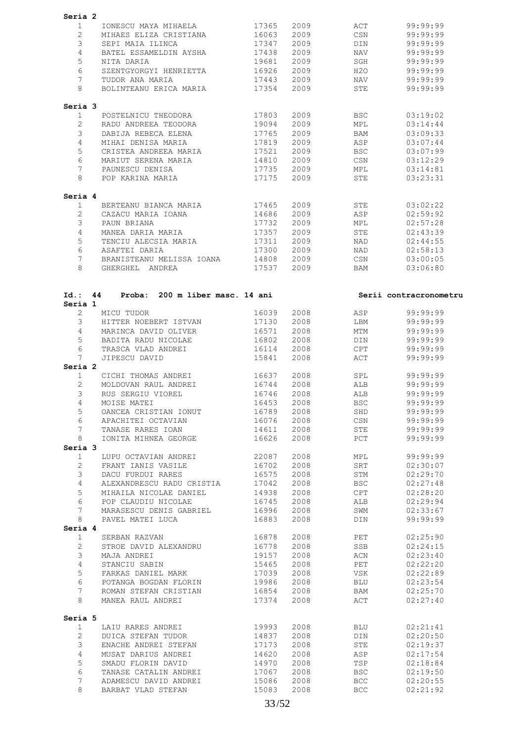**Seria 2**

| | | | | | |
|---|---|---|---|---|---|
| 1 | IONESCU MAYA MIHAELA | 17365 | 2009 | ACT | 99:99:99 |
| 2 | MIHAES ELIZA CRISTIANA | 16063 | 2009 | CSN | 99:99:99 |
| 3 | SEPI MAIA ILINCA | 17347 | 2009 | DIN | 99:99:99 |
| 4 | BATEL ESSAMELDIN AYSHA | 17438 | 2009 | NAV | 99:99:99 |
| 5 | NITA DARIA | 19681 | 2009 | SGH | 99:99:99 |
| 6 | SZENTGYORGYI HENRIETTA | 16926 | 2009 | H2O | 99:99:99 |
| 7 | TUDOR ANA MARIA | 17443 | 2009 | NAV | 99:99:99 |
| 8 | BOLINTEANU ERICA MARIA | 17354 | 2009 | STE | 99:99:99 |

**Seria 3**

| | | | | | |
|---|---|---|---|---|---|
| 1 | POSTELNICU THEODORA | 17803 | 2009 | BSC | 03:19:02 |
| 2 | RADU ANDREEA TEODORA | 19094 | 2009 | MPL | 03:14:44 |
| 3 | DABIJA REBECA ELENA | 17765 | 2009 | BAM | 03:09:33 |
| 4 | MIHAI DENISA MARIA | 17819 | 2009 | ASP | 03:07:44 |
| 5 | CRISTEA ANDREEA MARIA | 17521 | 2009 | BSC | 03:07:99 |
| 6 | MARIUT SERENA MARIA | 14810 | 2009 | CSN | 03:12:29 |
| 7 | PAUNESCU DENISA | 17735 | 2009 | MPL | 03:14:81 |
| 8 | POP KARINA MARIA | 17175 | 2009 | STE | 03:23:31 |

**Seria 4**

| | | | | | |
|---|---|---|---|---|---|
| 1 | BERTEANU BIANCA MARIA | 17465 | 2009 | STE | 03:02:22 |
| 2 | CAZACU MARIA IOANA | 14686 | 2009 | ASP | 02:59:92 |
| 3 | PAUN BRIANA | 17732 | 2009 | MPL | 02:57:28 |
| 4 | MANEA DARIA MARIA | 17357 | 2009 | STE | 02:43:39 |
| 5 | TENCIU ALECSIA MARIA | 17311 | 2009 | NAD | 02:44:55 |
| 6 | ASAFTEI DARIA | 17300 | 2009 | NAD | 02:58:13 |
| 7 | BRANISTEANU MELISSA IOANA | 14808 | 2009 | CSN | 03:00:05 |
| 8 | GHERGHEL ANDREA | 17537 | 2009 | BAM | 03:06:80 |

**Id.: 44 Proba: 200 m liber masc. 14 ani** — **Serii contracronometru**

**Seria 1**

| | | | | | |
|---|---|---|---|---|---|
| 2 | MICU TUDOR | 16039 | 2008 | ASP | 99:99:99 |
| 3 | HITTER NOEBERT ISTVAN | 17130 | 2008 | LBM | 99:99:99 |
| 4 | MARINCA DAVID OLIVER | 16571 | 2008 | MTM | 99:99:99 |
| 5 | BADITA RADU NICOLAE | 16802 | 2008 | DIN | 99:99:99 |
| 6 | TRASCA VLAD ANDREI | 16114 | 2008 | CPT | 99:99:99 |
| 7 | JIPESCU DAVID | 15841 | 2008 | ACT | 99:99:99 |

**Seria 2**

| | | | | | |
|---|---|---|---|---|---|
| 1 | CICHI THOMAS ANDREI | 16637 | 2008 | SPL | 99:99:99 |
| 2 | MOLDOVAN RAUL ANDREI | 16744 | 2008 | ALB | 99:99:99 |
| 3 | RUS SERGIU VIOREL | 16746 | 2008 | ALB | 99:99:99 |
| 4 | MOISE MATEI | 16453 | 2008 | BSC | 99:99:99 |
| 5 | OANCEA CRISTIAN IONUT | 16789 | 2008 | SHD | 99:99:99 |
| 6 | APACHITEI OCTAVIAN | 16076 | 2008 | CSN | 99:99:99 |
| 7 | TANASE RARES IOAN | 14611 | 2008 | STE | 99:99:99 |
| 8 | IONITA MIHNEA GEORGE | 16626 | 2008 | PCT | 99:99:99 |

**Seria 3**

| | | | | | |
|---|---|---|---|---|---|
| 1 | LUPU OCTAVIAN ANDREI | 22087 | 2008 | MPL | 99:99:99 |
| 2 | FRANT IANIS VASILE | 16702 | 2008 | SRT | 02:30:07 |
| 3 | DACU FURDUI RARES | 16575 | 2008 | STM | 02:29:70 |
| 4 | ALEXANDRESCU RADU CRISTIA | 17042 | 2008 | BSC | 02:27:48 |
| 5 | MIHAILA NICOLAE DANIEL | 14938 | 2008 | CPT | 02:28:20 |
| 6 | POP CLAUDIU NICOLAE | 16745 | 2008 | ALB | 02:29:94 |
| 7 | MARASESCU DENIS GABRIEL | 16996 | 2008 | SWM | 02:33:67 |
| 8 | PAVEL MATEI LUCA | 16883 | 2008 | DIN | 99:99:99 |

**Seria 4**

| | | | | | |
|---|---|---|---|---|---|
| 1 | SERBAN RAZVAN | 16878 | 2008 | PET | 02:25:90 |
| 2 | STROE DAVID ALEXANDRU | 16778 | 2008 | SSB | 02:24:15 |
| 3 | MAJA ANDREI | 19157 | 2008 | ACN | 02:23:40 |
| 4 | STANCIU SABIN | 15465 | 2008 | PET | 02:22:20 |
| 5 | FARKAS DANIEL MARK | 17039 | 2008 | VSK | 02:22:89 |
| 6 | POTANGA BOGDAN FLORIN | 19986 | 2008 | BLU | 02:23:54 |
| 7 | ROMAN STEFAN CRISTIAN | 16854 | 2008 | BAM | 02:25:70 |
| 8 | MANEA RAUL ANDREI | 17374 | 2008 | ACT | 02:27:40 |

**Seria 5**

| | | | | | |
|---|---|---|---|---|---|
| 1 | LAIU RARES ANDREI | 19993 | 2008 | BLU | 02:21:41 |
| 2 | DUICA STEFAN TUDOR | 14837 | 2008 | DIN | 02:20:50 |
| 3 | ENACHE ANDREI STEFAN | 17173 | 2008 | STE | 02:19:37 |
| 4 | MUSAT DARIUS ANDREI | 14620 | 2008 | ASP | 02:17:54 |
| 5 | SMADU FLORIN DAVID | 14970 | 2008 | TSP | 02:18:84 |
| 6 | TANASE CATALIN ANDREI | 17067 | 2008 | BSC | 02:19:50 |
| 7 | ADAMESCU DAVID ANDREI | 15086 | 2008 | BCC | 02:20:55 |
| 8 | BARBAT VLAD STEFAN | 15083 | 2008 | BCC | 02:21:92 |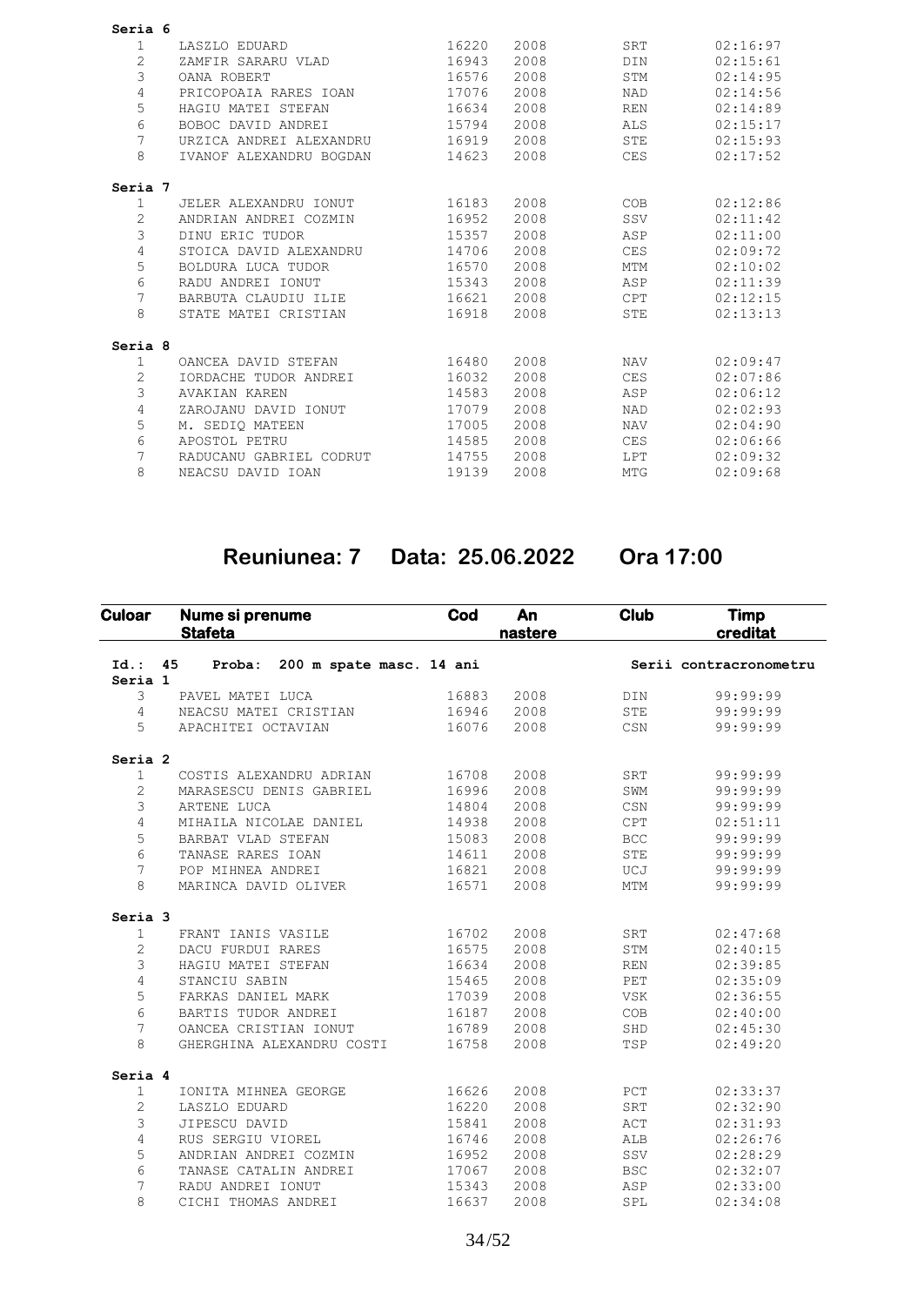**Seria 6**

| | | | | | |
|---|---|---|---|---|---|
| 1 | LASZLO EDUARD | 16220 | 2008 | SRT | 02:16:97 |
| 2 | ZAMFIR SARARU VLAD | 16943 | 2008 | DIN | 02:15:61 |
| 3 | OANA ROBERT | 16576 | 2008 | STM | 02:14:95 |
| 4 | PRICOPOAIA RARES IOAN | 17076 | 2008 | NAD | 02:14:56 |
| 5 | HAGIU MATEI STEFAN | 16634 | 2008 | REN | 02:14:89 |
| 6 | BOBOC DAVID ANDREI | 15794 | 2008 | ALS | 02:15:17 |
| 7 | URZICA ANDREI ALEXANDRU | 16919 | 2008 | STE | 02:15:93 |
| 8 | IVANOF ALEXANDRU BOGDAN | 14623 | 2008 | CES | 02:17:52 |

**Seria 7**

| | | | | | |
|---|---|---|---|---|---|
| 1 | JELER ALEXANDRU IONUT | 16183 | 2008 | COB | 02:12:86 |
| 2 | ANDRIAN ANDREI COZMIN | 16952 | 2008 | SSV | 02:11:42 |
| 3 | DINU ERIC TUDOR | 15357 | 2008 | ASP | 02:11:00 |
| 4 | STOICA DAVID ALEXANDRU | 14706 | 2008 | CES | 02:09:72 |
| 5 | BOLDURA LUCA TUDOR | 16570 | 2008 | MTM | 02:10:02 |
| 6 | RADU ANDREI IONUT | 15343 | 2008 | ASP | 02:11:39 |
| 7 | BARBUTA CLAUDIU ILIE | 16621 | 2008 | CPT | 02:12:15 |
| 8 | STATE MATEI CRISTIAN | 16918 | 2008 | STE | 02:13:13 |

**Seria 8**

| | | | | | |
|---|---|---|---|---|---|
| 1 | OANCEA DAVID STEFAN | 16480 | 2008 | NAV | 02:09:47 |
| 2 | IORDACHE TUDOR ANDREI | 16032 | 2008 | CES | 02:07:86 |
| 3 | AVAKIAN KAREN | 14583 | 2008 | ASP | 02:06:12 |
| 4 | ZAROJANU DAVID IONUT | 17079 | 2008 | NAD | 02:02:93 |
| 5 | M. SEDIQ MATEEN | 17005 | 2008 | NAV | 02:04:90 |
| 6 | APOSTOL PETRU | 14585 | 2008 | CES | 02:06:66 |
| 7 | RADUCANU GABRIEL CODRUT | 14755 | 2008 | LPT | 02:09:32 |
| 8 | NEACSU DAVID IOAN | 19139 | 2008 | MTG | 02:09:68 |

## Reuniunea: 7 Data: 25.06.2022 Ora 17:00

| Culoar | Nume si prenume Stafeta | Cod | An nastere | Club | Timp creditat |
|---|---|---|---|---|---|
| **Id.: 45** | **Proba: 200 m spate masc. 14 ani** | | | | **Serii contracronometru** |
| **Seria 1** | | | | | |
| 3 | PAVEL MATEI LUCA | 16883 | 2008 | DIN | 99:99:99 |
| 4 | NEACSU MATEI CRISTIAN | 16946 | 2008 | STE | 99:99:99 |
| 5 | APACHITEI OCTAVIAN | 16076 | 2008 | CSN | 99:99:99 |
| **Seria 2** | | | | | |
| 1 | COSTIS ALEXANDRU ADRIAN | 16708 | 2008 | SRT | 99:99:99 |
| 2 | MARASESCU DENIS GABRIEL | 16996 | 2008 | SWM | 99:99:99 |
| 3 | ARTENE LUCA | 14804 | 2008 | CSN | 99:99:99 |
| 4 | MIHAILA NICOLAE DANIEL | 14938 | 2008 | CPT | 02:51:11 |
| 5 | BARBAT VLAD STEFAN | 15083 | 2008 | BCC | 99:99:99 |
| 6 | TANASE RARES IOAN | 14611 | 2008 | STE | 99:99:99 |
| 7 | POP MIHNEA ANDREI | 16821 | 2008 | UCJ | 99:99:99 |
| 8 | MARINCA DAVID OLIVER | 16571 | 2008 | MTM | 99:99:99 |
| **Seria 3** | | | | | |
| 1 | FRANT IANIS VASILE | 16702 | 2008 | SRT | 02:47:68 |
| 2 | DACU FURDUI RARES | 16575 | 2008 | STM | 02:40:15 |
| 3 | HAGIU MATEI STEFAN | 16634 | 2008 | REN | 02:39:85 |
| 4 | STANCIU SABIN | 15465 | 2008 | PET | 02:35:09 |
| 5 | FARKAS DANIEL MARK | 17039 | 2008 | VSK | 02:36:55 |
| 6 | BARTIS TUDOR ANDREI | 16187 | 2008 | COB | 02:40:00 |
| 7 | OANCEA CRISTIAN IONUT | 16789 | 2008 | SHD | 02:45:30 |
| 8 | GHERGHINA ALEXANDRU COSTI | 16758 | 2008 | TSP | 02:49:20 |
| **Seria 4** | | | | | |
| 1 | IONITA MIHNEA GEORGE | 16626 | 2008 | PCT | 02:33:37 |
| 2 | LASZLO EDUARD | 16220 | 2008 | SRT | 02:32:90 |
| 3 | JIPESCU DAVID | 15841 | 2008 | ACT | 02:31:93 |
| 4 | RUS SERGIU VIOREL | 16746 | 2008 | ALB | 02:26:76 |
| 5 | ANDRIAN ANDREI COZMIN | 16952 | 2008 | SSV | 02:28:29 |
| 6 | TANASE CATALIN ANDREI | 17067 | 2008 | BSC | 02:32:07 |
| 7 | RADU ANDREI IONUT | 15343 | 2008 | ASP | 02:33:00 |
| 8 | CICHI THOMAS ANDREI | 16637 | 2008 | SPL | 02:34:08 |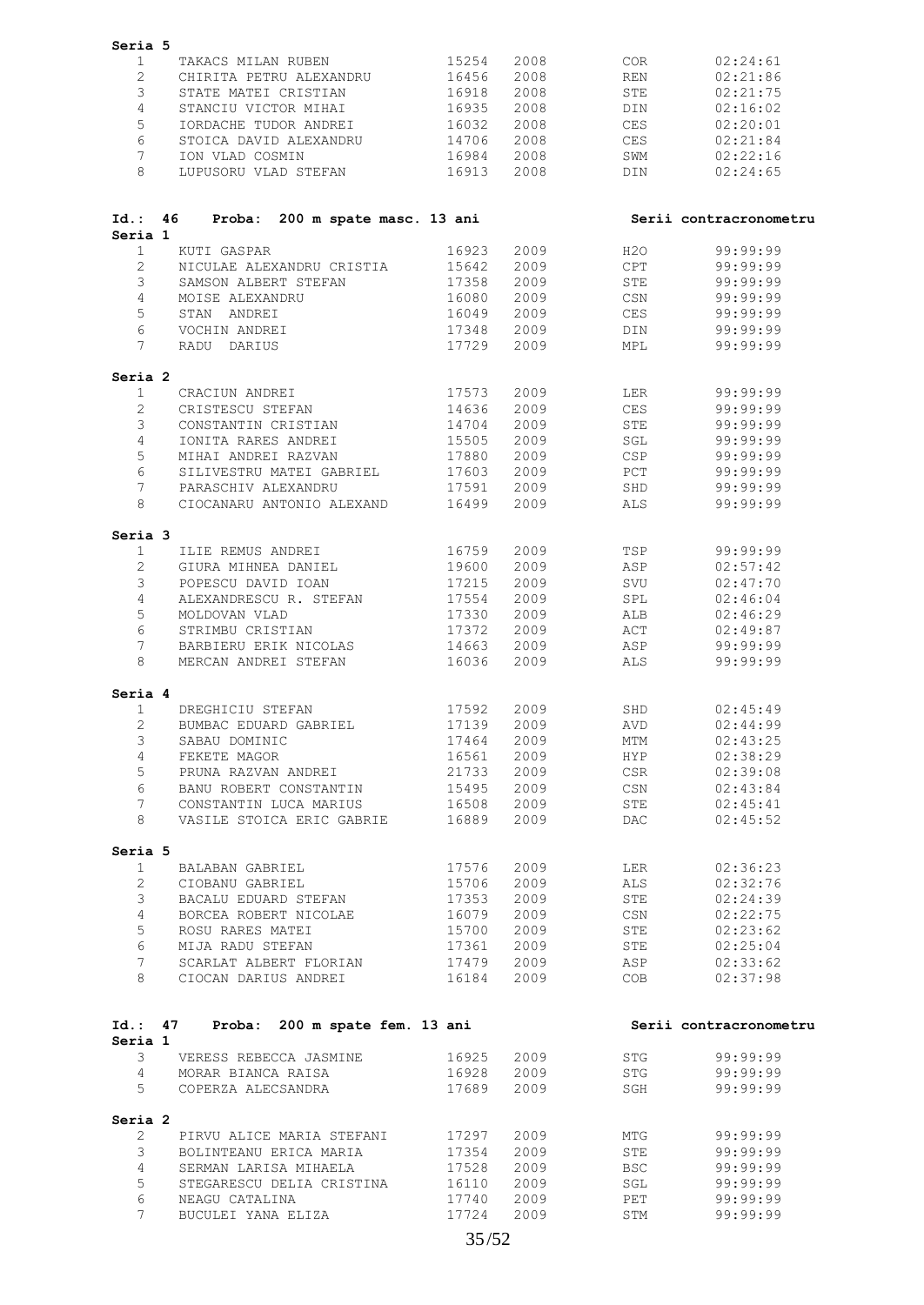**Seria 5**

| | | | | | |
|---|---|---|---|---|---|
| 1 | TAKACS MILAN RUBEN | 15254 | 2008 | COR | 02:24:61 |
| 2 | CHIRITA PETRU ALEXANDRU | 16456 | 2008 | REN | 02:21:86 |
| 3 | STATE MATEI CRISTIAN | 16918 | 2008 | STE | 02:21:75 |
| 4 | STANCIU VICTOR MIHAI | 16935 | 2008 | DIN | 02:16:02 |
| 5 | IORDACHE TUDOR ANDREI | 16032 | 2008 | CES | 02:20:01 |
| 6 | STOICA DAVID ALEXANDRU | 14706 | 2008 | CES | 02:21:84 |
| 7 | ION VLAD COSMIN | 16984 | 2008 | SWM | 02:22:16 |
| 8 | LUPUSORU VLAD STEFAN | 16913 | 2008 | DIN | 02:24:65 |

**Id.: 46 Proba: 200 m spate masc. 13 ani** — **Serii contracronometru**

**Seria 1**

| | | | | | |
|---|---|---|---|---|---|
| 1 | KUTI GASPAR | 16923 | 2009 | H2O | 99:99:99 |
| 2 | NICULAE ALEXANDRU CRISTIA | 15642 | 2009 | CPT | 99:99:99 |
| 3 | SAMSON ALBERT STEFAN | 17358 | 2009 | STE | 99:99:99 |
| 4 | MOISE ALEXANDRU | 16080 | 2009 | CSN | 99:99:99 |
| 5 | STAN ANDREI | 16049 | 2009 | CES | 99:99:99 |
| 6 | VOCHIN ANDREI | 17348 | 2009 | DIN | 99:99:99 |
| 7 | RADU DARIUS | 17729 | 2009 | MPL | 99:99:99 |

**Seria 2**

| | | | | | |
|---|---|---|---|---|---|
| 1 | CRACIUN ANDREI | 17573 | 2009 | LER | 99:99:99 |
| 2 | CRISTESCU STEFAN | 14636 | 2009 | CES | 99:99:99 |
| 3 | CONSTANTIN CRISTIAN | 14704 | 2009 | STE | 99:99:99 |
| 4 | IONITA RARES ANDREI | 15505 | 2009 | SGL | 99:99:99 |
| 5 | MIHAI ANDREI RAZVAN | 17880 | 2009 | CSP | 99:99:99 |
| 6 | SILIVESTRU MATEI GABRIEL | 17603 | 2009 | PCT | 99:99:99 |
| 7 | PARASCHIV ALEXANDRU | 17591 | 2009 | SHD | 99:99:99 |
| 8 | CIOCANARU ANTONIO ALEXAND | 16499 | 2009 | ALS | 99:99:99 |

**Seria 3**

| | | | | | |
|---|---|---|---|---|---|
| 1 | ILIE REMUS ANDREI | 16759 | 2009 | TSP | 99:99:99 |
| 2 | GIURA MIHNEA DANIEL | 19600 | 2009 | ASP | 02:57:42 |
| 3 | POPESCU DAVID IOAN | 17215 | 2009 | SVU | 02:47:70 |
| 4 | ALEXANDRESCU R. STEFAN | 17554 | 2009 | SPL | 02:46:04 |
| 5 | MOLDOVAN VLAD | 17330 | 2009 | ALB | 02:46:29 |
| 6 | STRIMBU CRISTIAN | 17372 | 2009 | ACT | 02:49:87 |
| 7 | BARBIERU ERIK NICOLAS | 14663 | 2009 | ASP | 99:99:99 |
| 8 | MERCAN ANDREI STEFAN | 16036 | 2009 | ALS | 99:99:99 |

**Seria 4**

| | | | | | |
|---|---|---|---|---|---|
| 1 | DREGHICIU STEFAN | 17592 | 2009 | SHD | 02:45:49 |
| 2 | BUMBAC EDUARD GABRIEL | 17139 | 2009 | AVD | 02:44:99 |
| 3 | SABAU DOMINIC | 17464 | 2009 | MTM | 02:43:25 |
| 4 | FEKETE MAGOR | 16561 | 2009 | HYP | 02:38:29 |
| 5 | PRUNA RAZVAN ANDREI | 21733 | 2009 | CSR | 02:39:08 |
| 6 | BANU ROBERT CONSTANTIN | 15495 | 2009 | CSN | 02:43:84 |
| 7 | CONSTANTIN LUCA MARIUS | 16508 | 2009 | STE | 02:45:41 |
| 8 | VASILE STOICA ERIC GABRIE | 16889 | 2009 | DAC | 02:45:52 |

**Seria 5**

| | | | | | |
|---|---|---|---|---|---|
| 1 | BALABAN GABRIEL | 17576 | 2009 | LER | 02:36:23 |
| 2 | CIOBANU GABRIEL | 15706 | 2009 | ALS | 02:32:76 |
| 3 | BACALU EDUARD STEFAN | 17353 | 2009 | STE | 02:24:39 |
| 4 | BORCEA ROBERT NICOLAE | 16079 | 2009 | CSN | 02:22:75 |
| 5 | ROSU RARES MATEI | 15700 | 2009 | STE | 02:23:62 |
| 6 | MIJA RADU STEFAN | 17361 | 2009 | STE | 02:25:04 |
| 7 | SCARLAT ALBERT FLORIAN | 17479 | 2009 | ASP | 02:33:62 |
| 8 | CIOCAN DARIUS ANDREI | 16184 | 2009 | COB | 02:37:98 |

**Id.: 47 Proba: 200 m spate fem. 13 ani** — **Serii contracronometru**

**Seria 1**

| | | | | | |
|---|---|---|---|---|---|
| 3 | VERESS REBECCA JASMINE | 16925 | 2009 | STG | 99:99:99 |
| 4 | MORAR BIANCA RAISA | 16928 | 2009 | STG | 99:99:99 |
| 5 | COPERZA ALECSANDRA | 17689 | 2009 | SGH | 99:99:99 |

**Seria 2**

| | | | | | |
|---|---|---|---|---|---|
| 2 | PIRVU ALICE MARIA STEFANI | 17297 | 2009 | MTG | 99:99:99 |
| 3 | BOLINTEANU ERICA MARIA | 17354 | 2009 | STE | 99:99:99 |
| 4 | SERMAN LARISA MIHAELA | 17528 | 2009 | BSC | 99:99:99 |
| 5 | STEGARESCU DELIA CRISTINA | 16110 | 2009 | SGL | 99:99:99 |
| 6 | NEAGU CATALINA | 17740 | 2009 | PET | 99:99:99 |
| 7 | BUCULEI YANA ELIZA | 17724 | 2009 | STM | 99:99:99 |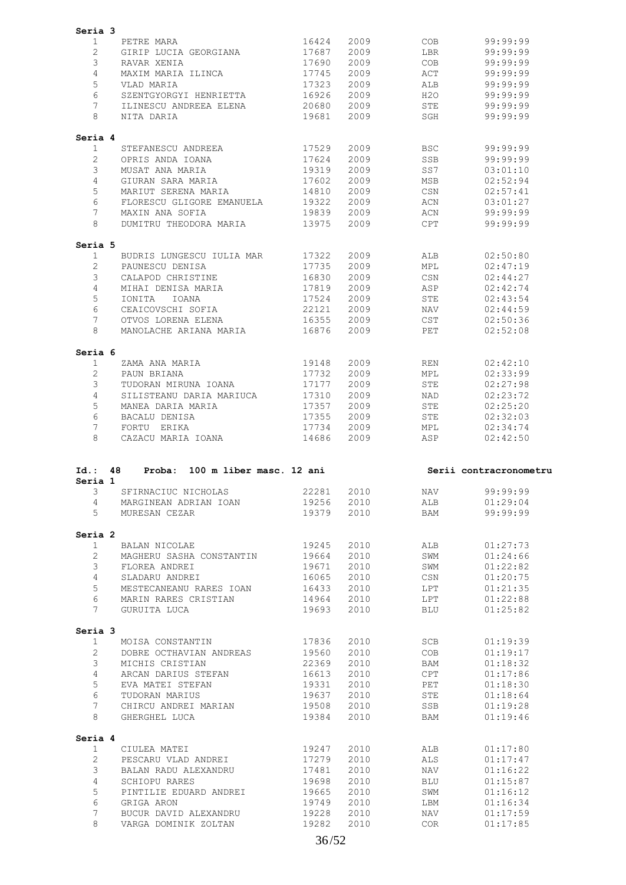**Seria 3**

| | | | | | |
|---|---|---|---|---|---|
| 1 | PETRE MARA | 16424 | 2009 | COB | 99:99:99 |
| 2 | GIRIP LUCIA GEORGIANA | 17687 | 2009 | LBR | 99:99:99 |
| 3 | RAVAR XENIA | 17690 | 2009 | COB | 99:99:99 |
| 4 | MAXIM MARIA ILINCA | 17745 | 2009 | ACT | 99:99:99 |
| 5 | VLAD MARIA | 17323 | 2009 | ALB | 99:99:99 |
| 6 | SZENTGYORGYI HENRIETTA | 16926 | 2009 | H2O | 99:99:99 |
| 7 | ILINESCU ANDREEA ELENA | 20680 | 2009 | STE | 99:99:99 |
| 8 | NITA DARIA | 19681 | 2009 | SGH | 99:99:99 |

**Seria 4**

| | | | | | |
|---|---|---|---|---|---|
| 1 | STEFANESCU ANDREEA | 17529 | 2009 | BSC | 99:99:99 |
| 2 | OPRIS ANDA IOANA | 17624 | 2009 | SSB | 99:99:99 |
| 3 | MUSAT ANA MARIA | 19319 | 2009 | SS7 | 03:01:10 |
| 4 | GIURAN SARA MARIA | 17602 | 2009 | MSB | 02:52:94 |
| 5 | MARIUT SERENA MARIA | 14810 | 2009 | CSN | 02:57:41 |
| 6 | FLORESCU GLIGORE EMANUELA | 19322 | 2009 | ACN | 03:01:27 |
| 7 | MAXIN ANA SOFIA | 19839 | 2009 | ACN | 99:99:99 |
| 8 | DUMITRU THEODORA MARIA | 13975 | 2009 | CPT | 99:99:99 |

**Seria 5**

| | | | | | |
|---|---|---|---|---|---|
| 1 | BUDRIS LUNGESCU IULIA MAR | 17322 | 2009 | ALB | 02:50:80 |
| 2 | PAUNESCU DENISA | 17735 | 2009 | MPL | 02:47:19 |
| 3 | CALAPOD CHRISTINE | 16830 | 2009 | CSN | 02:44:27 |
| 4 | MIHAI DENISA MARIA | 17819 | 2009 | ASP | 02:42:74 |
| 5 | IONITA IOANA | 17524 | 2009 | STE | 02:43:54 |
| 6 | CEAICOVSCHI SOFIA | 22121 | 2009 | NAV | 02:44:59 |
| 7 | OTVOS LORENA ELENA | 16355 | 2009 | CST | 02:50:36 |
| 8 | MANOLACHE ARIANA MARIA | 16876 | 2009 | PET | 02:52:08 |

**Seria 6**

| | | | | | |
|---|---|---|---|---|---|
| 1 | ZAMA ANA MARIA | 19148 | 2009 | REN | 02:42:10 |
| 2 | PAUN BRIANA | 17732 | 2009 | MPL | 02:33:99 |
| 3 | TUDORAN MIRUNA IOANA | 17177 | 2009 | STE | 02:27:98 |
| 4 | SILISTEANU DARIA MARIUCA | 17310 | 2009 | NAD | 02:23:72 |
| 5 | MANEA DARIA MARIA | 17357 | 2009 | STE | 02:25:20 |
| 6 | BACALU DENISA | 17355 | 2009 | STE | 02:32:03 |
| 7 | FORTU ERIKA | 17734 | 2009 | MPL | 02:34:74 |
| 8 | CAZACU MARIA IOANA | 14686 | 2009 | ASP | 02:42:50 |

**Id.: 48 Proba: 100 m liber masc. 12 ani** **Serii contracronometru**

**Seria 1**

| | | | | | |
|---|---|---|---|---|---|
| 3 | SFIRNACIUC NICHOLAS | 22281 | 2010 | NAV | 99:99:99 |
| 4 | MARGINEAN ADRIAN IOAN | 19256 | 2010 | ALB | 01:29:04 |
| 5 | MURESAN CEZAR | 19379 | 2010 | BAM | 99:99:99 |

**Seria 2**

| | | | | | |
|---|---|---|---|---|---|
| 1 | BALAN NICOLAE | 19245 | 2010 | ALB | 01:27:73 |
| 2 | MAGHERU SASHA CONSTANTIN | 19664 | 2010 | SWM | 01:24:66 |
| 3 | FLOREA ANDREI | 19671 | 2010 | SWM | 01:22:82 |
| 4 | SLADARU ANDREI | 16065 | 2010 | CSN | 01:20:75 |
| 5 | MESTECANEANU RARES IOAN | 16433 | 2010 | LPT | 01:21:35 |
| 6 | MARIN RARES CRISTIAN | 14964 | 2010 | LPT | 01:22:88 |
| 7 | GURUITA LUCA | 19693 | 2010 | BLU | 01:25:82 |

**Seria 3**

| | | | | | |
|---|---|---|---|---|---|
| 1 | MOISA CONSTANTIN | 17836 | 2010 | SCB | 01:19:39 |
| 2 | DOBRE OCTHAVIAN ANDREAS | 19560 | 2010 | COB | 01:19:17 |
| 3 | MICHIS CRISTIAN | 22369 | 2010 | BAM | 01:18:32 |
| 4 | ARCAN DARIUS STEFAN | 16613 | 2010 | CPT | 01:17:86 |
| 5 | EVA MATEI STEFAN | 19331 | 2010 | PET | 01:18:30 |
| 6 | TUDORAN MARIUS | 19637 | 2010 | STE | 01:18:64 |
| 7 | CHIRCU ANDREI MARIAN | 19508 | 2010 | SSB | 01:19:28 |
| 8 | GHERGHEL LUCA | 19384 | 2010 | BAM | 01:19:46 |

**Seria 4**

| | | | | | |
|---|---|---|---|---|---|
| 1 | CIULEA MATEI | 19247 | 2010 | ALB | 01:17:80 |
| 2 | PESCARU VLAD ANDREI | 17279 | 2010 | ALS | 01:17:47 |
| 3 | BALAN RADU ALEXANDRU | 17481 | 2010 | NAV | 01:16:22 |
| 4 | SCHIOPU RARES | 19698 | 2010 | BLU | 01:15:87 |
| 5 | PINTILIE EDUARD ANDREI | 19665 | 2010 | SWM | 01:16:12 |
| 6 | GRIGA ARON | 19749 | 2010 | LBM | 01:16:34 |
| 7 | BUCUR DAVID ALEXANDRU | 19228 | 2010 | NAV | 01:17:59 |
| 8 | VARGA DOMINIK ZOLTAN | 19282 | 2010 | COR | 01:17:85 |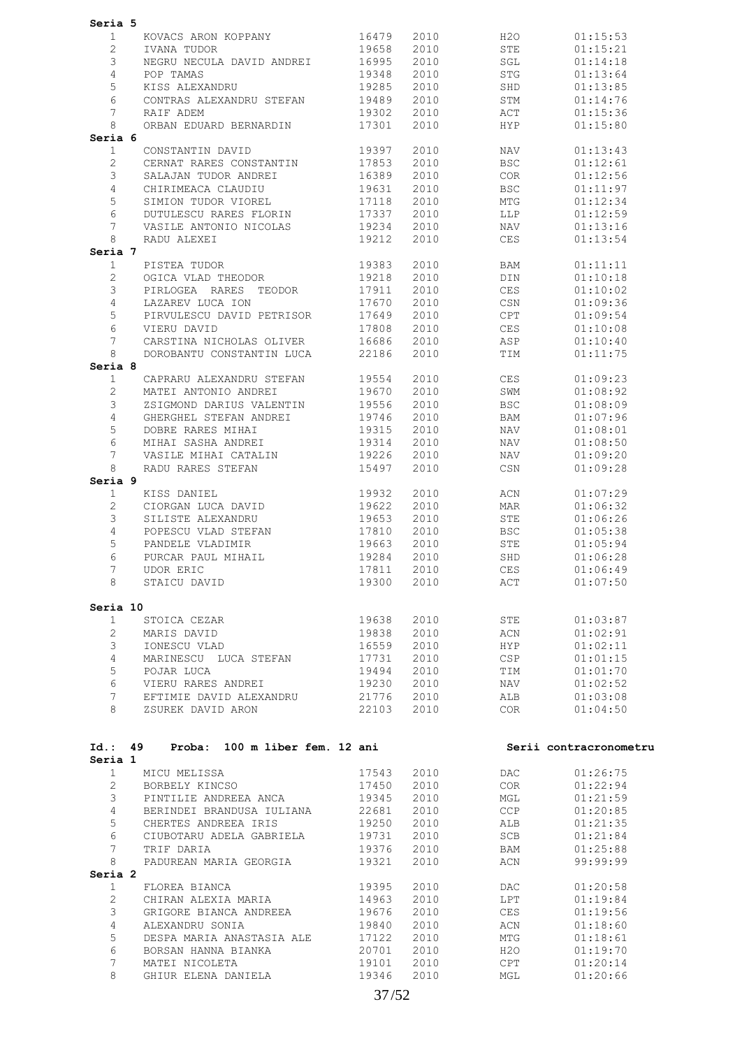**Seria 5**

| | | | | | |
|---|---|---|---|---|---|
| 1 | KOVACS ARON KOPPANY | 16479 | 2010 | H2O | 01:15:53 |
| 2 | IVANA TUDOR | 19658 | 2010 | STE | 01:15:21 |
| 3 | NEGRU NECULA DAVID ANDREI | 16995 | 2010 | SGL | 01:14:18 |
| 4 | POP TAMAS | 19348 | 2010 | STG | 01:13:64 |
| 5 | KISS ALEXANDRU | 19285 | 2010 | SHD | 01:13:85 |
| 6 | CONTRAS ALEXANDRU STEFAN | 19489 | 2010 | STM | 01:14:76 |
| 7 | RAIF ADEM | 19302 | 2010 | ACT | 01:15:36 |
| 8 | ORBAN EDUARD BERNARDIN | 17301 | 2010 | HYP | 01:15:80 |

**Seria 6**

| | | | | | |
|---|---|---|---|---|---|
| 1 | CONSTANTIN DAVID | 19397 | 2010 | NAV | 01:13:43 |
| 2 | CERNAT RARES CONSTANTIN | 17853 | 2010 | BSC | 01:12:61 |
| 3 | SALAJAN TUDOR ANDREI | 16389 | 2010 | COR | 01:12:56 |
| 4 | CHIRIMEACA CLAUDIU | 19631 | 2010 | BSC | 01:11:97 |
| 5 | SIMION TUDOR VIOREL | 17118 | 2010 | MTG | 01:12:34 |
| 6 | DUTULESCU RARES FLORIN | 17337 | 2010 | LLP | 01:12:59 |
| 7 | VASILE ANTONIO NICOLAS | 19234 | 2010 | NAV | 01:13:16 |
| 8 | RADU ALEXEI | 19212 | 2010 | CES | 01:13:54 |

**Seria 7**

| | | | | | |
|---|---|---|---|---|---|
| 1 | PISTEA TUDOR | 19383 | 2010 | BAM | 01:11:11 |
| 2 | OGICA VLAD THEODOR | 19218 | 2010 | DIN | 01:10:18 |
| 3 | PIRLOGEA RARES TEODOR | 17911 | 2010 | CES | 01:10:02 |
| 4 | LAZAREV LUCA ION | 17670 | 2010 | CSN | 01:09:36 |
| 5 | PIRVULESCU DAVID PETRISOR | 17649 | 2010 | CPT | 01:09:54 |
| 6 | VIERU DAVID | 17808 | 2010 | CES | 01:10:08 |
| 7 | CARSTINA NICHOLAS OLIVER | 16686 | 2010 | ASP | 01:10:40 |
| 8 | DOROBANTU CONSTANTIN LUCA | 22186 | 2010 | TIM | 01:11:75 |

**Seria 8**

| | | | | | |
|---|---|---|---|---|---|
| 1 | CAPRARU ALEXANDRU STEFAN | 19554 | 2010 | CES | 01:09:23 |
| 2 | MATEI ANTONIO ANDREI | 19670 | 2010 | SWM | 01:08:92 |
| 3 | ZSIGMOND DARIUS VALENTIN | 19556 | 2010 | BSC | 01:08:09 |
| 4 | GHERGHEL STEFAN ANDREI | 19746 | 2010 | BAM | 01:07:96 |
| 5 | DOBRE RARES MIHAI | 19315 | 2010 | NAV | 01:08:01 |
| 6 | MIHAI SASHA ANDREI | 19314 | 2010 | NAV | 01:08:50 |
| 7 | VASILE MIHAI CATALIN | 19226 | 2010 | NAV | 01:09:20 |
| 8 | RADU RARES STEFAN | 15497 | 2010 | CSN | 01:09:28 |

**Seria 9**

| | | | | | |
|---|---|---|---|---|---|
| 1 | KISS DANIEL | 19932 | 2010 | ACN | 01:07:29 |
| 2 | CIORGAN LUCA DAVID | 19622 | 2010 | MAR | 01:06:32 |
| 3 | SILISTE ALEXANDRU | 19653 | 2010 | STE | 01:06:26 |
| 4 | POPESCU VLAD STEFAN | 17810 | 2010 | BSC | 01:05:38 |
| 5 | PANDELE VLADIMIR | 19663 | 2010 | STE | 01:05:94 |
| 6 | PURCAR PAUL MIHAIL | 19284 | 2010 | SHD | 01:06:28 |
| 7 | UDOR ERIC | 17811 | 2010 | CES | 01:06:49 |
| 8 | STAICU DAVID | 19300 | 2010 | ACT | 01:07:50 |

**Seria 10**

| | | | | | |
|---|---|---|---|---|---|
| 1 | STOICA CEZAR | 19638 | 2010 | STE | 01:03:87 |
| 2 | MARIS DAVID | 19838 | 2010 | ACN | 01:02:91 |
| 3 | IONESCU VLAD | 16559 | 2010 | HYP | 01:02:11 |
| 4 | MARINESCU LUCA STEFAN | 17731 | 2010 | CSP | 01:01:15 |
| 5 | POJAR LUCA | 19494 | 2010 | TIM | 01:01:70 |
| 6 | VIERU RARES ANDREI | 19230 | 2010 | NAV | 01:02:52 |
| 7 | EFTIMIE DAVID ALEXANDRU | 21776 | 2010 | ALB | 01:03:08 |
| 8 | ZSUREK DAVID ARON | 22103 | 2010 | COR | 01:04:50 |

**Id.: 49 Proba: 100 m liber fem. 12 ani** — **Serii contracronometru**

**Seria 1**

| | | | | | |
|---|---|---|---|---|---|
| 1 | MICU MELISSA | 17543 | 2010 | DAC | 01:26:75 |
| 2 | BORBELY KINCSO | 17450 | 2010 | COR | 01:22:94 |
| 3 | PINTILIE ANDREEA ANCA | 19345 | 2010 | MGL | 01:21:59 |
| 4 | BERINDEI BRANDUSA IULIANA | 22681 | 2010 | CCP | 01:20:85 |
| 5 | CHERTES ANDREEA IRIS | 19250 | 2010 | ALB | 01:21:35 |
| 6 | CIUBOTARU ADELA GABRIELA | 19731 | 2010 | SCB | 01:21:84 |
| 7 | TRIF DARIA | 19376 | 2010 | BAM | 01:25:88 |
| 8 | PADUREAN MARIA GEORGIA | 19321 | 2010 | ACN | 99:99:99 |

**Seria 2**

| | | | | | |
|---|---|---|---|---|---|
| 1 | FLOREA BIANCA | 19395 | 2010 | DAC | 01:20:58 |
| 2 | CHIRAN ALEXIA MARIA | 14963 | 2010 | LPT | 01:19:84 |
| 3 | GRIGORE BIANCA ANDREEA | 19676 | 2010 | CES | 01:19:56 |
| 4 | ALEXANDRU SONIA | 19840 | 2010 | ACN | 01:18:60 |
| 5 | DESPA MARIA ANASTASIA ALE | 17122 | 2010 | MTG | 01:18:61 |
| 6 | BORSAN HANNA BIANKA | 20701 | 2010 | H2O | 01:19:70 |
| 7 | MATEI NICOLETA | 19101 | 2010 | CPT | 01:20:14 |
| 8 | GHIUR ELENA DANIELA | 19346 | 2010 | MGL | 01:20:66 |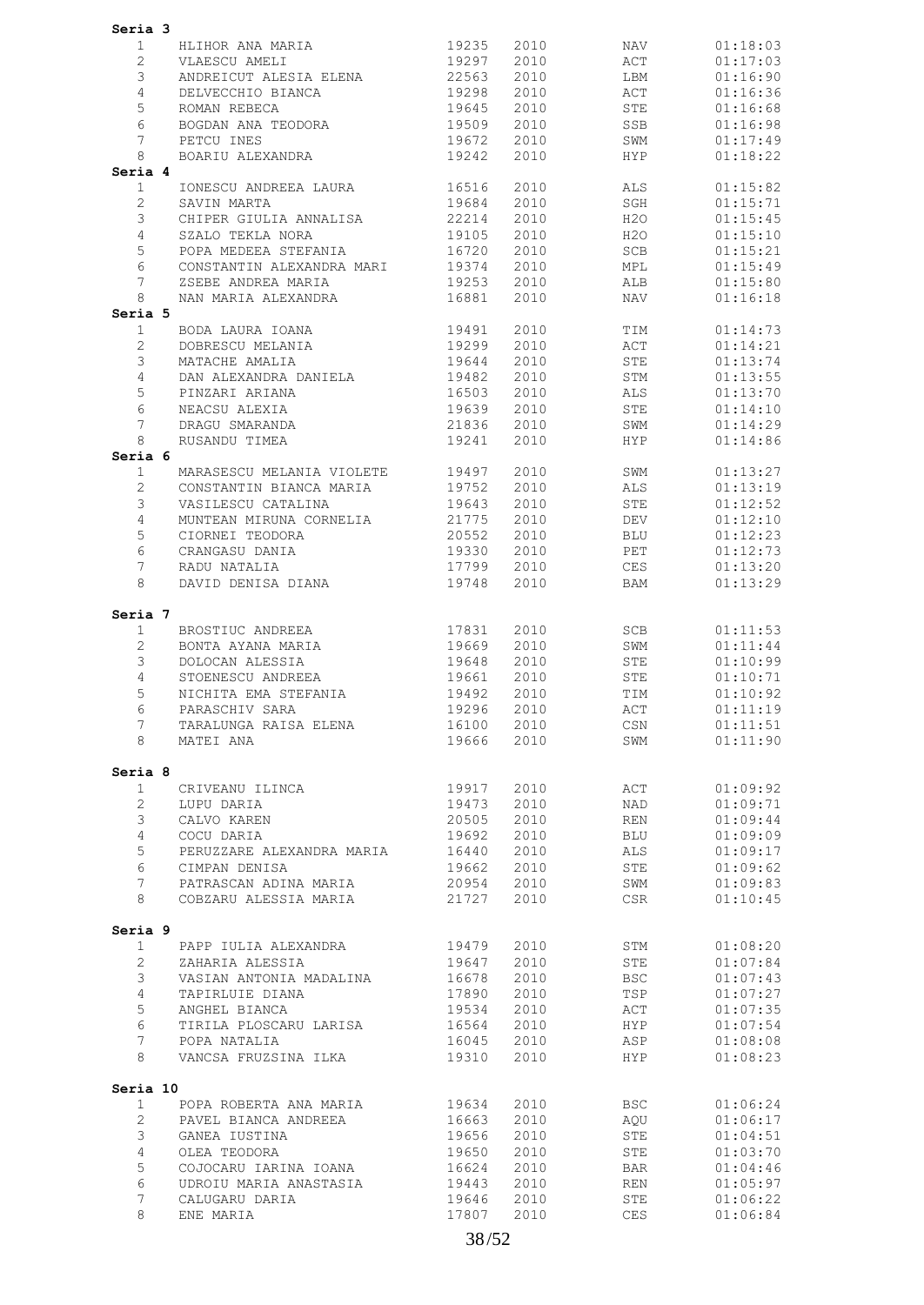**Seria 3**

| | | | | | |
|---|---|---|---|---|---|
| 1 | HLIHOR ANA MARIA | 19235 | 2010 | NAV | 01:18:03 |
| 2 | VLAESCU AMELI | 19297 | 2010 | ACT | 01:17:03 |
| 3 | ANDREICUT ALESIA ELENA | 22563 | 2010 | LBM | 01:16:90 |
| 4 | DELVECCHIO BIANCA | 19298 | 2010 | ACT | 01:16:36 |
| 5 | ROMAN REBECA | 19645 | 2010 | STE | 01:16:68 |
| 6 | BOGDAN ANA TEODORA | 19509 | 2010 | SSB | 01:16:98 |
| 7 | PETCU INES | 19672 | 2010 | SWM | 01:17:49 |
| 8 | BOARIU ALEXANDRA | 19242 | 2010 | HYP | 01:18:22 |

**Seria 4**

| | | | | | |
|---|---|---|---|---|---|
| 1 | IONESCU ANDREEA LAURA | 16516 | 2010 | ALS | 01:15:82 |
| 2 | SAVIN MARTA | 19684 | 2010 | SGH | 01:15:71 |
| 3 | CHIPER GIULIA ANNALISA | 22214 | 2010 | H2O | 01:15:45 |
| 4 | SZALO TEKLA NORA | 19105 | 2010 | H2O | 01:15:10 |
| 5 | POPA MEDEEA STEFANIA | 16720 | 2010 | SCB | 01:15:21 |
| 6 | CONSTANTIN ALEXANDRA MARI | 19374 | 2010 | MPL | 01:15:49 |
| 7 | ZSEBE ANDREA MARIA | 19253 | 2010 | ALB | 01:15:80 |
| 8 | NAN MARIA ALEXANDRA | 16881 | 2010 | NAV | 01:16:18 |

**Seria 5**

| | | | | | |
|---|---|---|---|---|---|
| 1 | BODA LAURA IOANA | 19491 | 2010 | TIM | 01:14:73 |
| 2 | DOBRESCU MELANIA | 19299 | 2010 | ACT | 01:14:21 |
| 3 | MATACHE AMALIA | 19644 | 2010 | STE | 01:13:74 |
| 4 | DAN ALEXANDRA DANIELA | 19482 | 2010 | STM | 01:13:55 |
| 5 | PINZARI ARIANA | 16503 | 2010 | ALS | 01:13:70 |
| 6 | NEACSU ALEXIA | 19639 | 2010 | STE | 01:14:10 |
| 7 | DRAGU SMARANDA | 21836 | 2010 | SWM | 01:14:29 |
| 8 | RUSANDU TIMEA | 19241 | 2010 | HYP | 01:14:86 |

**Seria 6**

| | | | | | |
|---|---|---|---|---|---|
| 1 | MARASESCU MELANIA VIOLETE | 19497 | 2010 | SWM | 01:13:27 |
| 2 | CONSTANTIN BIANCA MARIA | 19752 | 2010 | ALS | 01:13:19 |
| 3 | VASILESCU CATALINA | 19643 | 2010 | STE | 01:12:52 |
| 4 | MUNTEAN MIRUNA CORNELIA | 21775 | 2010 | DEV | 01:12:10 |
| 5 | CIORNEI TEODORA | 20552 | 2010 | BLU | 01:12:23 |
| 6 | CRANGASU DANIA | 19330 | 2010 | PET | 01:12:73 |
| 7 | RADU NATALIA | 17799 | 2010 | CES | 01:13:20 |
| 8 | DAVID DENISA DIANA | 19748 | 2010 | BAM | 01:13:29 |

**Seria 7**

| | | | | | |
|---|---|---|---|---|---|
| 1 | BROSTIUC ANDREEA | 17831 | 2010 | SCB | 01:11:53 |
| 2 | BONTA AYANA MARIA | 19669 | 2010 | SWM | 01:11:44 |
| 3 | DOLOCAN ALESSIA | 19648 | 2010 | STE | 01:10:99 |
| 4 | STOENESCU ANDREEA | 19661 | 2010 | STE | 01:10:71 |
| 5 | NICHITA EMA STEFANIA | 19492 | 2010 | TIM | 01:10:92 |
| 6 | PARASCHIV SARA | 19296 | 2010 | ACT | 01:11:19 |
| 7 | TARALUNGA RAISA ELENA | 16100 | 2010 | CSN | 01:11:51 |
| 8 | MATEI ANA | 19666 | 2010 | SWM | 01:11:90 |

**Seria 8**

| | | | | | |
|---|---|---|---|---|---|
| 1 | CRIVEANU ILINCA | 19917 | 2010 | ACT | 01:09:92 |
| 2 | LUPU DARIA | 19473 | 2010 | NAD | 01:09:71 |
| 3 | CALVO KAREN | 20505 | 2010 | REN | 01:09:44 |
| 4 | COCU DARIA | 19692 | 2010 | BLU | 01:09:09 |
| 5 | PERUZZARE ALEXANDRA MARIA | 16440 | 2010 | ALS | 01:09:17 |
| 6 | CIMPAN DENISA | 19662 | 2010 | STE | 01:09:62 |
| 7 | PATRASCAN ADINA MARIA | 20954 | 2010 | SWM | 01:09:83 |
| 8 | COBZARU ALESSIA MARIA | 21727 | 2010 | CSR | 01:10:45 |

**Seria 9**

| | | | | | |
|---|---|---|---|---|---|
| 1 | PAPP IULIA ALEXANDRA | 19479 | 2010 | STM | 01:08:20 |
| 2 | ZAHARIA ALESSIA | 19647 | 2010 | STE | 01:07:84 |
| 3 | VASIAN ANTONIA MADALINA | 16678 | 2010 | BSC | 01:07:43 |
| 4 | TAPIRLUIE DIANA | 17890 | 2010 | TSP | 01:07:27 |
| 5 | ANGHEL BIANCA | 19534 | 2010 | ACT | 01:07:35 |
| 6 | TIRILA PLOSCARU LARISA | 16564 | 2010 | HYP | 01:07:54 |
| 7 | POPA NATALIA | 16045 | 2010 | ASP | 01:08:08 |
| 8 | VANCSA FRUZSINA ILKA | 19310 | 2010 | HYP | 01:08:23 |

**Seria 10**

| | | | | | |
|---|---|---|---|---|---|
| 1 | POPA ROBERTA ANA MARIA | 19634 | 2010 | BSC | 01:06:24 |
| 2 | PAVEL BIANCA ANDREEA | 16663 | 2010 | AQU | 01:06:17 |
| 3 | GANEA IUSTINA | 19656 | 2010 | STE | 01:04:51 |
| 4 | OLEA TEODORA | 19650 | 2010 | STE | 01:03:70 |
| 5 | COJOCARU IARINA IOANA | 16624 | 2010 | BAR | 01:04:46 |
| 6 | UDROIU MARIA ANASTASIA | 19443 | 2010 | REN | 01:05:97 |
| 7 | CALUGARU DARIA | 19646 | 2010 | STE | 01:06:22 |
| 8 | ENE MARIA | 17807 | 2010 | CES | 01:06:84 |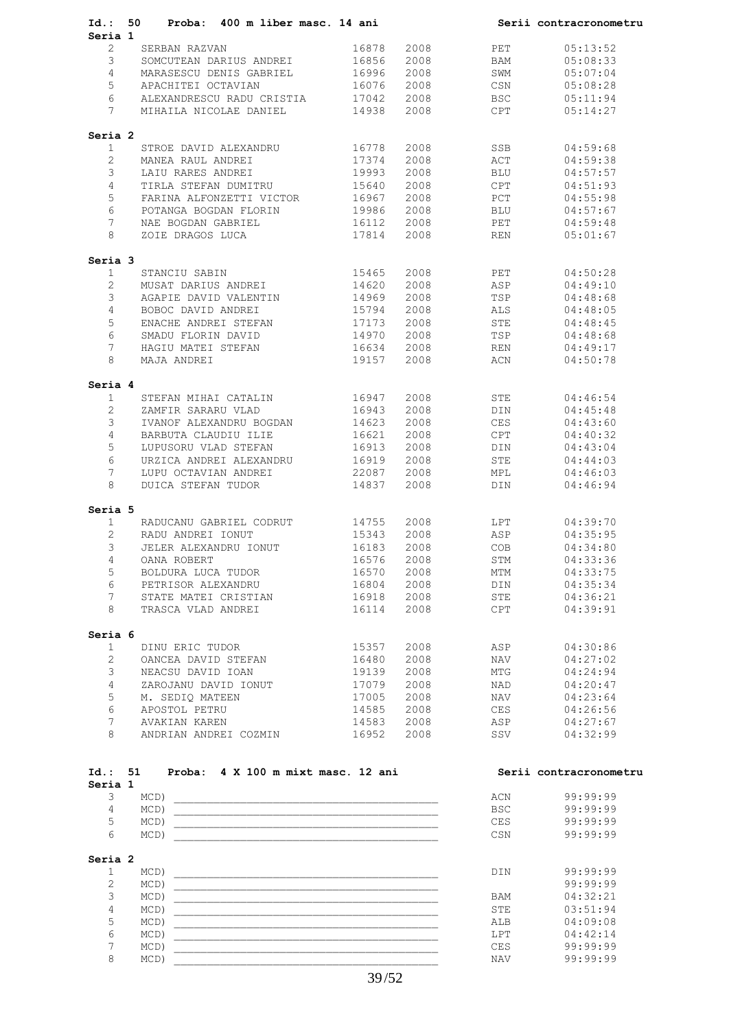## Id.: 50 Proba: 400 m liber masc. 14 ani — Serii contracronometru

**Seria 1**

| | | | | | |
|---|---|---|---|---|---|
| 2 | SERBAN RAZVAN | 16878 | 2008 | PET | 05:13:52 |
| 3 | SOMCUTEAN DARIUS ANDREI | 16856 | 2008 | BAM | 05:08:33 |
| 4 | MARASESCU DENIS GABRIEL | 16996 | 2008 | SWM | 05:07:04 |
| 5 | APACHITEI OCTAVIAN | 16076 | 2008 | CSN | 05:08:28 |
| 6 | ALEXANDRESCU RADU CRISTIA | 17042 | 2008 | BSC | 05:11:94 |
| 7 | MIHAILA NICOLAE DANIEL | 14938 | 2008 | CPT | 05:14:27 |

**Seria 2**

| | | | | | |
|---|---|---|---|---|---|
| 1 | STROE DAVID ALEXANDRU | 16778 | 2008 | SSB | 04:59:68 |
| 2 | MANEA RAUL ANDREI | 17374 | 2008 | ACT | 04:59:38 |
| 3 | LAIU RARES ANDREI | 19993 | 2008 | BLU | 04:57:57 |
| 4 | TIRLA STEFAN DUMITRU | 15640 | 2008 | CPT | 04:51:93 |
| 5 | FARINA ALFONZETTI VICTOR | 16967 | 2008 | PCT | 04:55:98 |
| 6 | POTANGA BOGDAN FLORIN | 19986 | 2008 | BLU | 04:57:67 |
| 7 | NAE BOGDAN GABRIEL | 16112 | 2008 | PET | 04:59:48 |
| 8 | ZOIE DRAGOS LUCA | 17814 | 2008 | REN | 05:01:67 |

**Seria 3**

| | | | | | |
|---|---|---|---|---|---|
| 1 | STANCIU SABIN | 15465 | 2008 | PET | 04:50:28 |
| 2 | MUSAT DARIUS ANDREI | 14620 | 2008 | ASP | 04:49:10 |
| 3 | AGAPIE DAVID VALENTIN | 14969 | 2008 | TSP | 04:48:68 |
| 4 | BOBOC DAVID ANDREI | 15794 | 2008 | ALS | 04:48:05 |
| 5 | ENACHE ANDREI STEFAN | 17173 | 2008 | STE | 04:48:45 |
| 6 | SMADU FLORIN DAVID | 14970 | 2008 | TSP | 04:48:68 |
| 7 | HAGIU MATEI STEFAN | 16634 | 2008 | REN | 04:49:17 |
| 8 | MAJA ANDREI | 19157 | 2008 | ACN | 04:50:78 |

**Seria 4**

| | | | | | |
|---|---|---|---|---|---|
| 1 | STEFAN MIHAI CATALIN | 16947 | 2008 | STE | 04:46:54 |
| 2 | ZAMFIR SARARU VLAD | 16943 | 2008 | DIN | 04:45:48 |
| 3 | IVANOF ALEXANDRU BOGDAN | 14623 | 2008 | CES | 04:43:60 |
| 4 | BARBUTA CLAUDIU ILIE | 16621 | 2008 | CPT | 04:40:32 |
| 5 | LUPUSORU VLAD STEFAN | 16913 | 2008 | DIN | 04:43:04 |
| 6 | URZICA ANDREI ALEXANDRU | 16919 | 2008 | STE | 04:44:03 |
| 7 | LUPU OCTAVIAN ANDREI | 22087 | 2008 | MPL | 04:46:03 |
| 8 | DUICA STEFAN TUDOR | 14837 | 2008 | DIN | 04:46:94 |

**Seria 5**

| | | | | | |
|---|---|---|---|---|---|
| 1 | RADUCANU GABRIEL CODRUT | 14755 | 2008 | LPT | 04:39:70 |
| 2 | RADU ANDREI IONUT | 15343 | 2008 | ASP | 04:35:95 |
| 3 | JELER ALEXANDRU IONUT | 16183 | 2008 | COB | 04:34:80 |
| 4 | OANA ROBERT | 16576 | 2008 | STM | 04:33:36 |
| 5 | BOLDURA LUCA TUDOR | 16570 | 2008 | MTM | 04:33:75 |
| 6 | PETRISOR ALEXANDRU | 16804 | 2008 | DIN | 04:35:34 |
| 7 | STATE MATEI CRISTIAN | 16918 | 2008 | STE | 04:36:21 |
| 8 | TRASCA VLAD ANDREI | 16114 | 2008 | CPT | 04:39:91 |

**Seria 6**

| | | | | | |
|---|---|---|---|---|---|
| 1 | DINU ERIC TUDOR | 15357 | 2008 | ASP | 04:30:86 |
| 2 | OANCEA DAVID STEFAN | 16480 | 2008 | NAV | 04:27:02 |
| 3 | NEACSU DAVID IOAN | 19139 | 2008 | MTG | 04:24:94 |
| 4 | ZAROJANU DAVID IONUT | 17079 | 2008 | NAD | 04:20:47 |
| 5 | M. SEDIQ MATEEN | 17005 | 2008 | NAV | 04:23:64 |
| 6 | APOSTOL PETRU | 14585 | 2008 | CES | 04:26:56 |
| 7 | AVAKIAN KAREN | 14583 | 2008 | ASP | 04:27:67 |
| 8 | ANDRIAN ANDREI COZMIN | 16952 | 2008 | SSV | 04:32:99 |

## Id.: 51 Proba: 4 X 100 m mixt masc. 12 ani — Serii contracronometru

**Seria 1**

| | | | |
|---|---|---|---|
| 3 | MCD) ________________________ | ACN | 99:99:99 |
| 4 | MCD) ________________________ | BSC | 99:99:99 |
| 5 | MCD) ________________________ | CES | 99:99:99 |
| 6 | MCD) ________________________ | CSN | 99:99:99 |

**Seria 2**

| | | | |
|---|---|---|---|
| 1 | MCD) ________________________ | DIN | 99:99:99 |
| 2 | MCD) ________________________ | | 99:99:99 |
| 3 | MCD) ________________________ | BAM | 04:32:21 |
| 4 | MCD) ________________________ | STE | 03:51:94 |
| 5 | MCD) ________________________ | ALB | 04:09:08 |
| 6 | MCD) ________________________ | LPT | 04:42:14 |
| 7 | MCD) ________________________ | CES | 99:99:99 |
| 8 | MCD) ________________________ | NAV | 99:99:99 |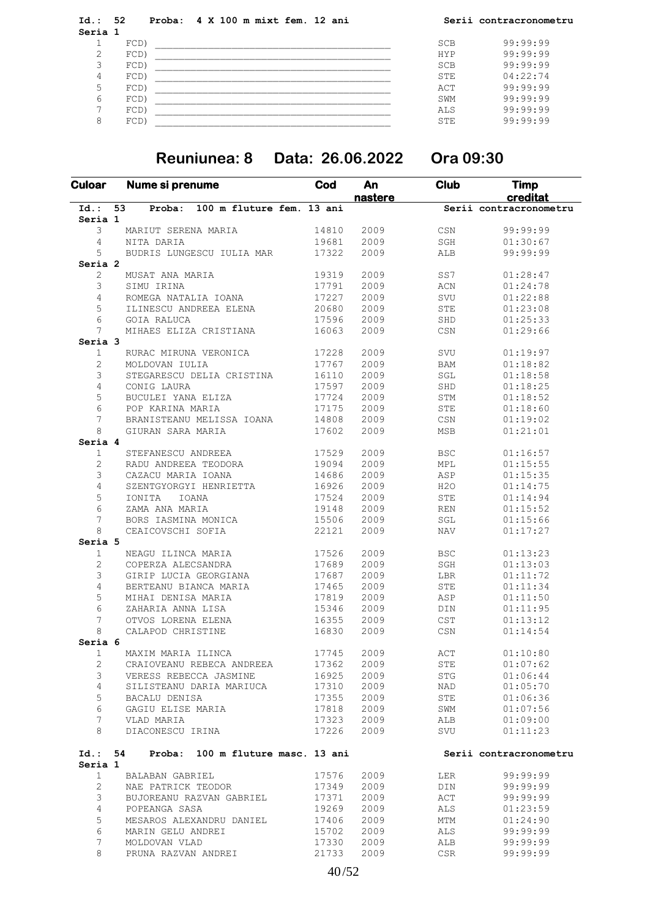**Id.: 52 Proba: 4 X 100 m mixt fem. 12 ani** — Serii contracronometru

**Seria 1**

| Culoar | Nume si prenume | Club | Timp creditat |
|---|---|---|---|
| 1 | FCD) ________________________________ | SCB | 99:99:99 |
| 2 | FCD) ________________________________ | HYP | 99:99:99 |
| 3 | FCD) ________________________________ | SCB | 99:99:99 |
| 4 | FCD) ________________________________ | STE | 04:22:74 |
| 5 | FCD) ________________________________ | ACT | 99:99:99 |
| 6 | FCD) ________________________________ | SWM | 99:99:99 |
| 7 | FCD) ________________________________ | ALS | 99:99:99 |
| 8 | FCD) ________________________________ | STE | 99:99:99 |

## Reuniunea: 8 Data: 26.06.2022 Ora 09:30

**Id.: 53 Proba: 100 m fluture fem. 13 ani** — Serii contracronometru

| Culoar | Nume si prenume | Cod | An nastere | Club | Timp creditat |
|---|---|---|---|---|---|
| **Seria 1** | | | | | |
| 3 | MARIUT SERENA MARIA | 14810 | 2009 | CSN | 99:99:99 |
| 4 | NITA DARIA | 19681 | 2009 | SGH | 01:30:67 |
| 5 | BUDRIS LUNGESCU IULIA MAR | 17322 | 2009 | ALB | 99:99:99 |
| **Seria 2** | | | | | |
| 2 | MUSAT ANA MARIA | 19319 | 2009 | SS7 | 01:28:47 |
| 3 | SIMU IRINA | 17791 | 2009 | ACN | 01:24:78 |
| 4 | ROMEGA NATALIA IOANA | 17227 | 2009 | SVU | 01:22:88 |
| 5 | ILINESCU ANDREEA ELENA | 20680 | 2009 | STE | 01:23:08 |
| 6 | GOIA RALUCA | 17596 | 2009 | SHD | 01:25:33 |
| 7 | MIHAES ELIZA CRISTIANA | 16063 | 2009 | CSN | 01:29:66 |
| **Seria 3** | | | | | |
| 1 | RURAC MIRUNA VERONICA | 17228 | 2009 | SVU | 01:19:97 |
| 2 | MOLDOVAN IULIA | 17767 | 2009 | BAM | 01:18:82 |
| 3 | STEGARESCU DELIA CRISTINA | 16110 | 2009 | SGL | 01:18:58 |
| 4 | CONIG LAURA | 17597 | 2009 | SHD | 01:18:25 |
| 5 | BUCULEI YANA ELIZA | 17724 | 2009 | STM | 01:18:52 |
| 6 | POP KARINA MARIA | 17175 | 2009 | STE | 01:18:60 |
| 7 | BRANISTEANU MELISSA IOANA | 14808 | 2009 | CSN | 01:19:02 |
| 8 | GIURAN SARA MARIA | 17602 | 2009 | MSB | 01:21:01 |
| **Seria 4** | | | | | |
| 1 | STEFANESCU ANDREEA | 17529 | 2009 | BSC | 01:16:57 |
| 2 | RADU ANDREEA TEODORA | 19094 | 2009 | MPL | 01:15:55 |
| 3 | CAZACU MARIA IOANA | 14686 | 2009 | ASP | 01:15:35 |
| 4 | SZENTGYORGYI HENRIETTA | 16926 | 2009 | H2O | 01:14:75 |
| 5 | IONITA IOANA | 17524 | 2009 | STE | 01:14:94 |
| 6 | ZAMA ANA MARIA | 19148 | 2009 | REN | 01:15:52 |
| 7 | BORS IASMINA MONICA | 15506 | 2009 | SGL | 01:15:66 |
| 8 | CEAICOVSCHI SOFIA | 22121 | 2009 | NAV | 01:17:27 |
| **Seria 5** | | | | | |
| 1 | NEAGU ILINCA MARIA | 17526 | 2009 | BSC | 01:13:23 |
| 2 | COPERZA ALECSANDRA | 17689 | 2009 | SGH | 01:13:03 |
| 3 | GIRIP LUCIA GEORGIANA | 17687 | 2009 | LBR | 01:11:72 |
| 4 | BERTEANU BIANCA MARIA | 17465 | 2009 | STE | 01:11:34 |
| 5 | MIHAI DENISA MARIA | 17819 | 2009 | ASP | 01:11:50 |
| 6 | ZAHARIA ANNA LISA | 15346 | 2009 | DIN | 01:11:95 |
| 7 | OTVOS LORENA ELENA | 16355 | 2009 | CST | 01:13:12 |
| 8 | CALAPOD CHRISTINE | 16830 | 2009 | CSN | 01:14:54 |
| **Seria 6** | | | | | |
| 1 | MAXIM MARIA ILINCA | 17745 | 2009 | ACT | 01:10:80 |
| 2 | CRAIOVEANU REBECA ANDREEA | 17362 | 2009 | STE | 01:07:62 |
| 3 | VERESS REBECCA JASMINE | 16925 | 2009 | STG | 01:06:44 |
| 4 | SILISTEANU DARIA MARIUCA | 17310 | 2009 | NAD | 01:05:70 |
| 5 | BACALU DENISA | 17355 | 2009 | STE | 01:06:36 |
| 6 | GAGIU ELISE MARIA | 17818 | 2009 | SWM | 01:07:56 |
| 7 | VLAD MARIA | 17323 | 2009 | ALB | 01:09:00 |
| 8 | DIACONESCU IRINA | 17226 | 2009 | SVU | 01:11:23 |

**Id.: 54 Proba: 100 m fluture masc. 13 ani** — Serii contracronometru

| Culoar | Nume si prenume | Cod | An nastere | Club | Timp creditat |
|---|---|---|---|---|---|
| **Seria 1** | | | | | |
| 1 | BALABAN GABRIEL | 17576 | 2009 | LER | 99:99:99 |
| 2 | NAE PATRICK TEODOR | 17349 | 2009 | DIN | 99:99:99 |
| 3 | BUJOREANU RAZVAN GABRIEL | 17371 | 2009 | ACT | 99:99:99 |
| 4 | POPEANGA SASA | 19269 | 2009 | ALS | 01:23:59 |
| 5 | MESAROS ALEXANDRU DANIEL | 17406 | 2009 | MTM | 01:24:90 |
| 6 | MARIN GELU ANDREI | 15702 | 2009 | ALS | 99:99:99 |
| 7 | MOLDOVAN VLAD | 17330 | 2009 | ALB | 99:99:99 |
| 8 | PRUNA RAZVAN ANDREI | 21733 | 2009 | CSR | 99:99:99 |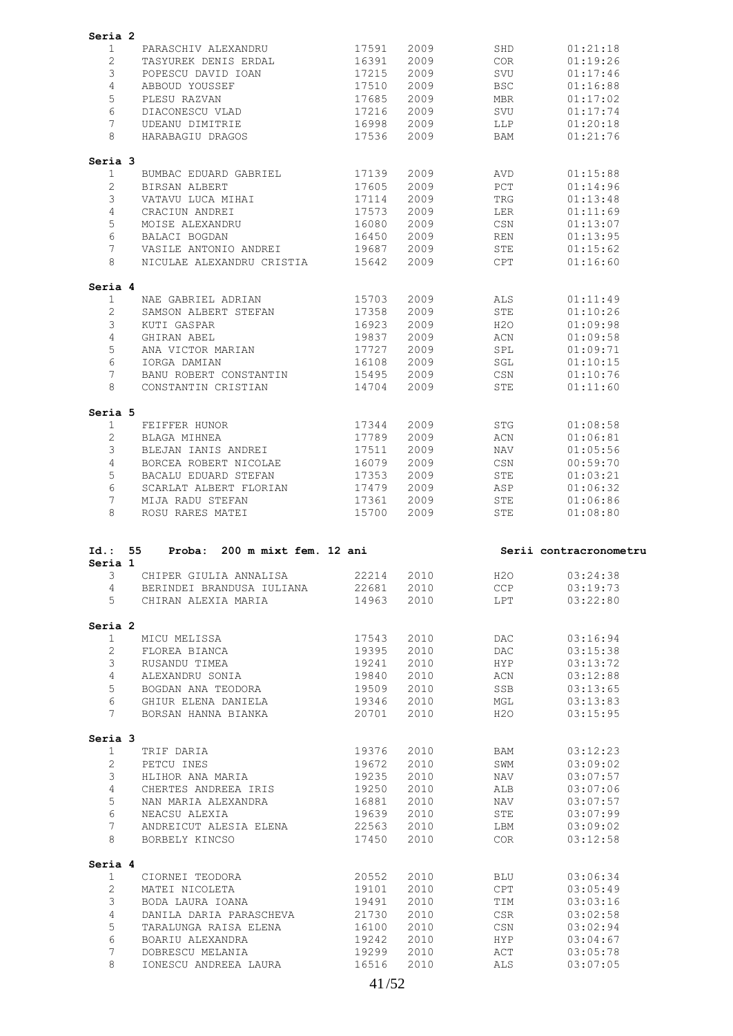**Seria 2**

| | | | | | |
|---|---|---|---|---|---|
| 1 | PARASCHIV ALEXANDRU | 17591 | 2009 | SHD | 01:21:18 |
| 2 | TASYUREK DENIS ERDAL | 16391 | 2009 | COR | 01:19:26 |
| 3 | POPESCU DAVID IOAN | 17215 | 2009 | SVU | 01:17:46 |
| 4 | ABBOUD YOUSSEF | 17510 | 2009 | BSC | 01:16:88 |
| 5 | PLESU RAZVAN | 17685 | 2009 | MBR | 01:17:02 |
| 6 | DIACONESCU VLAD | 17216 | 2009 | SVU | 01:17:74 |
| 7 | UDEANU DIMITRIE | 16998 | 2009 | LLP | 01:20:18 |
| 8 | HARABAGIU DRAGOS | 17536 | 2009 | BAM | 01:21:76 |

**Seria 3**

| | | | | | |
|---|---|---|---|---|---|
| 1 | BUMBAC EDUARD GABRIEL | 17139 | 2009 | AVD | 01:15:88 |
| 2 | BIRSAN ALBERT | 17605 | 2009 | PCT | 01:14:96 |
| 3 | VATAVU LUCA MIHAI | 17114 | 2009 | TRG | 01:13:48 |
| 4 | CRACIUN ANDREI | 17573 | 2009 | LER | 01:11:69 |
| 5 | MOISE ALEXANDRU | 16080 | 2009 | CSN | 01:13:07 |
| 6 | BALACI BOGDAN | 16450 | 2009 | REN | 01:13:95 |
| 7 | VASILE ANTONIO ANDREI | 19687 | 2009 | STE | 01:15:62 |
| 8 | NICULAE ALEXANDRU CRISTIA | 15642 | 2009 | CPT | 01:16:60 |

**Seria 4**

| | | | | | |
|---|---|---|---|---|---|
| 1 | NAE GABRIEL ADRIAN | 15703 | 2009 | ALS | 01:11:49 |
| 2 | SAMSON ALBERT STEFAN | 17358 | 2009 | STE | 01:10:26 |
| 3 | KUTI GASPAR | 16923 | 2009 | H2O | 01:09:98 |
| 4 | GHIRAN ABEL | 19837 | 2009 | ACN | 01:09:58 |
| 5 | ANA VICTOR MARIAN | 17727 | 2009 | SPL | 01:09:71 |
| 6 | IORGA DAMIAN | 16108 | 2009 | SGL | 01:10:15 |
| 7 | BANU ROBERT CONSTANTIN | 15495 | 2009 | CSN | 01:10:76 |
| 8 | CONSTANTIN CRISTIAN | 14704 | 2009 | STE | 01:11:60 |

**Seria 5**

| | | | | | |
|---|---|---|---|---|---|
| 1 | FEIFFER HUNOR | 17344 | 2009 | STG | 01:08:58 |
| 2 | BLAGA MIHNEA | 17789 | 2009 | ACN | 01:06:81 |
| 3 | BLEJAN IANIS ANDREI | 17511 | 2009 | NAV | 01:05:56 |
| 4 | BORCEA ROBERT NICOLAE | 16079 | 2009 | CSN | 00:59:70 |
| 5 | BACALU EDUARD STEFAN | 17353 | 2009 | STE | 01:03:21 |
| 6 | SCARLAT ALBERT FLORIAN | 17479 | 2009 | ASP | 01:06:32 |
| 7 | MIJA RADU STEFAN | 17361 | 2009 | STE | 01:06:86 |
| 8 | ROSU RARES MATEI | 15700 | 2009 | STE | 01:08:80 |

**Id.: 55 Proba: 200 m mixt fem. 12 ani** — **Serii contracronometru**

**Seria 1**

| | | | | | |
|---|---|---|---|---|---|
| 3 | CHIPER GIULIA ANNALISA | 22214 | 2010 | H2O | 03:24:38 |
| 4 | BERINDEI BRANDUSA IULIANA | 22681 | 2010 | CCP | 03:19:73 |
| 5 | CHIRAN ALEXIA MARIA | 14963 | 2010 | LPT | 03:22:80 |

**Seria 2**

| | | | | | |
|---|---|---|---|---|---|
| 1 | MICU MELISSA | 17543 | 2010 | DAC | 03:16:94 |
| 2 | FLOREA BIANCA | 19395 | 2010 | DAC | 03:15:38 |
| 3 | RUSANDU TIMEA | 19241 | 2010 | HYP | 03:13:72 |
| 4 | ALEXANDRU SONIA | 19840 | 2010 | ACN | 03:12:88 |
| 5 | BOGDAN ANA TEODORA | 19509 | 2010 | SSB | 03:13:65 |
| 6 | GHIUR ELENA DANIELA | 19346 | 2010 | MGL | 03:13:83 |
| 7 | BORSAN HANNA BIANKA | 20701 | 2010 | H2O | 03:15:95 |

**Seria 3**

| | | | | | |
|---|---|---|---|---|---|
| 1 | TRIF DARIA | 19376 | 2010 | BAM | 03:12:23 |
| 2 | PETCU INES | 19672 | 2010 | SWM | 03:09:02 |
| 3 | HLIHOR ANA MARIA | 19235 | 2010 | NAV | 03:07:57 |
| 4 | CHERTES ANDREEA IRIS | 19250 | 2010 | ALB | 03:07:06 |
| 5 | NAN MARIA ALEXANDRA | 16881 | 2010 | NAV | 03:07:57 |
| 6 | NEACSU ALEXIA | 19639 | 2010 | STE | 03:07:99 |
| 7 | ANDREICUT ALESIA ELENA | 22563 | 2010 | LBM | 03:09:02 |
| 8 | BORBELY KINCSO | 17450 | 2010 | COR | 03:12:58 |

**Seria 4**

| | | | | | |
|---|---|---|---|---|---|
| 1 | CIORNEI TEODORA | 20552 | 2010 | BLU | 03:06:34 |
| 2 | MATEI NICOLETA | 19101 | 2010 | CPT | 03:05:49 |
| 3 | BODA LAURA IOANA | 19491 | 2010 | TIM | 03:03:16 |
| 4 | DANILA DARIA PARASCHEVA | 21730 | 2010 | CSR | 03:02:58 |
| 5 | TARALUNGA RAISA ELENA | 16100 | 2010 | CSN | 03:02:94 |
| 6 | BOARIU ALEXANDRA | 19242 | 2010 | HYP | 03:04:67 |
| 7 | DOBRESCU MELANIA | 19299 | 2010 | ACT | 03:05:78 |
| 8 | IONESCU ANDREEA LAURA | 16516 | 2010 | ALS | 03:07:05 |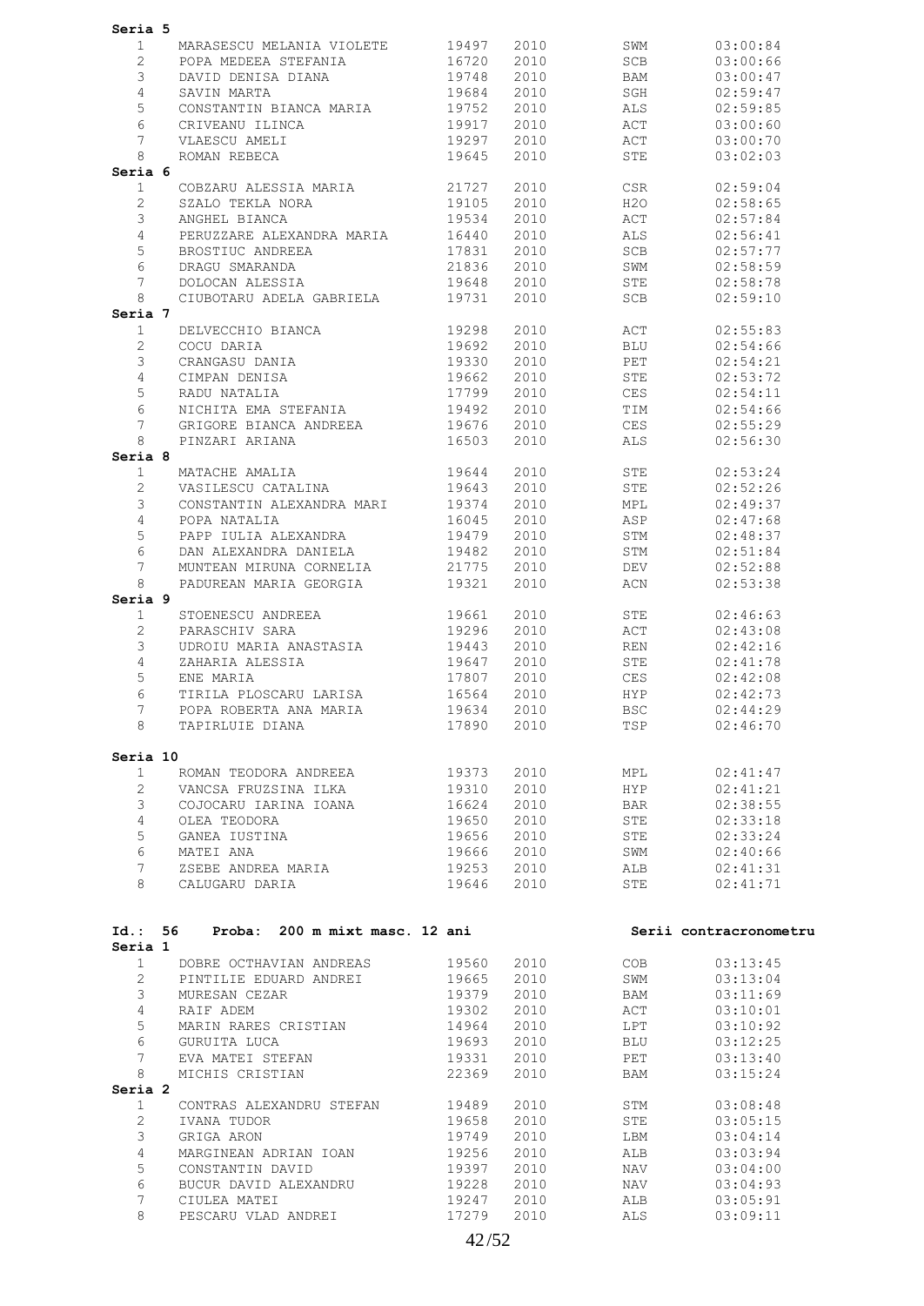**Seria 5**

| | | | | | |
|---|---|---|---|---|---|
| 1 | MARASESCU MELANIA VIOLETE | 19497 | 2010 | SWM | 03:00:84 |
| 2 | POPA MEDEEA STEFANIA | 16720 | 2010 | SCB | 03:00:66 |
| 3 | DAVID DENISA DIANA | 19748 | 2010 | BAM | 03:00:47 |
| 4 | SAVIN MARTA | 19684 | 2010 | SGH | 02:59:47 |
| 5 | CONSTANTIN BIANCA MARIA | 19752 | 2010 | ALS | 02:59:85 |
| 6 | CRIVEANU ILINCA | 19917 | 2010 | ACT | 03:00:60 |
| 7 | VLAESCU AMELI | 19297 | 2010 | ACT | 03:00:70 |
| 8 | ROMAN REBECA | 19645 | 2010 | STE | 03:02:03 |

**Seria 6**

| | | | | | |
|---|---|---|---|---|---|
| 1 | COBZARU ALESSIA MARIA | 21727 | 2010 | CSR | 02:59:04 |
| 2 | SZALO TEKLA NORA | 19105 | 2010 | H2O | 02:58:65 |
| 3 | ANGHEL BIANCA | 19534 | 2010 | ACT | 02:57:84 |
| 4 | PERUZZARE ALEXANDRA MARIA | 16440 | 2010 | ALS | 02:56:41 |
| 5 | BROSTIUC ANDREEA | 17831 | 2010 | SCB | 02:57:77 |
| 6 | DRAGU SMARANDA | 21836 | 2010 | SWM | 02:58:59 |
| 7 | DOLOCAN ALESSIA | 19648 | 2010 | STE | 02:58:78 |
| 8 | CIUBOTARU ADELA GABRIELA | 19731 | 2010 | SCB | 02:59:10 |

**Seria 7**

| | | | | | |
|---|---|---|---|---|---|
| 1 | DELVECCHIO BIANCA | 19298 | 2010 | ACT | 02:55:83 |
| 2 | COCU DARIA | 19692 | 2010 | BLU | 02:54:66 |
| 3 | CRANGASU DANIA | 19330 | 2010 | PET | 02:54:21 |
| 4 | CIMPAN DENISA | 19662 | 2010 | STE | 02:53:72 |
| 5 | RADU NATALIA | 17799 | 2010 | CES | 02:54:11 |
| 6 | NICHITA EMA STEFANIA | 19492 | 2010 | TIM | 02:54:66 |
| 7 | GRIGORE BIANCA ANDREEA | 19676 | 2010 | CES | 02:55:29 |
| 8 | PINZARI ARIANA | 16503 | 2010 | ALS | 02:56:30 |

**Seria 8**

| | | | | | |
|---|---|---|---|---|---|
| 1 | MATACHE AMALIA | 19644 | 2010 | STE | 02:53:24 |
| 2 | VASILESCU CATALINA | 19643 | 2010 | STE | 02:52:26 |
| 3 | CONSTANTIN ALEXANDRA MARI | 19374 | 2010 | MPL | 02:49:37 |
| 4 | POPA NATALIA | 16045 | 2010 | ASP | 02:47:68 |
| 5 | PAPP IULIA ALEXANDRA | 19479 | 2010 | STM | 02:48:37 |
| 6 | DAN ALEXANDRA DANIELA | 19482 | 2010 | STM | 02:51:84 |
| 7 | MUNTEAN MIRUNA CORNELIA | 21775 | 2010 | DEV | 02:52:88 |
| 8 | PADUREAN MARIA GEORGIA | 19321 | 2010 | ACN | 02:53:38 |

**Seria 9**

| | | | | | |
|---|---|---|---|---|---|
| 1 | STOENESCU ANDREEA | 19661 | 2010 | STE | 02:46:63 |
| 2 | PARASCHIV SARA | 19296 | 2010 | ACT | 02:43:08 |
| 3 | UDROIU MARIA ANASTASIA | 19443 | 2010 | REN | 02:42:16 |
| 4 | ZAHARIA ALESSIA | 19647 | 2010 | STE | 02:41:78 |
| 5 | ENE MARIA | 17807 | 2010 | CES | 02:42:08 |
| 6 | TIRILA PLOSCARU LARISA | 16564 | 2010 | HYP | 02:42:73 |
| 7 | POPA ROBERTA ANA MARIA | 19634 | 2010 | BSC | 02:44:29 |
| 8 | TAPIRLUIE DIANA | 17890 | 2010 | TSP | 02:46:70 |

**Seria 10**

| | | | | | |
|---|---|---|---|---|---|
| 1 | ROMAN TEODORA ANDREEA | 19373 | 2010 | MPL | 02:41:47 |
| 2 | VANCSA FRUZSINA ILKA | 19310 | 2010 | HYP | 02:41:21 |
| 3 | COJOCARU IARINA IOANA | 16624 | 2010 | BAR | 02:38:55 |
| 4 | OLEA TEODORA | 19650 | 2010 | STE | 02:33:18 |
| 5 | GANEA IUSTINA | 19656 | 2010 | STE | 02:33:24 |
| 6 | MATEI ANA | 19666 | 2010 | SWM | 02:40:66 |
| 7 | ZSEBE ANDREA MARIA | 19253 | 2010 | ALB | 02:41:31 |
| 8 | CALUGARU DARIA | 19646 | 2010 | STE | 02:41:71 |

**Id.: 56 Proba: 200 m mixt masc. 12 ani** — **Serii contracronometru**

**Seria 1**

| | | | | | |
|---|---|---|---|---|---|
| 1 | DOBRE OCTHAVIAN ANDREAS | 19560 | 2010 | COB | 03:13:45 |
| 2 | PINTILIE EDUARD ANDREI | 19665 | 2010 | SWM | 03:13:04 |
| 3 | MURESAN CEZAR | 19379 | 2010 | BAM | 03:11:69 |
| 4 | RAIF ADEM | 19302 | 2010 | ACT | 03:10:01 |
| 5 | MARIN RARES CRISTIAN | 14964 | 2010 | LPT | 03:10:92 |
| 6 | GURUITA LUCA | 19693 | 2010 | BLU | 03:12:25 |
| 7 | EVA MATEI STEFAN | 19331 | 2010 | PET | 03:13:40 |
| 8 | MICHIS CRISTIAN | 22369 | 2010 | BAM | 03:15:24 |

**Seria 2**

| | | | | | |
|---|---|---|---|---|---|
| 1 | CONTRAS ALEXANDRU STEFAN | 19489 | 2010 | STM | 03:08:48 |
| 2 | IVANA TUDOR | 19658 | 2010 | STE | 03:05:15 |
| 3 | GRIGA ARON | 19749 | 2010 | LBM | 03:04:14 |
| 4 | MARGINEAN ADRIAN IOAN | 19256 | 2010 | ALB | 03:03:94 |
| 5 | CONSTANTIN DAVID | 19397 | 2010 | NAV | 03:04:00 |
| 6 | BUCUR DAVID ALEXANDRU | 19228 | 2010 | NAV | 03:04:93 |
| 7 | CIULEA MATEI | 19247 | 2010 | ALB | 03:05:91 |
| 8 | PESCARU VLAD ANDREI | 17279 | 2010 | ALS | 03:09:11 |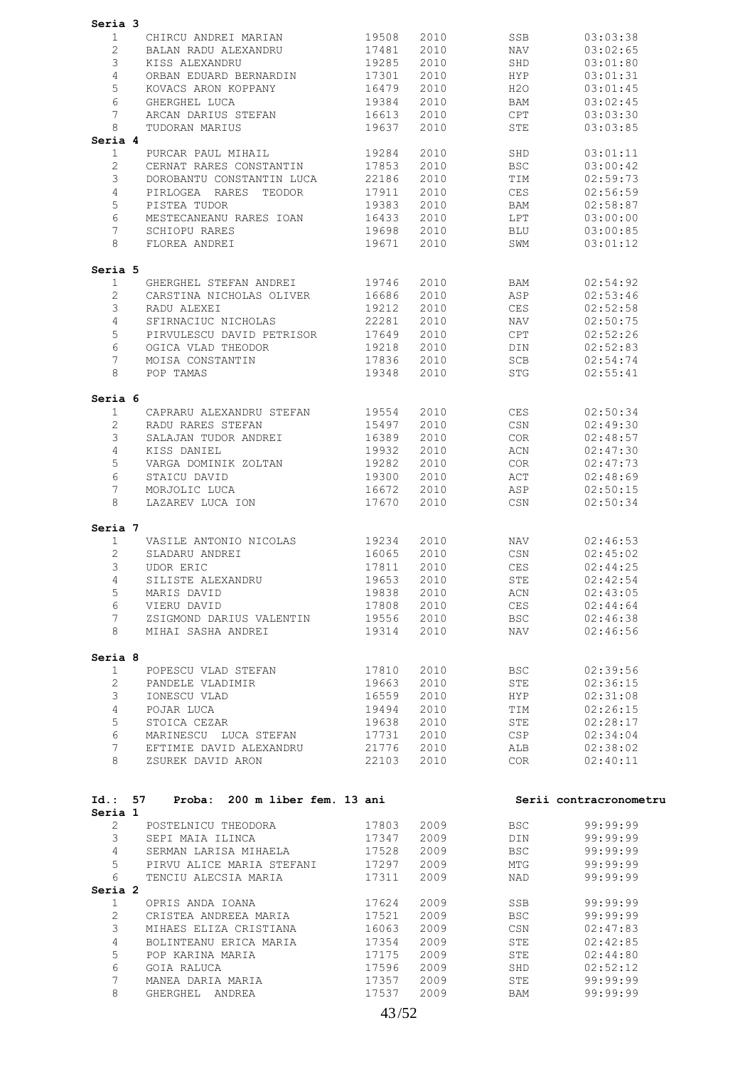**Seria 3**

| | | | | | |
|---|---|---|---|---|---|
| 1 | CHIRCU ANDREI MARIAN | 19508 | 2010 | SSB | 03:03:38 |
| 2 | BALAN RADU ALEXANDRU | 17481 | 2010 | NAV | 03:02:65 |
| 3 | KISS ALEXANDRU | 19285 | 2010 | SHD | 03:01:80 |
| 4 | ORBAN EDUARD BERNARDIN | 17301 | 2010 | HYP | 03:01:31 |
| 5 | KOVACS ARON KOPPANY | 16479 | 2010 | H2O | 03:01:45 |
| 6 | GHERGHEL LUCA | 19384 | 2010 | BAM | 03:02:45 |
| 7 | ARCAN DARIUS STEFAN | 16613 | 2010 | CPT | 03:03:30 |
| 8 | TUDORAN MARIUS | 19637 | 2010 | STE | 03:03:85 |

**Seria 4**

| | | | | | |
|---|---|---|---|---|---|
| 1 | PURCAR PAUL MIHAIL | 19284 | 2010 | SHD | 03:01:11 |
| 2 | CERNAT RARES CONSTANTIN | 17853 | 2010 | BSC | 03:00:42 |
| 3 | DOROBANTU CONSTANTIN LUCA | 22186 | 2010 | TIM | 02:59:73 |
| 4 | PIRLOGEA RARES TEODOR | 17911 | 2010 | CES | 02:56:59 |
| 5 | PISTEA TUDOR | 19383 | 2010 | BAM | 02:58:87 |
| 6 | MESTECANEANU RARES IOAN | 16433 | 2010 | LPT | 03:00:00 |
| 7 | SCHIOPU RARES | 19698 | 2010 | BLU | 03:00:85 |
| 8 | FLOREA ANDREI | 19671 | 2010 | SWM | 03:01:12 |

**Seria 5**

| | | | | | |
|---|---|---|---|---|---|
| 1 | GHERGHEL STEFAN ANDREI | 19746 | 2010 | BAM | 02:54:92 |
| 2 | CARSTINA NICHOLAS OLIVER | 16686 | 2010 | ASP | 02:53:46 |
| 3 | RADU ALEXEI | 19212 | 2010 | CES | 02:52:58 |
| 4 | SFIRNACIUC NICHOLAS | 22281 | 2010 | NAV | 02:50:75 |
| 5 | PIRVULESCU DAVID PETRISOR | 17649 | 2010 | CPT | 02:52:26 |
| 6 | OGICA VLAD THEODOR | 19218 | 2010 | DIN | 02:52:83 |
| 7 | MOISA CONSTANTIN | 17836 | 2010 | SCB | 02:54:74 |
| 8 | POP TAMAS | 19348 | 2010 | STG | 02:55:41 |

**Seria 6**

| | | | | | |
|---|---|---|---|---|---|
| 1 | CAPRARU ALEXANDRU STEFAN | 19554 | 2010 | CES | 02:50:34 |
| 2 | RADU RARES STEFAN | 15497 | 2010 | CSN | 02:49:30 |
| 3 | SALAJAN TUDOR ANDREI | 16389 | 2010 | COR | 02:48:57 |
| 4 | KISS DANIEL | 19932 | 2010 | ACN | 02:47:30 |
| 5 | VARGA DOMINIK ZOLTAN | 19282 | 2010 | COR | 02:47:73 |
| 6 | STAICU DAVID | 19300 | 2010 | ACT | 02:48:69 |
| 7 | MORJOLIC LUCA | 16672 | 2010 | ASP | 02:50:15 |
| 8 | LAZAREV LUCA ION | 17670 | 2010 | CSN | 02:50:34 |

**Seria 7**

| | | | | | |
|---|---|---|---|---|---|
| 1 | VASILE ANTONIO NICOLAS | 19234 | 2010 | NAV | 02:46:53 |
| 2 | SLADARU ANDREI | 16065 | 2010 | CSN | 02:45:02 |
| 3 | UDOR ERIC | 17811 | 2010 | CES | 02:44:25 |
| 4 | SILISTE ALEXANDRU | 19653 | 2010 | STE | 02:42:54 |
| 5 | MARIS DAVID | 19838 | 2010 | ACN | 02:43:05 |
| 6 | VIERU DAVID | 17808 | 2010 | CES | 02:44:64 |
| 7 | ZSIGMOND DARIUS VALENTIN | 19556 | 2010 | BSC | 02:46:38 |
| 8 | MIHAI SASHA ANDREI | 19314 | 2010 | NAV | 02:46:56 |

**Seria 8**

| | | | | | |
|---|---|---|---|---|---|
| 1 | POPESCU VLAD STEFAN | 17810 | 2010 | BSC | 02:39:56 |
| 2 | PANDELE VLADIMIR | 19663 | 2010 | STE | 02:36:15 |
| 3 | IONESCU VLAD | 16559 | 2010 | HYP | 02:31:08 |
| 4 | POJAR LUCA | 19494 | 2010 | TIM | 02:26:15 |
| 5 | STOICA CEZAR | 19638 | 2010 | STE | 02:28:17 |
| 6 | MARINESCU LUCA STEFAN | 17731 | 2010 | CSP | 02:34:04 |
| 7 | EFTIMIE DAVID ALEXANDRU | 21776 | 2010 | ALB | 02:38:02 |
| 8 | ZSUREK DAVID ARON | 22103 | 2010 | COR | 02:40:11 |

**Id.: 57 Proba: 200 m liber fem. 13 ani** **Serii contracronometru**

**Seria 1**

| | | | | | |
|---|---|---|---|---|---|
| 2 | POSTELNICU THEODORA | 17803 | 2009 | BSC | 99:99:99 |
| 3 | SEPI MAIA ILINCA | 17347 | 2009 | DIN | 99:99:99 |
| 4 | SERMAN LARISA MIHAELA | 17528 | 2009 | BSC | 99:99:99 |
| 5 | PIRVU ALICE MARIA STEFANI | 17297 | 2009 | MTG | 99:99:99 |
| 6 | TENCIU ALECSIA MARIA | 17311 | 2009 | NAD | 99:99:99 |

**Seria 2**

| | | | | | |
|---|---|---|---|---|---|
| 1 | OPRIS ANDA IOANA | 17624 | 2009 | SSB | 99:99:99 |
| 2 | CRISTEA ANDREEA MARIA | 17521 | 2009 | BSC | 99:99:99 |
| 3 | MIHAES ELIZA CRISTIANA | 16063 | 2009 | CSN | 02:47:83 |
| 4 | BOLINTEANU ERICA MARIA | 17354 | 2009 | STE | 02:42:85 |
| 5 | POP KARINA MARIA | 17175 | 2009 | STE | 02:44:80 |
| 6 | GOIA RALUCA | 17596 | 2009 | SHD | 02:52:12 |
| 7 | MANEA DARIA MARIA | 17357 | 2009 | STE | 99:99:99 |
| 8 | GHERGHEL ANDREA | 17537 | 2009 | BAM | 99:99:99 |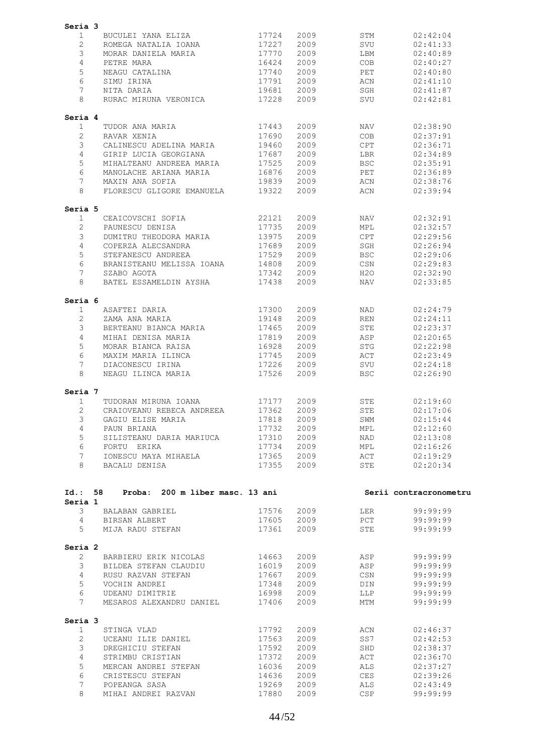**Seria 3**

| | | | | | |
|---|---|---|---|---|---|
| 1 | BUCULEI YANA ELIZA | 17724 | 2009 | STM | 02:42:04 |
| 2 | ROMEGA NATALIA IOANA | 17227 | 2009 | SVU | 02:41:33 |
| 3 | MORAR DANIELA MARIA | 17770 | 2009 | LBM | 02:40:89 |
| 4 | PETRE MARA | 16424 | 2009 | COB | 02:40:27 |
| 5 | NEAGU CATALINA | 17740 | 2009 | PET | 02:40:80 |
| 6 | SIMU IRINA | 17791 | 2009 | ACN | 02:41:10 |
| 7 | NITA DARIA | 19681 | 2009 | SGH | 02:41:87 |
| 8 | RURAC MIRUNA VERONICA | 17228 | 2009 | SVU | 02:42:81 |

**Seria 4**

| | | | | | |
|---|---|---|---|---|---|
| 1 | TUDOR ANA MARIA | 17443 | 2009 | NAV | 02:38:90 |
| 2 | RAVAR XENIA | 17690 | 2009 | COB | 02:37:91 |
| 3 | CALINESCU ADELINA MARIA | 19460 | 2009 | CPT | 02:36:71 |
| 4 | GIRIP LUCIA GEORGIANA | 17687 | 2009 | LBR | 02:34:89 |
| 5 | MIHALTEANU ANDREEA MARIA | 17525 | 2009 | BSC | 02:35:91 |
| 6 | MANOLACHE ARIANA MARIA | 16876 | 2009 | PET | 02:36:89 |
| 7 | MAXIN ANA SOFIA | 19839 | 2009 | ACN | 02:38:76 |
| 8 | FLORESCU GLIGORE EMANUELA | 19322 | 2009 | ACN | 02:39:94 |

**Seria 5**

| | | | | | |
|---|---|---|---|---|---|
| 1 | CEAICOVSCHI SOFIA | 22121 | 2009 | NAV | 02:32:91 |
| 2 | PAUNESCU DENISA | 17735 | 2009 | MPL | 02:32:57 |
| 3 | DUMITRU THEODORA MARIA | 13975 | 2009 | CPT | 02:29:56 |
| 4 | COPERZA ALECSANDRA | 17689 | 2009 | SGH | 02:26:94 |
| 5 | STEFANESCU ANDREEA | 17529 | 2009 | BSC | 02:29:06 |
| 6 | BRANISTEANU MELISSA IOANA | 14808 | 2009 | CSN | 02:29:83 |
| 7 | SZABO AGOTA | 17342 | 2009 | H2O | 02:32:90 |
| 8 | BATEL ESSAMELDIN AYSHA | 17438 | 2009 | NAV | 02:33:85 |

**Seria 6**

| | | | | | |
|---|---|---|---|---|---|
| 1 | ASAFTEI DARIA | 17300 | 2009 | NAD | 02:24:79 |
| 2 | ZAMA ANA MARIA | 19148 | 2009 | REN | 02:24:11 |
| 3 | BERTEANU BIANCA MARIA | 17465 | 2009 | STE | 02:23:37 |
| 4 | MIHAI DENISA MARIA | 17819 | 2009 | ASP | 02:20:65 |
| 5 | MORAR BIANCA RAISA | 16928 | 2009 | STG | 02:22:98 |
| 6 | MAXIM MARIA ILINCA | 17745 | 2009 | ACT | 02:23:49 |
| 7 | DIACONESCU IRINA | 17226 | 2009 | SVU | 02:24:18 |
| 8 | NEAGU ILINCA MARIA | 17526 | 2009 | BSC | 02:26:90 |

**Seria 7**

| | | | | | |
|---|---|---|---|---|---|
| 1 | TUDORAN MIRUNA IOANA | 17177 | 2009 | STE | 02:19:60 |
| 2 | CRAIOVEANU REBECA ANDREEA | 17362 | 2009 | STE | 02:17:06 |
| 3 | GAGIU ELISE MARIA | 17818 | 2009 | SWM | 02:15:44 |
| 4 | PAUN BRIANA | 17732 | 2009 | MPL | 02:12:60 |
| 5 | SILISTEANU DARIA MARIUCA | 17310 | 2009 | NAD | 02:13:08 |
| 6 | FORTU ERIKA | 17734 | 2009 | MPL | 02:16:26 |
| 7 | IONESCU MAYA MIHAELA | 17365 | 2009 | ACT | 02:19:29 |
| 8 | BACALU DENISA | 17355 | 2009 | STE | 02:20:34 |

**Id.: 58 Proba: 200 m liber masc. 13 ani** — **Serii contracronometru**

**Seria 1**

| | | | | | |
|---|---|---|---|---|---|
| 3 | BALABAN GABRIEL | 17576 | 2009 | LER | 99:99:99 |
| 4 | BIRSAN ALBERT | 17605 | 2009 | PCT | 99:99:99 |
| 5 | MIJA RADU STEFAN | 17361 | 2009 | STE | 99:99:99 |

**Seria 2**

| | | | | | |
|---|---|---|---|---|---|
| 2 | BARBIERU ERIK NICOLAS | 14663 | 2009 | ASP | 99:99:99 |
| 3 | BILDEA STEFAN CLAUDIU | 16019 | 2009 | ASP | 99:99:99 |
| 4 | RUSU RAZVAN STEFAN | 17667 | 2009 | CSN | 99:99:99 |
| 5 | VOCHIN ANDREI | 17348 | 2009 | DIN | 99:99:99 |
| 6 | UDEANU DIMITRIE | 16998 | 2009 | LLP | 99:99:99 |
| 7 | MESAROS ALEXANDRU DANIEL | 17406 | 2009 | MTM | 99:99:99 |

**Seria 3**

| | | | | | |
|---|---|---|---|---|---|
| 1 | STINGA VLAD | 17792 | 2009 | ACN | 02:46:37 |
| 2 | UCEANU ILIE DANIEL | 17563 | 2009 | SS7 | 02:42:53 |
| 3 | DREGHICIU STEFAN | 17592 | 2009 | SHD | 02:38:37 |
| 4 | STRIMBU CRISTIAN | 17372 | 2009 | ACT | 02:36:70 |
| 5 | MERCAN ANDREI STEFAN | 16036 | 2009 | ALS | 02:37:27 |
| 6 | CRISTESCU STEFAN | 14636 | 2009 | CES | 02:39:26 |
| 7 | POPEANGA SASA | 19269 | 2009 | ALS | 02:43:49 |
| 8 | MIHAI ANDREI RAZVAN | 17880 | 2009 | CSP | 99:99:99 |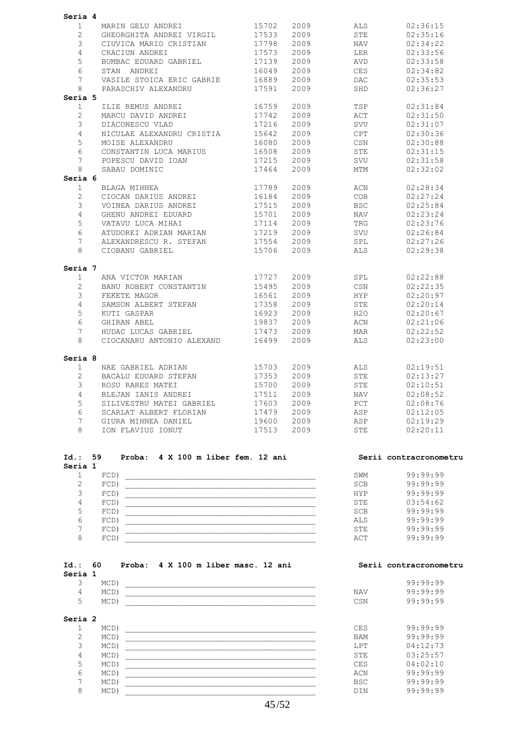**Seria 4**

| | | | | | |
|---|---|---|---|---|---|
| 1 | MARIN GELU ANDREI | 15702 | 2009 | ALS | 02:36:15 |
| 2 | GHEORGHITA ANDREI VIRGIL | 17533 | 2009 | STE | 02:35:16 |
| 3 | CIUVICA MARIO CRISTIAN | 17798 | 2009 | NAV | 02:34:22 |
| 4 | CRACIUN ANDREI | 17573 | 2009 | LER | 02:33:56 |
| 5 | BUMBAC EDUARD GABRIEL | 17139 | 2009 | AVD | 02:33:58 |
| 6 | STAN ANDREI | 16049 | 2009 | CES | 02:34:82 |
| 7 | VASILE STOICA ERIC GABRIE | 16889 | 2009 | DAC | 02:35:53 |
| 8 | PARASCHIV ALEXANDRU | 17591 | 2009 | SHD | 02:36:27 |

**Seria 5**

| | | | | | |
|---|---|---|---|---|---|
| 1 | ILIE REMUS ANDREI | 16759 | 2009 | TSP | 02:31:84 |
| 2 | MARCU DAVID ANDREI | 17742 | 2009 | ACT | 02:31:50 |
| 3 | DIACONESCU VLAD | 17216 | 2009 | SVU | 02:31:07 |
| 4 | NICULAE ALEXANDRU CRISTIA | 15642 | 2009 | CPT | 02:30:36 |
| 5 | MOISE ALEXANDRU | 16080 | 2009 | CSN | 02:30:88 |
| 6 | CONSTANTIN LUCA MARIUS | 16508 | 2009 | STE | 02:31:15 |
| 7 | POPESCU DAVID IOAN | 17215 | 2009 | SVU | 02:31:58 |
| 8 | SABAU DOMINIC | 17464 | 2009 | MTM | 02:32:02 |

**Seria 6**

| | | | | | |
|---|---|---|---|---|---|
| 1 | BLAGA MIHNEA | 17789 | 2009 | ACN | 02:28:34 |
| 2 | CIOCAN DARIUS ANDREI | 16184 | 2009 | COB | 02:27:24 |
| 3 | VOINEA DARIUS ANDREI | 17515 | 2009 | BSC | 02:25:84 |
| 4 | GHENU ANDREI EDUARD | 15701 | 2009 | NAV | 02:23:24 |
| 5 | VATAVU LUCA MIHAI | 17114 | 2009 | TRG | 02:23:76 |
| 6 | ATUDOREI ADRIAN MARIAN | 17219 | 2009 | SVU | 02:26:84 |
| 7 | ALEXANDRESCU R. STEFAN | 17554 | 2009 | SPL | 02:27:26 |
| 8 | CIOBANU GABRIEL | 15706 | 2009 | ALS | 02:29:38 |

**Seria 7**

| | | | | | |
|---|---|---|---|---|---|
| 1 | ANA VICTOR MARIAN | 17727 | 2009 | SPL | 02:22:88 |
| 2 | BANU ROBERT CONSTANTIN | 15495 | 2009 | CSN | 02:22:35 |
| 3 | FEKETE MAGOR | 16561 | 2009 | HYP | 02:20:97 |
| 4 | SAMSON ALBERT STEFAN | 17358 | 2009 | STE | 02:20:14 |
| 5 | KUTI GASPAR | 16923 | 2009 | H2O | 02:20:67 |
| 6 | GHIRAN ABEL | 19837 | 2009 | ACN | 02:21:06 |
| 7 | HUDAC LUCAS GABRIEL | 17473 | 2009 | MAR | 02:22:52 |
| 8 | CIOCANARU ANTONIO ALEXAND | 16499 | 2009 | ALS | 02:23:00 |

**Seria 8**

| | | | | | |
|---|---|---|---|---|---|
| 1 | NAE GABRIEL ADRIAN | 15703 | 2009 | ALS | 02:19:51 |
| 2 | BACALU EDUARD STEFAN | 17353 | 2009 | STE | 02:13:27 |
| 3 | ROSU RARES MATEI | 15700 | 2009 | STE | 02:10:51 |
| 4 | BLEJAN IANIS ANDREI | 17511 | 2009 | NAV | 02:08:52 |
| 5 | SILIVESTRU MATEI GABRIEL | 17603 | 2009 | PCT | 02:08:76 |
| 6 | SCARLAT ALBERT FLORIAN | 17479 | 2009 | ASP | 02:12:05 |
| 7 | GIURA MIHNEA DANIEL | 19600 | 2009 | ASP | 02:19:29 |
| 8 | ION FLAVIUS IONUT | 17513 | 2009 | STE | 02:20:11 |

**Id.: 59 Proba: 4 X 100 m liber fem. 12 ani** — **Serii contracronometru**

**Seria 1**

| | | | |
|---|---|---|---|
| 1 | FCD) ________________ | SWM | 99:99:99 |
| 2 | FCD) ________________ | SCB | 99:99:99 |
| 3 | FCD) ________________ | HYP | 99:99:99 |
| 4 | FCD) ________________ | STE | 03:54:62 |
| 5 | FCD) ________________ | SCB | 99:99:99 |
| 6 | FCD) ________________ | ALS | 99:99:99 |
| 7 | FCD) ________________ | STE | 99:99:99 |
| 8 | FCD) ________________ | ACT | 99:99:99 |

**Id.: 60 Proba: 4 X 100 m liber masc. 12 ani** — **Serii contracronometru**

**Seria 1**

| | | | |
|---|---|---|---|
| 3 | MCD) ________________ | | 99:99:99 |
| 4 | MCD) ________________ | NAV | 99:99:99 |
| 5 | MCD) ________________ | CSN | 99:99:99 |

**Seria 2**

| | | | |
|---|---|---|---|
| 1 | MCD) ________________ | CES | 99:99:99 |
| 2 | MCD) ________________ | BAM | 99:99:99 |
| 3 | MCD) ________________ | LPT | 04:12:73 |
| 4 | MCD) ________________ | STE | 03:25:57 |
| 5 | MCD) ________________ | CES | 04:02:10 |
| 6 | MCD) ________________ | ACN | 99:99:99 |
| 7 | MCD) ________________ | BSC | 99:99:99 |
| 8 | MCD) ________________ | DIN | 99:99:99 |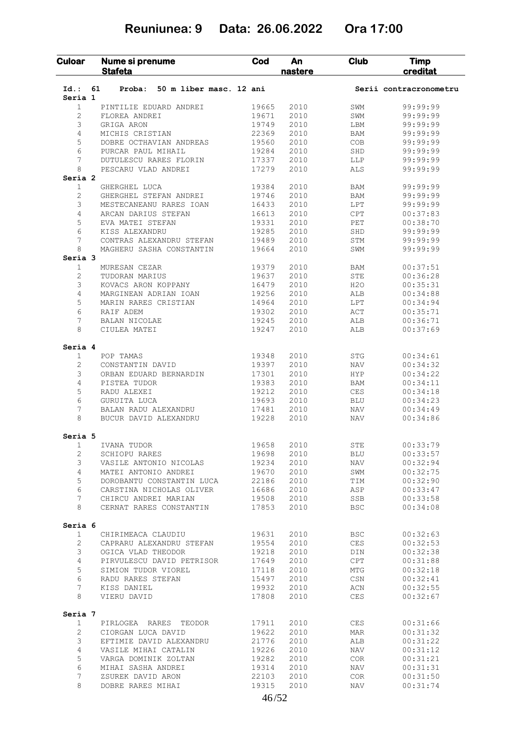# Reuniunea: 9 Data: 26.06.2022 Ora 17:00

| Culoar | Nume si prenume Stafeta | Cod | An nastere | Club | Timp creditat |
|---|---|---|---|---|---|
| **Id.: 61** | **Proba: 50 m liber masc. 12 ani** | | | | **Serii contracronometru** |
| **Seria 1** | | | | | |
| 1 | PINTILIE EDUARD ANDREI | 19665 | 2010 | SWM | 99:99:99 |
| 2 | FLOREA ANDREI | 19671 | 2010 | SWM | 99:99:99 |
| 3 | GRIGA ARON | 19749 | 2010 | LBM | 99:99:99 |
| 4 | MICHIS CRISTIAN | 22369 | 2010 | BAM | 99:99:99 |
| 5 | DOBRE OCTHAVIAN ANDREAS | 19560 | 2010 | COB | 99:99:99 |
| 6 | PURCAR PAUL MIHAIL | 19284 | 2010 | SHD | 99:99:99 |
| 7 | DUTULESCU RARES FLORIN | 17337 | 2010 | LLP | 99:99:99 |
| 8 | PESCARU VLAD ANDREI | 17279 | 2010 | ALS | 99:99:99 |
| **Seria 2** | | | | | |
| 1 | GHERGHEL LUCA | 19384 | 2010 | BAM | 99:99:99 |
| 2 | GHERGHEL STEFAN ANDREI | 19746 | 2010 | BAM | 99:99:99 |
| 3 | MESTECANEANU RARES IOAN | 16433 | 2010 | LPT | 99:99:99 |
| 4 | ARCAN DARIUS STEFAN | 16613 | 2010 | CPT | 00:37:83 |
| 5 | EVA MATEI STEFAN | 19331 | 2010 | PET | 00:38:70 |
| 6 | KISS ALEXANDRU | 19285 | 2010 | SHD | 99:99:99 |
| 7 | CONTRAS ALEXANDRU STEFAN | 19489 | 2010 | STM | 99:99:99 |
| 8 | MAGHERU SASHA CONSTANTIN | 19664 | 2010 | SWM | 99:99:99 |
| **Seria 3** | | | | | |
| 1 | MURESAN CEZAR | 19379 | 2010 | BAM | 00:37:51 |
| 2 | TUDORAN MARIUS | 19637 | 2010 | STE | 00:36:28 |
| 3 | KOVACS ARON KOPPANY | 16479 | 2010 | H2O | 00:35:31 |
| 4 | MARGINEAN ADRIAN IOAN | 19256 | 2010 | ALB | 00:34:88 |
| 5 | MARIN RARES CRISTIAN | 14964 | 2010 | LPT | 00:34:94 |
| 6 | RAIF ADEM | 19302 | 2010 | ACT | 00:35:71 |
| 7 | BALAN NICOLAE | 19245 | 2010 | ALB | 00:36:71 |
| 8 | CIULEA MATEI | 19247 | 2010 | ALB | 00:37:69 |
| **Seria 4** | | | | | |
| 1 | POP TAMAS | 19348 | 2010 | STG | 00:34:61 |
| 2 | CONSTANTIN DAVID | 19397 | 2010 | NAV | 00:34:32 |
| 3 | ORBAN EDUARD BERNARDIN | 17301 | 2010 | HYP | 00:34:22 |
| 4 | PISTEA TUDOR | 19383 | 2010 | BAM | 00:34:11 |
| 5 | RADU ALEXEI | 19212 | 2010 | CES | 00:34:18 |
| 6 | GURUITA LUCA | 19693 | 2010 | BLU | 00:34:23 |
| 7 | BALAN RADU ALEXANDRU | 17481 | 2010 | NAV | 00:34:49 |
| 8 | BUCUR DAVID ALEXANDRU | 19228 | 2010 | NAV | 00:34:86 |
| **Seria 5** | | | | | |
| 1 | IVANA TUDOR | 19658 | 2010 | STE | 00:33:79 |
| 2 | SCHIOPU RARES | 19698 | 2010 | BLU | 00:33:57 |
| 3 | VASILE ANTONIO NICOLAS | 19234 | 2010 | NAV | 00:32:94 |
| 4 | MATEI ANTONIO ANDREI | 19670 | 2010 | SWM | 00:32:75 |
| 5 | DOROBANTU CONSTANTIN LUCA | 22186 | 2010 | TIM | 00:32:90 |
| 6 | CARSTINA NICHOLAS OLIVER | 16686 | 2010 | ASP | 00:33:47 |
| 7 | CHIRCU ANDREI MARIAN | 19508 | 2010 | SSB | 00:33:58 |
| 8 | CERNAT RARES CONSTANTIN | 17853 | 2010 | BSC | 00:34:08 |
| **Seria 6** | | | | | |
| 1 | CHIRIMEACA CLAUDIU | 19631 | 2010 | BSC | 00:32:63 |
| 2 | CAPRARU ALEXANDRU STEFAN | 19554 | 2010 | CES | 00:32:53 |
| 3 | OGICA VLAD THEODOR | 19218 | 2010 | DIN | 00:32:38 |
| 4 | PIRVULESCU DAVID PETRISOR | 17649 | 2010 | CPT | 00:31:88 |
| 5 | SIMION TUDOR VIOREL | 17118 | 2010 | MTG | 00:32:18 |
| 6 | RADU RARES STEFAN | 15497 | 2010 | CSN | 00:32:41 |
| 7 | KISS DANIEL | 19932 | 2010 | ACN | 00:32:55 |
| 8 | VIERU DAVID | 17808 | 2010 | CES | 00:32:67 |
| **Seria 7** | | | | | |
| 1 | PIRLOGEA RARES TEODOR | 17911 | 2010 | CES | 00:31:66 |
| 2 | CIORGAN LUCA DAVID | 19622 | 2010 | MAR | 00:31:32 |
| 3 | EFTIMIE DAVID ALEXANDRU | 21776 | 2010 | ALB | 00:31:22 |
| 4 | VASILE MIHAI CATALIN | 19226 | 2010 | NAV | 00:31:12 |
| 5 | VARGA DOMINIK ZOLTAN | 19282 | 2010 | COR | 00:31:21 |
| 6 | MIHAI SASHA ANDREI | 19314 | 2010 | NAV | 00:31:31 |
| 7 | ZSUREK DAVID ARON | 22103 | 2010 | COR | 00:31:50 |
| 8 | DOBRE RARES MIHAI | 19315 | 2010 | NAV | 00:31:74 |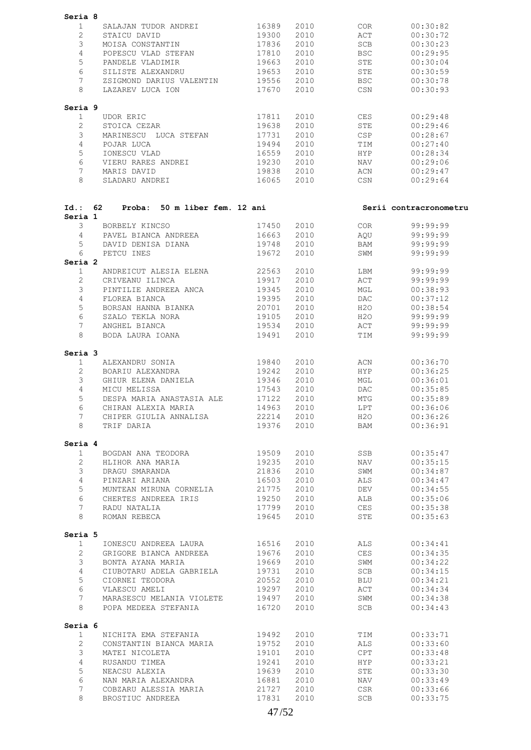**Seria 8**

| | | | | | |
|---|---|---|---|---|---|
| 1 | SALAJAN TUDOR ANDREI | 16389 | 2010 | COR | 00:30:82 |
| 2 | STAICU DAVID | 19300 | 2010 | ACT | 00:30:72 |
| 3 | MOISA CONSTANTIN | 17836 | 2010 | SCB | 00:30:23 |
| 4 | POPESCU VLAD STEFAN | 17810 | 2010 | BSC | 00:29:95 |
| 5 | PANDELE VLADIMIR | 19663 | 2010 | STE | 00:30:04 |
| 6 | SILISTE ALEXANDRU | 19653 | 2010 | STE | 00:30:59 |
| 7 | ZSIGMOND DARIUS VALENTIN | 19556 | 2010 | BSC | 00:30:78 |
| 8 | LAZAREV LUCA ION | 17670 | 2010 | CSN | 00:30:93 |

**Seria 9**

| | | | | | |
|---|---|---|---|---|---|
| 1 | UDOR ERIC | 17811 | 2010 | CES | 00:29:48 |
| 2 | STOICA CEZAR | 19638 | 2010 | STE | 00:29:46 |
| 3 | MARINESCU LUCA STEFAN | 17731 | 2010 | CSP | 00:28:67 |
| 4 | POJAR LUCA | 19494 | 2010 | TIM | 00:27:40 |
| 5 | IONESCU VLAD | 16559 | 2010 | HYP | 00:28:34 |
| 6 | VIERU RARES ANDREI | 19230 | 2010 | NAV | 00:29:06 |
| 7 | MARIS DAVID | 19838 | 2010 | ACN | 00:29:47 |
| 8 | SLADARU ANDREI | 16065 | 2010 | CSN | 00:29:64 |

**Id.: 62 Proba: 50 m liber fem. 12 ani** — **Serii contracronometru**

**Seria 1**

| | | | | | |
|---|---|---|---|---|---|
| 3 | BORBELY KINCSO | 17450 | 2010 | COR | 99:99:99 |
| 4 | PAVEL BIANCA ANDREEA | 16663 | 2010 | AQU | 99:99:99 |
| 5 | DAVID DENISA DIANA | 19748 | 2010 | BAM | 99:99:99 |
| 6 | PETCU INES | 19672 | 2010 | SWM | 99:99:99 |

**Seria 2**

| | | | | | |
|---|---|---|---|---|---|
| 1 | ANDREICUT ALESIA ELENA | 22563 | 2010 | LBM | 99:99:99 |
| 2 | CRIVEANU ILINCA | 19917 | 2010 | ACT | 99:99:99 |
| 3 | PINTILIE ANDREEA ANCA | 19345 | 2010 | MGL | 00:38:93 |
| 4 | FLOREA BIANCA | 19395 | 2010 | DAC | 00:37:12 |
| 5 | BORSAN HANNA BIANKA | 20701 | 2010 | H2O | 00:38:54 |
| 6 | SZALO TEKLA NORA | 19105 | 2010 | H2O | 99:99:99 |
| 7 | ANGHEL BIANCA | 19534 | 2010 | ACT | 99:99:99 |
| 8 | BODA LAURA IOANA | 19491 | 2010 | TIM | 99:99:99 |

**Seria 3**

| | | | | | |
|---|---|---|---|---|---|
| 1 | ALEXANDRU SONIA | 19840 | 2010 | ACN | 00:36:70 |
| 2 | BOARIU ALEXANDRA | 19242 | 2010 | HYP | 00:36:25 |
| 3 | GHIUR ELENA DANIELA | 19346 | 2010 | MGL | 00:36:01 |
| 4 | MICU MELISSA | 17543 | 2010 | DAC | 00:35:85 |
| 5 | DESPA MARIA ANASTASIA ALE | 17122 | 2010 | MTG | 00:35:89 |
| 6 | CHIRAN ALEXIA MARIA | 14963 | 2010 | LPT | 00:36:06 |
| 7 | CHIPER GIULIA ANNALISA | 22214 | 2010 | H2O | 00:36:26 |
| 8 | TRIF DARIA | 19376 | 2010 | BAM | 00:36:91 |

**Seria 4**

| | | | | | |
|---|---|---|---|---|---|
| 1 | BOGDAN ANA TEODORA | 19509 | 2010 | SSB | 00:35:47 |
| 2 | HLIHOR ANA MARIA | 19235 | 2010 | NAV | 00:35:15 |
| 3 | DRAGU SMARANDA | 21836 | 2010 | SWM | 00:34:87 |
| 4 | PINZARI ARIANA | 16503 | 2010 | ALS | 00:34:47 |
| 5 | MUNTEAN MIRUNA CORNELIA | 21775 | 2010 | DEV | 00:34:55 |
| 6 | CHERTES ANDREEA IRIS | 19250 | 2010 | ALB | 00:35:06 |
| 7 | RADU NATALIA | 17799 | 2010 | CES | 00:35:38 |
| 8 | ROMAN REBECA | 19645 | 2010 | STE | 00:35:63 |

**Seria 5**

| | | | | | |
|---|---|---|---|---|---|
| 1 | IONESCU ANDREEA LAURA | 16516 | 2010 | ALS | 00:34:41 |
| 2 | GRIGORE BIANCA ANDREEA | 19676 | 2010 | CES | 00:34:35 |
| 3 | BONTA AYANA MARIA | 19669 | 2010 | SWM | 00:34:22 |
| 4 | CIUBOTARU ADELA GABRIELA | 19731 | 2010 | SCB | 00:34:15 |
| 5 | CIORNEI TEODORA | 20552 | 2010 | BLU | 00:34:21 |
| 6 | VLAESCU AMELI | 19297 | 2010 | ACT | 00:34:34 |
| 7 | MARASESCU MELANIA VIOLETE | 19497 | 2010 | SWM | 00:34:38 |
| 8 | POPA MEDEEA STEFANIA | 16720 | 2010 | SCB | 00:34:43 |

**Seria 6**

| | | | | | |
|---|---|---|---|---|---|
| 1 | NICHITA EMA STEFANIA | 19492 | 2010 | TIM | 00:33:71 |
| 2 | CONSTANTIN BIANCA MARIA | 19752 | 2010 | ALS | 00:33:60 |
| 3 | MATEI NICOLETA | 19101 | 2010 | CPT | 00:33:48 |
| 4 | RUSANDU TIMEA | 19241 | 2010 | HYP | 00:33:21 |
| 5 | NEACSU ALEXIA | 19639 | 2010 | STE | 00:33:30 |
| 6 | NAN MARIA ALEXANDRA | 16881 | 2010 | NAV | 00:33:49 |
| 7 | COBZARU ALESSIA MARIA | 21727 | 2010 | CSR | 00:33:66 |
| 8 | BROSTIUC ANDREEA | 17831 | 2010 | SCB | 00:33:75 |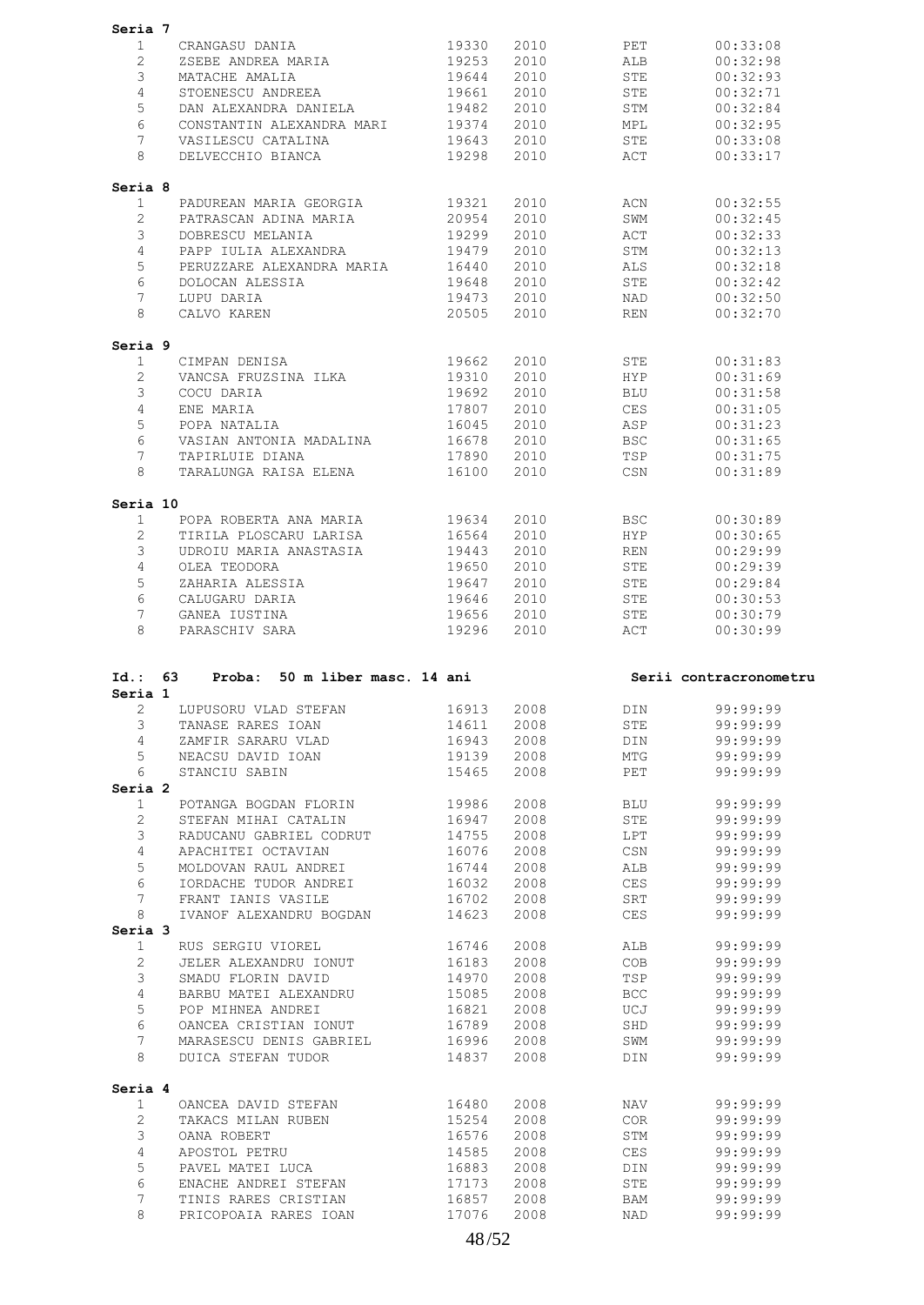**Seria 7**

| | | | | | |
|---|---|---|---|---|---|
| 1 | CRANGASU DANIA | 19330 | 2010 | PET | 00:33:08 |
| 2 | ZSEBE ANDREA MARIA | 19253 | 2010 | ALB | 00:32:98 |
| 3 | MATACHE AMALIA | 19644 | 2010 | STE | 00:32:93 |
| 4 | STOENESCU ANDREEA | 19661 | 2010 | STE | 00:32:71 |
| 5 | DAN ALEXANDRA DANIELA | 19482 | 2010 | STM | 00:32:84 |
| 6 | CONSTANTIN ALEXANDRA MARI | 19374 | 2010 | MPL | 00:32:95 |
| 7 | VASILESCU CATALINA | 19643 | 2010 | STE | 00:33:08 |
| 8 | DELVECCHIO BIANCA | 19298 | 2010 | ACT | 00:33:17 |

**Seria 8**

| | | | | | |
|---|---|---|---|---|---|
| 1 | PADUREAN MARIA GEORGIA | 19321 | 2010 | ACN | 00:32:55 |
| 2 | PATRASCAN ADINA MARIA | 20954 | 2010 | SWM | 00:32:45 |
| 3 | DOBRESCU MELANIA | 19299 | 2010 | ACT | 00:32:33 |
| 4 | PAPP IULIA ALEXANDRA | 19479 | 2010 | STM | 00:32:13 |
| 5 | PERUZZARE ALEXANDRA MARIA | 16440 | 2010 | ALS | 00:32:18 |
| 6 | DOLOCAN ALESSIA | 19648 | 2010 | STE | 00:32:42 |
| 7 | LUPU DARIA | 19473 | 2010 | NAD | 00:32:50 |
| 8 | CALVO KAREN | 20505 | 2010 | REN | 00:32:70 |

**Seria 9**

| | | | | | |
|---|---|---|---|---|---|
| 1 | CIMPAN DENISA | 19662 | 2010 | STE | 00:31:83 |
| 2 | VANCSA FRUZSINA ILKA | 19310 | 2010 | HYP | 00:31:69 |
| 3 | COCU DARIA | 19692 | 2010 | BLU | 00:31:58 |
| 4 | ENE MARIA | 17807 | 2010 | CES | 00:31:05 |
| 5 | POPA NATALIA | 16045 | 2010 | ASP | 00:31:23 |
| 6 | VASIAN ANTONIA MADALINA | 16678 | 2010 | BSC | 00:31:65 |
| 7 | TAPIRLUIE DIANA | 17890 | 2010 | TSP | 00:31:75 |
| 8 | TARALUNGA RAISA ELENA | 16100 | 2010 | CSN | 00:31:89 |

**Seria 10**

| | | | | | |
|---|---|---|---|---|---|
| 1 | POPA ROBERTA ANA MARIA | 19634 | 2010 | BSC | 00:30:89 |
| 2 | TIRILA PLOSCARU LARISA | 16564 | 2010 | HYP | 00:30:65 |
| 3 | UDROIU MARIA ANASTASIA | 19443 | 2010 | REN | 00:29:99 |
| 4 | OLEA TEODORA | 19650 | 2010 | STE | 00:29:39 |
| 5 | ZAHARIA ALESSIA | 19647 | 2010 | STE | 00:29:84 |
| 6 | CALUGARU DARIA | 19646 | 2010 | STE | 00:30:53 |
| 7 | GANEA IUSTINA | 19656 | 2010 | STE | 00:30:79 |
| 8 | PARASCHIV SARA | 19296 | 2010 | ACT | 00:30:99 |

**Id.: 63 Proba: 50 m liber masc. 14 ani** **Serii contracronometru**

**Seria 1**

| | | | | | |
|---|---|---|---|---|---|
| 2 | LUPUSORU VLAD STEFAN | 16913 | 2008 | DIN | 99:99:99 |
| 3 | TANASE RARES IOAN | 14611 | 2008 | STE | 99:99:99 |
| 4 | ZAMFIR SARARU VLAD | 16943 | 2008 | DIN | 99:99:99 |
| 5 | NEACSU DAVID IOAN | 19139 | 2008 | MTG | 99:99:99 |
| 6 | STANCIU SABIN | 15465 | 2008 | PET | 99:99:99 |

**Seria 2**

| | | | | | |
|---|---|---|---|---|---|
| 1 | POTANGA BOGDAN FLORIN | 19986 | 2008 | BLU | 99:99:99 |
| 2 | STEFAN MIHAI CATALIN | 16947 | 2008 | STE | 99:99:99 |
| 3 | RADUCANU GABRIEL CODRUT | 14755 | 2008 | LPT | 99:99:99 |
| 4 | APACHITEI OCTAVIAN | 16076 | 2008 | CSN | 99:99:99 |
| 5 | MOLDOVAN RAUL ANDREI | 16744 | 2008 | ALB | 99:99:99 |
| 6 | IORDACHE TUDOR ANDREI | 16032 | 2008 | CES | 99:99:99 |
| 7 | FRANT IANIS VASILE | 16702 | 2008 | SRT | 99:99:99 |
| 8 | IVANOF ALEXANDRU BOGDAN | 14623 | 2008 | CES | 99:99:99 |

**Seria 3**

| | | | | | |
|---|---|---|---|---|---|
| 1 | RUS SERGIU VIOREL | 16746 | 2008 | ALB | 99:99:99 |
| 2 | JELER ALEXANDRU IONUT | 16183 | 2008 | COB | 99:99:99 |
| 3 | SMADU FLORIN DAVID | 14970 | 2008 | TSP | 99:99:99 |
| 4 | BARBU MATEI ALEXANDRU | 15085 | 2008 | BCC | 99:99:99 |
| 5 | POP MIHNEA ANDREI | 16821 | 2008 | UCJ | 99:99:99 |
| 6 | OANCEA CRISTIAN IONUT | 16789 | 2008 | SHD | 99:99:99 |
| 7 | MARASESCU DENIS GABRIEL | 16996 | 2008 | SWM | 99:99:99 |
| 8 | DUICA STEFAN TUDOR | 14837 | 2008 | DIN | 99:99:99 |

**Seria 4**

| | | | | | |
|---|---|---|---|---|---|
| 1 | OANCEA DAVID STEFAN | 16480 | 2008 | NAV | 99:99:99 |
| 2 | TAKACS MILAN RUBEN | 15254 | 2008 | COR | 99:99:99 |
| 3 | OANA ROBERT | 16576 | 2008 | STM | 99:99:99 |
| 4 | APOSTOL PETRU | 14585 | 2008 | CES | 99:99:99 |
| 5 | PAVEL MATEI LUCA | 16883 | 2008 | DIN | 99:99:99 |
| 6 | ENACHE ANDREI STEFAN | 17173 | 2008 | STE | 99:99:99 |
| 7 | TINIS RARES CRISTIAN | 16857 | 2008 | BAM | 99:99:99 |
| 8 | PRICOPOAIA RARES IOAN | 17076 | 2008 | NAD | 99:99:99 |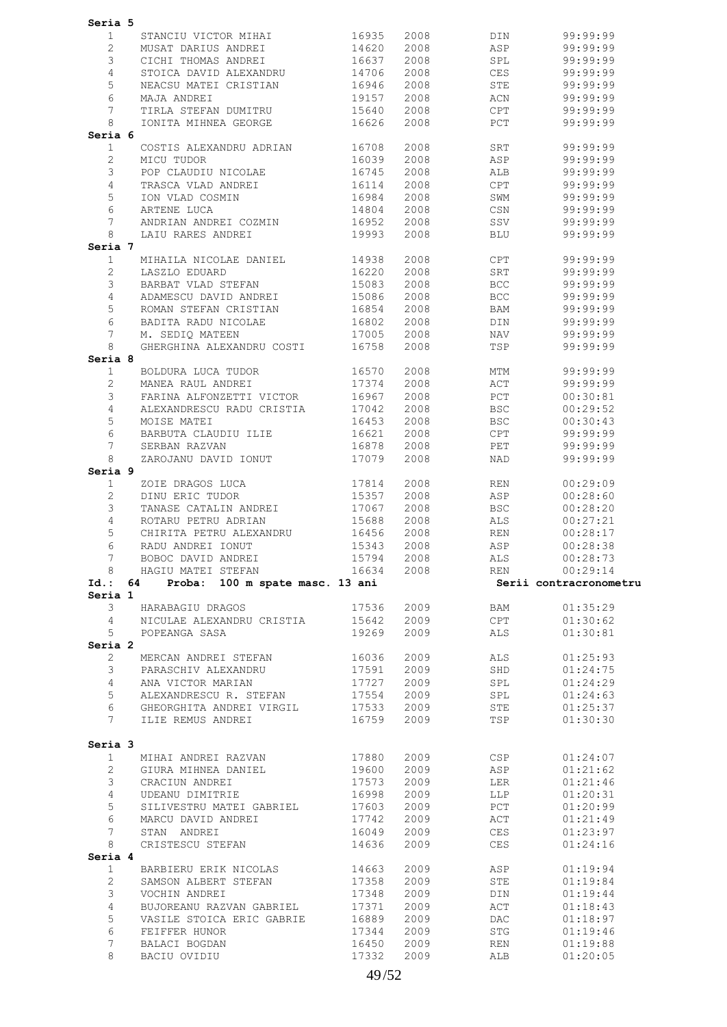**Seria 5**

| | | | | | |
|---|---|---|---|---|---|
| 1 | STANCIU VICTOR MIHAI | 16935 | 2008 | DIN | 99:99:99 |
| 2 | MUSAT DARIUS ANDREI | 14620 | 2008 | ASP | 99:99:99 |
| 3 | CICHI THOMAS ANDREI | 16637 | 2008 | SPL | 99:99:99 |
| 4 | STOICA DAVID ALEXANDRU | 14706 | 2008 | CES | 99:99:99 |
| 5 | NEACSU MATEI CRISTIAN | 16946 | 2008 | STE | 99:99:99 |
| 6 | MAJA ANDREI | 19157 | 2008 | ACN | 99:99:99 |
| 7 | TIRLA STEFAN DUMITRU | 15640 | 2008 | CPT | 99:99:99 |
| 8 | IONITA MIHNEA GEORGE | 16626 | 2008 | PCT | 99:99:99 |

**Seria 6**

| | | | | | |
|---|---|---|---|---|---|
| 1 | COSTIS ALEXANDRU ADRIAN | 16708 | 2008 | SRT | 99:99:99 |
| 2 | MICU TUDOR | 16039 | 2008 | ASP | 99:99:99 |
| 3 | POP CLAUDIU NICOLAE | 16745 | 2008 | ALB | 99:99:99 |
| 4 | TRASCA VLAD ANDREI | 16114 | 2008 | CPT | 99:99:99 |
| 5 | ION VLAD COSMIN | 16984 | 2008 | SWM | 99:99:99 |
| 6 | ARTENE LUCA | 14804 | 2008 | CSN | 99:99:99 |
| 7 | ANDRIAN ANDREI COZMIN | 16952 | 2008 | SSV | 99:99:99 |
| 8 | LAIU RARES ANDREI | 19993 | 2008 | BLU | 99:99:99 |

**Seria 7**

| | | | | | |
|---|---|---|---|---|---|
| 1 | MIHAILA NICOLAE DANIEL | 14938 | 2008 | CPT | 99:99:99 |
| 2 | LASZLO EDUARD | 16220 | 2008 | SRT | 99:99:99 |
| 3 | BARBAT VLAD STEFAN | 15083 | 2008 | BCC | 99:99:99 |
| 4 | ADAMESCU DAVID ANDREI | 15086 | 2008 | BCC | 99:99:99 |
| 5 | ROMAN STEFAN CRISTIAN | 16854 | 2008 | BAM | 99:99:99 |
| 6 | BADITA RADU NICOLAE | 16802 | 2008 | DIN | 99:99:99 |
| 7 | M. SEDIQ MATEEN | 17005 | 2008 | NAV | 99:99:99 |
| 8 | GHERGHINA ALEXANDRU COSTI | 16758 | 2008 | TSP | 99:99:99 |

**Seria 8**

| | | | | | |
|---|---|---|---|---|---|
| 1 | BOLDURA LUCA TUDOR | 16570 | 2008 | MTM | 99:99:99 |
| 2 | MANEA RAUL ANDREI | 17374 | 2008 | ACT | 99:99:99 |
| 3 | FARINA ALFONZETTI VICTOR | 16967 | 2008 | PCT | 00:30:81 |
| 4 | ALEXANDRESCU RADU CRISTIA | 17042 | 2008 | BSC | 00:29:52 |
| 5 | MOISE MATEI | 16453 | 2008 | BSC | 00:30:43 |
| 6 | BARBUTA CLAUDIU ILIE | 16621 | 2008 | CPT | 99:99:99 |
| 7 | SERBAN RAZVAN | 16878 | 2008 | PET | 99:99:99 |
| 8 | ZAROJANU DAVID IONUT | 17079 | 2008 | NAD | 99:99:99 |

**Seria 9**

| | | | | | |
|---|---|---|---|---|---|
| 1 | ZOIE DRAGOS LUCA | 17814 | 2008 | REN | 00:29:09 |
| 2 | DINU ERIC TUDOR | 15357 | 2008 | ASP | 00:28:60 |
| 3 | TANASE CATALIN ANDREI | 17067 | 2008 | BSC | 00:28:20 |
| 4 | ROTARU PETRU ADRIAN | 15688 | 2008 | ALS | 00:27:21 |
| 5 | CHIRITA PETRU ALEXANDRU | 16456 | 2008 | REN | 00:28:17 |
| 6 | RADU ANDREI IONUT | 15343 | 2008 | ASP | 00:28:38 |
| 7 | BOBOC DAVID ANDREI | 15794 | 2008 | ALS | 00:28:73 |
| 8 | HAGIU MATEI STEFAN | 16634 | 2008 | REN | 00:29:14 |

**Id.: 64 Proba: 100 m spate masc. 13 ani** — **Serii contracronometru**

**Seria 1**

| | | | | | |
|---|---|---|---|---|---|
| 3 | HARABAGIU DRAGOS | 17536 | 2009 | BAM | 01:35:29 |
| 4 | NICULAE ALEXANDRU CRISTIA | 15642 | 2009 | CPT | 01:30:62 |
| 5 | POPEANGA SASA | 19269 | 2009 | ALS | 01:30:81 |

**Seria 2**

| | | | | | |
|---|---|---|---|---|---|
| 2 | MERCAN ANDREI STEFAN | 16036 | 2009 | ALS | 01:25:93 |
| 3 | PARASCHIV ALEXANDRU | 17591 | 2009 | SHD | 01:24:75 |
| 4 | ANA VICTOR MARIAN | 17727 | 2009 | SPL | 01:24:29 |
| 5 | ALEXANDRESCU R. STEFAN | 17554 | 2009 | SPL | 01:24:63 |
| 6 | GHEORGHITA ANDREI VIRGIL | 17533 | 2009 | STE | 01:25:37 |
| 7 | ILIE REMUS ANDREI | 16759 | 2009 | TSP | 01:30:30 |

**Seria 3**

| | | | | | |
|---|---|---|---|---|---|
| 1 | MIHAI ANDREI RAZVAN | 17880 | 2009 | CSP | 01:24:07 |
| 2 | GIURA MIHNEA DANIEL | 19600 | 2009 | ASP | 01:21:62 |
| 3 | CRACIUN ANDREI | 17573 | 2009 | LER | 01:21:46 |
| 4 | UDEANU DIMITRIE | 16998 | 2009 | LLP | 01:20:31 |
| 5 | SILIVESTRU MATEI GABRIEL | 17603 | 2009 | PCT | 01:20:99 |
| 6 | MARCU DAVID ANDREI | 17742 | 2009 | ACT | 01:21:49 |
| 7 | STAN ANDREI | 16049 | 2009 | CES | 01:23:97 |
| 8 | CRISTESCU STEFAN | 14636 | 2009 | CES | 01:24:16 |

**Seria 4**

| | | | | | |
|---|---|---|---|---|---|
| 1 | BARBIERU ERIK NICOLAS | 14663 | 2009 | ASP | 01:19:94 |
| 2 | SAMSON ALBERT STEFAN | 17358 | 2009 | STE | 01:19:84 |
| 3 | VOCHIN ANDREI | 17348 | 2009 | DIN | 01:19:44 |
| 4 | BUJOREANU RAZVAN GABRIEL | 17371 | 2009 | ACT | 01:18:43 |
| 5 | VASILE STOICA ERIC GABRIE | 16889 | 2009 | DAC | 01:18:97 |
| 6 | FEIFFER HUNOR | 17344 | 2009 | STG | 01:19:46 |
| 7 | BALACI BOGDAN | 16450 | 2009 | REN | 01:19:88 |
| 8 | BACIU OVIDIU | 17332 | 2009 | ALB | 01:20:05 |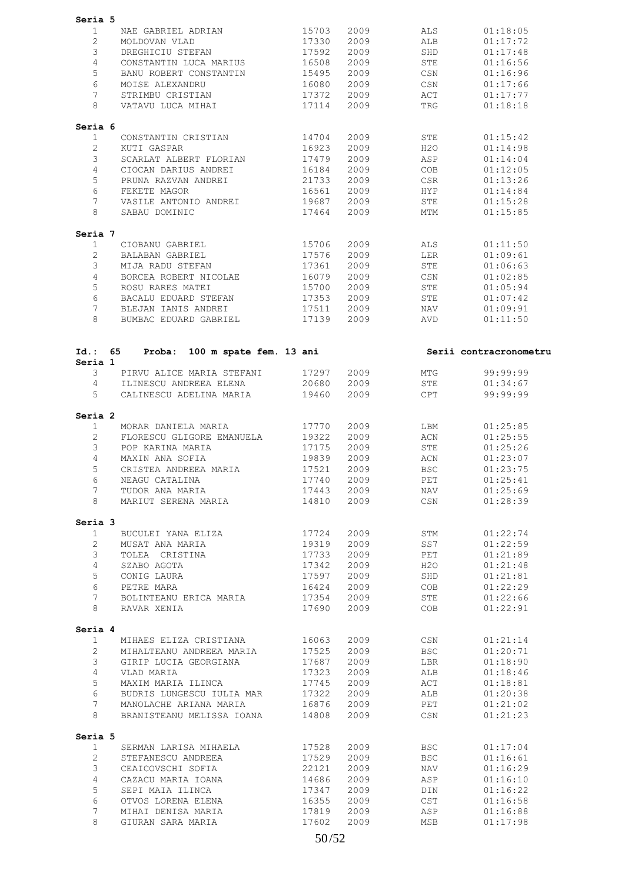**Seria 5**

| | | | | | |
|---|---|---|---|---|---|
| 1 | NAE GABRIEL ADRIAN | 15703 | 2009 | ALS | 01:18:05 |
| 2 | MOLDOVAN VLAD | 17330 | 2009 | ALB | 01:17:72 |
| 3 | DREGHICIU STEFAN | 17592 | 2009 | SHD | 01:17:48 |
| 4 | CONSTANTIN LUCA MARIUS | 16508 | 2009 | STE | 01:16:56 |
| 5 | BANU ROBERT CONSTANTIN | 15495 | 2009 | CSN | 01:16:96 |
| 6 | MOISE ALEXANDRU | 16080 | 2009 | CSN | 01:17:66 |
| 7 | STRIMBU CRISTIAN | 17372 | 2009 | ACT | 01:17:77 |
| 8 | VATAVU LUCA MIHAI | 17114 | 2009 | TRG | 01:18:18 |

**Seria 6**

| | | | | | |
|---|---|---|---|---|---|
| 1 | CONSTANTIN CRISTIAN | 14704 | 2009 | STE | 01:15:42 |
| 2 | KUTI GASPAR | 16923 | 2009 | H2O | 01:14:98 |
| 3 | SCARLAT ALBERT FLORIAN | 17479 | 2009 | ASP | 01:14:04 |
| 4 | CIOCAN DARIUS ANDREI | 16184 | 2009 | COB | 01:12:05 |
| 5 | PRUNA RAZVAN ANDREI | 21733 | 2009 | CSR | 01:13:26 |
| 6 | FEKETE MAGOR | 16561 | 2009 | HYP | 01:14:84 |
| 7 | VASILE ANTONIO ANDREI | 19687 | 2009 | STE | 01:15:28 |
| 8 | SABAU DOMINIC | 17464 | 2009 | MTM | 01:15:85 |

**Seria 7**

| | | | | | |
|---|---|---|---|---|---|
| 1 | CIOBANU GABRIEL | 15706 | 2009 | ALS | 01:11:50 |
| 2 | BALABAN GABRIEL | 17576 | 2009 | LER | 01:09:61 |
| 3 | MIJA RADU STEFAN | 17361 | 2009 | STE | 01:06:63 |
| 4 | BORCEA ROBERT NICOLAE | 16079 | 2009 | CSN | 01:02:85 |
| 5 | ROSU RARES MATEI | 15700 | 2009 | STE | 01:05:94 |
| 6 | BACALU EDUARD STEFAN | 17353 | 2009 | STE | 01:07:42 |
| 7 | BLEJAN IANIS ANDREI | 17511 | 2009 | NAV | 01:09:91 |
| 8 | BUMBAC EDUARD GABRIEL | 17139 | 2009 | AVD | 01:11:50 |

**Id.: 65 Proba: 100 m spate fem. 13 ani** — **Serii contracronometru**

**Seria 1**

| | | | | | |
|---|---|---|---|---|---|
| 3 | PIRVU ALICE MARIA STEFANI | 17297 | 2009 | MTG | 99:99:99 |
| 4 | ILINESCU ANDREEA ELENA | 20680 | 2009 | STE | 01:34:67 |
| 5 | CALINESCU ADELINA MARIA | 19460 | 2009 | CPT | 99:99:99 |

**Seria 2**

| | | | | | |
|---|---|---|---|---|---|
| 1 | MORAR DANIELA MARIA | 17770 | 2009 | LBM | 01:25:85 |
| 2 | FLORESCU GLIGORE EMANUELA | 19322 | 2009 | ACN | 01:25:55 |
| 3 | POP KARINA MARIA | 17175 | 2009 | STE | 01:25:26 |
| 4 | MAXIN ANA SOFIA | 19839 | 2009 | ACN | 01:23:07 |
| 5 | CRISTEA ANDREEA MARIA | 17521 | 2009 | BSC | 01:23:75 |
| 6 | NEAGU CATALINA | 17740 | 2009 | PET | 01:25:41 |
| 7 | TUDOR ANA MARIA | 17443 | 2009 | NAV | 01:25:69 |
| 8 | MARIUT SERENA MARIA | 14810 | 2009 | CSN | 01:28:39 |

**Seria 3**

| | | | | | |
|---|---|---|---|---|---|
| 1 | BUCULEI YANA ELIZA | 17724 | 2009 | STM | 01:22:74 |
| 2 | MUSAT ANA MARIA | 19319 | 2009 | SS7 | 01:22:59 |
| 3 | TOLEA CRISTINA | 17733 | 2009 | PET | 01:21:89 |
| 4 | SZABO AGOTA | 17342 | 2009 | H2O | 01:21:48 |
| 5 | CONIG LAURA | 17597 | 2009 | SHD | 01:21:81 |
| 6 | PETRE MARA | 16424 | 2009 | COB | 01:22:29 |
| 7 | BOLINTEANU ERICA MARIA | 17354 | 2009 | STE | 01:22:66 |
| 8 | RAVAR XENIA | 17690 | 2009 | COB | 01:22:91 |

**Seria 4**

| | | | | | |
|---|---|---|---|---|---|
| 1 | MIHAES ELIZA CRISTIANA | 16063 | 2009 | CSN | 01:21:14 |
| 2 | MIHALTEANU ANDREEA MARIA | 17525 | 2009 | BSC | 01:20:71 |
| 3 | GIRIP LUCIA GEORGIANA | 17687 | 2009 | LBR | 01:18:90 |
| 4 | VLAD MARIA | 17323 | 2009 | ALB | 01:18:46 |
| 5 | MAXIM MARIA ILINCA | 17745 | 2009 | ACT | 01:18:81 |
| 6 | BUDRIS LUNGESCU IULIA MAR | 17322 | 2009 | ALB | 01:20:38 |
| 7 | MANOLACHE ARIANA MARIA | 16876 | 2009 | PET | 01:21:02 |
| 8 | BRANISTEANU MELISSA IOANA | 14808 | 2009 | CSN | 01:21:23 |

**Seria 5**

| | | | | | |
|---|---|---|---|---|---|
| 1 | SERMAN LARISA MIHAELA | 17528 | 2009 | BSC | 01:17:04 |
| 2 | STEFANESCU ANDREEA | 17529 | 2009 | BSC | 01:16:61 |
| 3 | CEAICOVSCHI SOFIA | 22121 | 2009 | NAV | 01:16:29 |
| 4 | CAZACU MARIA IOANA | 14686 | 2009 | ASP | 01:16:10 |
| 5 | SEPI MAIA ILINCA | 17347 | 2009 | DIN | 01:16:22 |
| 6 | OTVOS LORENA ELENA | 16355 | 2009 | CST | 01:16:58 |
| 7 | MIHAI DENISA MARIA | 17819 | 2009 | ASP | 01:16:88 |
| 8 | GIURAN SARA MARIA | 17602 | 2009 | MSB | 01:17:98 |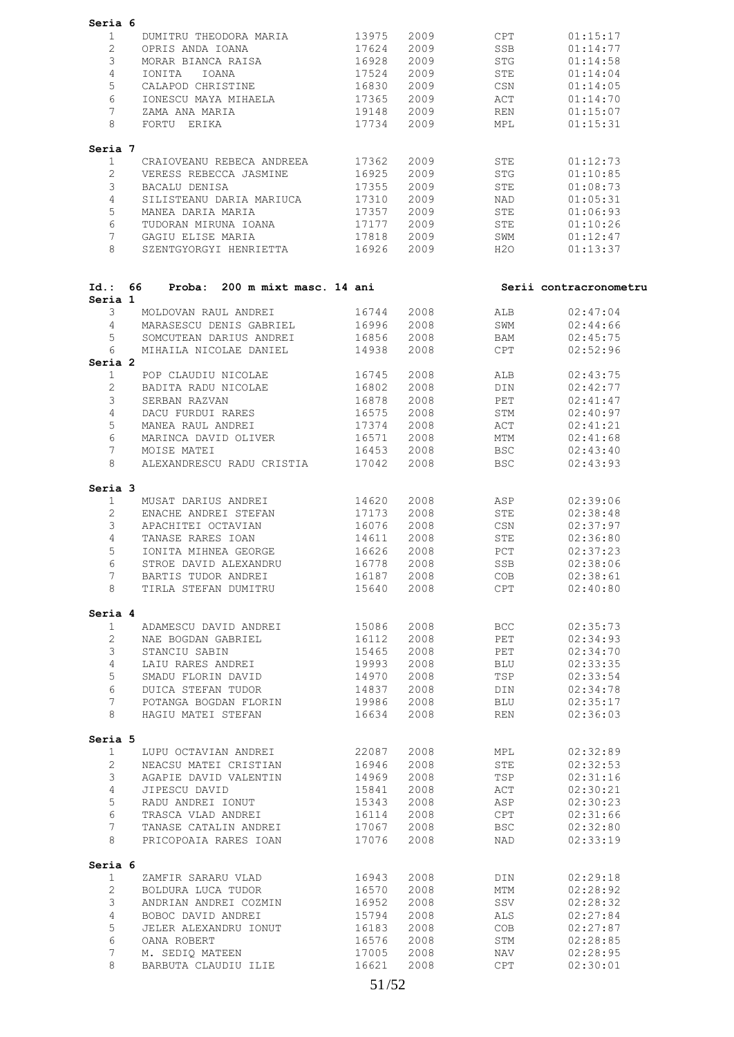**Seria 6**

| | | | | | |
|---|---|---|---|---|---|
| 1 | DUMITRU THEODORA MARIA | 13975 | 2009 | CPT | 01:15:17 |
| 2 | OPRIS ANDA IOANA | 17624 | 2009 | SSB | 01:14:77 |
| 3 | MORAR BIANCA RAISA | 16928 | 2009 | STG | 01:14:58 |
| 4 | IONITA IOANA | 17524 | 2009 | STE | 01:14:04 |
| 5 | CALAPOD CHRISTINE | 16830 | 2009 | CSN | 01:14:05 |
| 6 | IONESCU MAYA MIHAELA | 17365 | 2009 | ACT | 01:14:70 |
| 7 | ZAMA ANA MARIA | 19148 | 2009 | REN | 01:15:07 |
| 8 | FORTU ERIKA | 17734 | 2009 | MPL | 01:15:31 |

**Seria 7**

| | | | | | |
|---|---|---|---|---|---|
| 1 | CRAIOVEANU REBECA ANDREEA | 17362 | 2009 | STE | 01:12:73 |
| 2 | VERESS REBECCA JASMINE | 16925 | 2009 | STG | 01:10:85 |
| 3 | BACALU DENISA | 17355 | 2009 | STE | 01:08:73 |
| 4 | SILISTEANU DARIA MARIUCA | 17310 | 2009 | NAD | 01:05:31 |
| 5 | MANEA DARIA MARIA | 17357 | 2009 | STE | 01:06:93 |
| 6 | TUDORAN MIRUNA IOANA | 17177 | 2009 | STE | 01:10:26 |
| 7 | GAGIU ELISE MARIA | 17818 | 2009 | SWM | 01:12:47 |
| 8 | SZENTGYORGYI HENRIETTA | 16926 | 2009 | H2O | 01:13:37 |

**Id.: 66 Proba: 200 m mixt masc. 14 ani** — **Serii contracronometru**

**Seria 1**

| | | | | | |
|---|---|---|---|---|---|
| 3 | MOLDOVAN RAUL ANDREI | 16744 | 2008 | ALB | 02:47:04 |
| 4 | MARASESCU DENIS GABRIEL | 16996 | 2008 | SWM | 02:44:66 |
| 5 | SOMCUTEAN DARIUS ANDREI | 16856 | 2008 | BAM | 02:45:75 |
| 6 | MIHAILA NICOLAE DANIEL | 14938 | 2008 | CPT | 02:52:96 |

**Seria 2**

| | | | | | |
|---|---|---|---|---|---|
| 1 | POP CLAUDIU NICOLAE | 16745 | 2008 | ALB | 02:43:75 |
| 2 | BADITA RADU NICOLAE | 16802 | 2008 | DIN | 02:42:77 |
| 3 | SERBAN RAZVAN | 16878 | 2008 | PET | 02:41:47 |
| 4 | DACU FURDUI RARES | 16575 | 2008 | STM | 02:40:97 |
| 5 | MANEA RAUL ANDREI | 17374 | 2008 | ACT | 02:41:21 |
| 6 | MARINCA DAVID OLIVER | 16571 | 2008 | MTM | 02:41:68 |
| 7 | MOISE MATEI | 16453 | 2008 | BSC | 02:43:40 |
| 8 | ALEXANDRESCU RADU CRISTIA | 17042 | 2008 | BSC | 02:43:93 |

**Seria 3**

| | | | | | |
|---|---|---|---|---|---|
| 1 | MUSAT DARIUS ANDREI | 14620 | 2008 | ASP | 02:39:06 |
| 2 | ENACHE ANDREI STEFAN | 17173 | 2008 | STE | 02:38:48 |
| 3 | APACHITEI OCTAVIAN | 16076 | 2008 | CSN | 02:37:97 |
| 4 | TANASE RARES IOAN | 14611 | 2008 | STE | 02:36:80 |
| 5 | IONITA MIHNEA GEORGE | 16626 | 2008 | PCT | 02:37:23 |
| 6 | STROE DAVID ALEXANDRU | 16778 | 2008 | SSB | 02:38:06 |
| 7 | BARTIS TUDOR ANDREI | 16187 | 2008 | COB | 02:38:61 |
| 8 | TIRLA STEFAN DUMITRU | 15640 | 2008 | CPT | 02:40:80 |

**Seria 4**

| | | | | | |
|---|---|---|---|---|---|
| 1 | ADAMESCU DAVID ANDREI | 15086 | 2008 | BCC | 02:35:73 |
| 2 | NAE BOGDAN GABRIEL | 16112 | 2008 | PET | 02:34:93 |
| 3 | STANCIU SABIN | 15465 | 2008 | PET | 02:34:70 |
| 4 | LAIU RARES ANDREI | 19993 | 2008 | BLU | 02:33:35 |
| 5 | SMADU FLORIN DAVID | 14970 | 2008 | TSP | 02:33:54 |
| 6 | DUICA STEFAN TUDOR | 14837 | 2008 | DIN | 02:34:78 |
| 7 | POTANGA BOGDAN FLORIN | 19986 | 2008 | BLU | 02:35:17 |
| 8 | HAGIU MATEI STEFAN | 16634 | 2008 | REN | 02:36:03 |

**Seria 5**

| | | | | | |
|---|---|---|---|---|---|
| 1 | LUPU OCTAVIAN ANDREI | 22087 | 2008 | MPL | 02:32:89 |
| 2 | NEACSU MATEI CRISTIAN | 16946 | 2008 | STE | 02:32:53 |
| 3 | AGAPIE DAVID VALENTIN | 14969 | 2008 | TSP | 02:31:16 |
| 4 | JIPESCU DAVID | 15841 | 2008 | ACT | 02:30:21 |
| 5 | RADU ANDREI IONUT | 15343 | 2008 | ASP | 02:30:23 |
| 6 | TRASCA VLAD ANDREI | 16114 | 2008 | CPT | 02:31:66 |
| 7 | TANASE CATALIN ANDREI | 17067 | 2008 | BSC | 02:32:80 |
| 8 | PRICOPOAIA RARES IOAN | 17076 | 2008 | NAD | 02:33:19 |

**Seria 6**

| | | | | | |
|---|---|---|---|---|---|
| 1 | ZAMFIR SARARU VLAD | 16943 | 2008 | DIN | 02:29:18 |
| 2 | BOLDURA LUCA TUDOR | 16570 | 2008 | MTM | 02:28:92 |
| 3 | ANDRIAN ANDREI COZMIN | 16952 | 2008 | SSV | 02:28:32 |
| 4 | BOBOC DAVID ANDREI | 15794 | 2008 | ALS | 02:27:84 |
| 5 | JELER ALEXANDRU IONUT | 16183 | 2008 | COB | 02:27:87 |
| 6 | OANA ROBERT | 16576 | 2008 | STM | 02:28:85 |
| 7 | M. SEDIQ MATEEN | 17005 | 2008 | NAV | 02:28:95 |
| 8 | BARBUTA CLAUDIU ILIE | 16621 | 2008 | CPT | 02:30:01 |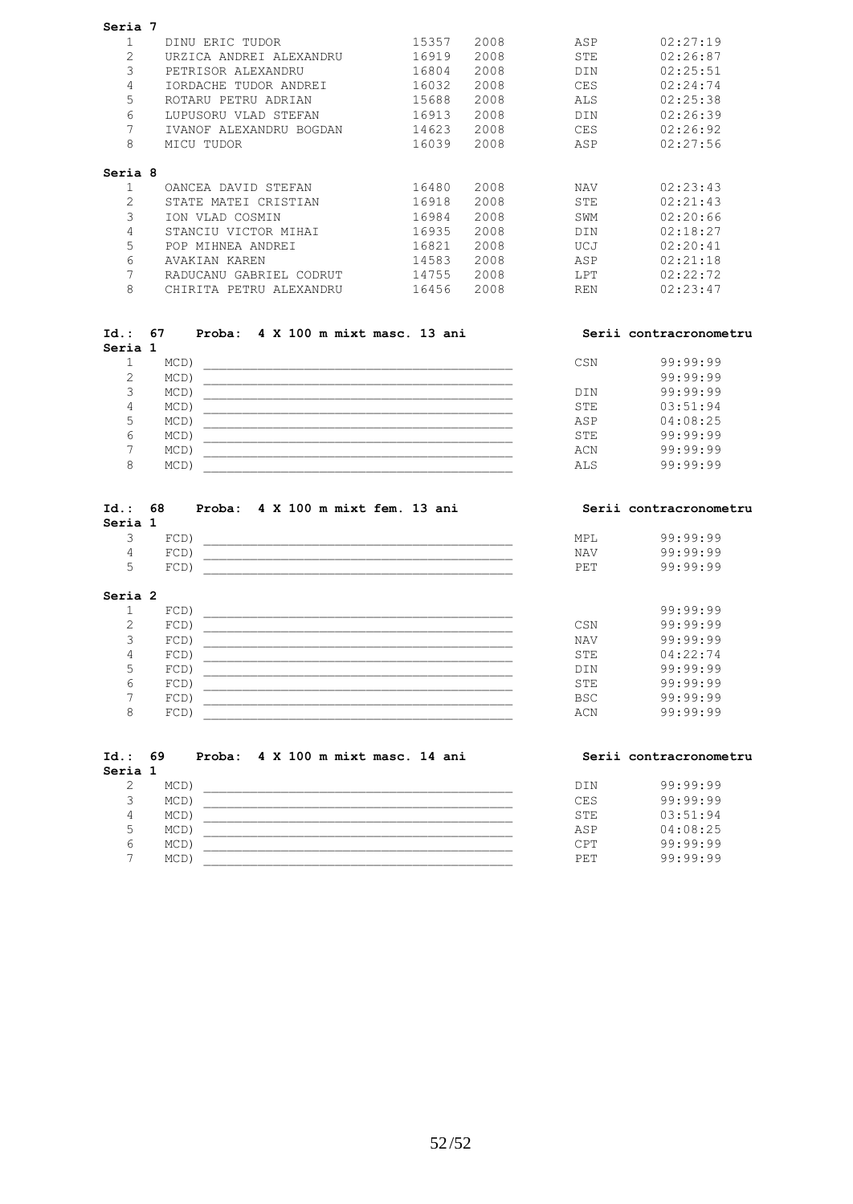**Seria 7**

| | | | | | |
|---|---|---|---|---|---|
| 1 | DINU ERIC TUDOR | 15357 | 2008 | ASP | 02:27:19 |
| 2 | URZICA ANDREI ALEXANDRU | 16919 | 2008 | STE | 02:26:87 |
| 3 | PETRISOR ALEXANDRU | 16804 | 2008 | DIN | 02:25:51 |
| 4 | IORDACHE TUDOR ANDREI | 16032 | 2008 | CES | 02:24:74 |
| 5 | ROTARU PETRU ADRIAN | 15688 | 2008 | ALS | 02:25:38 |
| 6 | LUPUSORU VLAD STEFAN | 16913 | 2008 | DIN | 02:26:39 |
| 7 | IVANOF ALEXANDRU BOGDAN | 14623 | 2008 | CES | 02:26:92 |
| 8 | MICU TUDOR | 16039 | 2008 | ASP | 02:27:56 |

**Seria 8**

| | | | | | |
|---|---|---|---|---|---|
| 1 | OANCEA DAVID STEFAN | 16480 | 2008 | NAV | 02:23:43 |
| 2 | STATE MATEI CRISTIAN | 16918 | 2008 | STE | 02:21:43 |
| 3 | ION VLAD COSMIN | 16984 | 2008 | SWM | 02:20:66 |
| 4 | STANCIU VICTOR MIHAI | 16935 | 2008 | DIN | 02:18:27 |
| 5 | POP MIHNEA ANDREI | 16821 | 2008 | UCJ | 02:20:41 |
| 6 | AVAKIAN KAREN | 14583 | 2008 | ASP | 02:21:18 |
| 7 | RADUCANU GABRIEL CODRUT | 14755 | 2008 | LPT | 02:22:72 |
| 8 | CHIRITA PETRU ALEXANDRU | 16456 | 2008 | REN | 02:23:47 |

**Id.: 67 Proba: 4 X 100 m mixt masc. 13 ani** — **Serii contracronometru**

**Seria 1**

| | | | |
|---|---|---|---|
| 1 | MCD) | CSN | 99:99:99 |
| 2 | MCD) | | 99:99:99 |
| 3 | MCD) | DIN | 99:99:99 |
| 4 | MCD) | STE | 03:51:94 |
| 5 | MCD) | ASP | 04:08:25 |
| 6 | MCD) | STE | 99:99:99 |
| 7 | MCD) | ACN | 99:99:99 |
| 8 | MCD) | ALS | 99:99:99 |

**Id.: 68 Proba: 4 X 100 m mixt fem. 13 ani** — **Serii contracronometru**

**Seria 1**

| | | | |
|---|---|---|---|
| 3 | FCD) | MPL | 99:99:99 |
| 4 | FCD) | NAV | 99:99:99 |
| 5 | FCD) | PET | 99:99:99 |

**Seria 2**

| | | | |
|---|---|---|---|
| 1 | FCD) | | 99:99:99 |
| 2 | FCD) | CSN | 99:99:99 |
| 3 | FCD) | NAV | 99:99:99 |
| 4 | FCD) | STE | 04:22:74 |
| 5 | FCD) | DIN | 99:99:99 |
| 6 | FCD) | STE | 99:99:99 |
| 7 | FCD) | BSC | 99:99:99 |
| 8 | FCD) | ACN | 99:99:99 |

**Id.: 69 Proba: 4 X 100 m mixt masc. 14 ani** — **Serii contracronometru**

**Seria 1**

| | | | |
|---|---|---|---|
| 2 | MCD) | DIN | 99:99:99 |
| 3 | MCD) | CES | 99:99:99 |
| 4 | MCD) | STE | 03:51:94 |
| 5 | MCD) | ASP | 04:08:25 |
| 6 | MCD) | CPT | 99:99:99 |
| 7 | MCD) | PET | 99:99:99 |